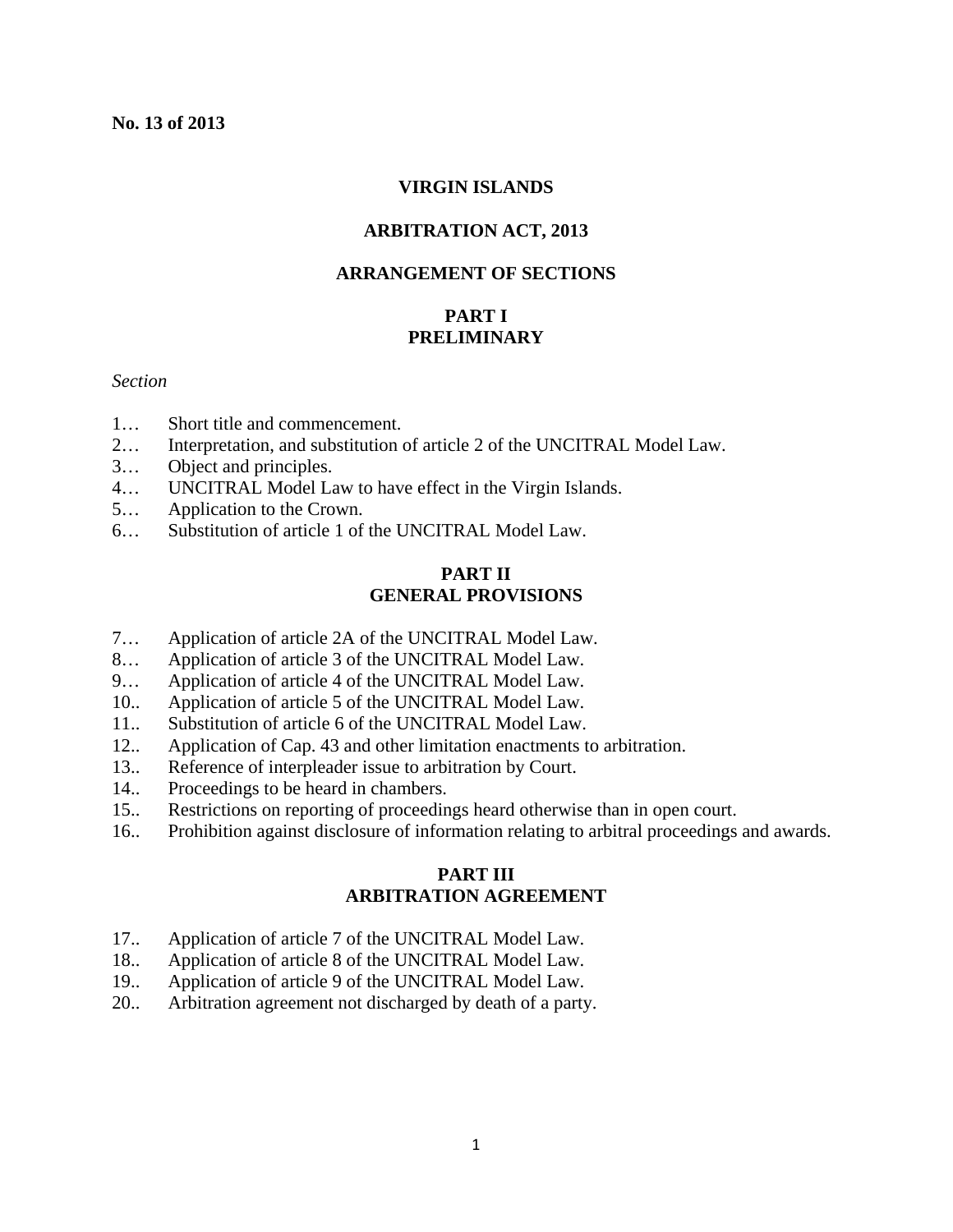**No. 13 of 2013**

# VIRGIN ISLANDS

# ARBITRATION ACT, 2013

## ARRANGEMENT OF SECTIONS

## PART I
## PRELIMINARY

*Section*

1… Short title and commencement.
2… Interpretation, and substitution of article 2 of the UNCITRAL Model Law.
3… Object and principles.
4… UNCITRAL Model Law to have effect in the Virgin Islands.
5… Application to the Crown.
6… Substitution of article 1 of the UNCITRAL Model Law.

## PART II
## GENERAL PROVISIONS

7… Application of article 2A of the UNCITRAL Model Law.
8… Application of article 3 of the UNCITRAL Model Law.
9… Application of article 4 of the UNCITRAL Model Law.
10.. Application of article 5 of the UNCITRAL Model Law.
11.. Substitution of article 6 of the UNCITRAL Model Law.
12.. Application of Cap. 43 and other limitation enactments to arbitration.
13.. Reference of interpleader issue to arbitration by Court.
14.. Proceedings to be heard in chambers.
15.. Restrictions on reporting of proceedings heard otherwise than in open court.
16.. Prohibition against disclosure of information relating to arbitral proceedings and awards.

## PART III
## ARBITRATION AGREEMENT

17.. Application of article 7 of the UNCITRAL Model Law.
18.. Application of article 8 of the UNCITRAL Model Law.
19.. Application of article 9 of the UNCITRAL Model Law.
20.. Arbitration agreement not discharged by death of a party.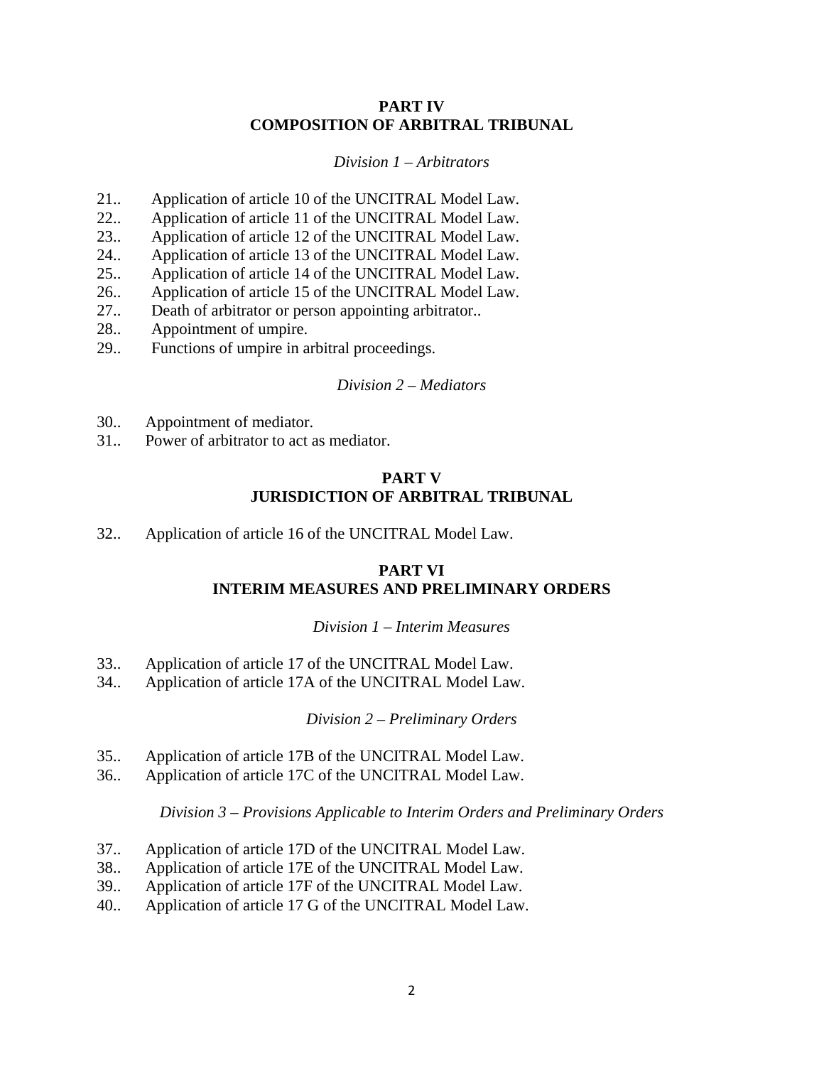## PART IV
## COMPOSITION OF ARBITRAL TRIBUNAL

*Division 1 – Arbitrators*

21.. Application of article 10 of the UNCITRAL Model Law.
22.. Application of article 11 of the UNCITRAL Model Law.
23.. Application of article 12 of the UNCITRAL Model Law.
24.. Application of article 13 of the UNCITRAL Model Law.
25.. Application of article 14 of the UNCITRAL Model Law.
26.. Application of article 15 of the UNCITRAL Model Law.
27.. Death of arbitrator or person appointing arbitrator..
28.. Appointment of umpire.
29.. Functions of umpire in arbitral proceedings.

*Division 2 – Mediators*

30.. Appointment of mediator.
31.. Power of arbitrator to act as mediator.

## PART V
## JURISDICTION OF ARBITRAL TRIBUNAL

32.. Application of article 16 of the UNCITRAL Model Law.

## PART VI
## INTERIM MEASURES AND PRELIMINARY ORDERS

*Division 1 – Interim Measures*

33.. Application of article 17 of the UNCITRAL Model Law.
34.. Application of article 17A of the UNCITRAL Model Law.

*Division 2 – Preliminary Orders*

35.. Application of article 17B of the UNCITRAL Model Law.
36.. Application of article 17C of the UNCITRAL Model Law.

*Division 3 – Provisions Applicable to Interim Orders and Preliminary Orders*

37.. Application of article 17D of the UNCITRAL Model Law.
38.. Application of article 17E of the UNCITRAL Model Law.
39.. Application of article 17F of the UNCITRAL Model Law.
40.. Application of article 17 G of the UNCITRAL Model Law.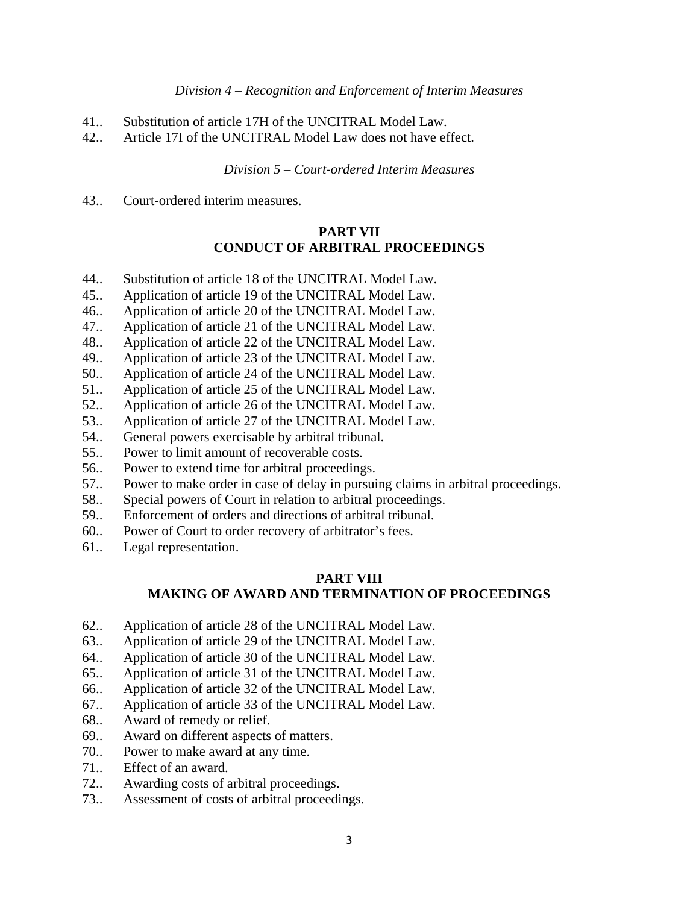*Division 4 – Recognition and Enforcement of Interim Measures*

41.. Substitution of article 17H of the UNCITRAL Model Law.
42.. Article 17I of the UNCITRAL Model Law does not have effect.

*Division 5 – Court-ordered Interim Measures*

43.. Court-ordered interim measures.

## PART VII
## CONDUCT OF ARBITRAL PROCEEDINGS

44.. Substitution of article 18 of the UNCITRAL Model Law.
45.. Application of article 19 of the UNCITRAL Model Law.
46.. Application of article 20 of the UNCITRAL Model Law.
47.. Application of article 21 of the UNCITRAL Model Law.
48.. Application of article 22 of the UNCITRAL Model Law.
49.. Application of article 23 of the UNCITRAL Model Law.
50.. Application of article 24 of the UNCITRAL Model Law.
51.. Application of article 25 of the UNCITRAL Model Law.
52.. Application of article 26 of the UNCITRAL Model Law.
53.. Application of article 27 of the UNCITRAL Model Law.
54.. General powers exercisable by arbitral tribunal.
55.. Power to limit amount of recoverable costs.
56.. Power to extend time for arbitral proceedings.
57.. Power to make order in case of delay in pursuing claims in arbitral proceedings.
58.. Special powers of Court in relation to arbitral proceedings.
59.. Enforcement of orders and directions of arbitral tribunal.
60.. Power of Court to order recovery of arbitrator's fees.
61.. Legal representation.

## PART VIII
## MAKING OF AWARD AND TERMINATION OF PROCEEDINGS

62.. Application of article 28 of the UNCITRAL Model Law.
63.. Application of article 29 of the UNCITRAL Model Law.
64.. Application of article 30 of the UNCITRAL Model Law.
65.. Application of article 31 of the UNCITRAL Model Law.
66.. Application of article 32 of the UNCITRAL Model Law.
67.. Application of article 33 of the UNCITRAL Model Law.
68.. Award of remedy or relief.
69.. Award on different aspects of matters.
70.. Power to make award at any time.
71.. Effect of an award.
72.. Awarding costs of arbitral proceedings.
73.. Assessment of costs of arbitral proceedings.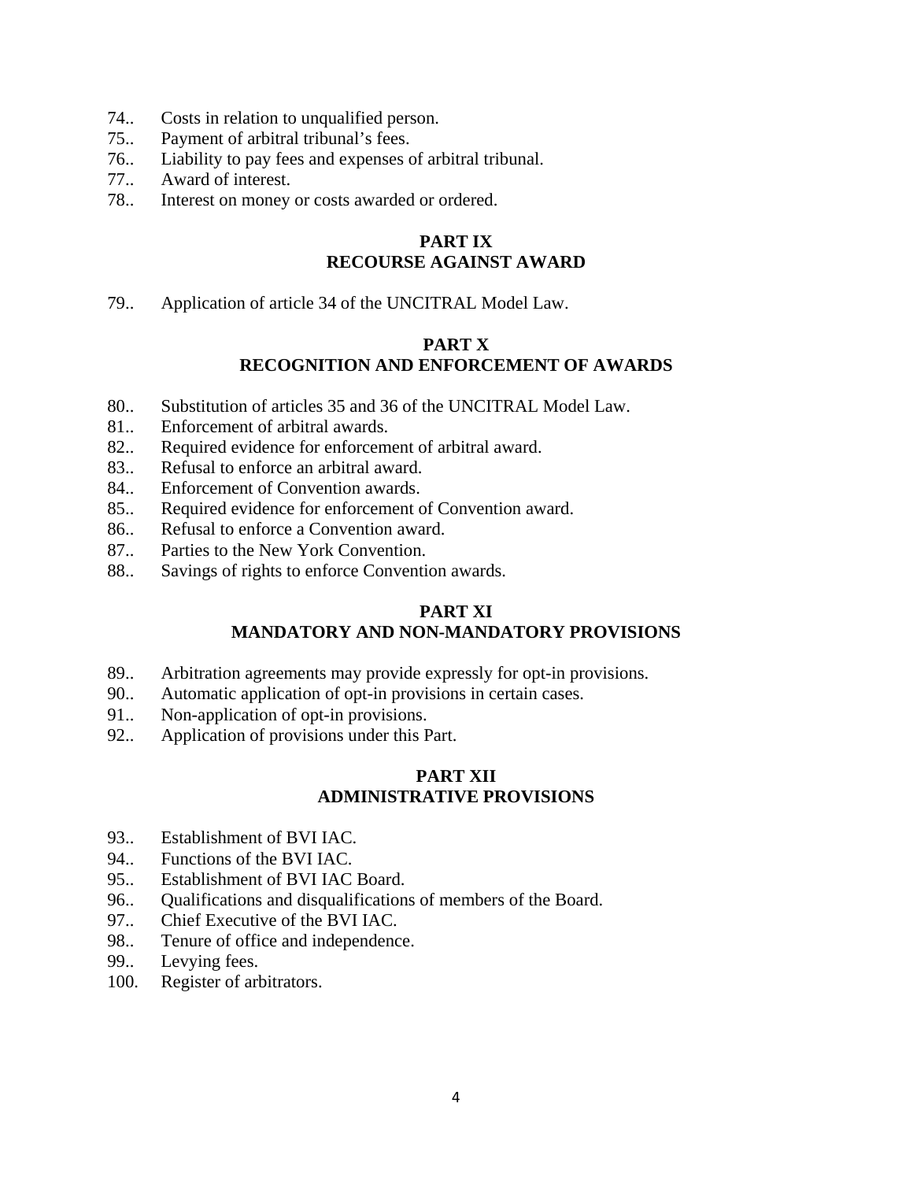74.. Costs in relation to unqualified person.
75.. Payment of arbitral tribunal's fees.
76.. Liability to pay fees and expenses of arbitral tribunal.
77.. Award of interest.
78.. Interest on money or costs awarded or ordered.

## PART IX
## RECOURSE AGAINST AWARD

79.. Application of article 34 of the UNCITRAL Model Law.

## PART X
## RECOGNITION AND ENFORCEMENT OF AWARDS

80.. Substitution of articles 35 and 36 of the UNCITRAL Model Law.
81.. Enforcement of arbitral awards.
82.. Required evidence for enforcement of arbitral award.
83.. Refusal to enforce an arbitral award.
84.. Enforcement of Convention awards.
85.. Required evidence for enforcement of Convention award.
86.. Refusal to enforce a Convention award.
87.. Parties to the New York Convention.
88.. Savings of rights to enforce Convention awards.

## PART XI
## MANDATORY AND NON-MANDATORY PROVISIONS

89.. Arbitration agreements may provide expressly for opt-in provisions.
90.. Automatic application of opt-in provisions in certain cases.
91.. Non-application of opt-in provisions.
92.. Application of provisions under this Part.

## PART XII
## ADMINISTRATIVE PROVISIONS

93.. Establishment of BVI IAC.
94.. Functions of the BVI IAC.
95.. Establishment of BVI IAC Board.
96.. Qualifications and disqualifications of members of the Board.
97.. Chief Executive of the BVI IAC.
98.. Tenure of office and independence.
99.. Levying fees.
100. Register of arbitrators.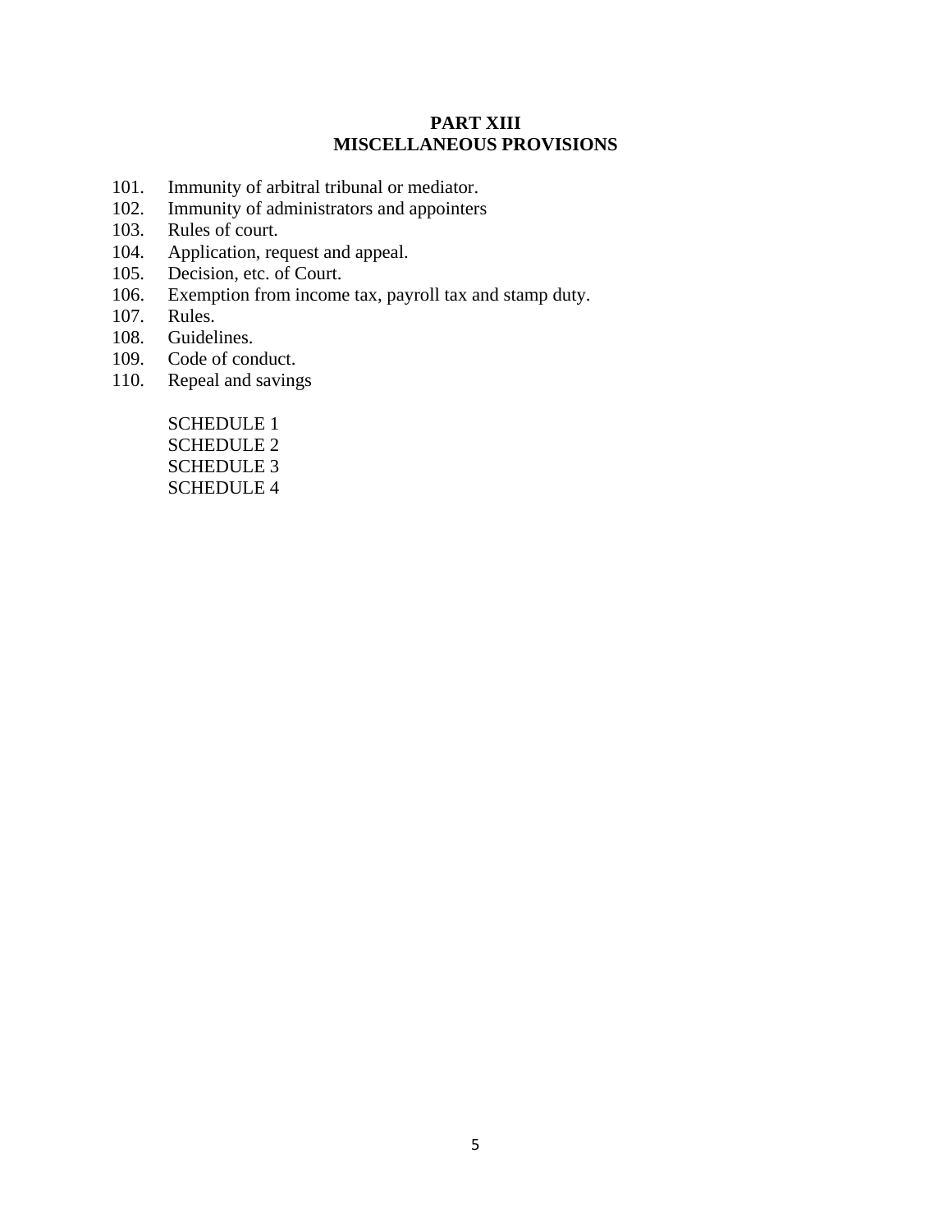## PART XIII
## MISCELLANEOUS PROVISIONS

101. Immunity of arbitral tribunal or mediator.
102. Immunity of administrators and appointers
103. Rules of court.
104. Application, request and appeal.
105. Decision, etc. of Court.
106. Exemption from income tax, payroll tax and stamp duty.
107. Rules.
108. Guidelines.
109. Code of conduct.
110. Repeal and savings

SCHEDULE 1
SCHEDULE 2
SCHEDULE 3
SCHEDULE 4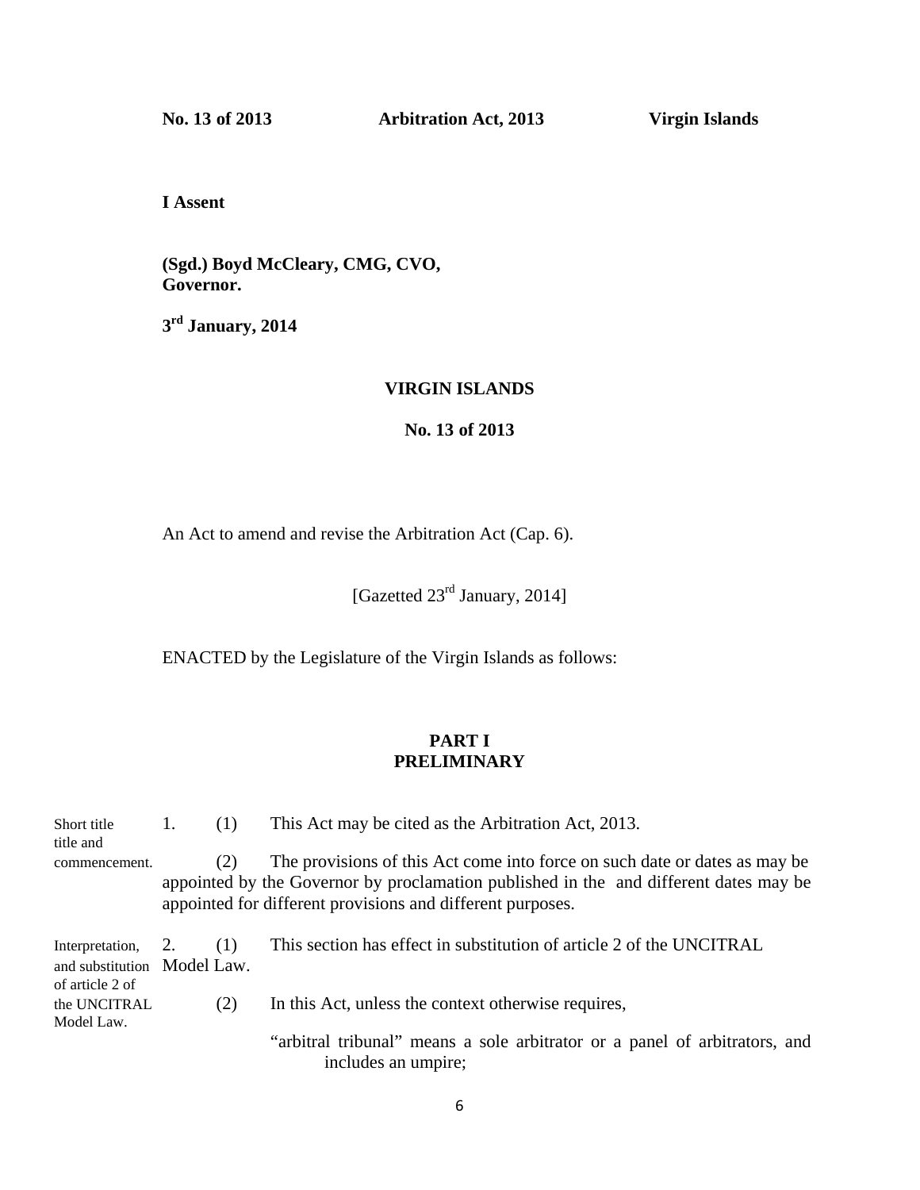**No. 13 of 2013 Arbitration Act, 2013 Virgin Islands**

**I Assent**

**(Sgd.) Boyd McCleary, CMG, CVO,**
**Governor.**

**3rd January, 2014**

# VIRGIN ISLANDS

## No. 13 of 2013

An Act to amend and revise the Arbitration Act (Cap. 6).

[Gazetted 23rd January, 2014]

ENACTED by the Legislature of the Virgin Islands as follows:

## PART I
## PRELIMINARY

Short title title and commencement.

1. (1) This Act may be cited as the Arbitration Act, 2013.

(2) The provisions of this Act come into force on such date or dates as may be appointed by the Governor by proclamation published in the and different dates may be appointed for different provisions and different purposes.

Interpretation, and substitution of article 2 of the UNCITRAL Model Law.

2. (1) This section has effect in substitution of article 2 of the UNCITRAL Model Law.

(2) In this Act, unless the context otherwise requires,

"arbitral tribunal" means a sole arbitrator or a panel of arbitrators, and includes an umpire;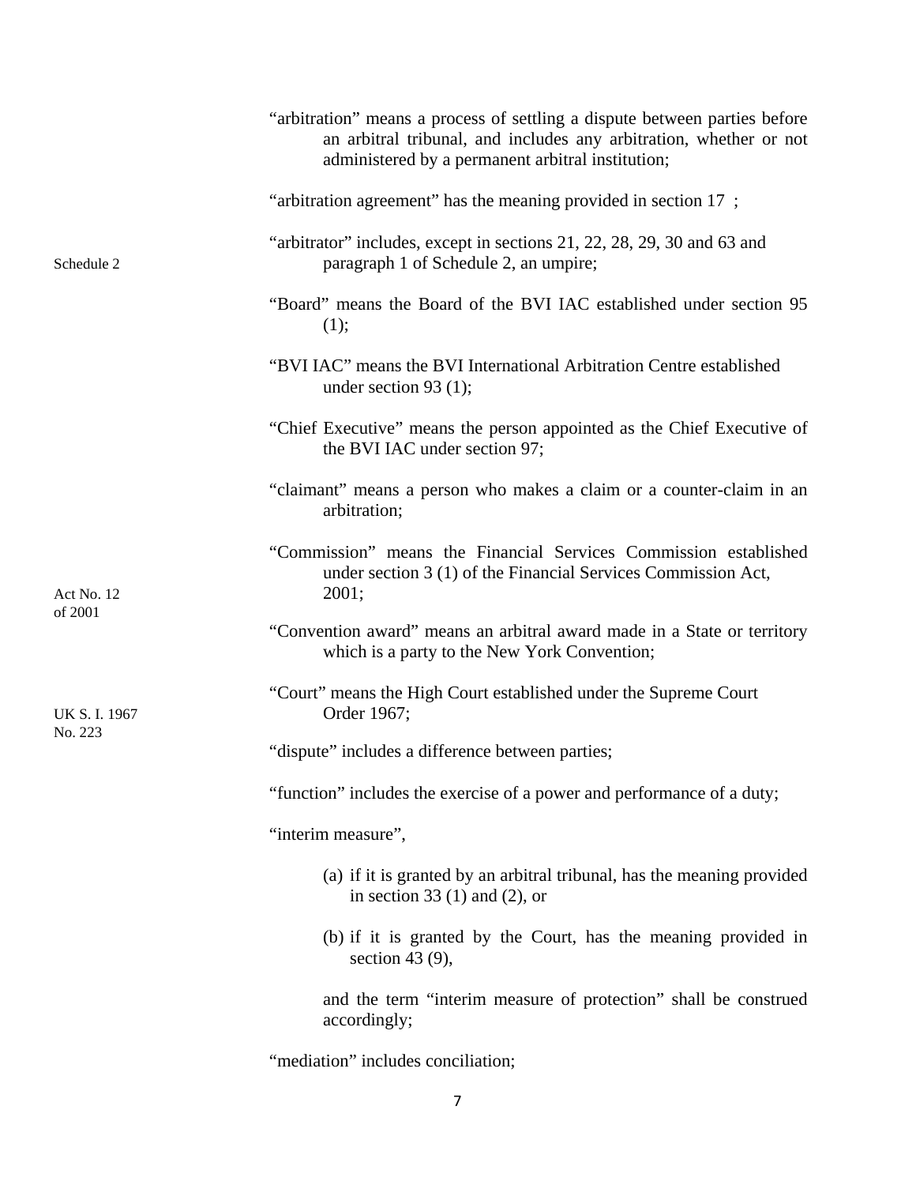"arbitration" means a process of settling a dispute between parties before an arbitral tribunal, and includes any arbitration, whether or not administered by a permanent arbitral institution;

"arbitration agreement" has the meaning provided in section 17 ;

"arbitrator" includes, except in sections 21, 22, 28, 29, 30 and 63 and paragraph 1 of Schedule 2, an umpire;

Schedule 2

"Board" means the Board of the BVI IAC established under section 95 (1);

"BVI IAC" means the BVI International Arbitration Centre established under section 93 (1);

"Chief Executive" means the person appointed as the Chief Executive of the BVI IAC under section 97;

"claimant" means a person who makes a claim or a counter-claim in an arbitration;

"Commission" means the Financial Services Commission established under section 3 (1) of the Financial Services Commission Act, 2001;

Act No. 12 of 2001

"Convention award" means an arbitral award made in a State or territory which is a party to the New York Convention;

"Court" means the High Court established under the Supreme Court Order 1967;

UK S. I. 1967 No. 223

"dispute" includes a difference between parties;

"function" includes the exercise of a power and performance of a duty;

"interim measure",

(a) if it is granted by an arbitral tribunal, has the meaning provided in section 33 (1) and (2), or

(b) if it is granted by the Court, has the meaning provided in section 43 (9),

and the term "interim measure of protection" shall be construed accordingly;

"mediation" includes conciliation;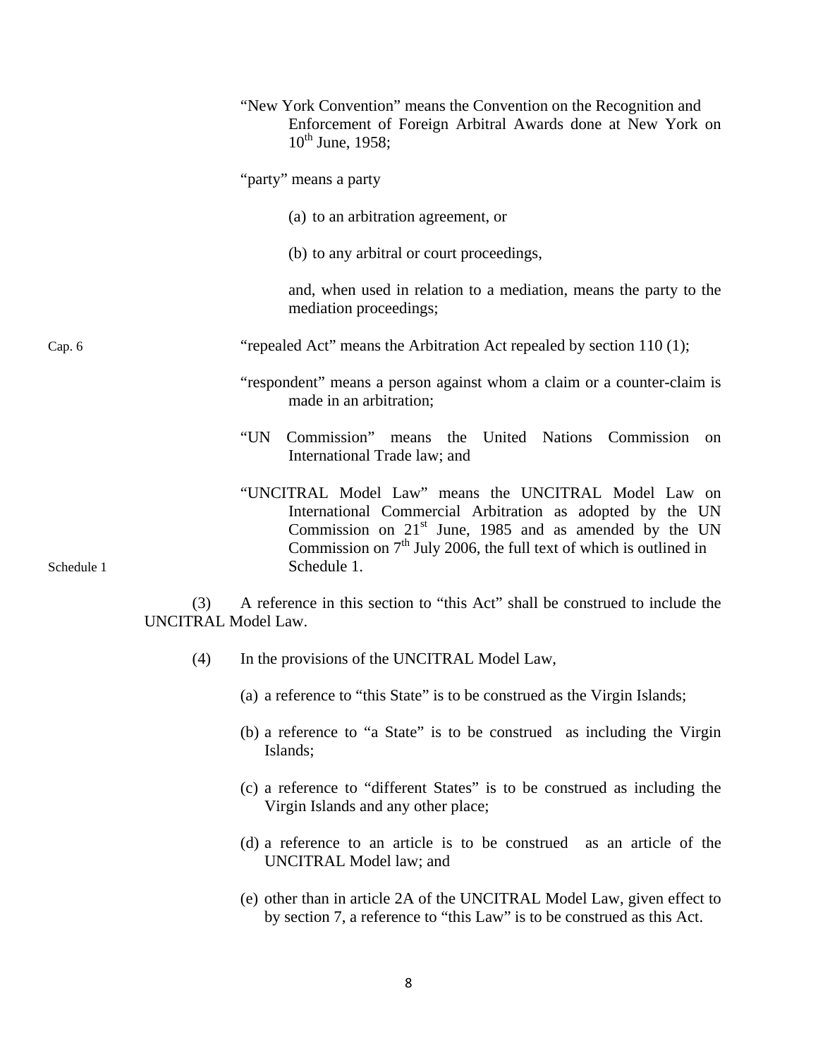"New York Convention" means the Convention on the Recognition and Enforcement of Foreign Arbitral Awards done at New York on $10^{th}$ June, 1958;

"party" means a party

(a) to an arbitration agreement, or

(b) to any arbitral or court proceedings,

and, when used in relation to a mediation, means the party to the mediation proceedings;

Cap. 6

"repealed Act" means the Arbitration Act repealed by section 110 (1);

"respondent" means a person against whom a claim or a counter-claim is made in an arbitration;

"UN Commission" means the United Nations Commission on International Trade law; and

"UNCITRAL Model Law" means the UNCITRAL Model Law on International Commercial Arbitration as adopted by the UN Commission on $21^{st}$ June, 1985 and as amended by the UN Commission on $7^{th}$ July 2006, the full text of which is outlined in Schedule 1.

Schedule 1

(3) A reference in this section to "this Act" shall be construed to include the UNCITRAL Model Law.

(4) In the provisions of the UNCITRAL Model Law,

(a) a reference to "this State" is to be construed as the Virgin Islands;

(b) a reference to "a State" is to be construed as including the Virgin Islands;

(c) a reference to "different States" is to be construed as including the Virgin Islands and any other place;

(d) a reference to an article is to be construed as an article of the UNCITRAL Model law; and

(e) other than in article 2A of the UNCITRAL Model Law, given effect to by section 7, a reference to "this Law" is to be construed as this Act.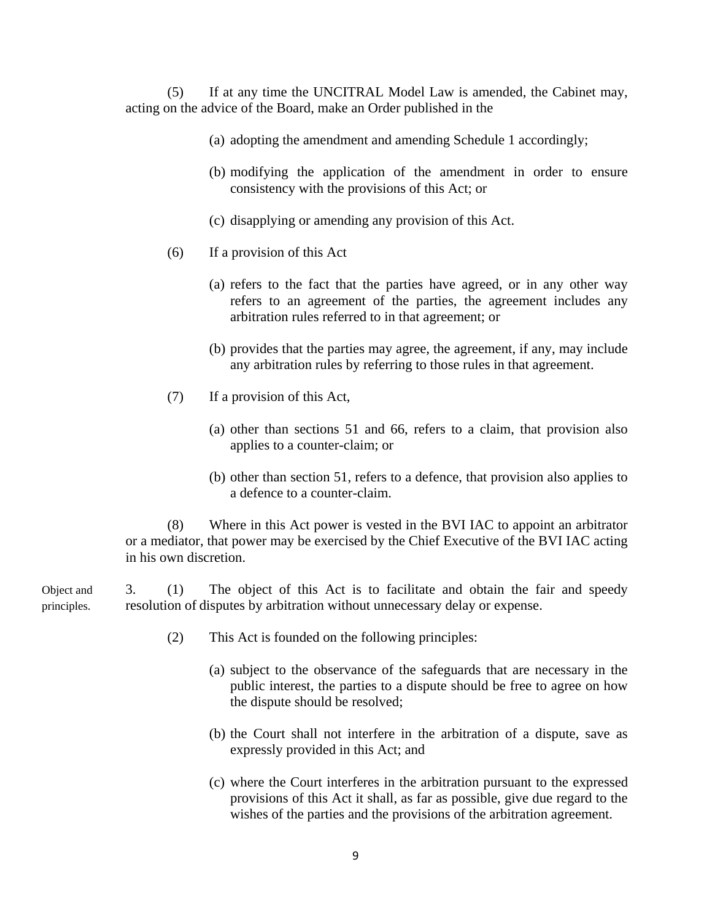(5) If at any time the UNCITRAL Model Law is amended, the Cabinet may, acting on the advice of the Board, make an Order published in the

(a) adopting the amendment and amending Schedule 1 accordingly;

(b) modifying the application of the amendment in order to ensure consistency with the provisions of this Act; or

(c) disapplying or amending any provision of this Act.

(6) If a provision of this Act

(a) refers to the fact that the parties have agreed, or in any other way refers to an agreement of the parties, the agreement includes any arbitration rules referred to in that agreement; or

(b) provides that the parties may agree, the agreement, if any, may include any arbitration rules by referring to those rules in that agreement.

(7) If a provision of this Act,

(a) other than sections 51 and 66, refers to a claim, that provision also applies to a counter-claim; or

(b) other than section 51, refers to a defence, that provision also applies to a defence to a counter-claim.

(8) Where in this Act power is vested in the BVI IAC to appoint an arbitrator or a mediator, that power may be exercised by the Chief Executive of the BVI IAC acting in his own discretion.

Object and principles.

3. (1) The object of this Act is to facilitate and obtain the fair and speedy resolution of disputes by arbitration without unnecessary delay or expense.

(2) This Act is founded on the following principles:

(a) subject to the observance of the safeguards that are necessary in the public interest, the parties to a dispute should be free to agree on how the dispute should be resolved;

(b) the Court shall not interfere in the arbitration of a dispute, save as expressly provided in this Act; and

(c) where the Court interferes in the arbitration pursuant to the expressed provisions of this Act it shall, as far as possible, give due regard to the wishes of the parties and the provisions of the arbitration agreement.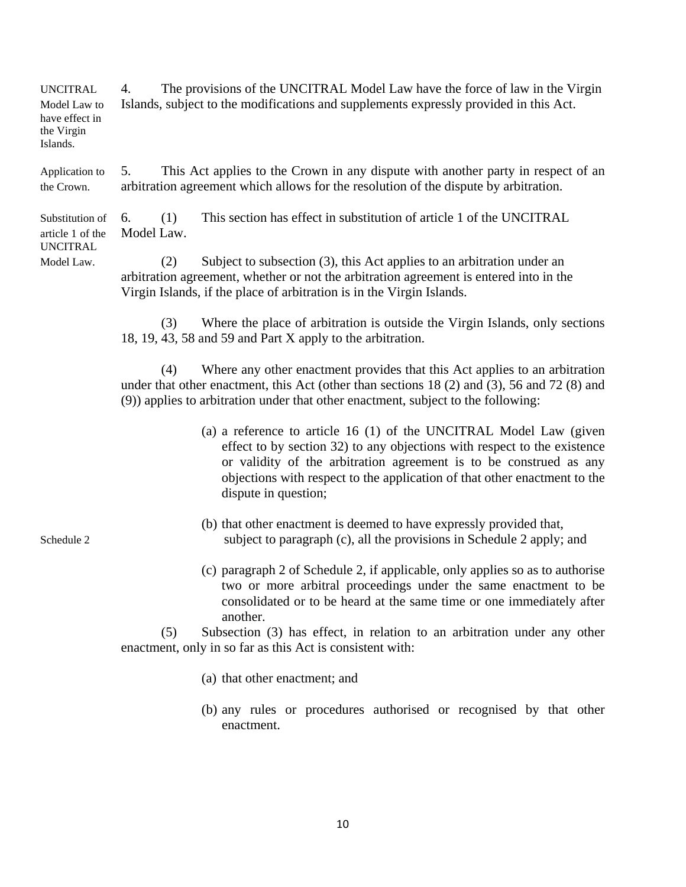**UNCITRAL Model Law to have effect in the Virgin Islands.**

4. The provisions of the UNCITRAL Model Law have the force of law in the Virgin Islands, subject to the modifications and supplements expressly provided in this Act.

**Application to the Crown.**

5. This Act applies to the Crown in any dispute with another party in respect of an arbitration agreement which allows for the resolution of the dispute by arbitration.

**Substitution of article 1 of the UNCITRAL Model Law.**

6. (1) This section has effect in substitution of article 1 of the UNCITRAL Model Law.

(2) Subject to subsection (3), this Act applies to an arbitration under an arbitration agreement, whether or not the arbitration agreement is entered into in the Virgin Islands, if the place of arbitration is in the Virgin Islands.

(3) Where the place of arbitration is outside the Virgin Islands, only sections 18, 19, 43, 58 and 59 and Part X apply to the arbitration.

(4) Where any other enactment provides that this Act applies to an arbitration under that other enactment, this Act (other than sections 18 (2) and (3), 56 and 72 (8) and (9)) applies to arbitration under that other enactment, subject to the following:

(a) a reference to article 16 (1) of the UNCITRAL Model Law (given effect to by section 32) to any objections with respect to the existence or validity of the arbitration agreement is to be construed as any objections with respect to the application of that other enactment to the dispute in question;

(b) that other enactment is deemed to have expressly provided that, subject to paragraph (c), all the provisions in Schedule 2 apply; and

Schedule 2

(c) paragraph 2 of Schedule 2, if applicable, only applies so as to authorise two or more arbitral proceedings under the same enactment to be consolidated or to be heard at the same time or one immediately after another.

(5) Subsection (3) has effect, in relation to an arbitration under any other enactment, only in so far as this Act is consistent with:

(a) that other enactment; and

(b) any rules or procedures authorised or recognised by that other enactment.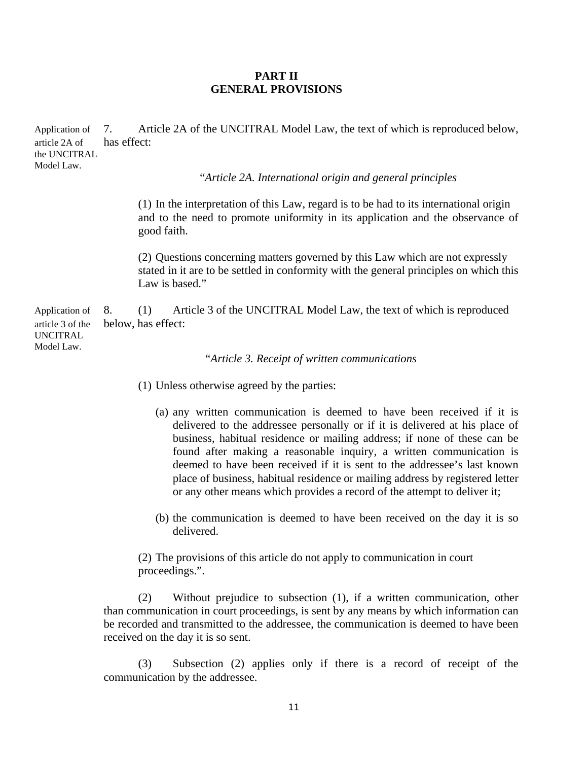# PART II
# GENERAL PROVISIONS

Application of article 2A of the UNCITRAL Model Law.

7. Article 2A of the UNCITRAL Model Law, the text of which is reproduced below, has effect:

> "*Article 2A. International origin and general principles*
>
> (1) In the interpretation of this Law, regard is to be had to its international origin and to the need to promote uniformity in its application and the observance of good faith.
>
> (2) Questions concerning matters governed by this Law which are not expressly stated in it are to be settled in conformity with the general principles on which this Law is based."

Application of article 3 of the UNCITRAL Model Law.

8. (1) Article 3 of the UNCITRAL Model Law, the text of which is reproduced below, has effect:

> "*Article 3. Receipt of written communications*
>
> (1) Unless otherwise agreed by the parties:
>
> (a) any written communication is deemed to have been received if it is delivered to the addressee personally or if it is delivered at his place of business, habitual residence or mailing address; if none of these can be found after making a reasonable inquiry, a written communication is deemed to have been received if it is sent to the addressee's last known place of business, habitual residence or mailing address by registered letter or any other means which provides a record of the attempt to deliver it;
>
> (b) the communication is deemed to have been received on the day it is so delivered.
>
> (2) The provisions of this article do not apply to communication in court proceedings.".

(2) Without prejudice to subsection (1), if a written communication, other than communication in court proceedings, is sent by any means by which information can be recorded and transmitted to the addressee, the communication is deemed to have been received on the day it is so sent.

(3) Subsection (2) applies only if there is a record of receipt of the communication by the addressee.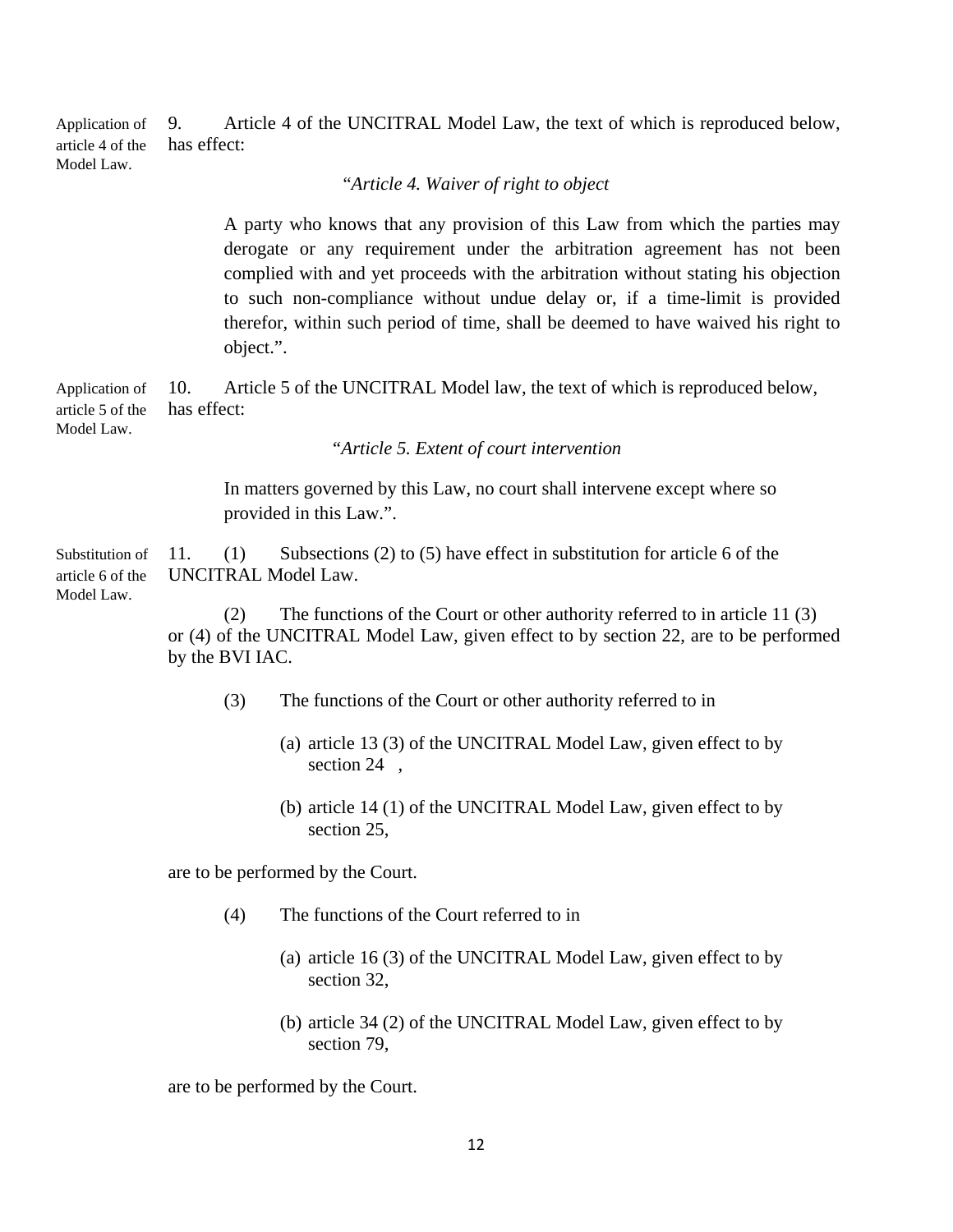Application of article 4 of the Model Law.

9. Article 4 of the UNCITRAL Model Law, the text of which is reproduced below, has effect:

*"Article 4. Waiver of right to object*

A party who knows that any provision of this Law from which the parties may derogate or any requirement under the arbitration agreement has not been complied with and yet proceeds with the arbitration without stating his objection to such non-compliance without undue delay or, if a time-limit is provided therefor, within such period of time, shall be deemed to have waived his right to object.".

Application of article 5 of the Model Law.

10. Article 5 of the UNCITRAL Model law, the text of which is reproduced below, has effect:

*"Article 5. Extent of court intervention*

In matters governed by this Law, no court shall intervene except where so provided in this Law.".

Substitution of article 6 of the Model Law.

11. (1) Subsections (2) to (5) have effect in substitution for article 6 of the UNCITRAL Model Law.

(2) The functions of the Court or other authority referred to in article 11 (3) or (4) of the UNCITRAL Model Law, given effect to by section 22, are to be performed by the BVI IAC.

(3) The functions of the Court or other authority referred to in

(a) article 13 (3) of the UNCITRAL Model Law, given effect to by section 24 ,

(b) article 14 (1) of the UNCITRAL Model Law, given effect to by section 25,

are to be performed by the Court.

(4) The functions of the Court referred to in

(a) article 16 (3) of the UNCITRAL Model Law, given effect to by section 32,

(b) article 34 (2) of the UNCITRAL Model Law, given effect to by section 79,

are to be performed by the Court.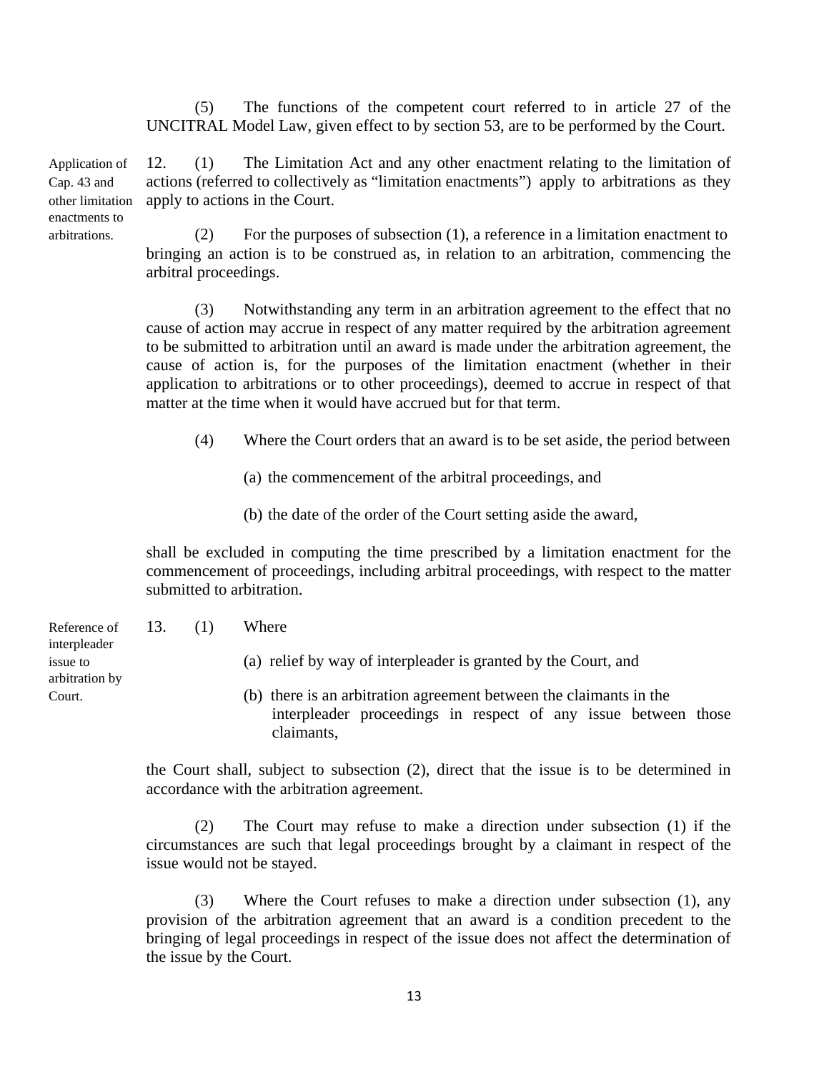(5) The functions of the competent court referred to in article 27 of the UNCITRAL Model Law, given effect to by section 53, are to be performed by the Court.

Application of Cap. 43 and other limitation enactments to arbitrations.

12. (1) The Limitation Act and any other enactment relating to the limitation of actions (referred to collectively as "limitation enactments") apply to arbitrations as they apply to actions in the Court.

(2) For the purposes of subsection (1), a reference in a limitation enactment to bringing an action is to be construed as, in relation to an arbitration, commencing the arbitral proceedings.

(3) Notwithstanding any term in an arbitration agreement to the effect that no cause of action may accrue in respect of any matter required by the arbitration agreement to be submitted to arbitration until an award is made under the arbitration agreement, the cause of action is, for the purposes of the limitation enactment (whether in their application to arbitrations or to other proceedings), deemed to accrue in respect of that matter at the time when it would have accrued but for that term.

(4) Where the Court orders that an award is to be set aside, the period between

(a) the commencement of the arbitral proceedings, and

(b) the date of the order of the Court setting aside the award,

shall be excluded in computing the time prescribed by a limitation enactment for the commencement of proceedings, including arbitral proceedings, with respect to the matter submitted to arbitration.

Reference of interpleader issue to arbitration by Court.

13. (1) Where

(a) relief by way of interpleader is granted by the Court, and

(b) there is an arbitration agreement between the claimants in the interpleader proceedings in respect of any issue between those claimants,

the Court shall, subject to subsection (2), direct that the issue is to be determined in accordance with the arbitration agreement.

(2) The Court may refuse to make a direction under subsection (1) if the circumstances are such that legal proceedings brought by a claimant in respect of the issue would not be stayed.

(3) Where the Court refuses to make a direction under subsection (1), any provision of the arbitration agreement that an award is a condition precedent to the bringing of legal proceedings in respect of the issue does not affect the determination of the issue by the Court.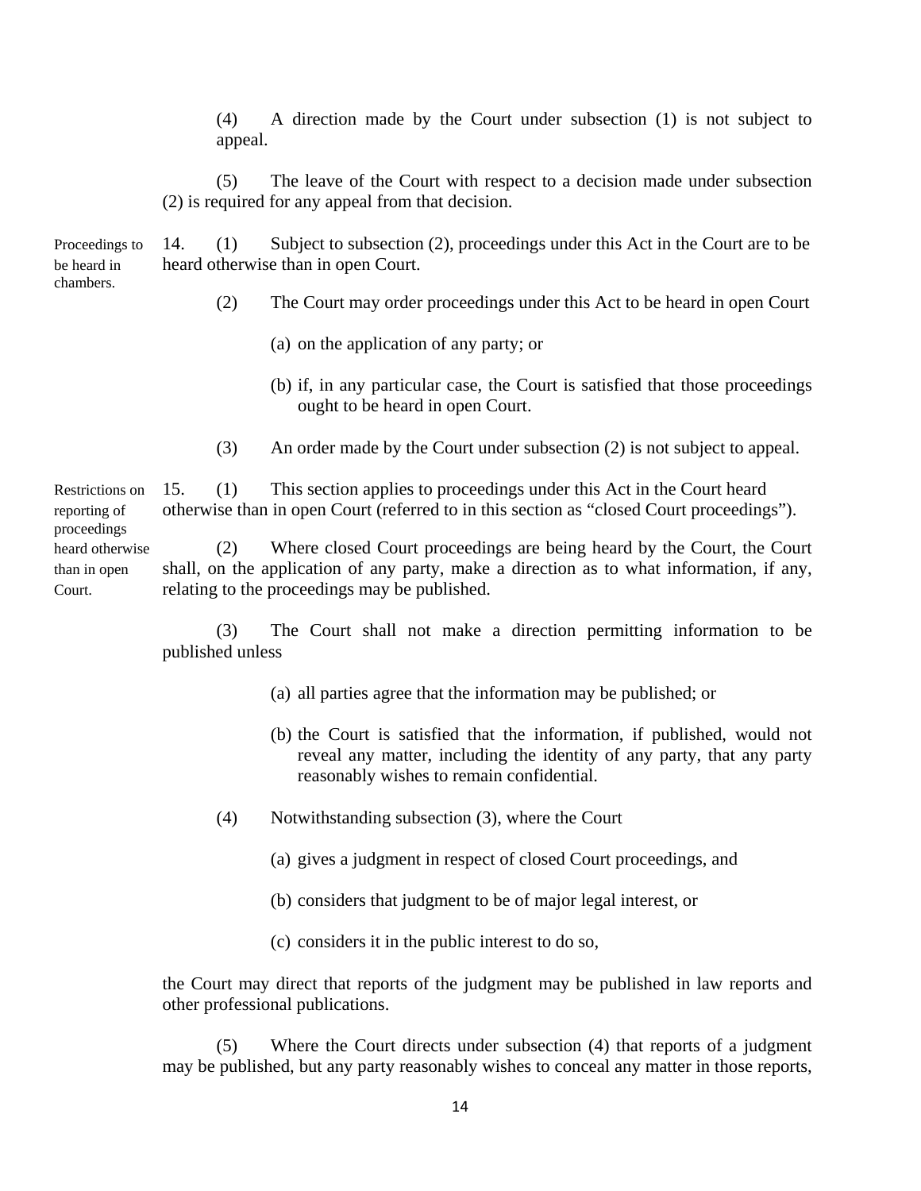(4) A direction made by the Court under subsection (1) is not subject to appeal.

(5) The leave of the Court with respect to a decision made under subsection (2) is required for any appeal from that decision.

Proceedings to be heard in chambers.

14. (1) Subject to subsection (2), proceedings under this Act in the Court are to be heard otherwise than in open Court.

(2) The Court may order proceedings under this Act to be heard in open Court

(a) on the application of any party; or

(b) if, in any particular case, the Court is satisfied that those proceedings ought to be heard in open Court.

(3) An order made by the Court under subsection (2) is not subject to appeal.

Restrictions on reporting of proceedings heard otherwise than in open Court.

15. (1) This section applies to proceedings under this Act in the Court heard otherwise than in open Court (referred to in this section as "closed Court proceedings").

(2) Where closed Court proceedings are being heard by the Court, the Court shall, on the application of any party, make a direction as to what information, if any, relating to the proceedings may be published.

(3) The Court shall not make a direction permitting information to be published unless

(a) all parties agree that the information may be published; or

(b) the Court is satisfied that the information, if published, would not reveal any matter, including the identity of any party, that any party reasonably wishes to remain confidential.

(4) Notwithstanding subsection (3), where the Court

(a) gives a judgment in respect of closed Court proceedings, and

(b) considers that judgment to be of major legal interest, or

(c) considers it in the public interest to do so,

the Court may direct that reports of the judgment may be published in law reports and other professional publications.

(5) Where the Court directs under subsection (4) that reports of a judgment may be published, but any party reasonably wishes to conceal any matter in those reports,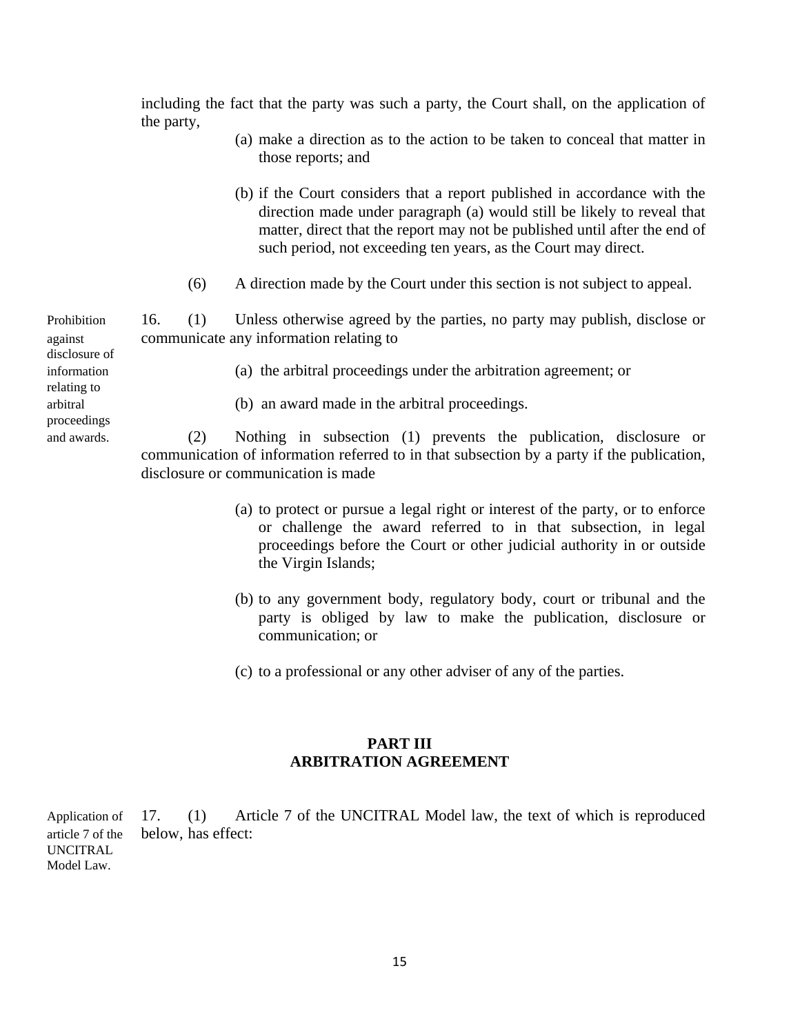including the fact that the party was such a party, the Court shall, on the application of the party,

(a) make a direction as to the action to be taken to conceal that matter in those reports; and

(b) if the Court considers that a report published in accordance with the direction made under paragraph (a) would still be likely to reveal that matter, direct that the report may not be published until after the end of such period, not exceeding ten years, as the Court may direct.

(6) A direction made by the Court under this section is not subject to appeal.

*Prohibition against disclosure of information relating to arbitral proceedings and awards.*

16. (1) Unless otherwise agreed by the parties, no party may publish, disclose or communicate any information relating to

(a) the arbitral proceedings under the arbitration agreement; or

(b) an award made in the arbitral proceedings.

(2) Nothing in subsection (1) prevents the publication, disclosure or communication of information referred to in that subsection by a party if the publication, disclosure or communication is made

(a) to protect or pursue a legal right or interest of the party, or to enforce or challenge the award referred to in that subsection, in legal proceedings before the Court or other judicial authority in or outside the Virgin Islands;

(b) to any government body, regulatory body, court or tribunal and the party is obliged by law to make the publication, disclosure or communication; or

(c) to a professional or any other adviser of any of the parties.

## PART III
## ARBITRATION AGREEMENT

*Application of article 7 of the UNCITRAL Model Law.*

17. (1) Article 7 of the UNCITRAL Model law, the text of which is reproduced below, has effect: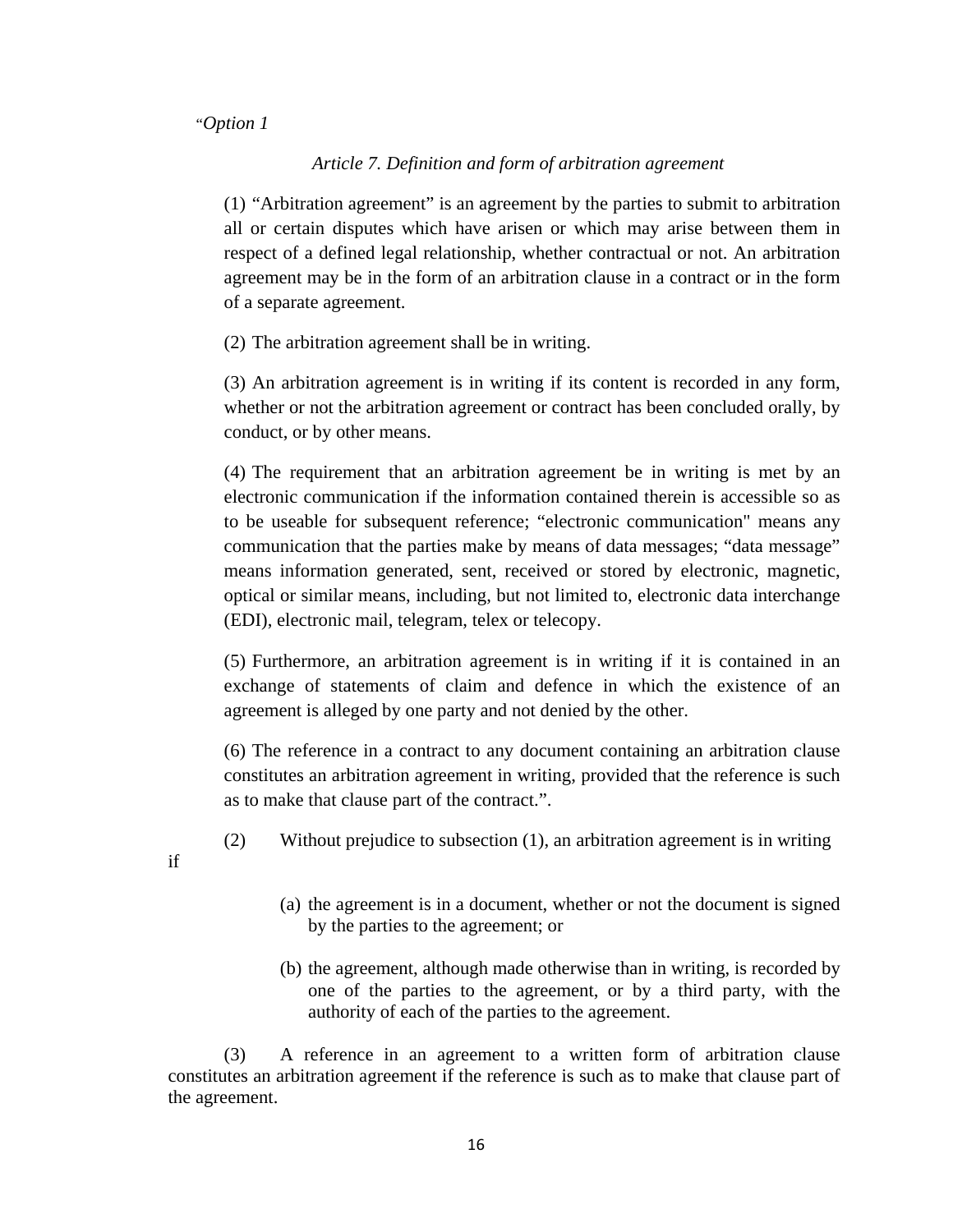"*Option 1*

*Article 7. Definition and form of arbitration agreement*

(1) "Arbitration agreement" is an agreement by the parties to submit to arbitration all or certain disputes which have arisen or which may arise between them in respect of a defined legal relationship, whether contractual or not. An arbitration agreement may be in the form of an arbitration clause in a contract or in the form of a separate agreement.

(2) The arbitration agreement shall be in writing.

(3) An arbitration agreement is in writing if its content is recorded in any form, whether or not the arbitration agreement or contract has been concluded orally, by conduct, or by other means.

(4) The requirement that an arbitration agreement be in writing is met by an electronic communication if the information contained therein is accessible so as to be useable for subsequent reference; "electronic communication" means any communication that the parties make by means of data messages; "data message" means information generated, sent, received or stored by electronic, magnetic, optical or similar means, including, but not limited to, electronic data interchange (EDI), electronic mail, telegram, telex or telecopy.

(5) Furthermore, an arbitration agreement is in writing if it is contained in an exchange of statements of claim and defence in which the existence of an agreement is alleged by one party and not denied by the other.

(6) The reference in a contract to any document containing an arbitration clause constitutes an arbitration agreement in writing, provided that the reference is such as to make that clause part of the contract.".

(2) Without prejudice to subsection (1), an arbitration agreement is in writing if

(a) the agreement is in a document, whether or not the document is signed by the parties to the agreement; or

(b) the agreement, although made otherwise than in writing, is recorded by one of the parties to the agreement, or by a third party, with the authority of each of the parties to the agreement.

(3) A reference in an agreement to a written form of arbitration clause constitutes an arbitration agreement if the reference is such as to make that clause part of the agreement.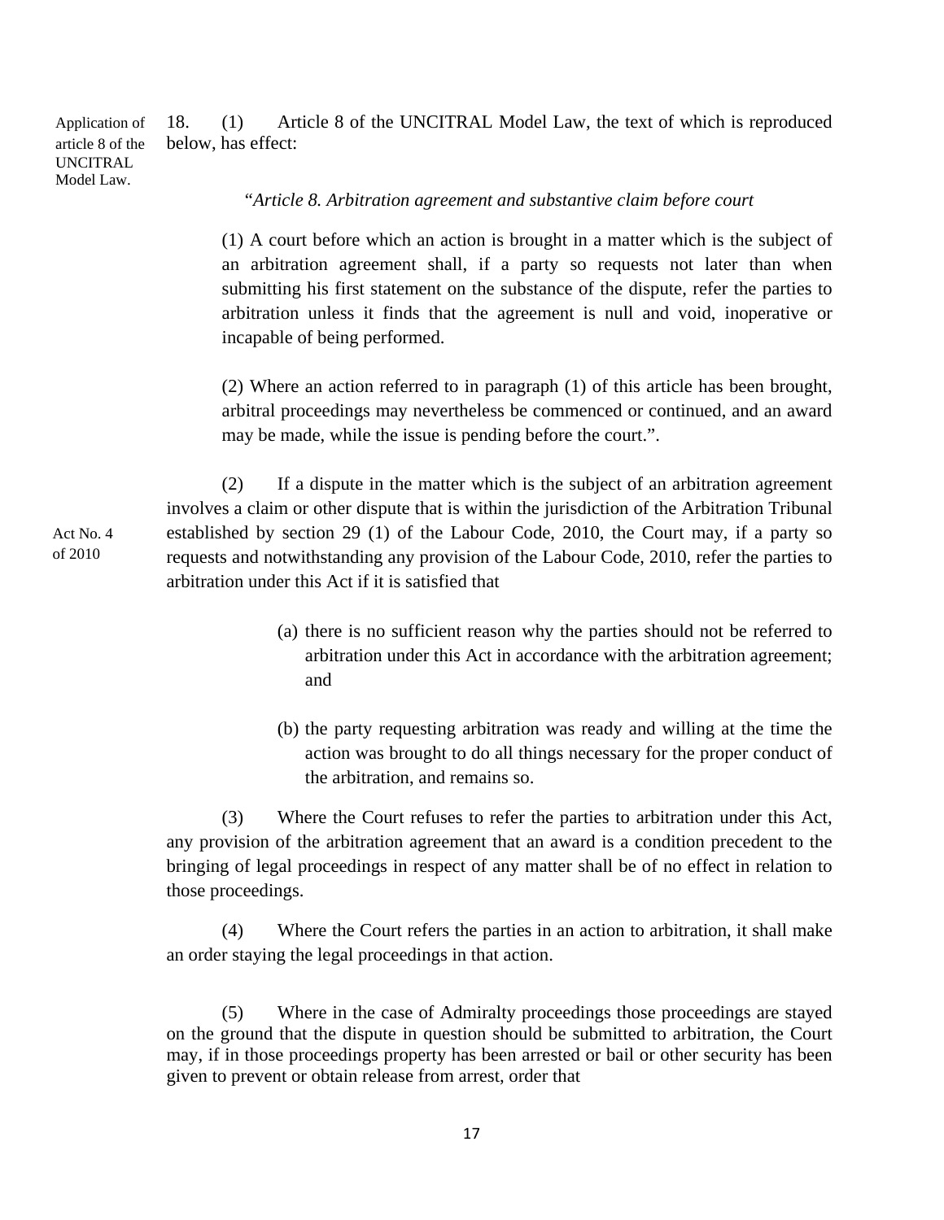Application of article 8 of the UNCITRAL Model Law.

18. (1) Article 8 of the UNCITRAL Model Law, the text of which is reproduced below, has effect:

> "*Article 8. Arbitration agreement and substantive claim before court*
>
> (1) A court before which an action is brought in a matter which is the subject of an arbitration agreement shall, if a party so requests not later than when submitting his first statement on the substance of the dispute, refer the parties to arbitration unless it finds that the agreement is null and void, inoperative or incapable of being performed.
>
> (2) Where an action referred to in paragraph (1) of this article has been brought, arbitral proceedings may nevertheless be commenced or continued, and an award may be made, while the issue is pending before the court.".

Act No. 4 of 2010

(2) If a dispute in the matter which is the subject of an arbitration agreement involves a claim or other dispute that is within the jurisdiction of the Arbitration Tribunal established by section 29 (1) of the Labour Code, 2010, the Court may, if a party so requests and notwithstanding any provision of the Labour Code, 2010, refer the parties to arbitration under this Act if it is satisfied that

(a) there is no sufficient reason why the parties should not be referred to arbitration under this Act in accordance with the arbitration agreement; and

(b) the party requesting arbitration was ready and willing at the time the action was brought to do all things necessary for the proper conduct of the arbitration, and remains so.

(3) Where the Court refuses to refer the parties to arbitration under this Act, any provision of the arbitration agreement that an award is a condition precedent to the bringing of legal proceedings in respect of any matter shall be of no effect in relation to those proceedings.

(4) Where the Court refers the parties in an action to arbitration, it shall make an order staying the legal proceedings in that action.

(5) Where in the case of Admiralty proceedings those proceedings are stayed on the ground that the dispute in question should be submitted to arbitration, the Court may, if in those proceedings property has been arrested or bail or other security has been given to prevent or obtain release from arrest, order that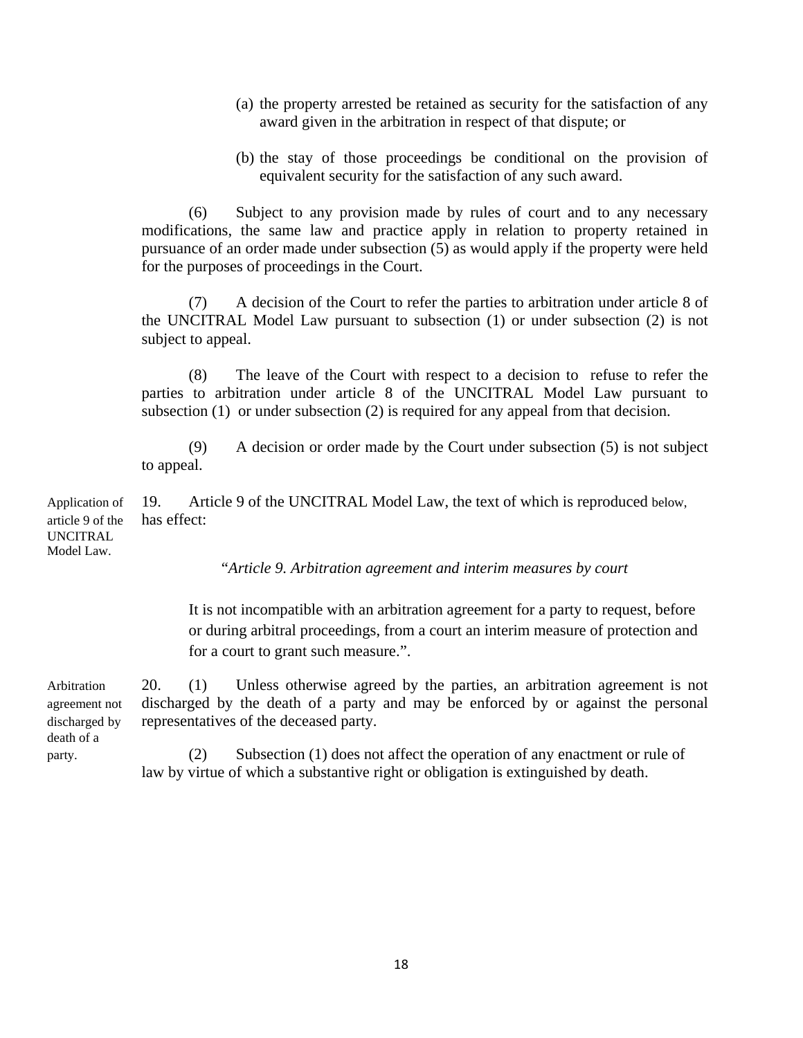(a) the property arrested be retained as security for the satisfaction of any award given in the arbitration in respect of that dispute; or

(b) the stay of those proceedings be conditional on the provision of equivalent security for the satisfaction of any such award.

(6) Subject to any provision made by rules of court and to any necessary modifications, the same law and practice apply in relation to property retained in pursuance of an order made under subsection (5) as would apply if the property were held for the purposes of proceedings in the Court.

(7) A decision of the Court to refer the parties to arbitration under article 8 of the UNCITRAL Model Law pursuant to subsection (1) or under subsection (2) is not subject to appeal.

(8) The leave of the Court with respect to a decision to refuse to refer the parties to arbitration under article 8 of the UNCITRAL Model Law pursuant to subsection (1) or under subsection (2) is required for any appeal from that decision.

(9) A decision or order made by the Court under subsection (5) is not subject to appeal.

Application of article 9 of the UNCITRAL Model Law.

19. Article 9 of the UNCITRAL Model Law, the text of which is reproduced below, has effect:

"*Article 9. Arbitration agreement and interim measures by court*

It is not incompatible with an arbitration agreement for a party to request, before or during arbitral proceedings, from a court an interim measure of protection and for a court to grant such measure.".

Arbitration agreement not discharged by death of a party.

20. (1) Unless otherwise agreed by the parties, an arbitration agreement is not discharged by the death of a party and may be enforced by or against the personal representatives of the deceased party.

(2) Subsection (1) does not affect the operation of any enactment or rule of law by virtue of which a substantive right or obligation is extinguished by death.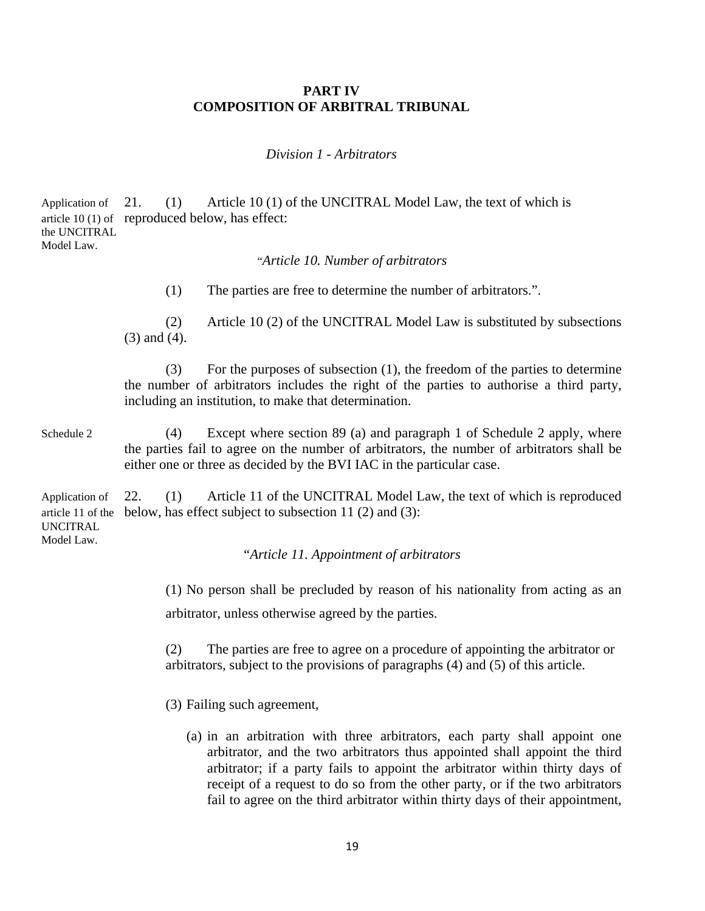## PART IV
## COMPOSITION OF ARBITRAL TRIBUNAL

*Division 1 - Arbitrators*

Application of article 10 (1) of the UNCITRAL Model Law.

21. (1) Article 10 (1) of the UNCITRAL Model Law, the text of which is reproduced below, has effect:

"*Article 10. Number of arbitrators*

(1) The parties are free to determine the number of arbitrators.".

(2) Article 10 (2) of the UNCITRAL Model Law is substituted by subsections (3) and (4).

(3) For the purposes of subsection (1), the freedom of the parties to determine the number of arbitrators includes the right of the parties to authorise a third party, including an institution, to make that determination.

Schedule 2

(4) Except where section 89 (a) and paragraph 1 of Schedule 2 apply, where the parties fail to agree on the number of arbitrators, the number of arbitrators shall be either one or three as decided by the BVI IAC in the particular case.

Application of article 11 of the UNCITRAL Model Law.

22. (1) Article 11 of the UNCITRAL Model Law, the text of which is reproduced below, has effect subject to subsection 11 (2) and (3):

"*Article 11. Appointment of arbitrators*

(1) No person shall be precluded by reason of his nationality from acting as an arbitrator, unless otherwise agreed by the parties.

(2) The parties are free to agree on a procedure of appointing the arbitrator or arbitrators, subject to the provisions of paragraphs (4) and (5) of this article.

(3) Failing such agreement,

(a) in an arbitration with three arbitrators, each party shall appoint one arbitrator, and the two arbitrators thus appointed shall appoint the third arbitrator; if a party fails to appoint the arbitrator within thirty days of receipt of a request to do so from the other party, or if the two arbitrators fail to agree on the third arbitrator within thirty days of their appointment,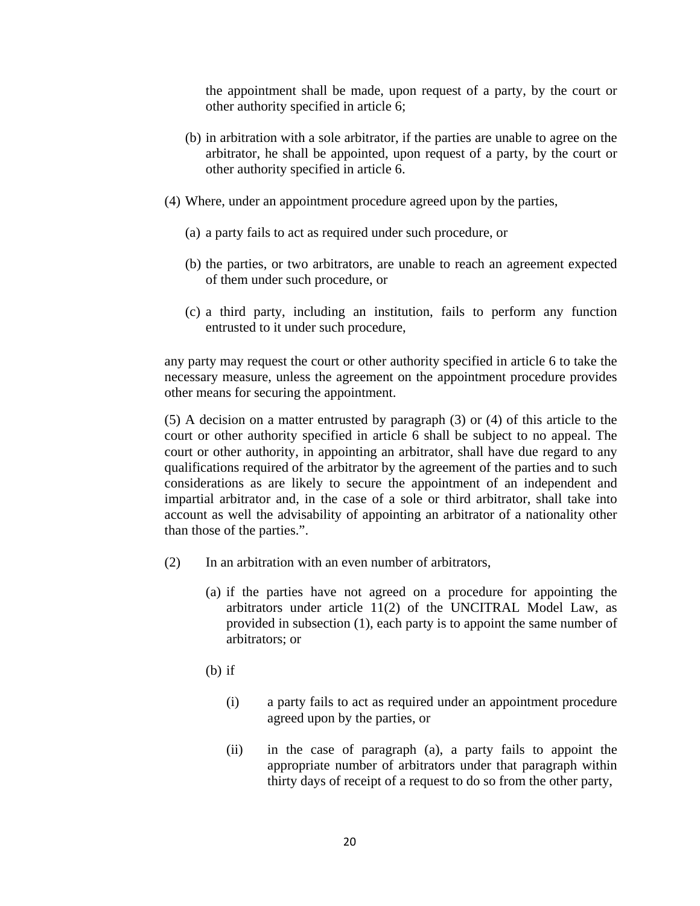the appointment shall be made, upon request of a party, by the court or other authority specified in article 6;

(b) in arbitration with a sole arbitrator, if the parties are unable to agree on the arbitrator, he shall be appointed, upon request of a party, by the court or other authority specified in article 6.

(4) Where, under an appointment procedure agreed upon by the parties,

(a) a party fails to act as required under such procedure, or

(b) the parties, or two arbitrators, are unable to reach an agreement expected of them under such procedure, or

(c) a third party, including an institution, fails to perform any function entrusted to it under such procedure,

any party may request the court or other authority specified in article 6 to take the necessary measure, unless the agreement on the appointment procedure provides other means for securing the appointment.

(5) A decision on a matter entrusted by paragraph (3) or (4) of this article to the court or other authority specified in article 6 shall be subject to no appeal. The court or other authority, in appointing an arbitrator, shall have due regard to any qualifications required of the arbitrator by the agreement of the parties and to such considerations as are likely to secure the appointment of an independent and impartial arbitrator and, in the case of a sole or third arbitrator, shall take into account as well the advisability of appointing an arbitrator of a nationality other than those of the parties.".

(2) In an arbitration with an even number of arbitrators,

(a) if the parties have not agreed on a procedure for appointing the arbitrators under article 11(2) of the UNCITRAL Model Law, as provided in subsection (1), each party is to appoint the same number of arbitrators; or

(b) if

(i) a party fails to act as required under an appointment procedure agreed upon by the parties, or

(ii) in the case of paragraph (a), a party fails to appoint the appropriate number of arbitrators under that paragraph within thirty days of receipt of a request to do so from the other party,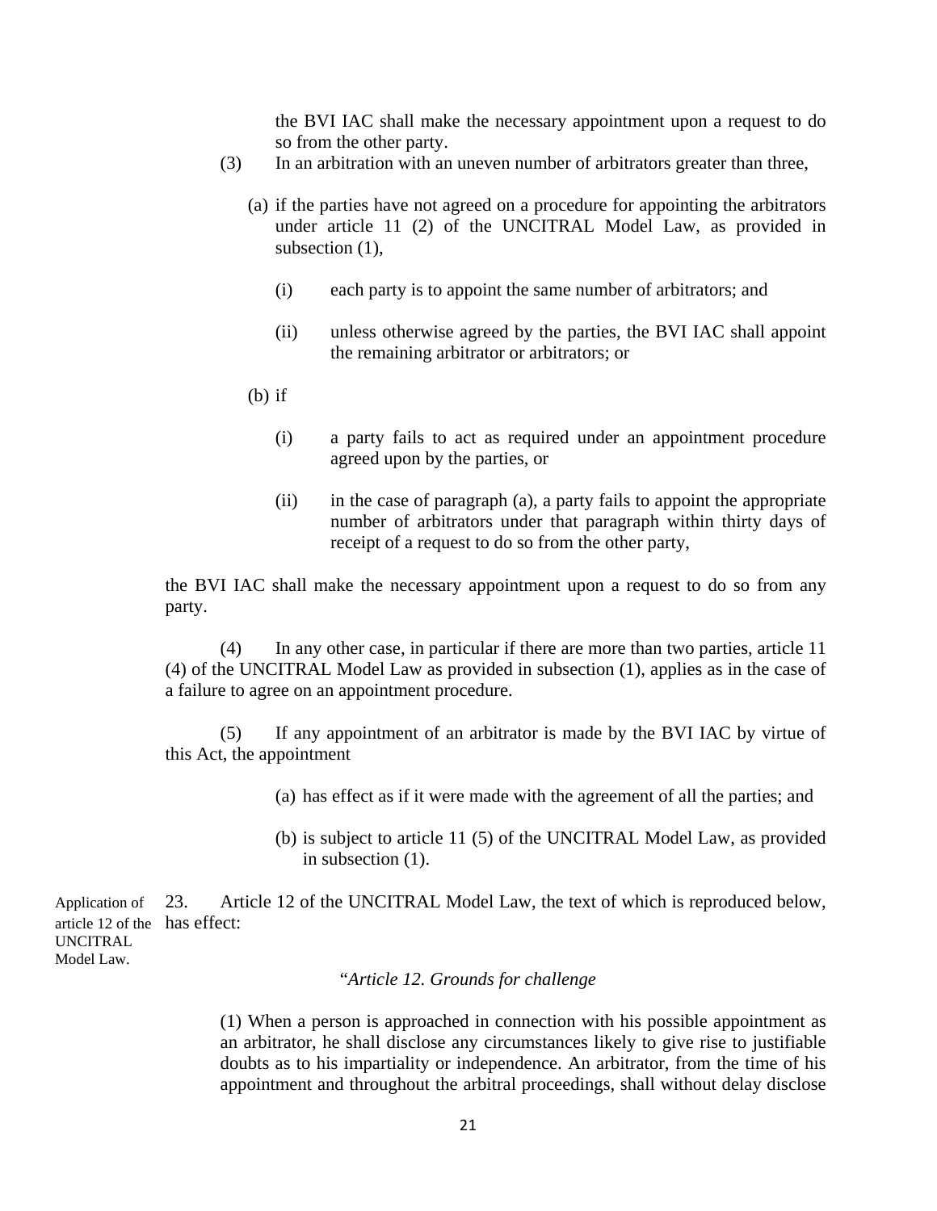the BVI IAC shall make the necessary appointment upon a request to do so from the other party.

(3) In an arbitration with an uneven number of arbitrators greater than three,

(a) if the parties have not agreed on a procedure for appointing the arbitrators under article 11 (2) of the UNCITRAL Model Law, as provided in subsection (1),

(i) each party is to appoint the same number of arbitrators; and

(ii) unless otherwise agreed by the parties, the BVI IAC shall appoint the remaining arbitrator or arbitrators; or

(b) if

(i) a party fails to act as required under an appointment procedure agreed upon by the parties, or

(ii) in the case of paragraph (a), a party fails to appoint the appropriate number of arbitrators under that paragraph within thirty days of receipt of a request to do so from the other party,

the BVI IAC shall make the necessary appointment upon a request to do so from any party.

(4) In any other case, in particular if there are more than two parties, article 11 (4) of the UNCITRAL Model Law as provided in subsection (1), applies as in the case of a failure to agree on an appointment procedure.

(5) If any appointment of an arbitrator is made by the BVI IAC by virtue of this Act, the appointment

(a) has effect as if it were made with the agreement of all the parties; and

(b) is subject to article 11 (5) of the UNCITRAL Model Law, as provided in subsection (1).

Application of article 12 of the UNCITRAL Model Law.

23. Article 12 of the UNCITRAL Model Law, the text of which is reproduced below, has effect:

*"Article 12. Grounds for challenge*

(1) When a person is approached in connection with his possible appointment as an arbitrator, he shall disclose any circumstances likely to give rise to justifiable doubts as to his impartiality or independence. An arbitrator, from the time of his appointment and throughout the arbitral proceedings, shall without delay disclose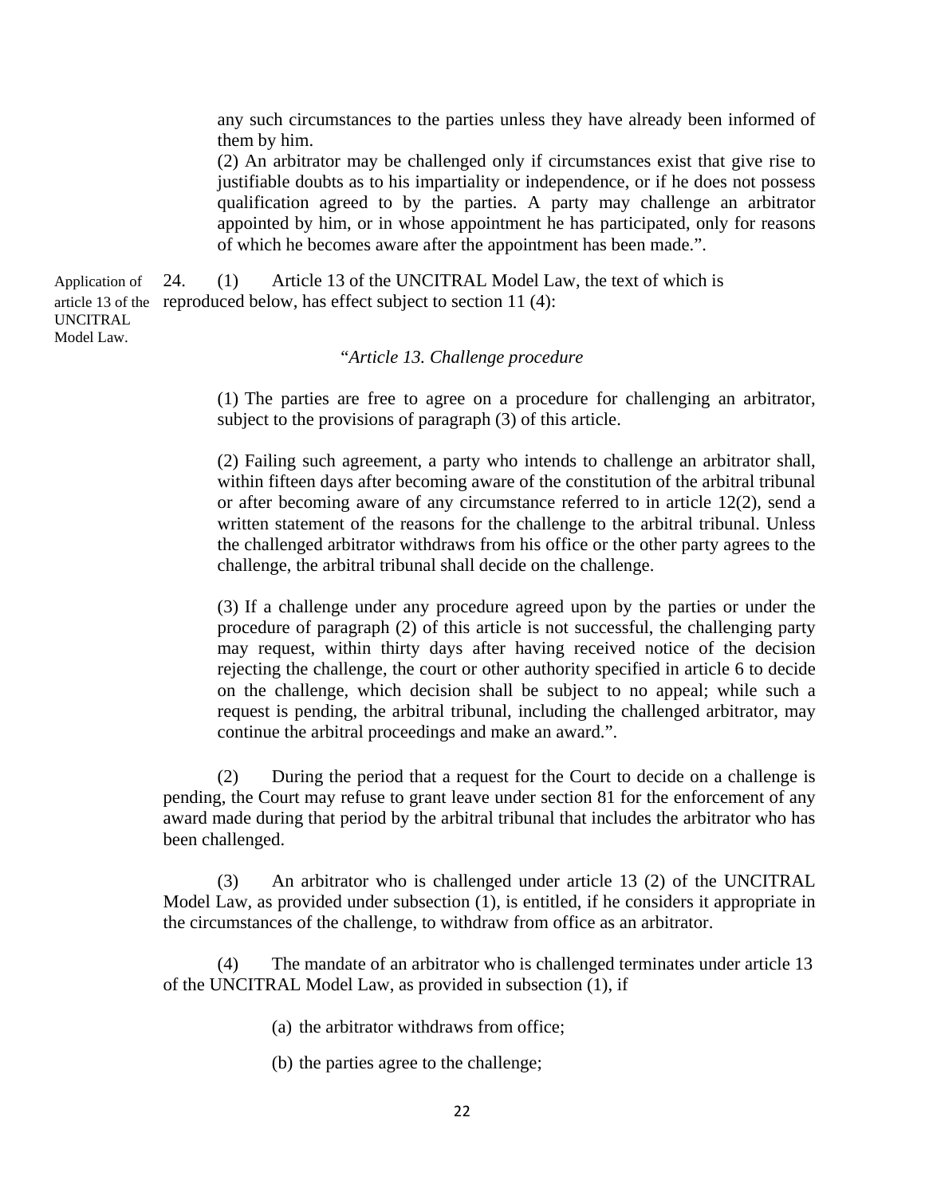any such circumstances to the parties unless they have already been informed of them by him.

(2) An arbitrator may be challenged only if circumstances exist that give rise to justifiable doubts as to his impartiality or independence, or if he does not possess qualification agreed to by the parties. A party may challenge an arbitrator appointed by him, or in whose appointment he has participated, only for reasons of which he becomes aware after the appointment has been made.".

Application of article 13 of the UNCITRAL Model Law.

24. (1) Article 13 of the UNCITRAL Model Law, the text of which is reproduced below, has effect subject to section 11 (4):

"*Article 13. Challenge procedure*

(1) The parties are free to agree on a procedure for challenging an arbitrator, subject to the provisions of paragraph (3) of this article.

(2) Failing such agreement, a party who intends to challenge an arbitrator shall, within fifteen days after becoming aware of the constitution of the arbitral tribunal or after becoming aware of any circumstance referred to in article 12(2), send a written statement of the reasons for the challenge to the arbitral tribunal. Unless the challenged arbitrator withdraws from his office or the other party agrees to the challenge, the arbitral tribunal shall decide on the challenge.

(3) If a challenge under any procedure agreed upon by the parties or under the procedure of paragraph (2) of this article is not successful, the challenging party may request, within thirty days after having received notice of the decision rejecting the challenge, the court or other authority specified in article 6 to decide on the challenge, which decision shall be subject to no appeal; while such a request is pending, the arbitral tribunal, including the challenged arbitrator, may continue the arbitral proceedings and make an award.".

(2) During the period that a request for the Court to decide on a challenge is pending, the Court may refuse to grant leave under section 81 for the enforcement of any award made during that period by the arbitral tribunal that includes the arbitrator who has been challenged.

(3) An arbitrator who is challenged under article 13 (2) of the UNCITRAL Model Law, as provided under subsection (1), is entitled, if he considers it appropriate in the circumstances of the challenge, to withdraw from office as an arbitrator.

(4) The mandate of an arbitrator who is challenged terminates under article 13 of the UNCITRAL Model Law, as provided in subsection (1), if

(a) the arbitrator withdraws from office;

(b) the parties agree to the challenge;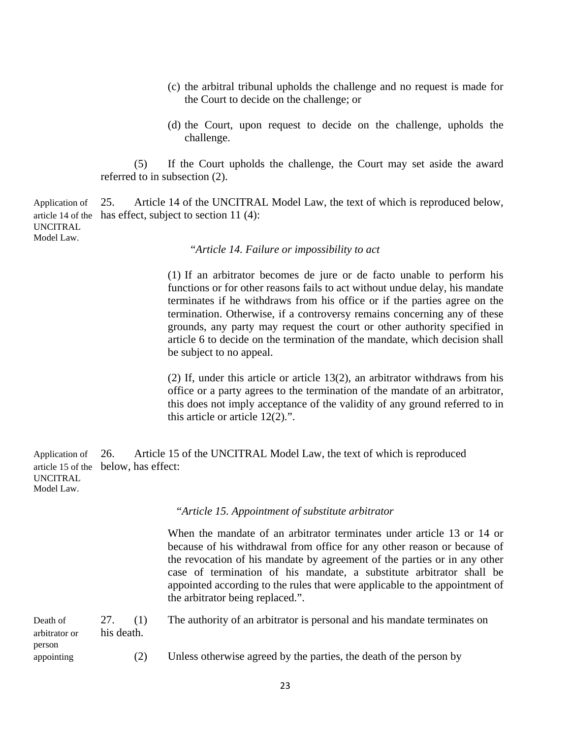(c) the arbitral tribunal upholds the challenge and no request is made for the Court to decide on the challenge; or

(d) the Court, upon request to decide on the challenge, upholds the challenge.

(5) If the Court upholds the challenge, the Court may set aside the award referred to in subsection (2).

**Application of article 14 of the UNCITRAL Model Law.**

25. Article 14 of the UNCITRAL Model Law, the text of which is reproduced below, has effect, subject to section 11 (4):

> "*Article 14. Failure or impossibility to act*
>
> (1) If an arbitrator becomes de jure or de facto unable to perform his functions or for other reasons fails to act without undue delay, his mandate terminates if he withdraws from his office or if the parties agree on the termination. Otherwise, if a controversy remains concerning any of these grounds, any party may request the court or other authority specified in article 6 to decide on the termination of the mandate, which decision shall be subject to no appeal.
>
> (2) If, under this article or article 13(2), an arbitrator withdraws from his office or a party agrees to the termination of the mandate of an arbitrator, this does not imply acceptance of the validity of any ground referred to in this article or article 12(2).".

**Application of article 15 of the UNCITRAL Model Law.**

26. Article 15 of the UNCITRAL Model Law, the text of which is reproduced below, has effect:

> "*Article 15. Appointment of substitute arbitrator*
>
> When the mandate of an arbitrator terminates under article 13 or 14 or because of his withdrawal from office for any other reason or because of the revocation of his mandate by agreement of the parties or in any other case of termination of his mandate, a substitute arbitrator shall be appointed according to the rules that were applicable to the appointment of the arbitrator being replaced.".

**Death of arbitrator or person appointing**

27. (1) The authority of an arbitrator is personal and his mandate terminates on his death.

(2) Unless otherwise agreed by the parties, the death of the person by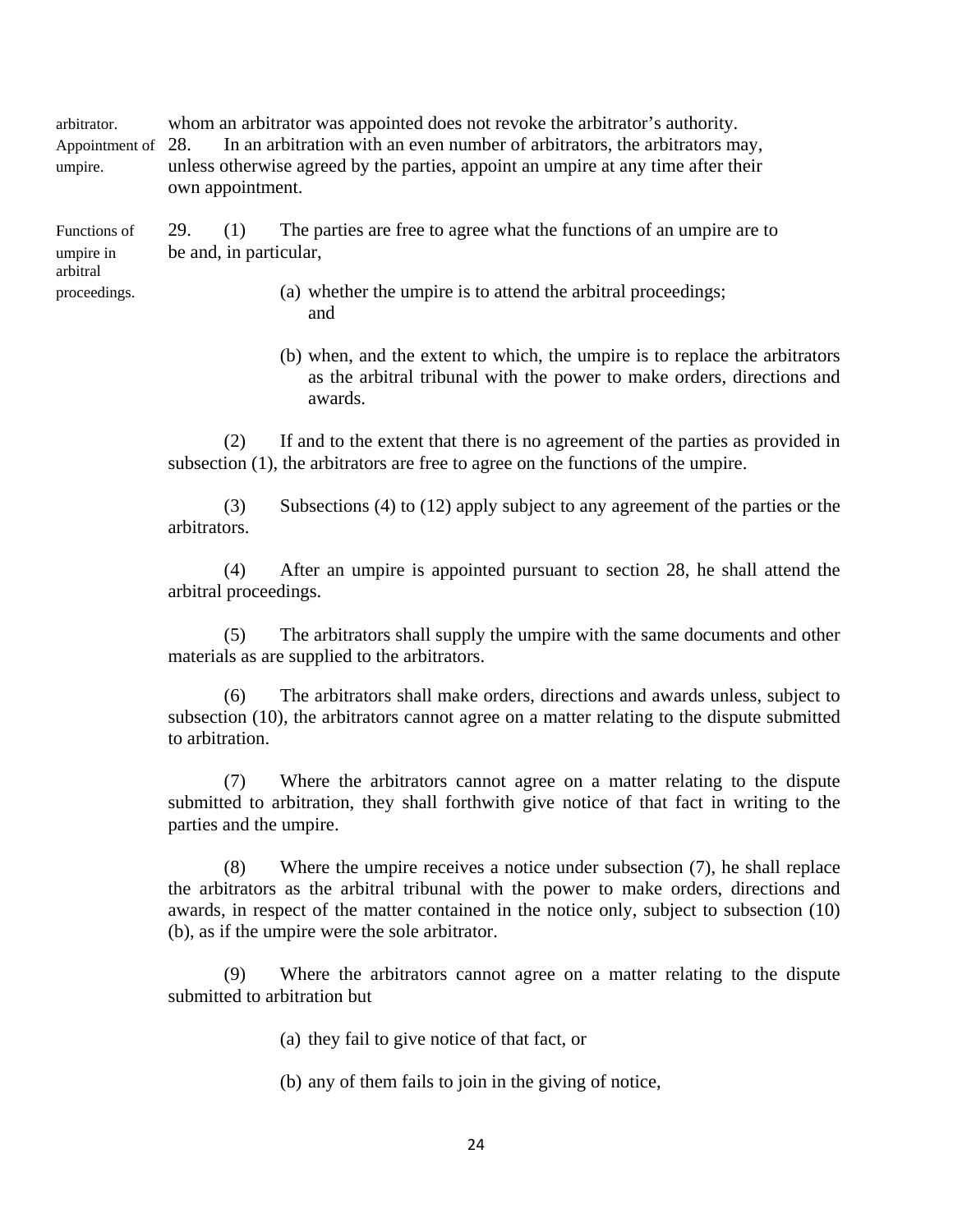whom an arbitrator was appointed does not revoke the arbitrator's authority.

*Appointment of umpire.*

28. In an arbitration with an even number of arbitrators, the arbitrators may, unless otherwise agreed by the parties, appoint an umpire at any time after their own appointment.

*Functions of umpire in arbitral proceedings.*

29. (1) The parties are free to agree what the functions of an umpire are to be and, in particular,

(a) whether the umpire is to attend the arbitral proceedings; and

(b) when, and the extent to which, the umpire is to replace the arbitrators as the arbitral tribunal with the power to make orders, directions and awards.

(2) If and to the extent that there is no agreement of the parties as provided in subsection (1), the arbitrators are free to agree on the functions of the umpire.

(3) Subsections (4) to (12) apply subject to any agreement of the parties or the arbitrators.

(4) After an umpire is appointed pursuant to section 28, he shall attend the arbitral proceedings.

(5) The arbitrators shall supply the umpire with the same documents and other materials as are supplied to the arbitrators.

(6) The arbitrators shall make orders, directions and awards unless, subject to subsection (10), the arbitrators cannot agree on a matter relating to the dispute submitted to arbitration.

(7) Where the arbitrators cannot agree on a matter relating to the dispute submitted to arbitration, they shall forthwith give notice of that fact in writing to the parties and the umpire.

(8) Where the umpire receives a notice under subsection (7), he shall replace the arbitrators as the arbitral tribunal with the power to make orders, directions and awards, in respect of the matter contained in the notice only, subject to subsection (10) (b), as if the umpire were the sole arbitrator.

(9) Where the arbitrators cannot agree on a matter relating to the dispute submitted to arbitration but

(a) they fail to give notice of that fact, or

(b) any of them fails to join in the giving of notice,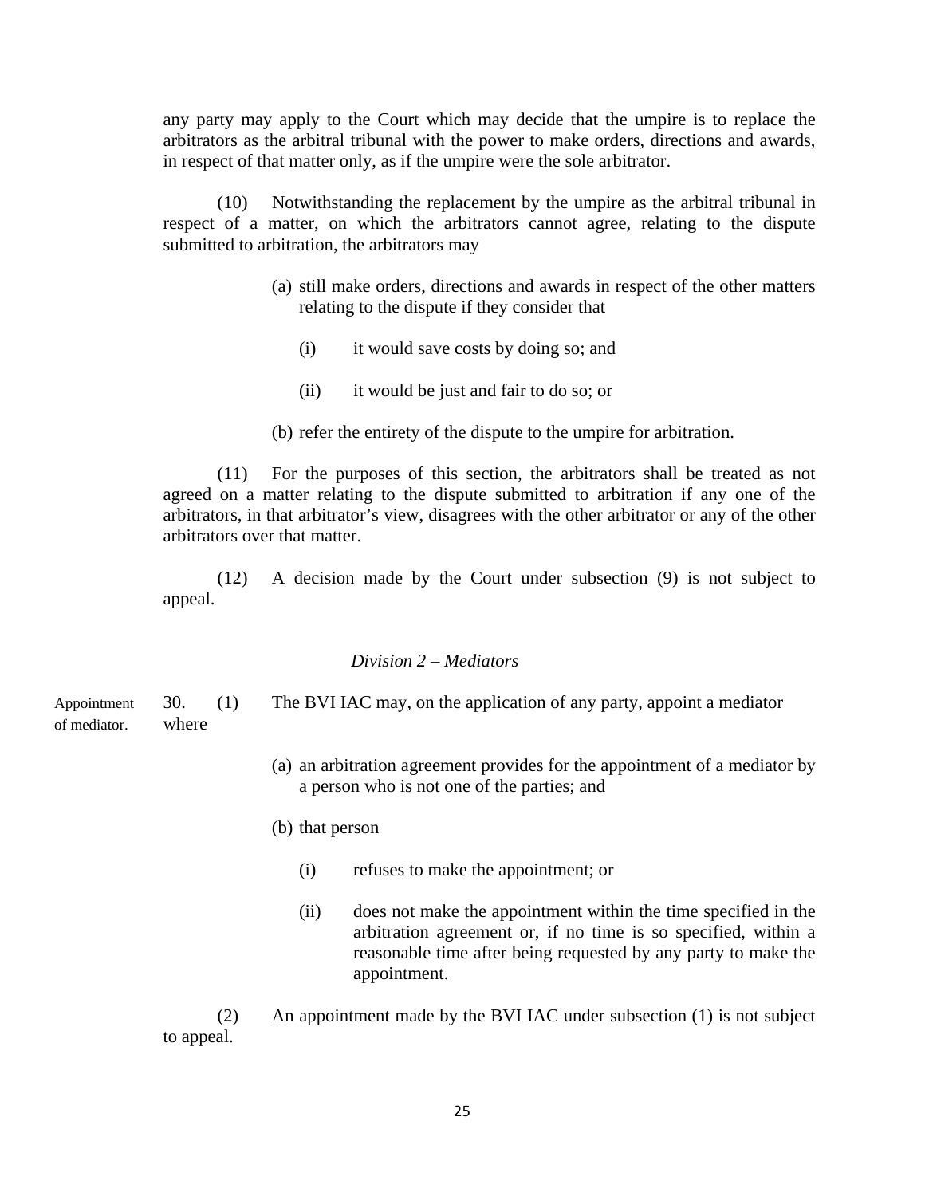any party may apply to the Court which may decide that the umpire is to replace the arbitrators as the arbitral tribunal with the power to make orders, directions and awards, in respect of that matter only, as if the umpire were the sole arbitrator.

(10) Notwithstanding the replacement by the umpire as the arbitral tribunal in respect of a matter, on which the arbitrators cannot agree, relating to the dispute submitted to arbitration, the arbitrators may

(a) still make orders, directions and awards in respect of the other matters relating to the dispute if they consider that

(i) it would save costs by doing so; and

(ii) it would be just and fair to do so; or

(b) refer the entirety of the dispute to the umpire for arbitration.

(11) For the purposes of this section, the arbitrators shall be treated as not agreed on a matter relating to the dispute submitted to arbitration if any one of the arbitrators, in that arbitrator's view, disagrees with the other arbitrator or any of the other arbitrators over that matter.

(12) A decision made by the Court under subsection (9) is not subject to appeal.

*Division 2 – Mediators*

Appointment of mediator.

30. (1) The BVI IAC may, on the application of any party, appoint a mediator where

(a) an arbitration agreement provides for the appointment of a mediator by a person who is not one of the parties; and

(b) that person

(i) refuses to make the appointment; or

(ii) does not make the appointment within the time specified in the arbitration agreement or, if no time is so specified, within a reasonable time after being requested by any party to make the appointment.

(2) An appointment made by the BVI IAC under subsection (1) is not subject to appeal.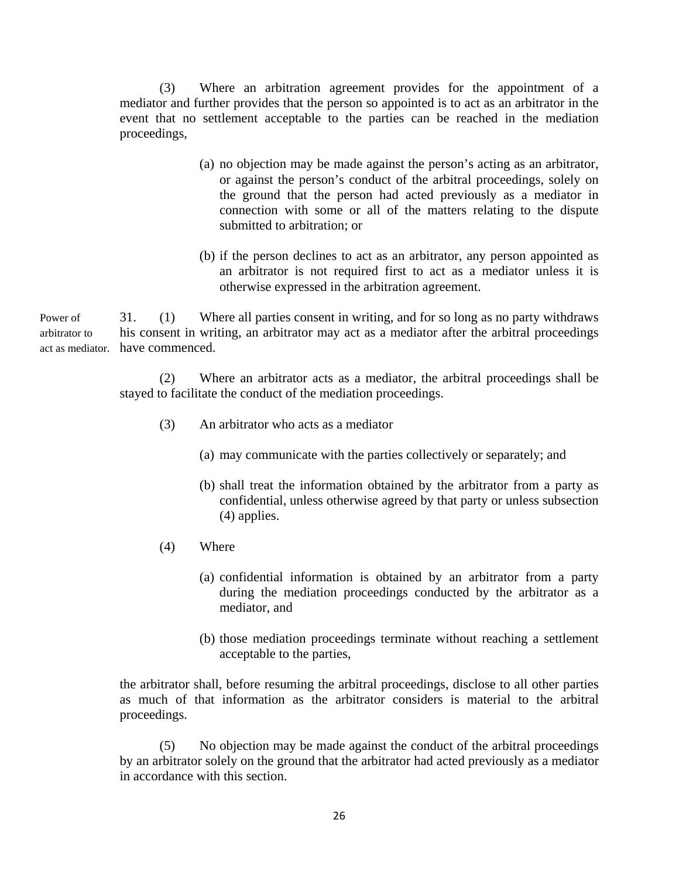(3) Where an arbitration agreement provides for the appointment of a mediator and further provides that the person so appointed is to act as an arbitrator in the event that no settlement acceptable to the parties can be reached in the mediation proceedings,

(a) no objection may be made against the person's acting as an arbitrator, or against the person's conduct of the arbitral proceedings, solely on the ground that the person had acted previously as a mediator in connection with some or all of the matters relating to the dispute submitted to arbitration; or

(b) if the person declines to act as an arbitrator, any person appointed as an arbitrator is not required first to act as a mediator unless it is otherwise expressed in the arbitration agreement.

*Power of arbitrator to act as mediator.*

31. (1) Where all parties consent in writing, and for so long as no party withdraws his consent in writing, an arbitrator may act as a mediator after the arbitral proceedings have commenced.

(2) Where an arbitrator acts as a mediator, the arbitral proceedings shall be stayed to facilitate the conduct of the mediation proceedings.

(3) An arbitrator who acts as a mediator

(a) may communicate with the parties collectively or separately; and

(b) shall treat the information obtained by the arbitrator from a party as confidential, unless otherwise agreed by that party or unless subsection (4) applies.

(4) Where

(a) confidential information is obtained by an arbitrator from a party during the mediation proceedings conducted by the arbitrator as a mediator, and

(b) those mediation proceedings terminate without reaching a settlement acceptable to the parties,

the arbitrator shall, before resuming the arbitral proceedings, disclose to all other parties as much of that information as the arbitrator considers is material to the arbitral proceedings.

(5) No objection may be made against the conduct of the arbitral proceedings by an arbitrator solely on the ground that the arbitrator had acted previously as a mediator in accordance with this section.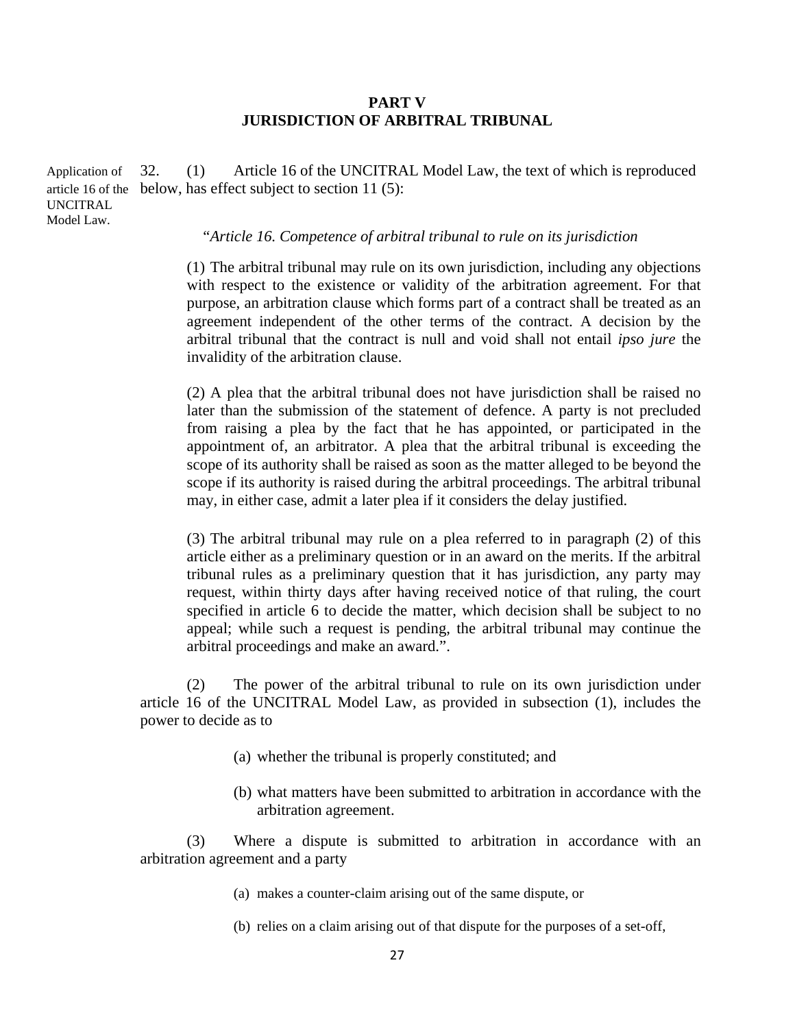## PART V
## JURISDICTION OF ARBITRAL TRIBUNAL

Application of article 16 of the UNCITRAL Model Law.

32. (1) Article 16 of the UNCITRAL Model Law, the text of which is reproduced below, has effect subject to section 11 (5):

"*Article 16. Competence of arbitral tribunal to rule on its jurisdiction*

(1) The arbitral tribunal may rule on its own jurisdiction, including any objections with respect to the existence or validity of the arbitration agreement. For that purpose, an arbitration clause which forms part of a contract shall be treated as an agreement independent of the other terms of the contract. A decision by the arbitral tribunal that the contract is null and void shall not entail *ipso jure* the invalidity of the arbitration clause.

(2) A plea that the arbitral tribunal does not have jurisdiction shall be raised no later than the submission of the statement of defence. A party is not precluded from raising a plea by the fact that he has appointed, or participated in the appointment of, an arbitrator. A plea that the arbitral tribunal is exceeding the scope of its authority shall be raised as soon as the matter alleged to be beyond the scope if its authority is raised during the arbitral proceedings. The arbitral tribunal may, in either case, admit a later plea if it considers the delay justified.

(3) The arbitral tribunal may rule on a plea referred to in paragraph (2) of this article either as a preliminary question or in an award on the merits. If the arbitral tribunal rules as a preliminary question that it has jurisdiction, any party may request, within thirty days after having received notice of that ruling, the court specified in article 6 to decide the matter, which decision shall be subject to no appeal; while such a request is pending, the arbitral tribunal may continue the arbitral proceedings and make an award.".

(2) The power of the arbitral tribunal to rule on its own jurisdiction under article 16 of the UNCITRAL Model Law, as provided in subsection (1), includes the power to decide as to

(a) whether the tribunal is properly constituted; and

(b) what matters have been submitted to arbitration in accordance with the arbitration agreement.

(3) Where a dispute is submitted to arbitration in accordance with an arbitration agreement and a party

(a) makes a counter-claim arising out of the same dispute, or

(b) relies on a claim arising out of that dispute for the purposes of a set-off,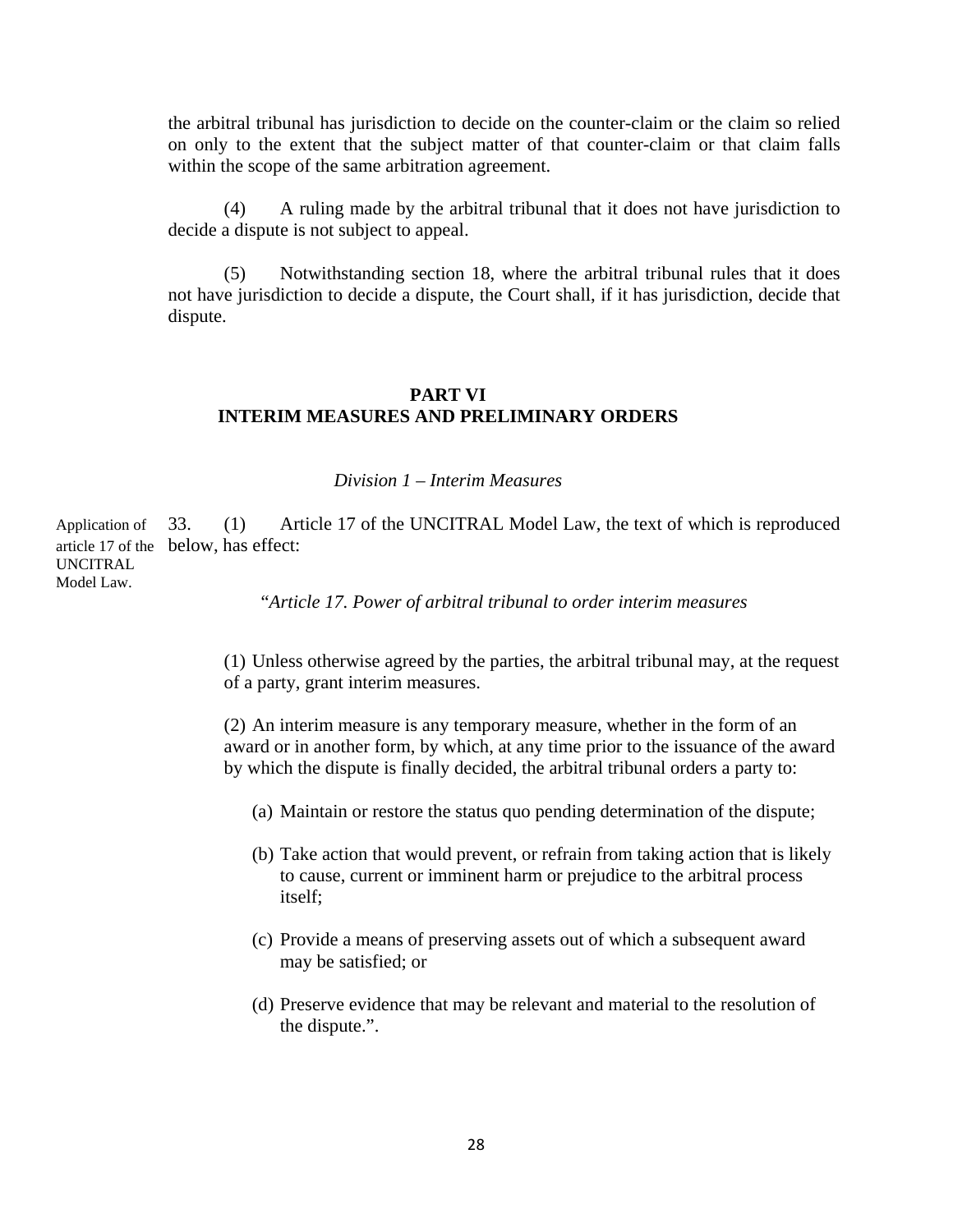the arbitral tribunal has jurisdiction to decide on the counter-claim or the claim so relied on only to the extent that the subject matter of that counter-claim or that claim falls within the scope of the same arbitration agreement.

(4) A ruling made by the arbitral tribunal that it does not have jurisdiction to decide a dispute is not subject to appeal.

(5) Notwithstanding section 18, where the arbitral tribunal rules that it does not have jurisdiction to decide a dispute, the Court shall, if it has jurisdiction, decide that dispute.

## PART VI
## INTERIM MEASURES AND PRELIMINARY ORDERS

*Division 1 – Interim Measures*

Application of article 17 of the UNCITRAL Model Law.

33. (1) Article 17 of the UNCITRAL Model Law, the text of which is reproduced below, has effect:

"*Article 17. Power of arbitral tribunal to order interim measures*

(1) Unless otherwise agreed by the parties, the arbitral tribunal may, at the request of a party, grant interim measures.

(2) An interim measure is any temporary measure, whether in the form of an award or in another form, by which, at any time prior to the issuance of the award by which the dispute is finally decided, the arbitral tribunal orders a party to:

(a) Maintain or restore the status quo pending determination of the dispute;

(b) Take action that would prevent, or refrain from taking action that is likely to cause, current or imminent harm or prejudice to the arbitral process itself;

(c) Provide a means of preserving assets out of which a subsequent award may be satisfied; or

(d) Preserve evidence that may be relevant and material to the resolution of the dispute.".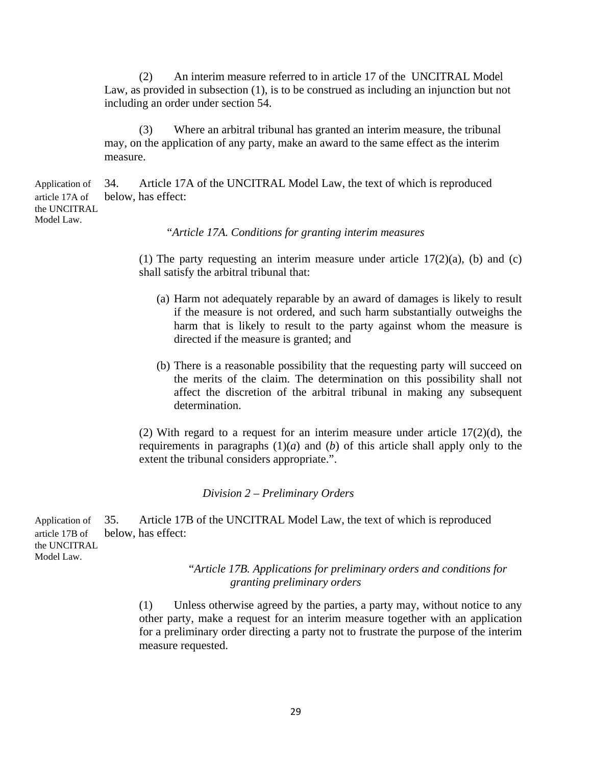(2) An interim measure referred to in article 17 of the UNCITRAL Model Law, as provided in subsection (1), is to be construed as including an injunction but not including an order under section 54.

(3) Where an arbitral tribunal has granted an interim measure, the tribunal may, on the application of any party, make an award to the same effect as the interim measure.

Application of article 17A of the UNCITRAL Model Law.

34. Article 17A of the UNCITRAL Model Law, the text of which is reproduced below, has effect:

"*Article 17A. Conditions for granting interim measures*

(1) The party requesting an interim measure under article 17(2)(a), (b) and (c) shall satisfy the arbitral tribunal that:

(a) Harm not adequately reparable by an award of damages is likely to result if the measure is not ordered, and such harm substantially outweighs the harm that is likely to result to the party against whom the measure is directed if the measure is granted; and

(b) There is a reasonable possibility that the requesting party will succeed on the merits of the claim. The determination on this possibility shall not affect the discretion of the arbitral tribunal in making any subsequent determination.

(2) With regard to a request for an interim measure under article 17(2)(d), the requirements in paragraphs (1)(*a*) and (*b*) of this article shall apply only to the extent the tribunal considers appropriate.".

*Division 2 – Preliminary Orders*

Application of article 17B of the UNCITRAL Model Law.

35. Article 17B of the UNCITRAL Model Law, the text of which is reproduced below, has effect:

"*Article 17B. Applications for preliminary orders and conditions for granting preliminary orders*

(1) Unless otherwise agreed by the parties, a party may, without notice to any other party, make a request for an interim measure together with an application for a preliminary order directing a party not to frustrate the purpose of the interim measure requested.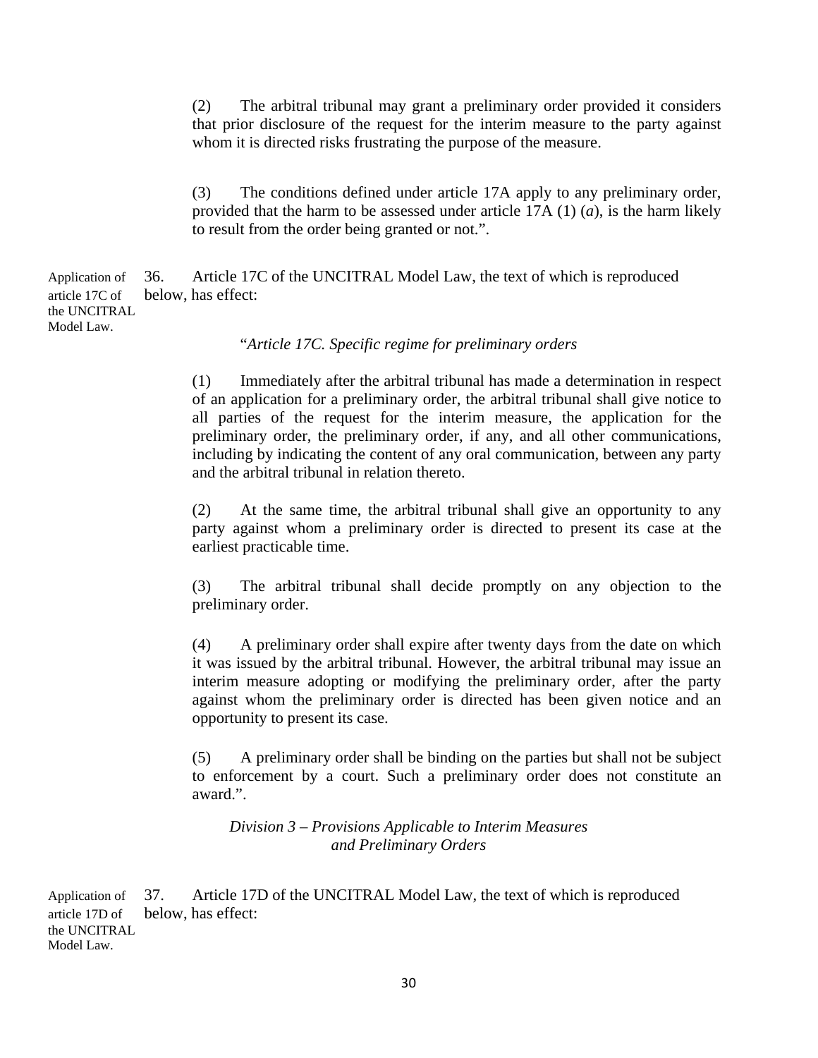(2) The arbitral tribunal may grant a preliminary order provided it considers that prior disclosure of the request for the interim measure to the party against whom it is directed risks frustrating the purpose of the measure.

(3) The conditions defined under article 17A apply to any preliminary order, provided that the harm to be assessed under article 17A (1) (*a*), is the harm likely to result from the order being granted or not.".

Application of article 17C of the UNCITRAL Model Law.

36. Article 17C of the UNCITRAL Model Law, the text of which is reproduced below, has effect:

"*Article 17C. Specific regime for preliminary orders*

(1) Immediately after the arbitral tribunal has made a determination in respect of an application for a preliminary order, the arbitral tribunal shall give notice to all parties of the request for the interim measure, the application for the preliminary order, the preliminary order, if any, and all other communications, including by indicating the content of any oral communication, between any party and the arbitral tribunal in relation thereto.

(2) At the same time, the arbitral tribunal shall give an opportunity to any party against whom a preliminary order is directed to present its case at the earliest practicable time.

(3) The arbitral tribunal shall decide promptly on any objection to the preliminary order.

(4) A preliminary order shall expire after twenty days from the date on which it was issued by the arbitral tribunal. However, the arbitral tribunal may issue an interim measure adopting or modifying the preliminary order, after the party against whom the preliminary order is directed has been given notice and an opportunity to present its case.

(5) A preliminary order shall be binding on the parties but shall not be subject to enforcement by a court. Such a preliminary order does not constitute an award.".

*Division 3 – Provisions Applicable to Interim Measures and Preliminary Orders*

Application of article 17D of the UNCITRAL Model Law.

37. Article 17D of the UNCITRAL Model Law, the text of which is reproduced below, has effect: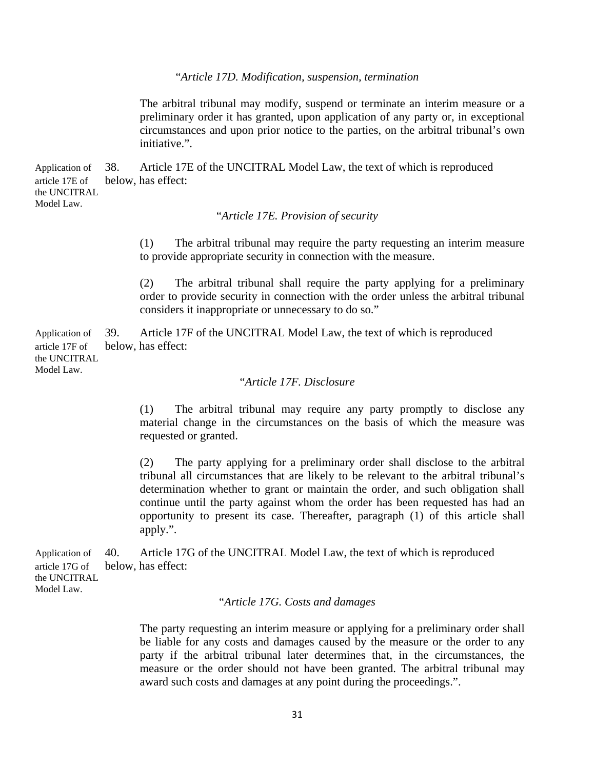*"Article 17D. Modification, suspension, termination*

The arbitral tribunal may modify, suspend or terminate an interim measure or a preliminary order it has granted, upon application of any party or, in exceptional circumstances and upon prior notice to the parties, on the arbitral tribunal's own initiative.".

Application of article 17E of the UNCITRAL Model Law.

38. Article 17E of the UNCITRAL Model Law, the text of which is reproduced below, has effect:

*"Article 17E. Provision of security*

(1) The arbitral tribunal may require the party requesting an interim measure to provide appropriate security in connection with the measure.

(2) The arbitral tribunal shall require the party applying for a preliminary order to provide security in connection with the order unless the arbitral tribunal considers it inappropriate or unnecessary to do so."

Application of article 17F of the UNCITRAL Model Law.

39. Article 17F of the UNCITRAL Model Law, the text of which is reproduced below, has effect:

*"Article 17F. Disclosure*

(1) The arbitral tribunal may require any party promptly to disclose any material change in the circumstances on the basis of which the measure was requested or granted.

(2) The party applying for a preliminary order shall disclose to the arbitral tribunal all circumstances that are likely to be relevant to the arbitral tribunal's determination whether to grant or maintain the order, and such obligation shall continue until the party against whom the order has been requested has had an opportunity to present its case. Thereafter, paragraph (1) of this article shall apply.".

Application of article 17G of the UNCITRAL Model Law.

40. Article 17G of the UNCITRAL Model Law, the text of which is reproduced below, has effect:

*"Article 17G. Costs and damages*

The party requesting an interim measure or applying for a preliminary order shall be liable for any costs and damages caused by the measure or the order to any party if the arbitral tribunal later determines that, in the circumstances, the measure or the order should not have been granted. The arbitral tribunal may award such costs and damages at any point during the proceedings.".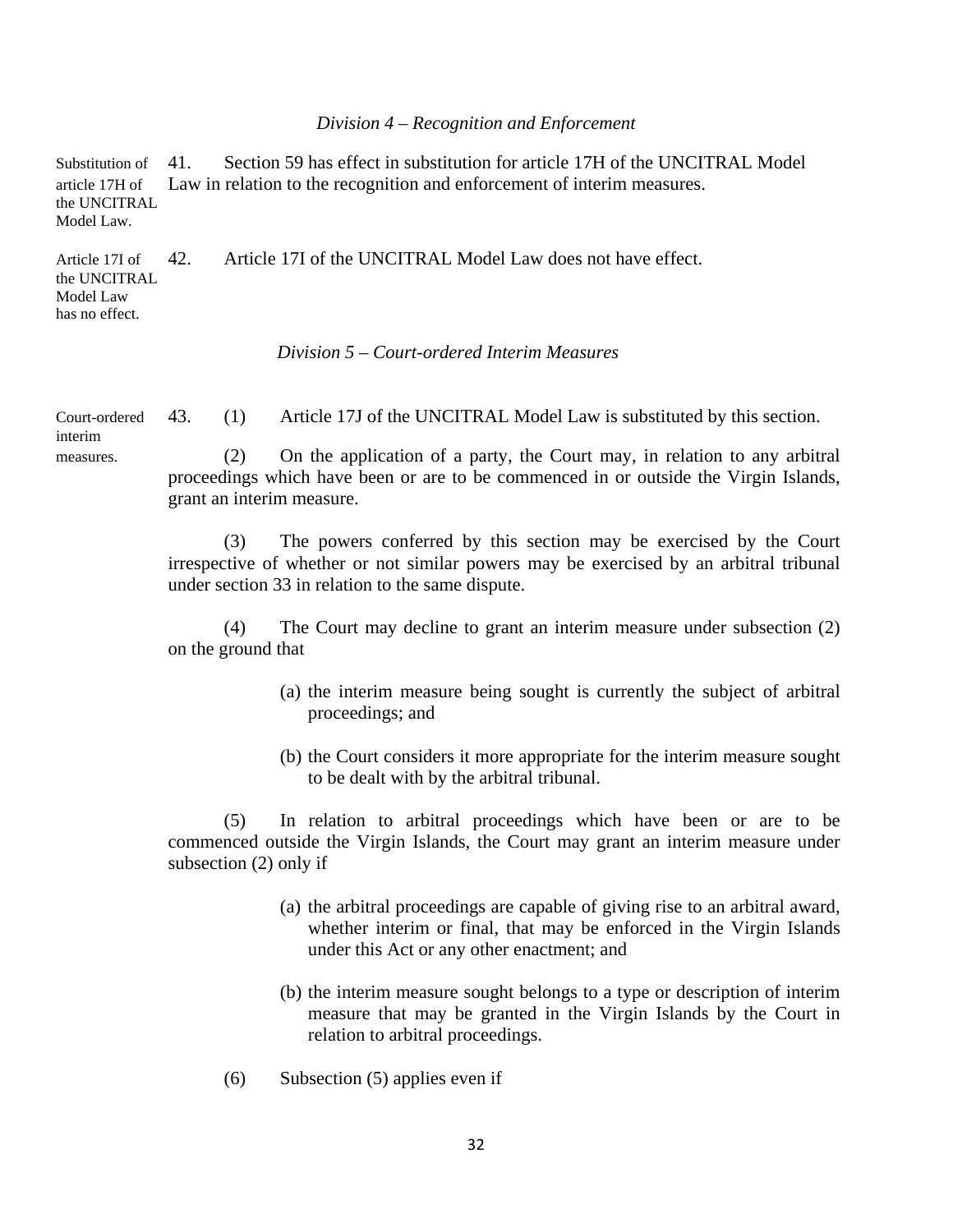*Division 4 – Recognition and Enforcement*

Substitution of article 17H of the UNCITRAL Model Law.

41. Section 59 has effect in substitution for article 17H of the UNCITRAL Model Law in relation to the recognition and enforcement of interim measures.

Article 17I of the UNCITRAL Model Law has no effect.

42. Article 17I of the UNCITRAL Model Law does not have effect.

*Division 5 – Court-ordered Interim Measures*

Court-ordered interim measures.

43. (1) Article 17J of the UNCITRAL Model Law is substituted by this section.

(2) On the application of a party, the Court may, in relation to any arbitral proceedings which have been or are to be commenced in or outside the Virgin Islands, grant an interim measure.

(3) The powers conferred by this section may be exercised by the Court irrespective of whether or not similar powers may be exercised by an arbitral tribunal under section 33 in relation to the same dispute.

(4) The Court may decline to grant an interim measure under subsection (2) on the ground that

(a) the interim measure being sought is currently the subject of arbitral proceedings; and

(b) the Court considers it more appropriate for the interim measure sought to be dealt with by the arbitral tribunal.

(5) In relation to arbitral proceedings which have been or are to be commenced outside the Virgin Islands, the Court may grant an interim measure under subsection (2) only if

(a) the arbitral proceedings are capable of giving rise to an arbitral award, whether interim or final, that may be enforced in the Virgin Islands under this Act or any other enactment; and

(b) the interim measure sought belongs to a type or description of interim measure that may be granted in the Virgin Islands by the Court in relation to arbitral proceedings.

(6) Subsection (5) applies even if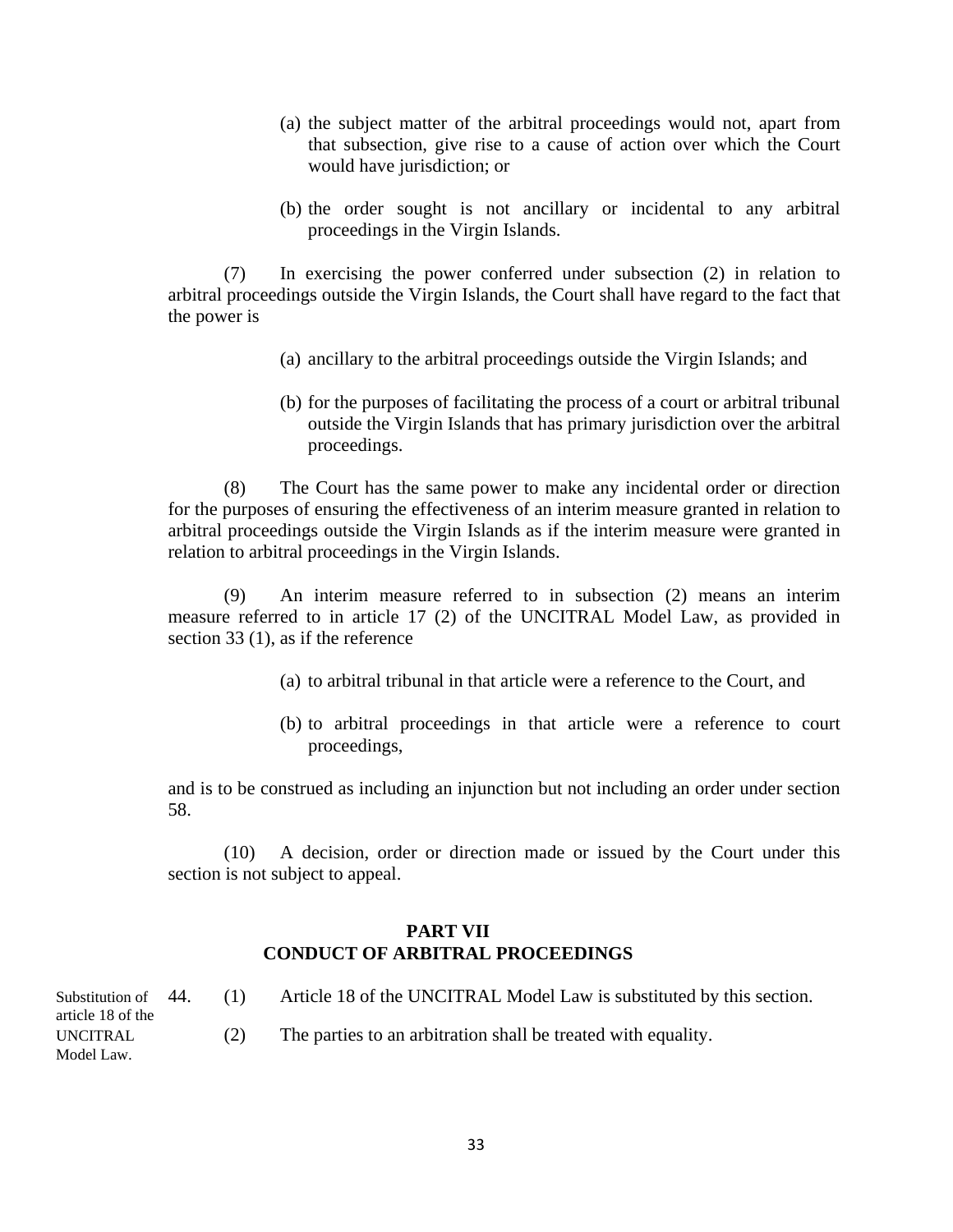(a) the subject matter of the arbitral proceedings would not, apart from that subsection, give rise to a cause of action over which the Court would have jurisdiction; or

(b) the order sought is not ancillary or incidental to any arbitral proceedings in the Virgin Islands.

(7) In exercising the power conferred under subsection (2) in relation to arbitral proceedings outside the Virgin Islands, the Court shall have regard to the fact that the power is

(a) ancillary to the arbitral proceedings outside the Virgin Islands; and

(b) for the purposes of facilitating the process of a court or arbitral tribunal outside the Virgin Islands that has primary jurisdiction over the arbitral proceedings.

(8) The Court has the same power to make any incidental order or direction for the purposes of ensuring the effectiveness of an interim measure granted in relation to arbitral proceedings outside the Virgin Islands as if the interim measure were granted in relation to arbitral proceedings in the Virgin Islands.

(9) An interim measure referred to in subsection (2) means an interim measure referred to in article 17 (2) of the UNCITRAL Model Law, as provided in section 33 (1), as if the reference

(a) to arbitral tribunal in that article were a reference to the Court, and

(b) to arbitral proceedings in that article were a reference to court proceedings,

and is to be construed as including an injunction but not including an order under section 58.

(10) A decision, order or direction made or issued by the Court under this section is not subject to appeal.

## PART VII
## CONDUCT OF ARBITRAL PROCEEDINGS

Substitution of article 18 of the UNCITRAL Model Law.

44. (1) Article 18 of the UNCITRAL Model Law is substituted by this section.

(2) The parties to an arbitration shall be treated with equality.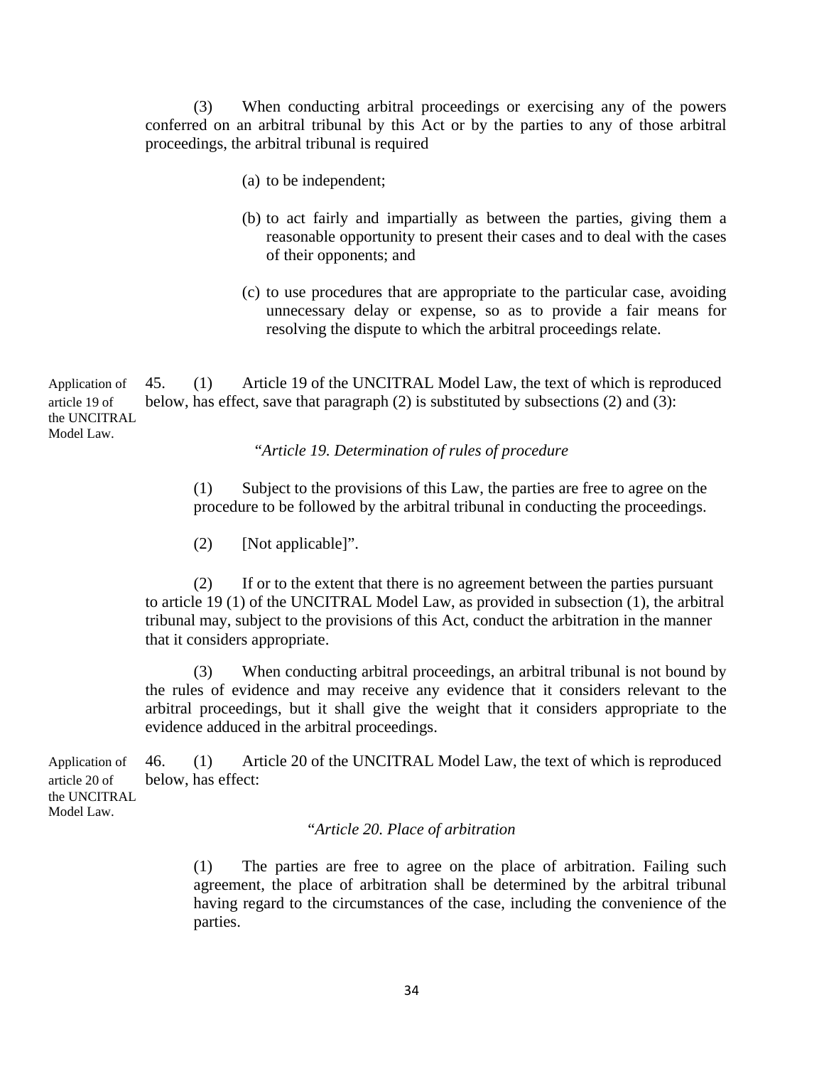(3) When conducting arbitral proceedings or exercising any of the powers conferred on an arbitral tribunal by this Act or by the parties to any of those arbitral proceedings, the arbitral tribunal is required

(a) to be independent;

(b) to act fairly and impartially as between the parties, giving them a reasonable opportunity to present their cases and to deal with the cases of their opponents; and

(c) to use procedures that are appropriate to the particular case, avoiding unnecessary delay or expense, so as to provide a fair means for resolving the dispute to which the arbitral proceedings relate.

Application of article 19 of the UNCITRAL Model Law.

45. (1) Article 19 of the UNCITRAL Model Law, the text of which is reproduced below, has effect, save that paragraph (2) is substituted by subsections (2) and (3):

"*Article 19. Determination of rules of procedure*

(1) Subject to the provisions of this Law, the parties are free to agree on the procedure to be followed by the arbitral tribunal in conducting the proceedings.

(2) [Not applicable]".

(2) If or to the extent that there is no agreement between the parties pursuant to article 19 (1) of the UNCITRAL Model Law, as provided in subsection (1), the arbitral tribunal may, subject to the provisions of this Act, conduct the arbitration in the manner that it considers appropriate.

(3) When conducting arbitral proceedings, an arbitral tribunal is not bound by the rules of evidence and may receive any evidence that it considers relevant to the arbitral proceedings, but it shall give the weight that it considers appropriate to the evidence adduced in the arbitral proceedings.

Application of article 20 of the UNCITRAL Model Law.

46. (1) Article 20 of the UNCITRAL Model Law, the text of which is reproduced below, has effect:

"*Article 20. Place of arbitration*

(1) The parties are free to agree on the place of arbitration. Failing such agreement, the place of arbitration shall be determined by the arbitral tribunal having regard to the circumstances of the case, including the convenience of the parties.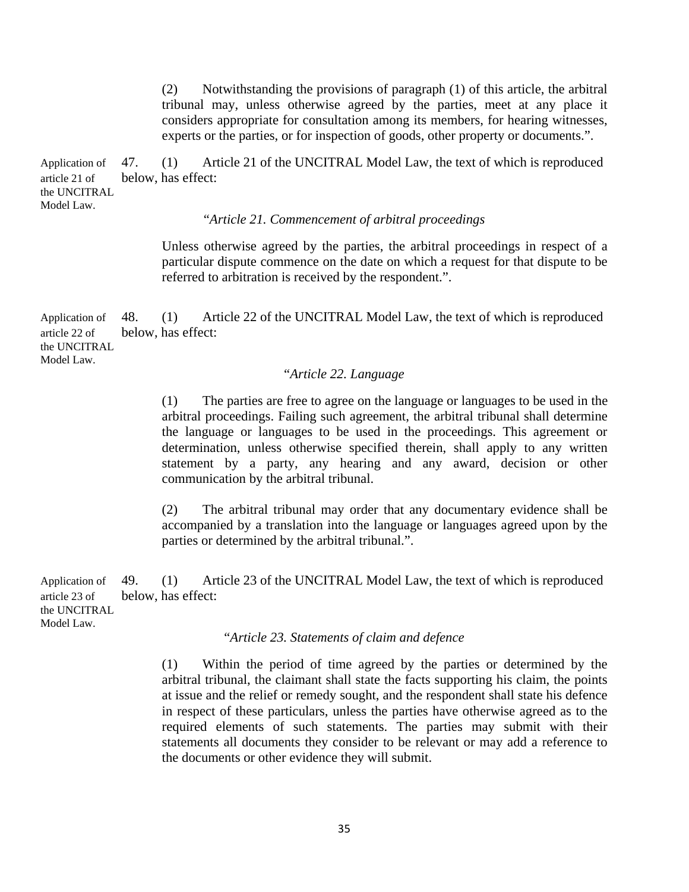(2) Notwithstanding the provisions of paragraph (1) of this article, the arbitral tribunal may, unless otherwise agreed by the parties, meet at any place it considers appropriate for consultation among its members, for hearing witnesses, experts or the parties, or for inspection of goods, other property or documents.".

Application of article 21 of the UNCITRAL Model Law.

47. (1) Article 21 of the UNCITRAL Model Law, the text of which is reproduced below, has effect:

"*Article 21. Commencement of arbitral proceedings*

Unless otherwise agreed by the parties, the arbitral proceedings in respect of a particular dispute commence on the date on which a request for that dispute to be referred to arbitration is received by the respondent.".

Application of article 22 of the UNCITRAL Model Law.

48. (1) Article 22 of the UNCITRAL Model Law, the text of which is reproduced below, has effect:

"*Article 22. Language*

(1) The parties are free to agree on the language or languages to be used in the arbitral proceedings. Failing such agreement, the arbitral tribunal shall determine the language or languages to be used in the proceedings. This agreement or determination, unless otherwise specified therein, shall apply to any written statement by a party, any hearing and any award, decision or other communication by the arbitral tribunal.

(2) The arbitral tribunal may order that any documentary evidence shall be accompanied by a translation into the language or languages agreed upon by the parties or determined by the arbitral tribunal.".

Application of article 23 of the UNCITRAL Model Law.

49. (1) Article 23 of the UNCITRAL Model Law, the text of which is reproduced below, has effect:

"*Article 23. Statements of claim and defence*

(1) Within the period of time agreed by the parties or determined by the arbitral tribunal, the claimant shall state the facts supporting his claim, the points at issue and the relief or remedy sought, and the respondent shall state his defence in respect of these particulars, unless the parties have otherwise agreed as to the required elements of such statements. The parties may submit with their statements all documents they consider to be relevant or may add a reference to the documents or other evidence they will submit.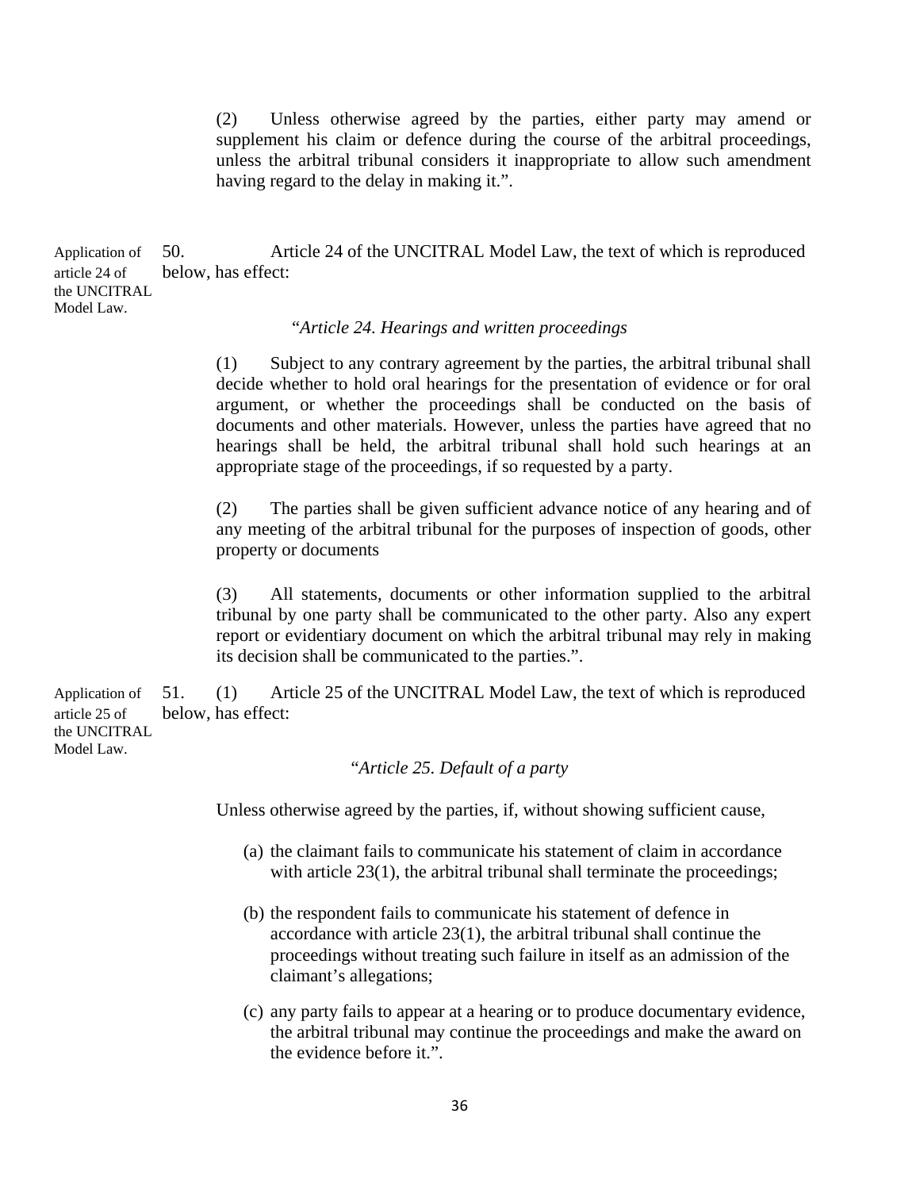(2) Unless otherwise agreed by the parties, either party may amend or supplement his claim or defence during the course of the arbitral proceedings, unless the arbitral tribunal considers it inappropriate to allow such amendment having regard to the delay in making it.".

Application of article 24 of the UNCITRAL Model Law.

50. Article 24 of the UNCITRAL Model Law, the text of which is reproduced below, has effect:

"*Article 24. Hearings and written proceedings*

(1) Subject to any contrary agreement by the parties, the arbitral tribunal shall decide whether to hold oral hearings for the presentation of evidence or for oral argument, or whether the proceedings shall be conducted on the basis of documents and other materials. However, unless the parties have agreed that no hearings shall be held, the arbitral tribunal shall hold such hearings at an appropriate stage of the proceedings, if so requested by a party.

(2) The parties shall be given sufficient advance notice of any hearing and of any meeting of the arbitral tribunal for the purposes of inspection of goods, other property or documents

(3) All statements, documents or other information supplied to the arbitral tribunal by one party shall be communicated to the other party. Also any expert report or evidentiary document on which the arbitral tribunal may rely in making its decision shall be communicated to the parties.".

Application of article 25 of the UNCITRAL Model Law.

51. (1) Article 25 of the UNCITRAL Model Law, the text of which is reproduced below, has effect:

"*Article 25. Default of a party*

Unless otherwise agreed by the parties, if, without showing sufficient cause,

(a) the claimant fails to communicate his statement of claim in accordance with article 23(1), the arbitral tribunal shall terminate the proceedings;

(b) the respondent fails to communicate his statement of defence in accordance with article 23(1), the arbitral tribunal shall continue the proceedings without treating such failure in itself as an admission of the claimant's allegations;

(c) any party fails to appear at a hearing or to produce documentary evidence, the arbitral tribunal may continue the proceedings and make the award on the evidence before it.".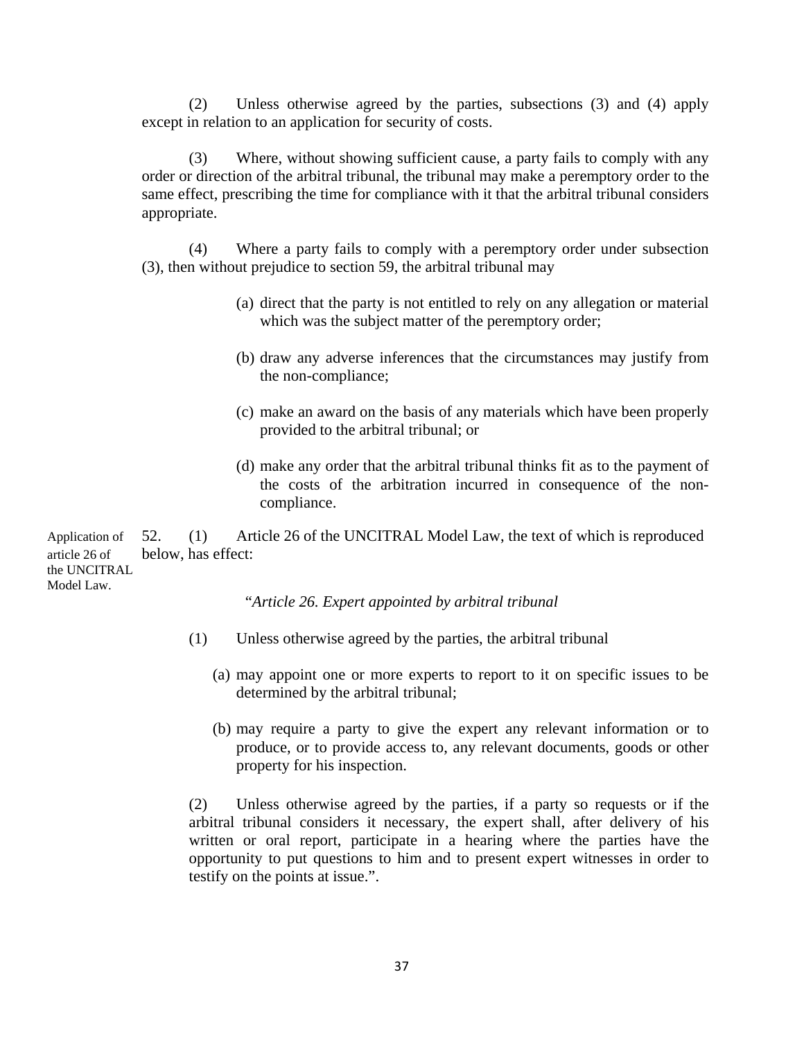(2) Unless otherwise agreed by the parties, subsections (3) and (4) apply except in relation to an application for security of costs.

(3) Where, without showing sufficient cause, a party fails to comply with any order or direction of the arbitral tribunal, the tribunal may make a peremptory order to the same effect, prescribing the time for compliance with it that the arbitral tribunal considers appropriate.

(4) Where a party fails to comply with a peremptory order under subsection (3), then without prejudice to section 59, the arbitral tribunal may

(a) direct that the party is not entitled to rely on any allegation or material which was the subject matter of the peremptory order;

(b) draw any adverse inferences that the circumstances may justify from the non-compliance;

(c) make an award on the basis of any materials which have been properly provided to the arbitral tribunal; or

(d) make any order that the arbitral tribunal thinks fit as to the payment of the costs of the arbitration incurred in consequence of the non-compliance.

Application of article 26 of the UNCITRAL Model Law.

52. (1) Article 26 of the UNCITRAL Model Law, the text of which is reproduced below, has effect:

"*Article 26. Expert appointed by arbitral tribunal*

(1) Unless otherwise agreed by the parties, the arbitral tribunal

(a) may appoint one or more experts to report to it on specific issues to be determined by the arbitral tribunal;

(b) may require a party to give the expert any relevant information or to produce, or to provide access to, any relevant documents, goods or other property for his inspection.

(2) Unless otherwise agreed by the parties, if a party so requests or if the arbitral tribunal considers it necessary, the expert shall, after delivery of his written or oral report, participate in a hearing where the parties have the opportunity to put questions to him and to present expert witnesses in order to testify on the points at issue.".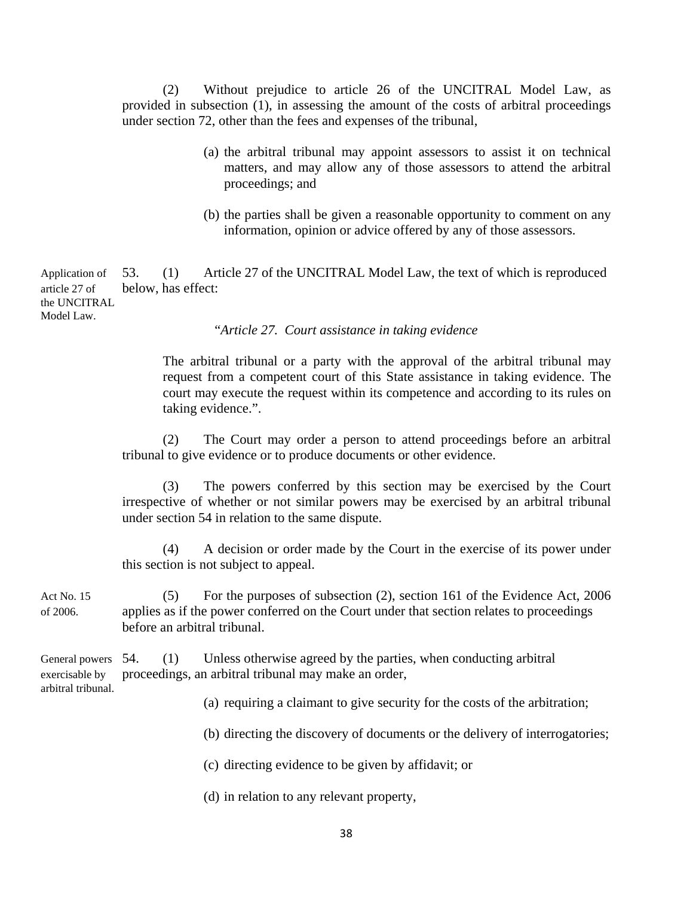(2) Without prejudice to article 26 of the UNCITRAL Model Law, as provided in subsection (1), in assessing the amount of the costs of arbitral proceedings under section 72, other than the fees and expenses of the tribunal,

(a) the arbitral tribunal may appoint assessors to assist it on technical matters, and may allow any of those assessors to attend the arbitral proceedings; and

(b) the parties shall be given a reasonable opportunity to comment on any information, opinion or advice offered by any of those assessors.

Application of article 27 of the UNCITRAL Model Law.

53. (1) Article 27 of the UNCITRAL Model Law, the text of which is reproduced below, has effect:

"*Article 27. Court assistance in taking evidence*

The arbitral tribunal or a party with the approval of the arbitral tribunal may request from a competent court of this State assistance in taking evidence. The court may execute the request within its competence and according to its rules on taking evidence.".

(2) The Court may order a person to attend proceedings before an arbitral tribunal to give evidence or to produce documents or other evidence.

(3) The powers conferred by this section may be exercised by the Court irrespective of whether or not similar powers may be exercised by an arbitral tribunal under section 54 in relation to the same dispute.

(4) A decision or order made by the Court in the exercise of its power under this section is not subject to appeal.

Act No. 15 of 2006.

(5) For the purposes of subsection (2), section 161 of the Evidence Act, 2006 applies as if the power conferred on the Court under that section relates to proceedings before an arbitral tribunal.

General powers exercisable by arbitral tribunal.

54. (1) Unless otherwise agreed by the parties, when conducting arbitral proceedings, an arbitral tribunal may make an order,

(a) requiring a claimant to give security for the costs of the arbitration;

(b) directing the discovery of documents or the delivery of interrogatories;

(c) directing evidence to be given by affidavit; or

(d) in relation to any relevant property,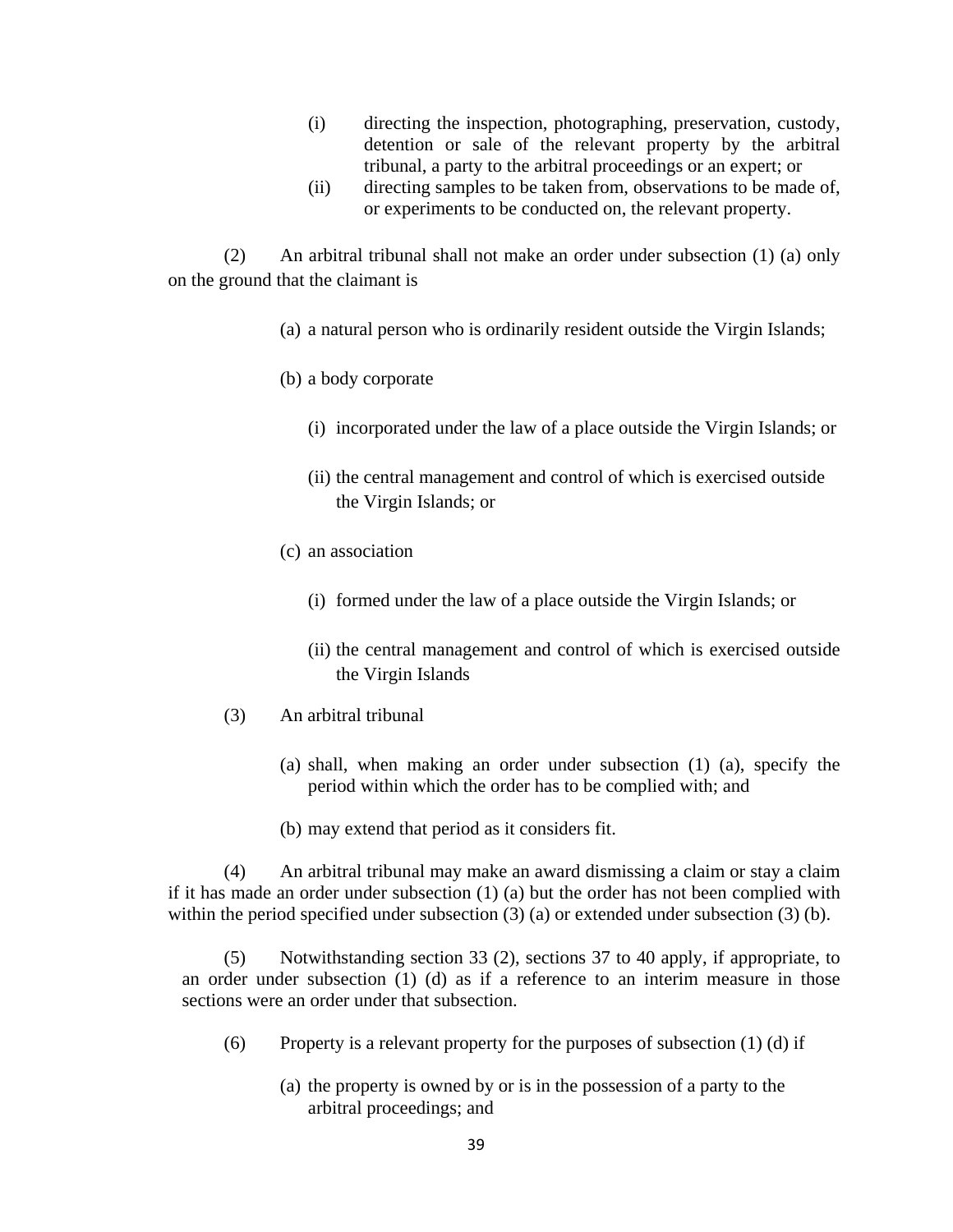(i) directing the inspection, photographing, preservation, custody, detention or sale of the relevant property by the arbitral tribunal, a party to the arbitral proceedings or an expert; or

(ii) directing samples to be taken from, observations to be made of, or experiments to be conducted on, the relevant property.

(2) An arbitral tribunal shall not make an order under subsection (1) (a) only on the ground that the claimant is

(a) a natural person who is ordinarily resident outside the Virgin Islands;

(b) a body corporate

(i) incorporated under the law of a place outside the Virgin Islands; or

(ii) the central management and control of which is exercised outside the Virgin Islands; or

(c) an association

(i) formed under the law of a place outside the Virgin Islands; or

(ii) the central management and control of which is exercised outside the Virgin Islands

(3) An arbitral tribunal

(a) shall, when making an order under subsection (1) (a), specify the period within which the order has to be complied with; and

(b) may extend that period as it considers fit.

(4) An arbitral tribunal may make an award dismissing a claim or stay a claim if it has made an order under subsection (1) (a) but the order has not been complied with within the period specified under subsection (3) (a) or extended under subsection (3) (b).

(5) Notwithstanding section 33 (2), sections 37 to 40 apply, if appropriate, to an order under subsection (1) (d) as if a reference to an interim measure in those sections were an order under that subsection.

(6) Property is a relevant property for the purposes of subsection (1) (d) if

(a) the property is owned by or is in the possession of a party to the arbitral proceedings; and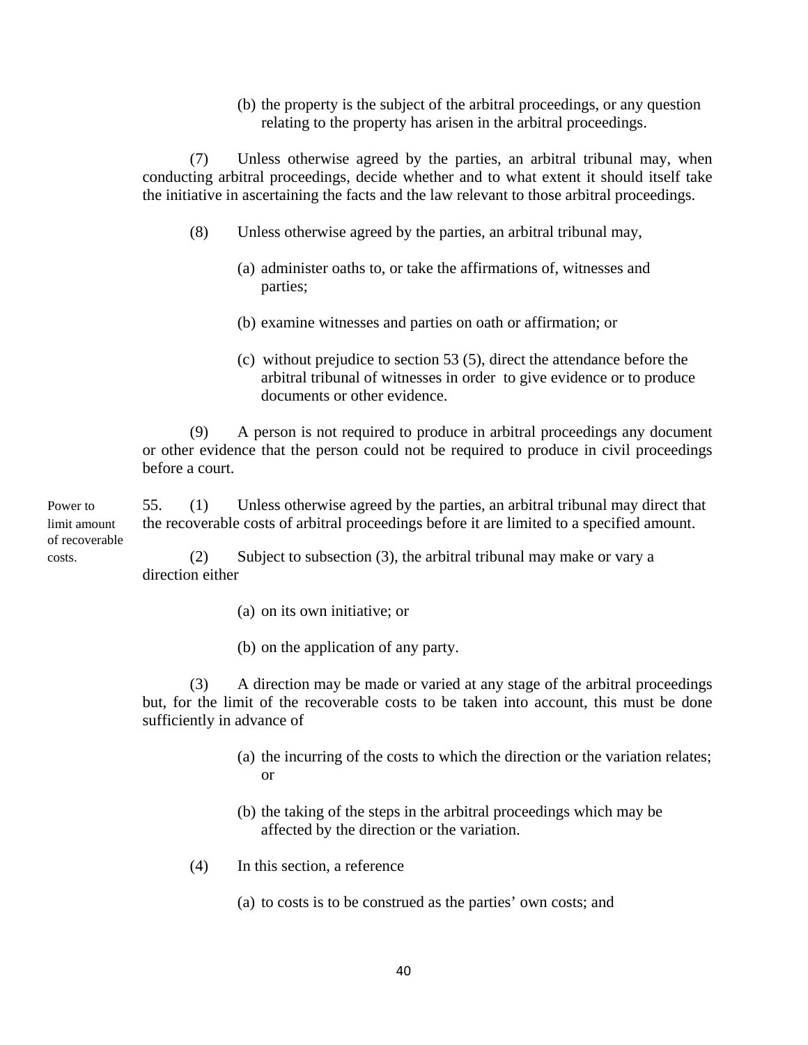(b) the property is the subject of the arbitral proceedings, or any question relating to the property has arisen in the arbitral proceedings.

(7) Unless otherwise agreed by the parties, an arbitral tribunal may, when conducting arbitral proceedings, decide whether and to what extent it should itself take the initiative in ascertaining the facts and the law relevant to those arbitral proceedings.

(8) Unless otherwise agreed by the parties, an arbitral tribunal may,

(a) administer oaths to, or take the affirmations of, witnesses and parties;

(b) examine witnesses and parties on oath or affirmation; or

(c) without prejudice to section 53 (5), direct the attendance before the arbitral tribunal of witnesses in order to give evidence or to produce documents or other evidence.

(9) A person is not required to produce in arbitral proceedings any document or other evidence that the person could not be required to produce in civil proceedings before a court.

Power to limit amount of recoverable costs.

55. (1) Unless otherwise agreed by the parties, an arbitral tribunal may direct that the recoverable costs of arbitral proceedings before it are limited to a specified amount.

(2) Subject to subsection (3), the arbitral tribunal may make or vary a direction either

(a) on its own initiative; or

(b) on the application of any party.

(3) A direction may be made or varied at any stage of the arbitral proceedings but, for the limit of the recoverable costs to be taken into account, this must be done sufficiently in advance of

(a) the incurring of the costs to which the direction or the variation relates; or

(b) the taking of the steps in the arbitral proceedings which may be affected by the direction or the variation.

(4) In this section, a reference

(a) to costs is to be construed as the parties' own costs; and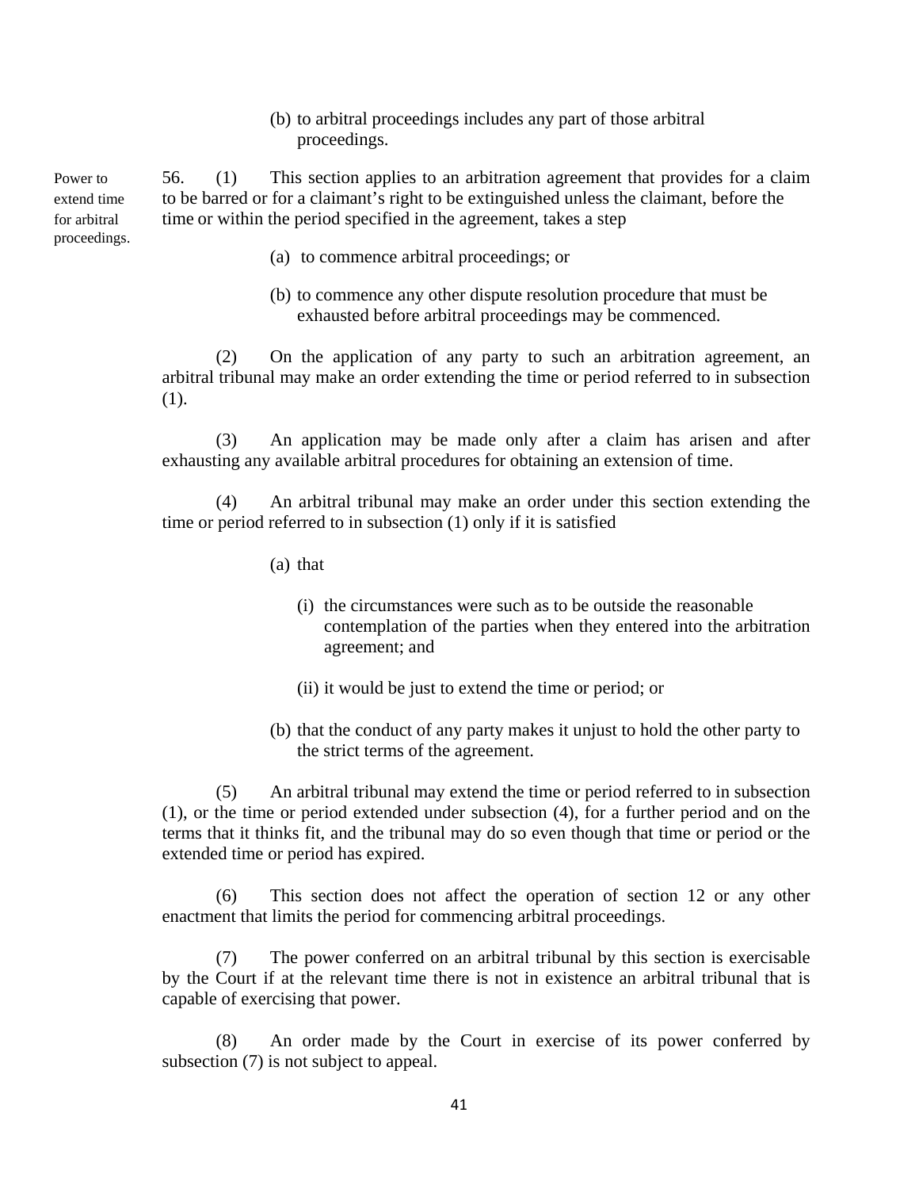(b) to arbitral proceedings includes any part of those arbitral proceedings.

Power to extend time for arbitral proceedings.

56. (1) This section applies to an arbitration agreement that provides for a claim to be barred or for a claimant's right to be extinguished unless the claimant, before the time or within the period specified in the agreement, takes a step

(a) to commence arbitral proceedings; or

(b) to commence any other dispute resolution procedure that must be exhausted before arbitral proceedings may be commenced.

(2) On the application of any party to such an arbitration agreement, an arbitral tribunal may make an order extending the time or period referred to in subsection (1).

(3) An application may be made only after a claim has arisen and after exhausting any available arbitral procedures for obtaining an extension of time.

(4) An arbitral tribunal may make an order under this section extending the time or period referred to in subsection (1) only if it is satisfied

(a) that

(i) the circumstances were such as to be outside the reasonable contemplation of the parties when they entered into the arbitration agreement; and

(ii) it would be just to extend the time or period; or

(b) that the conduct of any party makes it unjust to hold the other party to the strict terms of the agreement.

(5) An arbitral tribunal may extend the time or period referred to in subsection (1), or the time or period extended under subsection (4), for a further period and on the terms that it thinks fit, and the tribunal may do so even though that time or period or the extended time or period has expired.

(6) This section does not affect the operation of section 12 or any other enactment that limits the period for commencing arbitral proceedings.

(7) The power conferred on an arbitral tribunal by this section is exercisable by the Court if at the relevant time there is not in existence an arbitral tribunal that is capable of exercising that power.

(8) An order made by the Court in exercise of its power conferred by subsection (7) is not subject to appeal.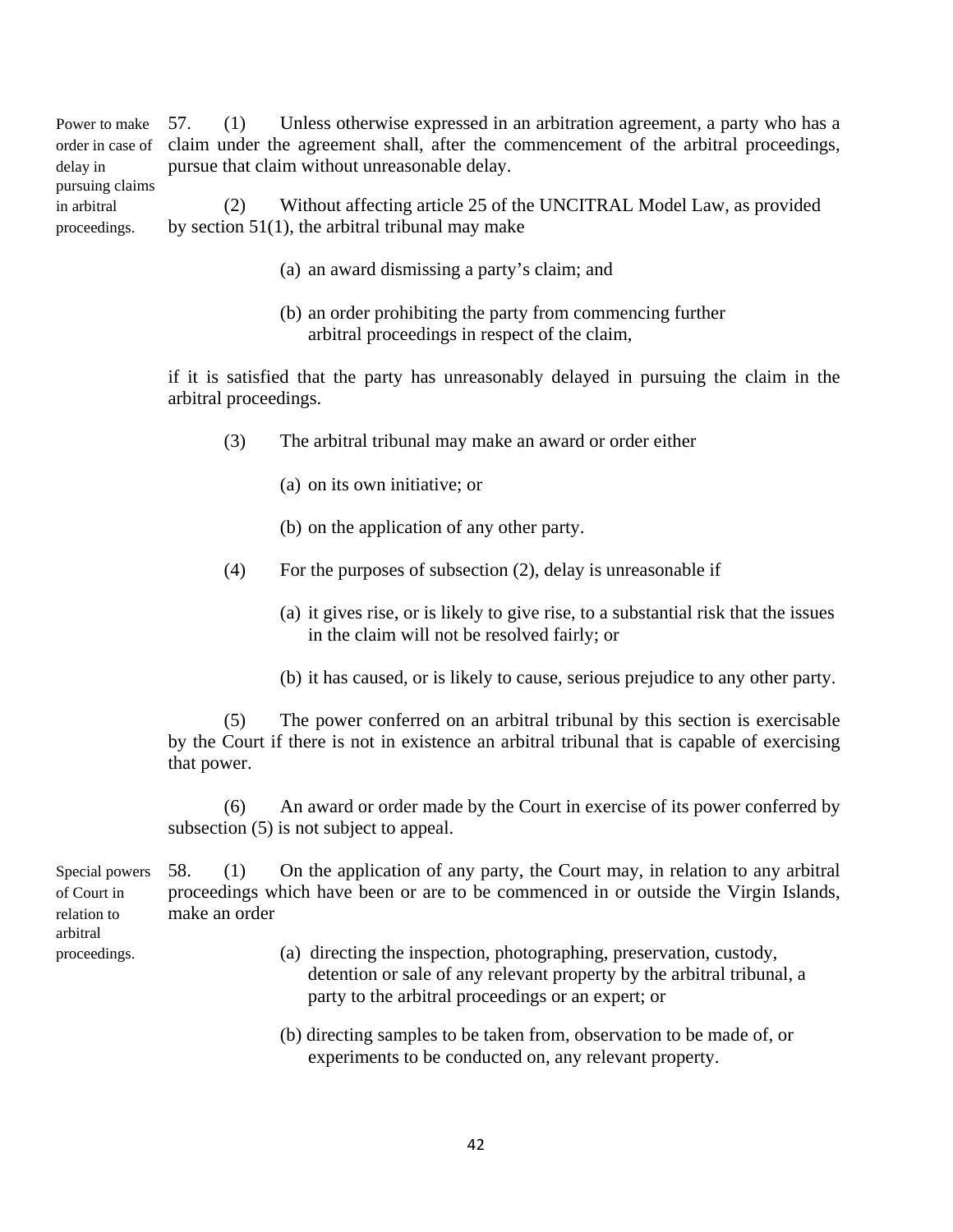**Power to make order in case of delay in pursuing claims in arbitral proceedings.**

57. (1) Unless otherwise expressed in an arbitration agreement, a party who has a claim under the agreement shall, after the commencement of the arbitral proceedings, pursue that claim without unreasonable delay.

(2) Without affecting article 25 of the UNCITRAL Model Law, as provided by section 51(1), the arbitral tribunal may make

(a) an award dismissing a party's claim; and

(b) an order prohibiting the party from commencing further arbitral proceedings in respect of the claim,

if it is satisfied that the party has unreasonably delayed in pursuing the claim in the arbitral proceedings.

(3) The arbitral tribunal may make an award or order either

(a) on its own initiative; or

(b) on the application of any other party.

(4) For the purposes of subsection (2), delay is unreasonable if

(a) it gives rise, or is likely to give rise, to a substantial risk that the issues in the claim will not be resolved fairly; or

(b) it has caused, or is likely to cause, serious prejudice to any other party.

(5) The power conferred on an arbitral tribunal by this section is exercisable by the Court if there is not in existence an arbitral tribunal that is capable of exercising that power.

(6) An award or order made by the Court in exercise of its power conferred by subsection (5) is not subject to appeal.

**Special powers of Court in relation to arbitral proceedings.**

58. (1) On the application of any party, the Court may, in relation to any arbitral proceedings which have been or are to be commenced in or outside the Virgin Islands, make an order

(a) directing the inspection, photographing, preservation, custody, detention or sale of any relevant property by the arbitral tribunal, a party to the arbitral proceedings or an expert; or

(b) directing samples to be taken from, observation to be made of, or experiments to be conducted on, any relevant property.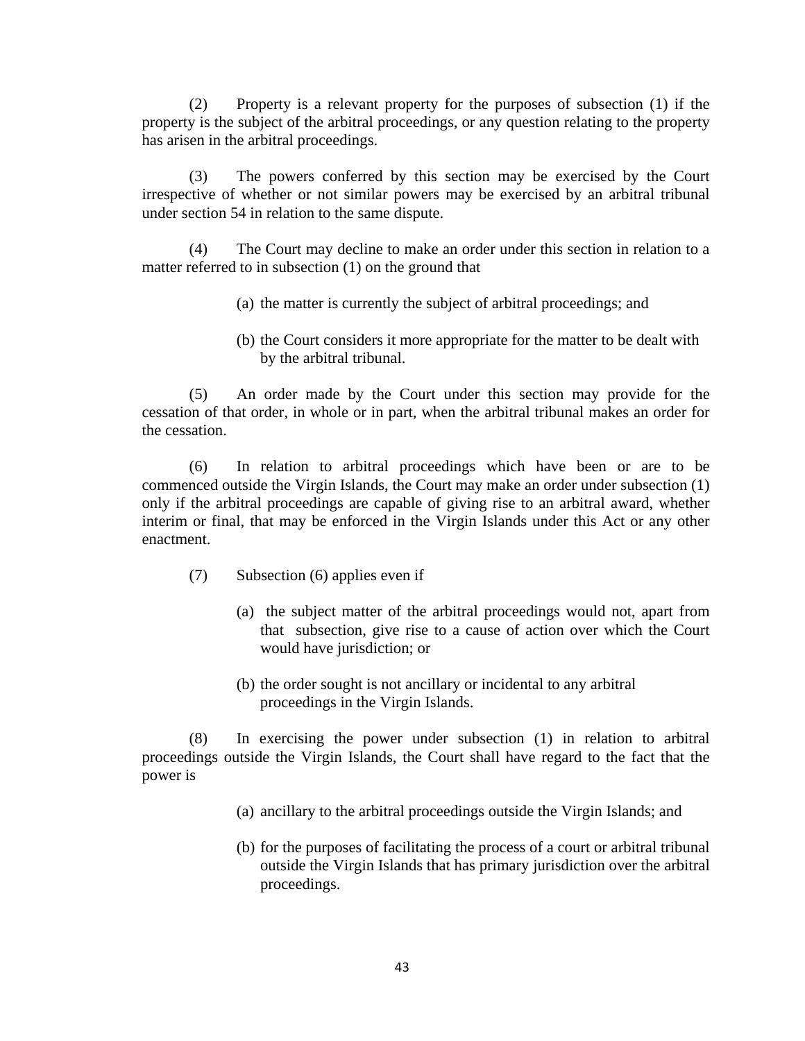(2) Property is a relevant property for the purposes of subsection (1) if the property is the subject of the arbitral proceedings, or any question relating to the property has arisen in the arbitral proceedings.

(3) The powers conferred by this section may be exercised by the Court irrespective of whether or not similar powers may be exercised by an arbitral tribunal under section 54 in relation to the same dispute.

(4) The Court may decline to make an order under this section in relation to a matter referred to in subsection (1) on the ground that

(a) the matter is currently the subject of arbitral proceedings; and

(b) the Court considers it more appropriate for the matter to be dealt with by the arbitral tribunal.

(5) An order made by the Court under this section may provide for the cessation of that order, in whole or in part, when the arbitral tribunal makes an order for the cessation.

(6) In relation to arbitral proceedings which have been or are to be commenced outside the Virgin Islands, the Court may make an order under subsection (1) only if the arbitral proceedings are capable of giving rise to an arbitral award, whether interim or final, that may be enforced in the Virgin Islands under this Act or any other enactment.

(7) Subsection (6) applies even if

(a) the subject matter of the arbitral proceedings would not, apart from that subsection, give rise to a cause of action over which the Court would have jurisdiction; or

(b) the order sought is not ancillary or incidental to any arbitral proceedings in the Virgin Islands.

(8) In exercising the power under subsection (1) in relation to arbitral proceedings outside the Virgin Islands, the Court shall have regard to the fact that the power is

(a) ancillary to the arbitral proceedings outside the Virgin Islands; and

(b) for the purposes of facilitating the process of a court or arbitral tribunal outside the Virgin Islands that has primary jurisdiction over the arbitral proceedings.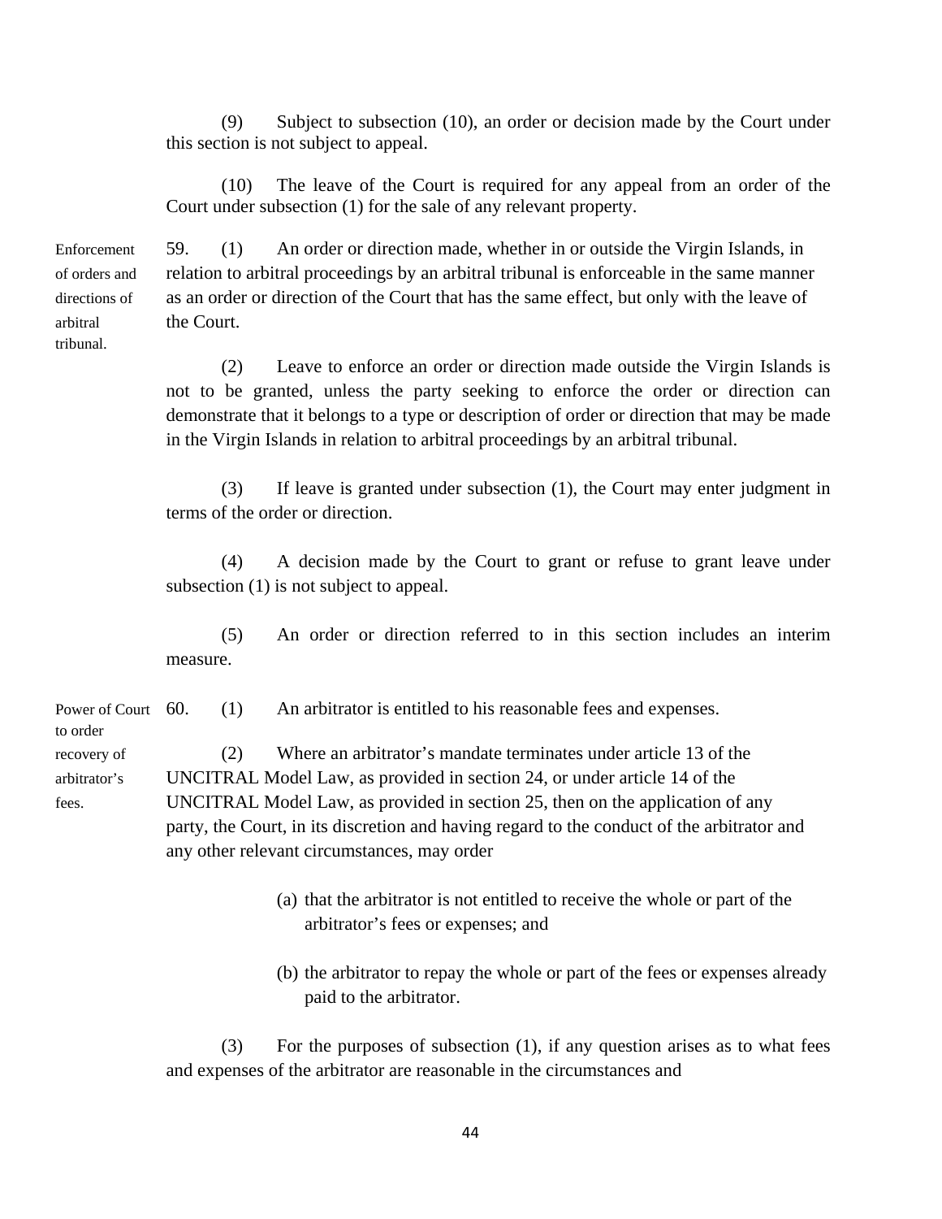(9) Subject to subsection (10), an order or decision made by the Court under this section is not subject to appeal.

(10) The leave of the Court is required for any appeal from an order of the Court under subsection (1) for the sale of any relevant property.

**Enforcement of orders and directions of arbitral tribunal.**

59. (1) An order or direction made, whether in or outside the Virgin Islands, in relation to arbitral proceedings by an arbitral tribunal is enforceable in the same manner as an order or direction of the Court that has the same effect, but only with the leave of the Court.

(2) Leave to enforce an order or direction made outside the Virgin Islands is not to be granted, unless the party seeking to enforce the order or direction can demonstrate that it belongs to a type or description of order or direction that may be made in the Virgin Islands in relation to arbitral proceedings by an arbitral tribunal.

(3) If leave is granted under subsection (1), the Court may enter judgment in terms of the order or direction.

(4) A decision made by the Court to grant or refuse to grant leave under subsection (1) is not subject to appeal.

(5) An order or direction referred to in this section includes an interim measure.

**Power of Court to order recovery of arbitrator's fees.**

60. (1) An arbitrator is entitled to his reasonable fees and expenses.

(2) Where an arbitrator's mandate terminates under article 13 of the UNCITRAL Model Law, as provided in section 24, or under article 14 of the UNCITRAL Model Law, as provided in section 25, then on the application of any party, the Court, in its discretion and having regard to the conduct of the arbitrator and any other relevant circumstances, may order

(a) that the arbitrator is not entitled to receive the whole or part of the arbitrator's fees or expenses; and

(b) the arbitrator to repay the whole or part of the fees or expenses already paid to the arbitrator.

(3) For the purposes of subsection (1), if any question arises as to what fees and expenses of the arbitrator are reasonable in the circumstances and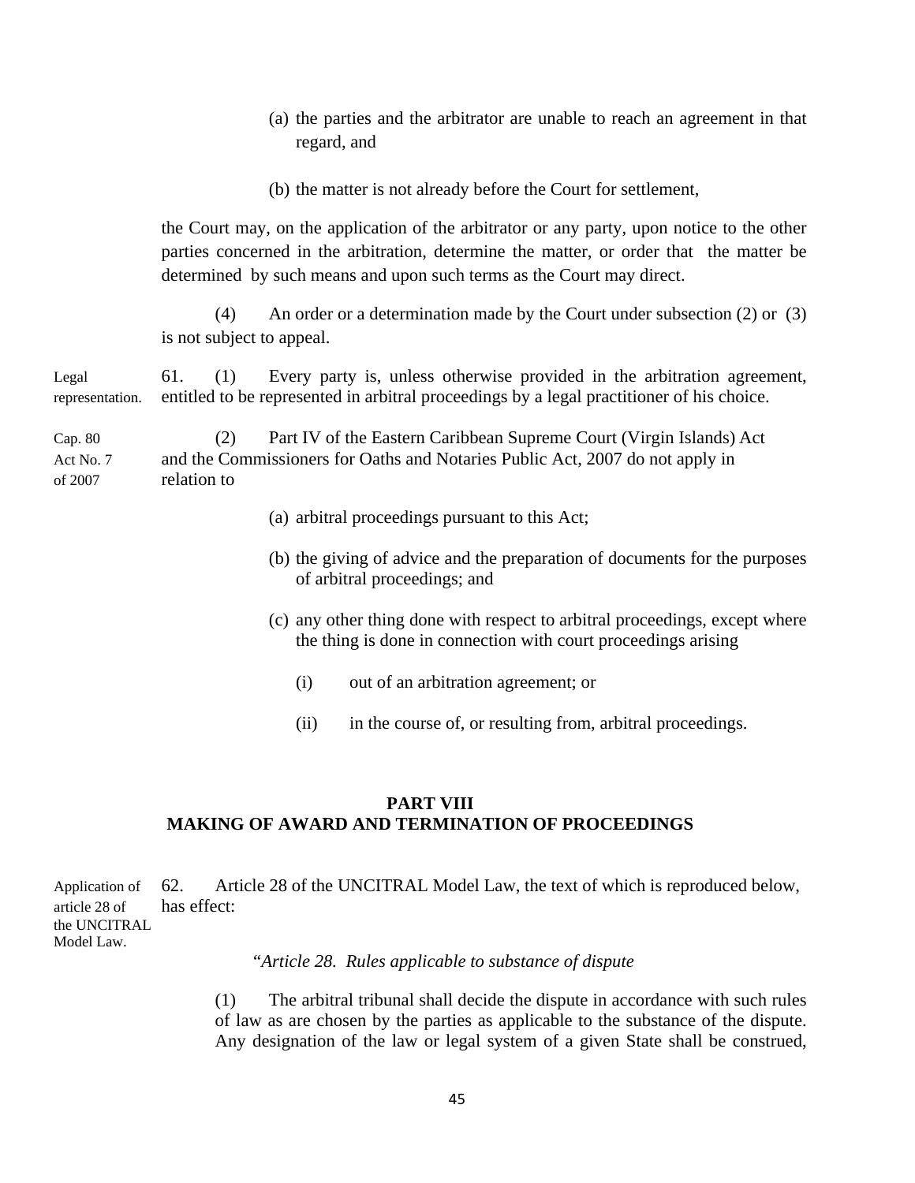(a) the parties and the arbitrator are unable to reach an agreement in that regard, and

(b) the matter is not already before the Court for settlement,

the Court may, on the application of the arbitrator or any party, upon notice to the other parties concerned in the arbitration, determine the matter, or order that the matter be determined by such means and upon such terms as the Court may direct.

(4) An order or a determination made by the Court under subsection (2) or (3) is not subject to appeal.

Legal representation.

61. (1) Every party is, unless otherwise provided in the arbitration agreement, entitled to be represented in arbitral proceedings by a legal practitioner of his choice.

Cap. 80
Act No. 7 of 2007

(2) Part IV of the Eastern Caribbean Supreme Court (Virgin Islands) Act and the Commissioners for Oaths and Notaries Public Act, 2007 do not apply in relation to

(a) arbitral proceedings pursuant to this Act;

(b) the giving of advice and the preparation of documents for the purposes of arbitral proceedings; and

(c) any other thing done with respect to arbitral proceedings, except where the thing is done in connection with court proceedings arising

(i) out of an arbitration agreement; or

(ii) in the course of, or resulting from, arbitral proceedings.

## PART VIII
## MAKING OF AWARD AND TERMINATION OF PROCEEDINGS

Application of article 28 of the UNCITRAL Model Law.

62. Article 28 of the UNCITRAL Model Law, the text of which is reproduced below, has effect:

"*Article 28. Rules applicable to substance of dispute*

(1) The arbitral tribunal shall decide the dispute in accordance with such rules of law as are chosen by the parties as applicable to the substance of the dispute. Any designation of the law or legal system of a given State shall be construed,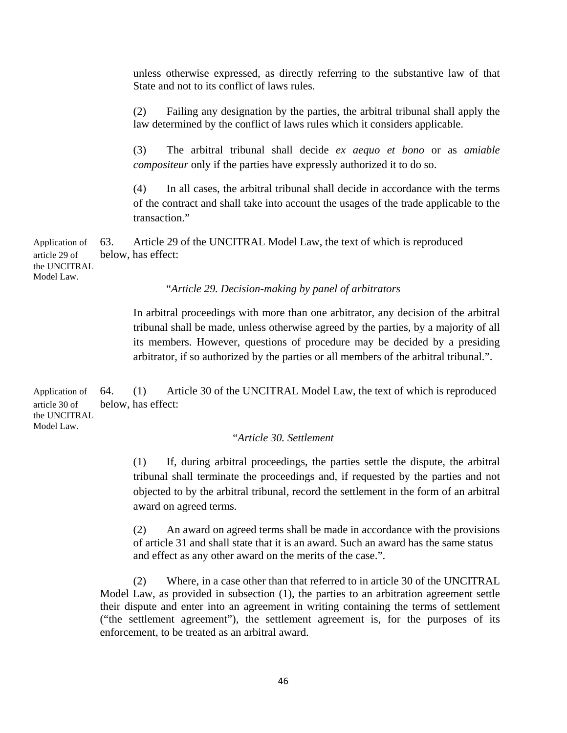unless otherwise expressed, as directly referring to the substantive law of that State and not to its conflict of laws rules.

(2) Failing any designation by the parties, the arbitral tribunal shall apply the law determined by the conflict of laws rules which it considers applicable.

(3) The arbitral tribunal shall decide *ex aequo et bono* or as *amiable compositeur* only if the parties have expressly authorized it to do so.

(4) In all cases, the arbitral tribunal shall decide in accordance with the terms of the contract and shall take into account the usages of the trade applicable to the transaction."

Application of article 29 of the UNCITRAL Model Law.

63. Article 29 of the UNCITRAL Model Law, the text of which is reproduced below, has effect:

"*Article 29. Decision-making by panel of arbitrators*

In arbitral proceedings with more than one arbitrator, any decision of the arbitral tribunal shall be made, unless otherwise agreed by the parties, by a majority of all its members. However, questions of procedure may be decided by a presiding arbitrator, if so authorized by the parties or all members of the arbitral tribunal.".

Application of article 30 of the UNCITRAL Model Law.

64. (1) Article 30 of the UNCITRAL Model Law, the text of which is reproduced below, has effect:

"*Article 30. Settlement*

(1) If, during arbitral proceedings, the parties settle the dispute, the arbitral tribunal shall terminate the proceedings and, if requested by the parties and not objected to by the arbitral tribunal, record the settlement in the form of an arbitral award on agreed terms.

(2) An award on agreed terms shall be made in accordance with the provisions of article 31 and shall state that it is an award. Such an award has the same status and effect as any other award on the merits of the case.".

(2) Where, in a case other than that referred to in article 30 of the UNCITRAL Model Law, as provided in subsection (1), the parties to an arbitration agreement settle their dispute and enter into an agreement in writing containing the terms of settlement ("the settlement agreement"), the settlement agreement is, for the purposes of its enforcement, to be treated as an arbitral award.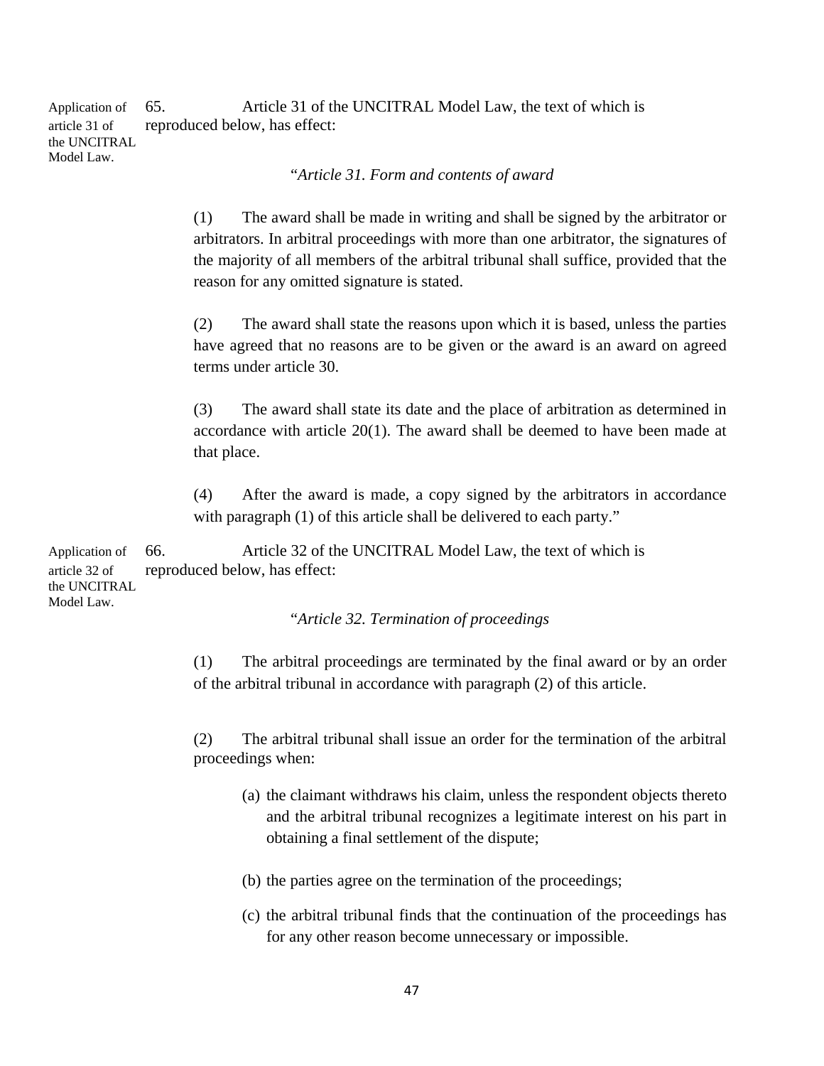Application of article 31 of the UNCITRAL Model Law.

65. Article 31 of the UNCITRAL Model Law, the text of which is reproduced below, has effect:

*"Article 31. Form and contents of award*

(1) The award shall be made in writing and shall be signed by the arbitrator or arbitrators. In arbitral proceedings with more than one arbitrator, the signatures of the majority of all members of the arbitral tribunal shall suffice, provided that the reason for any omitted signature is stated.

(2) The award shall state the reasons upon which it is based, unless the parties have agreed that no reasons are to be given or the award is an award on agreed terms under article 30.

(3) The award shall state its date and the place of arbitration as determined in accordance with article 20(1). The award shall be deemed to have been made at that place.

(4) After the award is made, a copy signed by the arbitrators in accordance with paragraph (1) of this article shall be delivered to each party."

Application of article 32 of the UNCITRAL Model Law.

66. Article 32 of the UNCITRAL Model Law, the text of which is reproduced below, has effect:

*"Article 32. Termination of proceedings*

(1) The arbitral proceedings are terminated by the final award or by an order of the arbitral tribunal in accordance with paragraph (2) of this article.

(2) The arbitral tribunal shall issue an order for the termination of the arbitral proceedings when:

(a) the claimant withdraws his claim, unless the respondent objects thereto and the arbitral tribunal recognizes a legitimate interest on his part in obtaining a final settlement of the dispute;

(b) the parties agree on the termination of the proceedings;

(c) the arbitral tribunal finds that the continuation of the proceedings has for any other reason become unnecessary or impossible.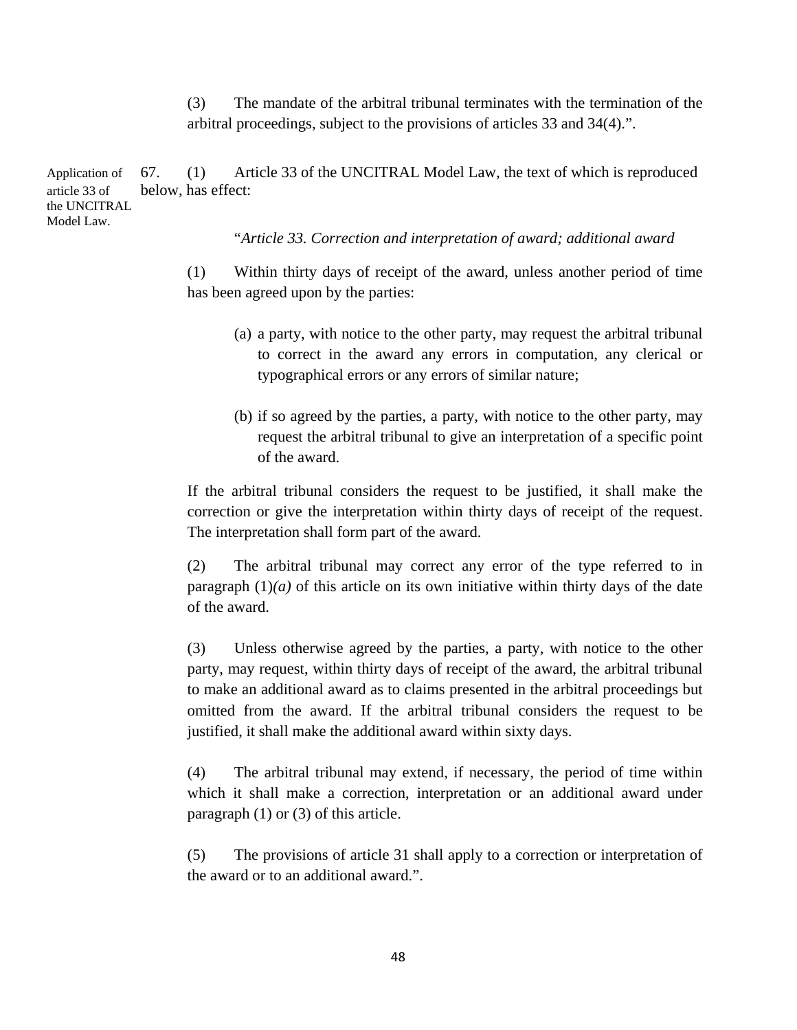(3) The mandate of the arbitral tribunal terminates with the termination of the arbitral proceedings, subject to the provisions of articles 33 and 34(4).".

Application of article 33 of the UNCITRAL Model Law.

67. (1) Article 33 of the UNCITRAL Model Law, the text of which is reproduced below, has effect:

"*Article 33. Correction and interpretation of award; additional award*

(1) Within thirty days of receipt of the award, unless another period of time has been agreed upon by the parties:

(a) a party, with notice to the other party, may request the arbitral tribunal to correct in the award any errors in computation, any clerical or typographical errors or any errors of similar nature;

(b) if so agreed by the parties, a party, with notice to the other party, may request the arbitral tribunal to give an interpretation of a specific point of the award.

If the arbitral tribunal considers the request to be justified, it shall make the correction or give the interpretation within thirty days of receipt of the request. The interpretation shall form part of the award.

(2) The arbitral tribunal may correct any error of the type referred to in paragraph (1)*(a)* of this article on its own initiative within thirty days of the date of the award.

(3) Unless otherwise agreed by the parties, a party, with notice to the other party, may request, within thirty days of receipt of the award, the arbitral tribunal to make an additional award as to claims presented in the arbitral proceedings but omitted from the award. If the arbitral tribunal considers the request to be justified, it shall make the additional award within sixty days.

(4) The arbitral tribunal may extend, if necessary, the period of time within which it shall make a correction, interpretation or an additional award under paragraph (1) or (3) of this article.

(5) The provisions of article 31 shall apply to a correction or interpretation of the award or to an additional award.".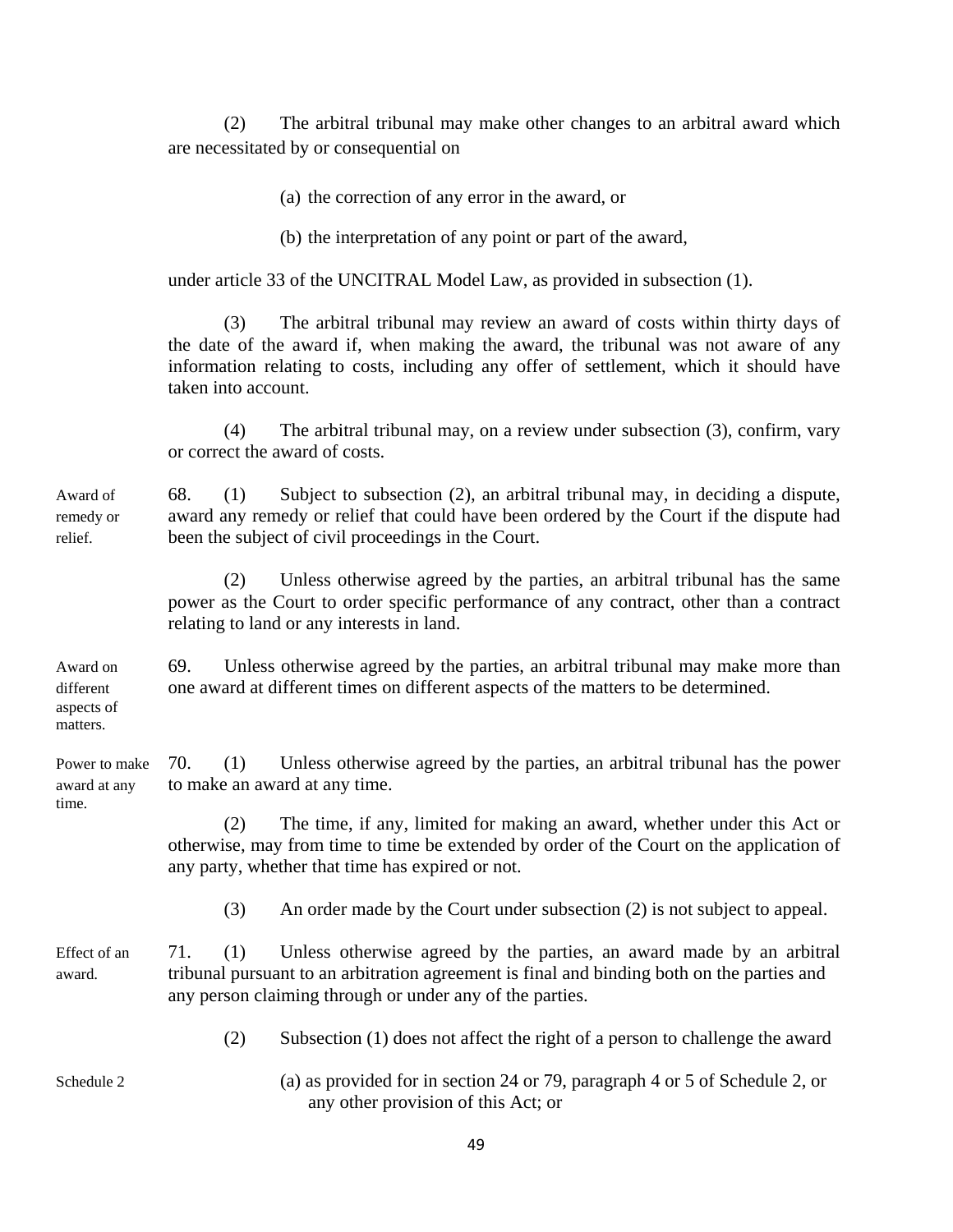(2) The arbitral tribunal may make other changes to an arbitral award which are necessitated by or consequential on

(a) the correction of any error in the award, or

(b) the interpretation of any point or part of the award,

under article 33 of the UNCITRAL Model Law, as provided in subsection (1).

(3) The arbitral tribunal may review an award of costs within thirty days of the date of the award if, when making the award, the tribunal was not aware of any information relating to costs, including any offer of settlement, which it should have taken into account.

(4) The arbitral tribunal may, on a review under subsection (3), confirm, vary or correct the award of costs.

**Award of remedy or relief.**

68. (1) Subject to subsection (2), an arbitral tribunal may, in deciding a dispute, award any remedy or relief that could have been ordered by the Court if the dispute had been the subject of civil proceedings in the Court.

(2) Unless otherwise agreed by the parties, an arbitral tribunal has the same power as the Court to order specific performance of any contract, other than a contract relating to land or any interests in land.

**Award on different aspects of matters.**

69. Unless otherwise agreed by the parties, an arbitral tribunal may make more than one award at different times on different aspects of the matters to be determined.

**Power to make award at any time.**

70. (1) Unless otherwise agreed by the parties, an arbitral tribunal has the power to make an award at any time.

(2) The time, if any, limited for making an award, whether under this Act or otherwise, may from time to time be extended by order of the Court on the application of any party, whether that time has expired or not.

(3) An order made by the Court under subsection (2) is not subject to appeal.

**Effect of an award.**

71. (1) Unless otherwise agreed by the parties, an award made by an arbitral tribunal pursuant to an arbitration agreement is final and binding both on the parties and any person claiming through or under any of the parties.

(2) Subsection (1) does not affect the right of a person to challenge the award

Schedule 2

(a) as provided for in section 24 or 79, paragraph 4 or 5 of Schedule 2, or any other provision of this Act; or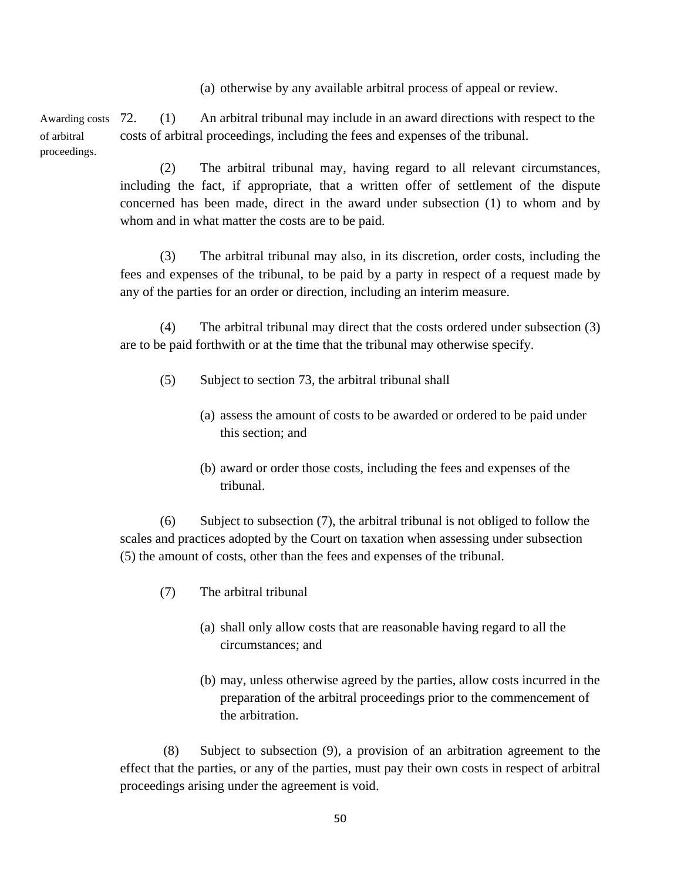(a) otherwise by any available arbitral process of appeal or review.

Awarding costs of arbitral proceedings.

72. (1) An arbitral tribunal may include in an award directions with respect to the costs of arbitral proceedings, including the fees and expenses of the tribunal.

(2) The arbitral tribunal may, having regard to all relevant circumstances, including the fact, if appropriate, that a written offer of settlement of the dispute concerned has been made, direct in the award under subsection (1) to whom and by whom and in what matter the costs are to be paid.

(3) The arbitral tribunal may also, in its discretion, order costs, including the fees and expenses of the tribunal, to be paid by a party in respect of a request made by any of the parties for an order or direction, including an interim measure.

(4) The arbitral tribunal may direct that the costs ordered under subsection (3) are to be paid forthwith or at the time that the tribunal may otherwise specify.

(5) Subject to section 73, the arbitral tribunal shall

(a) assess the amount of costs to be awarded or ordered to be paid under this section; and

(b) award or order those costs, including the fees and expenses of the tribunal.

(6) Subject to subsection (7), the arbitral tribunal is not obliged to follow the scales and practices adopted by the Court on taxation when assessing under subsection (5) the amount of costs, other than the fees and expenses of the tribunal.

(7) The arbitral tribunal

(a) shall only allow costs that are reasonable having regard to all the circumstances; and

(b) may, unless otherwise agreed by the parties, allow costs incurred in the preparation of the arbitral proceedings prior to the commencement of the arbitration.

(8) Subject to subsection (9), a provision of an arbitration agreement to the effect that the parties, or any of the parties, must pay their own costs in respect of arbitral proceedings arising under the agreement is void.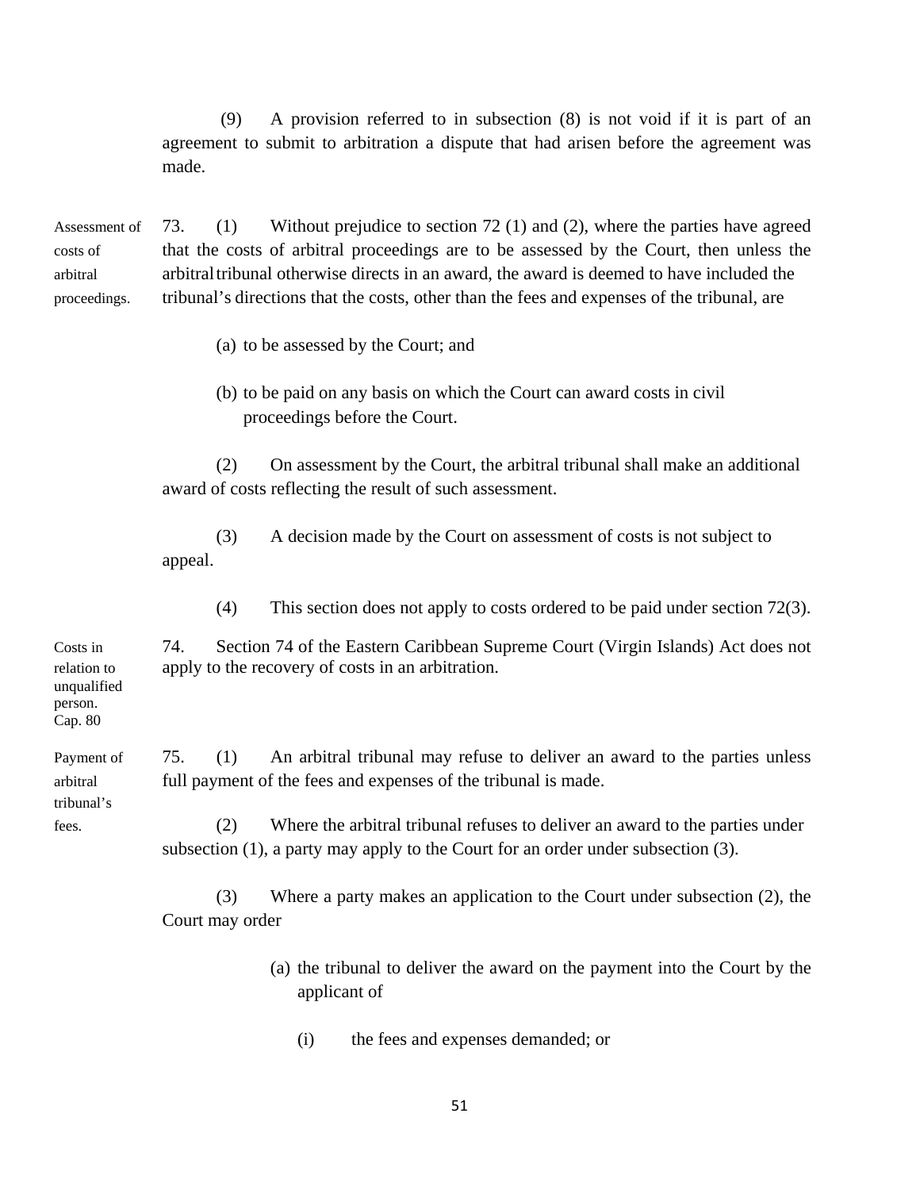(9) A provision referred to in subsection (8) is not void if it is part of an agreement to submit to arbitration a dispute that had arisen before the agreement was made.

**Assessment of costs of arbitral proceedings.**

73. (1) Without prejudice to section 72 (1) and (2), where the parties have agreed that the costs of arbitral proceedings are to be assessed by the Court, then unless the arbitral tribunal otherwise directs in an award, the award is deemed to have included the tribunal's directions that the costs, other than the fees and expenses of the tribunal, are

(a) to be assessed by the Court; and

(b) to be paid on any basis on which the Court can award costs in civil proceedings before the Court.

(2) On assessment by the Court, the arbitral tribunal shall make an additional award of costs reflecting the result of such assessment.

(3) A decision made by the Court on assessment of costs is not subject to appeal.

(4) This section does not apply to costs ordered to be paid under section 72(3).

**Costs in relation to unqualified person. Cap. 80**

74. Section 74 of the Eastern Caribbean Supreme Court (Virgin Islands) Act does not apply to the recovery of costs in an arbitration.

**Payment of arbitral tribunal's fees.**

75. (1) An arbitral tribunal may refuse to deliver an award to the parties unless full payment of the fees and expenses of the tribunal is made.

(2) Where the arbitral tribunal refuses to deliver an award to the parties under subsection (1), a party may apply to the Court for an order under subsection (3).

(3) Where a party makes an application to the Court under subsection (2), the Court may order

(a) the tribunal to deliver the award on the payment into the Court by the applicant of

(i) the fees and expenses demanded; or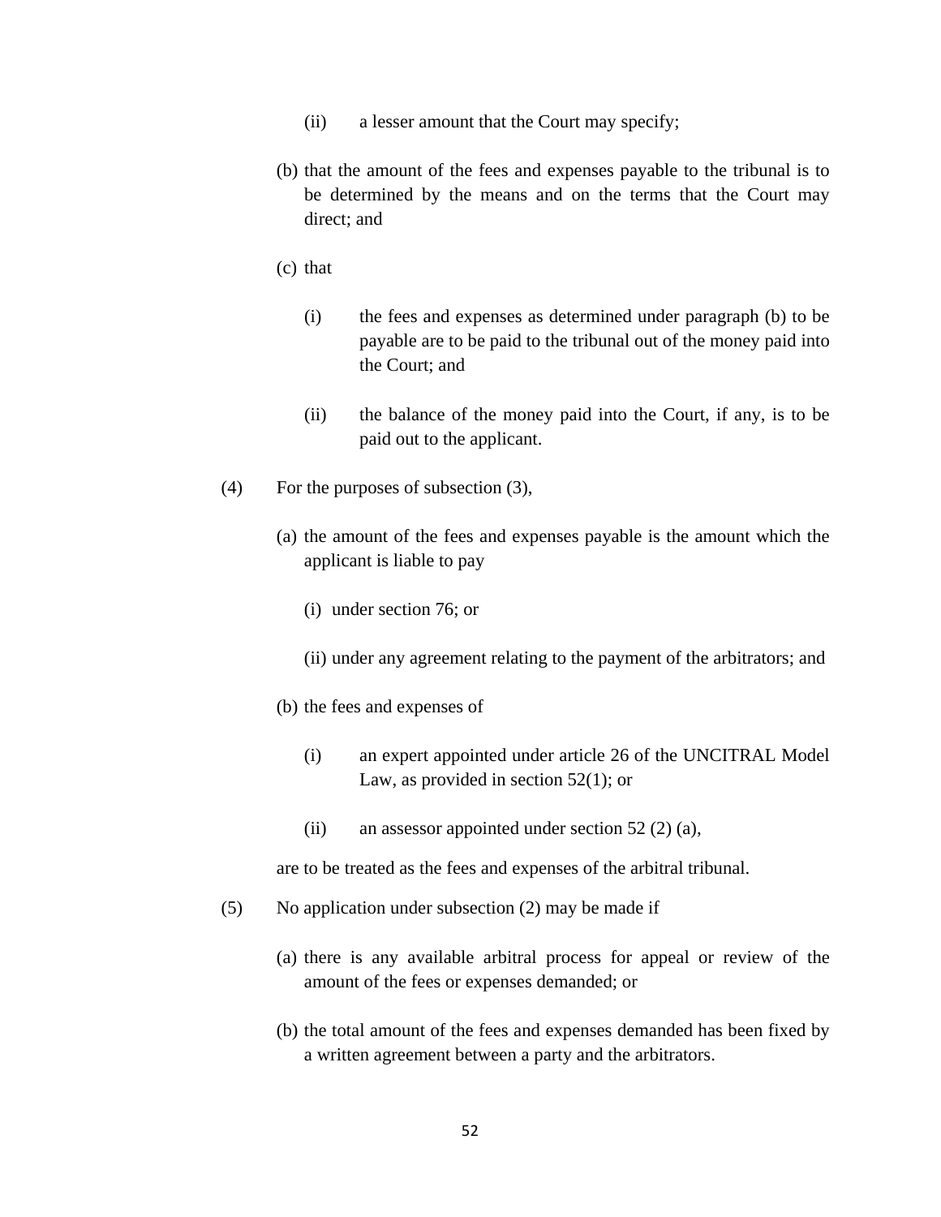(ii) a lesser amount that the Court may specify;

(b) that the amount of the fees and expenses payable to the tribunal is to be determined by the means and on the terms that the Court may direct; and

(c) that

(i) the fees and expenses as determined under paragraph (b) to be payable are to be paid to the tribunal out of the money paid into the Court; and

(ii) the balance of the money paid into the Court, if any, is to be paid out to the applicant.

(4) For the purposes of subsection (3),

(a) the amount of the fees and expenses payable is the amount which the applicant is liable to pay

(i) under section 76; or

(ii) under any agreement relating to the payment of the arbitrators; and

(b) the fees and expenses of

(i) an expert appointed under article 26 of the UNCITRAL Model Law, as provided in section 52(1); or

(ii) an assessor appointed under section 52 (2) (a),

are to be treated as the fees and expenses of the arbitral tribunal.

(5) No application under subsection (2) may be made if

(a) there is any available arbitral process for appeal or review of the amount of the fees or expenses demanded; or

(b) the total amount of the fees and expenses demanded has been fixed by a written agreement between a party and the arbitrators.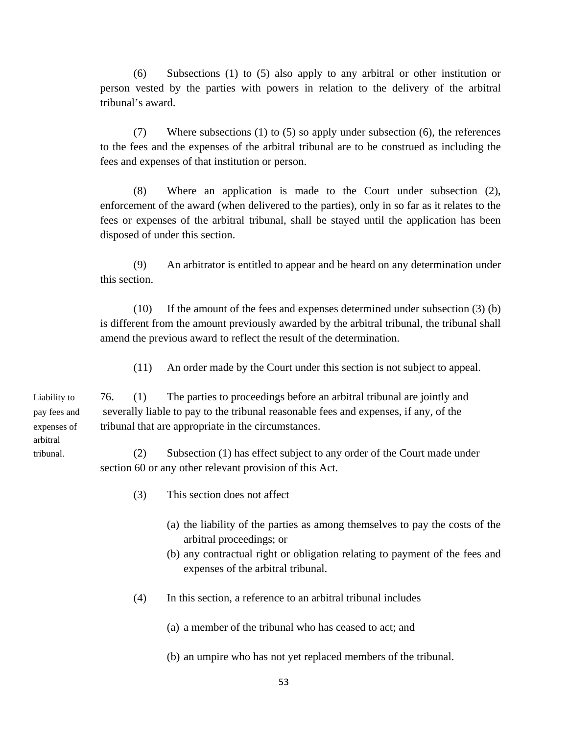(6) Subsections (1) to (5) also apply to any arbitral or other institution or person vested by the parties with powers in relation to the delivery of the arbitral tribunal's award.

(7) Where subsections (1) to (5) so apply under subsection (6), the references to the fees and the expenses of the arbitral tribunal are to be construed as including the fees and expenses of that institution or person.

(8) Where an application is made to the Court under subsection (2), enforcement of the award (when delivered to the parties), only in so far as it relates to the fees or expenses of the arbitral tribunal, shall be stayed until the application has been disposed of under this section.

(9) An arbitrator is entitled to appear and be heard on any determination under this section.

(10) If the amount of the fees and expenses determined under subsection (3) (b) is different from the amount previously awarded by the arbitral tribunal, the tribunal shall amend the previous award to reflect the result of the determination.

(11) An order made by the Court under this section is not subject to appeal.

Liability to pay fees and expenses of arbitral tribunal.

76. (1) The parties to proceedings before an arbitral tribunal are jointly and severally liable to pay to the tribunal reasonable fees and expenses, if any, of the tribunal that are appropriate in the circumstances.

(2) Subsection (1) has effect subject to any order of the Court made under section 60 or any other relevant provision of this Act.

(3) This section does not affect

(a) the liability of the parties as among themselves to pay the costs of the arbitral proceedings; or
(b) any contractual right or obligation relating to payment of the fees and expenses of the arbitral tribunal.

(4) In this section, a reference to an arbitral tribunal includes

(a) a member of the tribunal who has ceased to act; and

(b) an umpire who has not yet replaced members of the tribunal.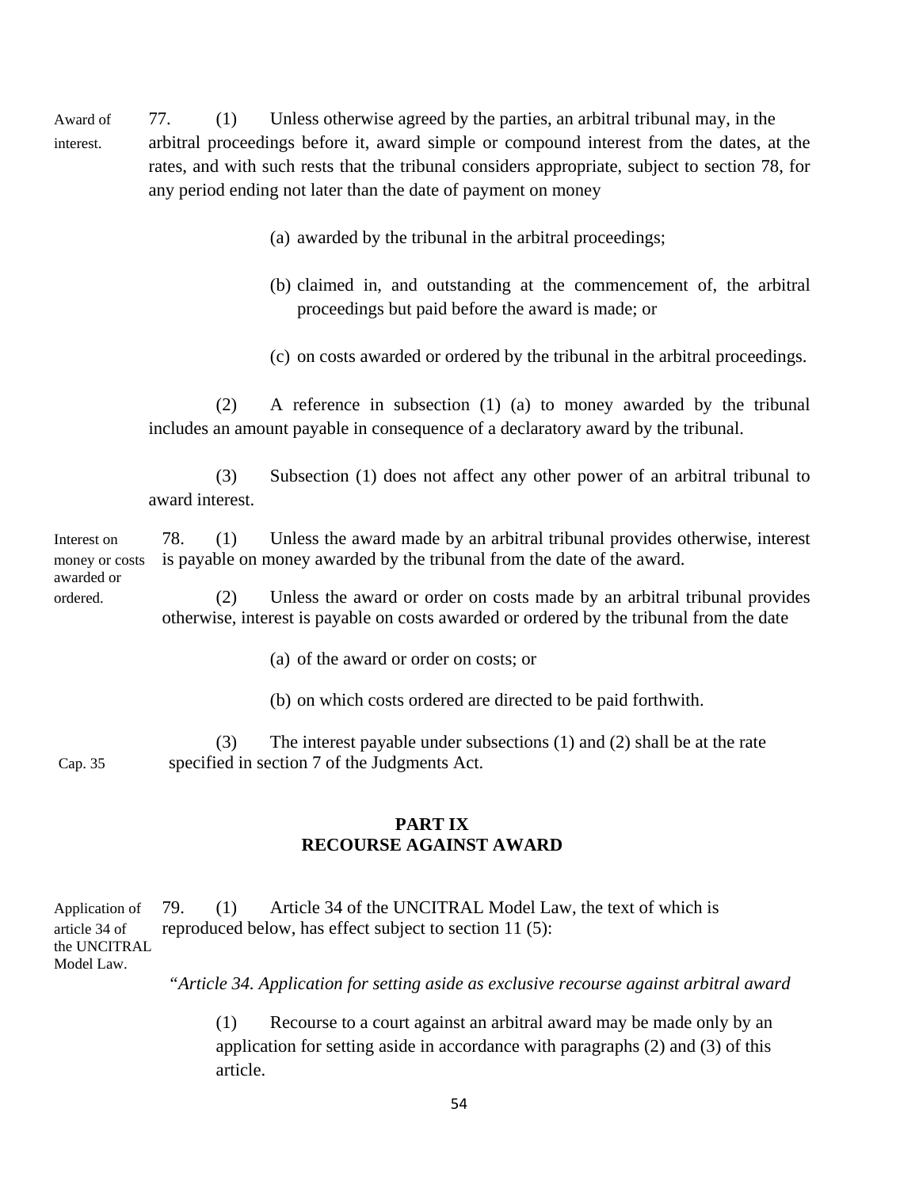Award of interest.

77. (1) Unless otherwise agreed by the parties, an arbitral tribunal may, in the arbitral proceedings before it, award simple or compound interest from the dates, at the rates, and with such rests that the tribunal considers appropriate, subject to section 78, for any period ending not later than the date of payment on money

(a) awarded by the tribunal in the arbitral proceedings;

(b) claimed in, and outstanding at the commencement of, the arbitral proceedings but paid before the award is made; or

(c) on costs awarded or ordered by the tribunal in the arbitral proceedings.

(2) A reference in subsection (1) (a) to money awarded by the tribunal includes an amount payable in consequence of a declaratory award by the tribunal.

(3) Subsection (1) does not affect any other power of an arbitral tribunal to award interest.

Interest on money or costs awarded or ordered.

78. (1) Unless the award made by an arbitral tribunal provides otherwise, interest is payable on money awarded by the tribunal from the date of the award.

(2) Unless the award or order on costs made by an arbitral tribunal provides otherwise, interest is payable on costs awarded or ordered by the tribunal from the date

(a) of the award or order on costs; or

(b) on which costs ordered are directed to be paid forthwith.

Cap. 35

(3) The interest payable under subsections (1) and (2) shall be at the rate specified in section 7 of the Judgments Act.

## PART IX
## RECOURSE AGAINST AWARD

Application of article 34 of the UNCITRAL Model Law.

79. (1) Article 34 of the UNCITRAL Model Law, the text of which is reproduced below, has effect subject to section 11 (5):

"*Article 34. Application for setting aside as exclusive recourse against arbitral award*

(1) Recourse to a court against an arbitral award may be made only by an application for setting aside in accordance with paragraphs (2) and (3) of this article.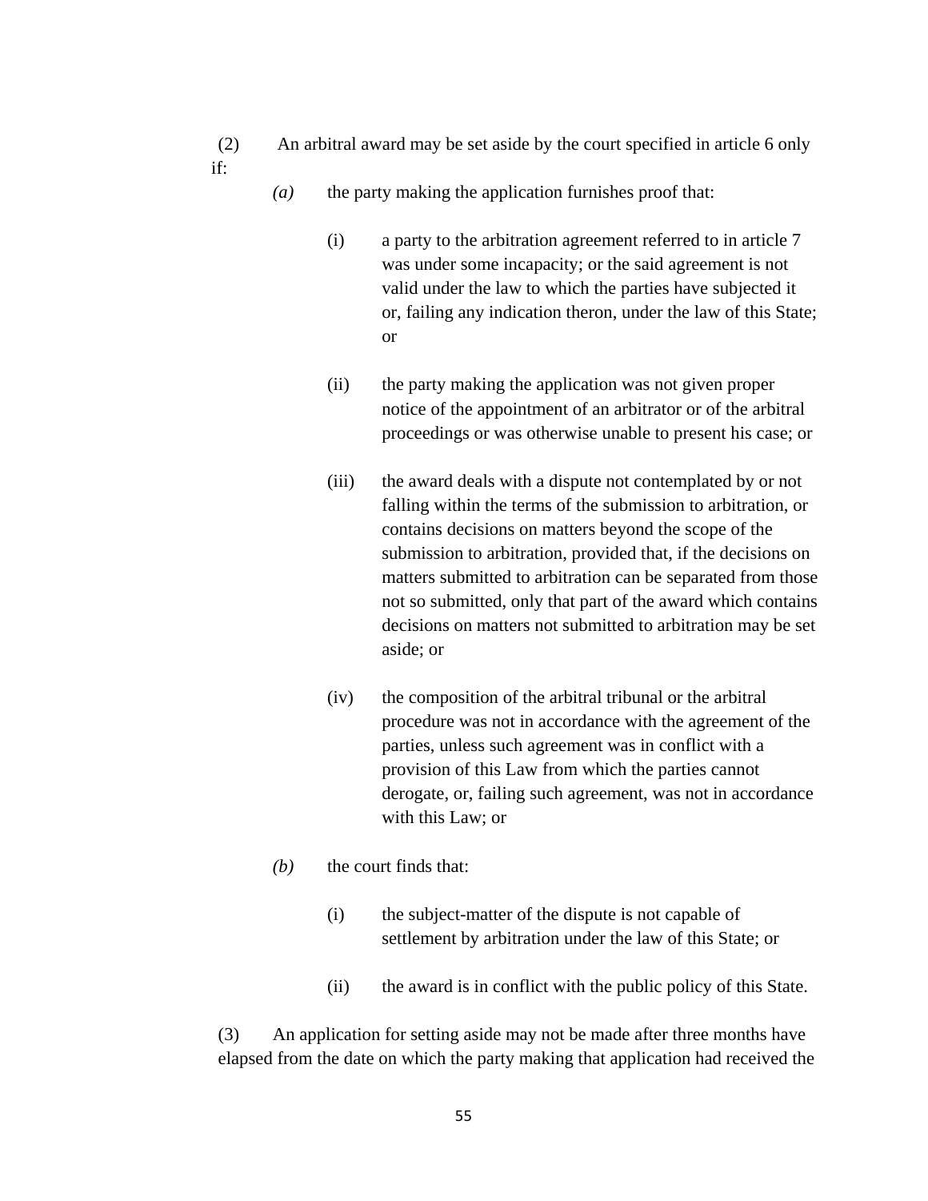(2) An arbitral award may be set aside by the court specified in article 6 only if:

*(a)* the party making the application furnishes proof that:

(i) a party to the arbitration agreement referred to in article 7 was under some incapacity; or the said agreement is not valid under the law to which the parties have subjected it or, failing any indication theron, under the law of this State; or

(ii) the party making the application was not given proper notice of the appointment of an arbitrator or of the arbitral proceedings or was otherwise unable to present his case; or

(iii) the award deals with a dispute not contemplated by or not falling within the terms of the submission to arbitration, or contains decisions on matters beyond the scope of the submission to arbitration, provided that, if the decisions on matters submitted to arbitration can be separated from those not so submitted, only that part of the award which contains decisions on matters not submitted to arbitration may be set aside; or

(iv) the composition of the arbitral tribunal or the arbitral procedure was not in accordance with the agreement of the parties, unless such agreement was in conflict with a provision of this Law from which the parties cannot derogate, or, failing such agreement, was not in accordance with this Law; or

*(b)* the court finds that:

(i) the subject-matter of the dispute is not capable of settlement by arbitration under the law of this State; or

(ii) the award is in conflict with the public policy of this State.

(3) An application for setting aside may not be made after three months have elapsed from the date on which the party making that application had received the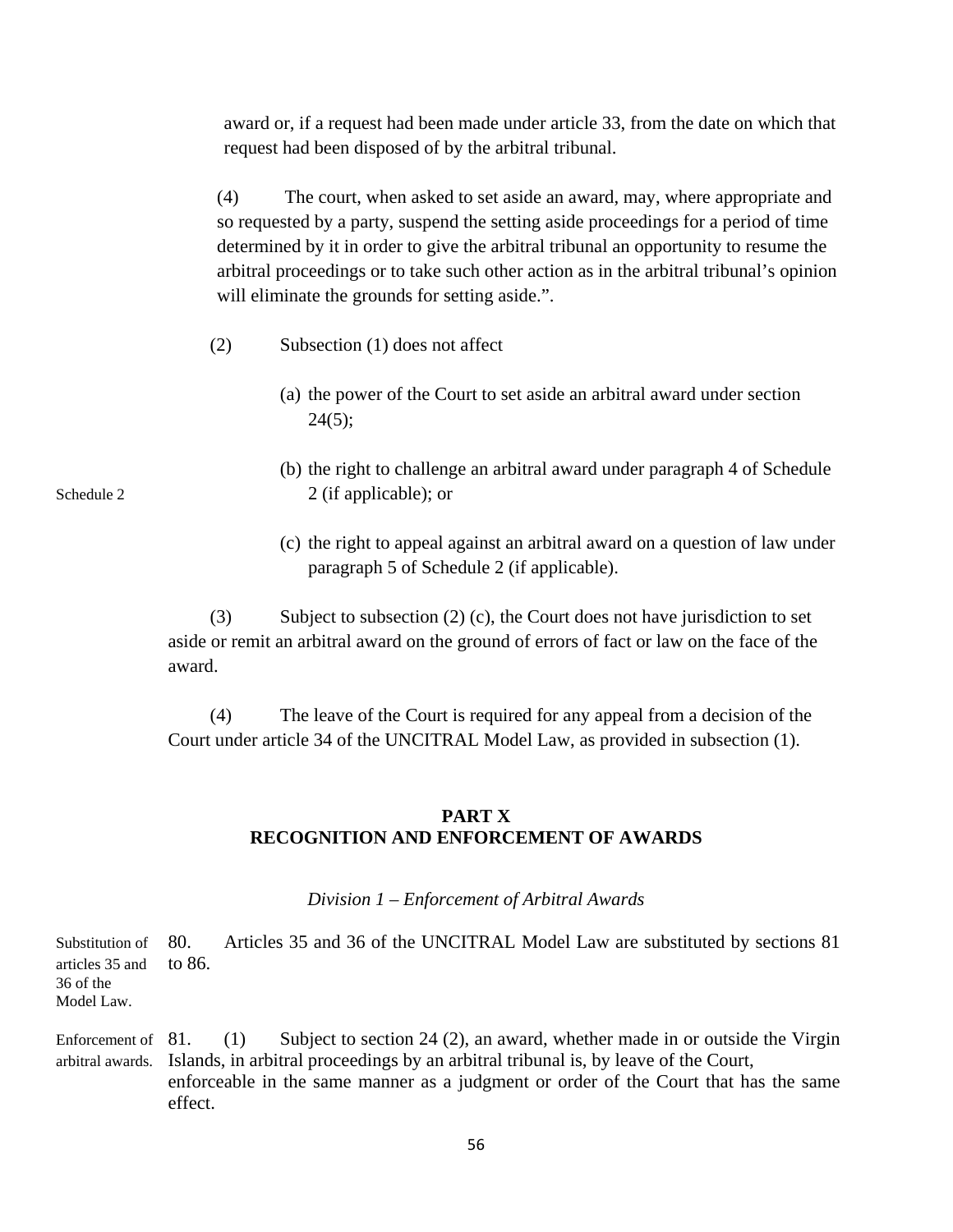award or, if a request had been made under article 33, from the date on which that request had been disposed of by the arbitral tribunal.

(4) The court, when asked to set aside an award, may, where appropriate and so requested by a party, suspend the setting aside proceedings for a period of time determined by it in order to give the arbitral tribunal an opportunity to resume the arbitral proceedings or to take such other action as in the arbitral tribunal's opinion will eliminate the grounds for setting aside.".

(2) Subsection (1) does not affect

(a) the power of the Court to set aside an arbitral award under section 24(5);

(b) the right to challenge an arbitral award under paragraph 4 of Schedule 2 (if applicable); or

Schedule 2

(c) the right to appeal against an arbitral award on a question of law under paragraph 5 of Schedule 2 (if applicable).

(3) Subject to subsection (2) (c), the Court does not have jurisdiction to set aside or remit an arbitral award on the ground of errors of fact or law on the face of the award.

(4) The leave of the Court is required for any appeal from a decision of the Court under article 34 of the UNCITRAL Model Law, as provided in subsection (1).

## PART X
## RECOGNITION AND ENFORCEMENT OF AWARDS

*Division 1 – Enforcement of Arbitral Awards*

Substitution of articles 35 and 36 of the Model Law.

80. Articles 35 and 36 of the UNCITRAL Model Law are substituted by sections 81 to 86.

Enforcement of arbitral awards.

81. (1) Subject to section 24 (2), an award, whether made in or outside the Virgin Islands, in arbitral proceedings by an arbitral tribunal is, by leave of the Court, enforceable in the same manner as a judgment or order of the Court that has the same effect.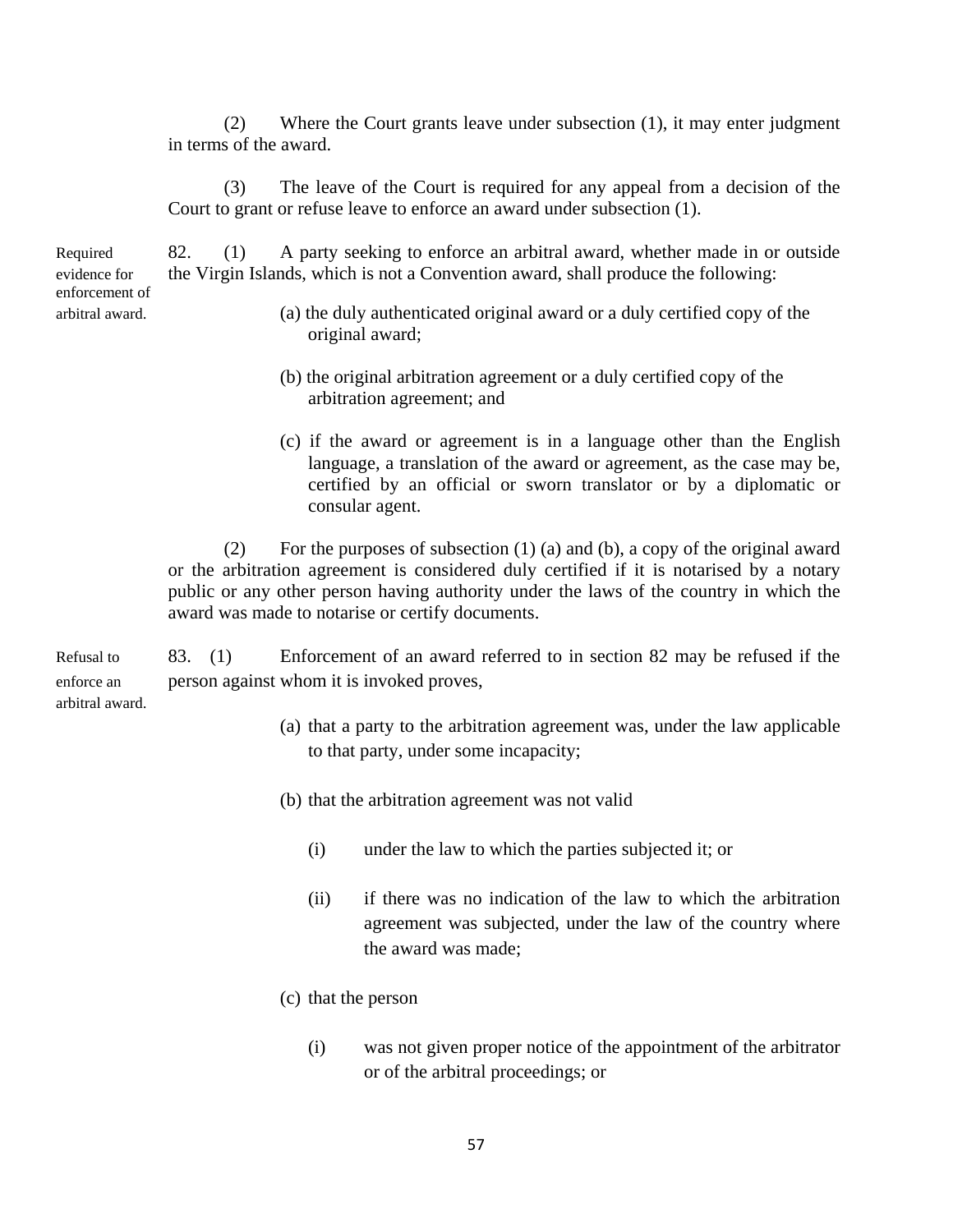(2) Where the Court grants leave under subsection (1), it may enter judgment in terms of the award.

(3) The leave of the Court is required for any appeal from a decision of the Court to grant or refuse leave to enforce an award under subsection (1).

Required evidence for enforcement of arbitral award.

82. (1) A party seeking to enforce an arbitral award, whether made in or outside the Virgin Islands, which is not a Convention award, shall produce the following:

(a) the duly authenticated original award or a duly certified copy of the original award;

(b) the original arbitration agreement or a duly certified copy of the arbitration agreement; and

(c) if the award or agreement is in a language other than the English language, a translation of the award or agreement, as the case may be, certified by an official or sworn translator or by a diplomatic or consular agent.

(2) For the purposes of subsection (1) (a) and (b), a copy of the original award or the arbitration agreement is considered duly certified if it is notarised by a notary public or any other person having authority under the laws of the country in which the award was made to notarise or certify documents.

Refusal to enforce an arbitral award.

83. (1) Enforcement of an award referred to in section 82 may be refused if the person against whom it is invoked proves,

(a) that a party to the arbitration agreement was, under the law applicable to that party, under some incapacity;

(b) that the arbitration agreement was not valid

(i) under the law to which the parties subjected it; or

(ii) if there was no indication of the law to which the arbitration agreement was subjected, under the law of the country where the award was made;

(c) that the person

(i) was not given proper notice of the appointment of the arbitrator or of the arbitral proceedings; or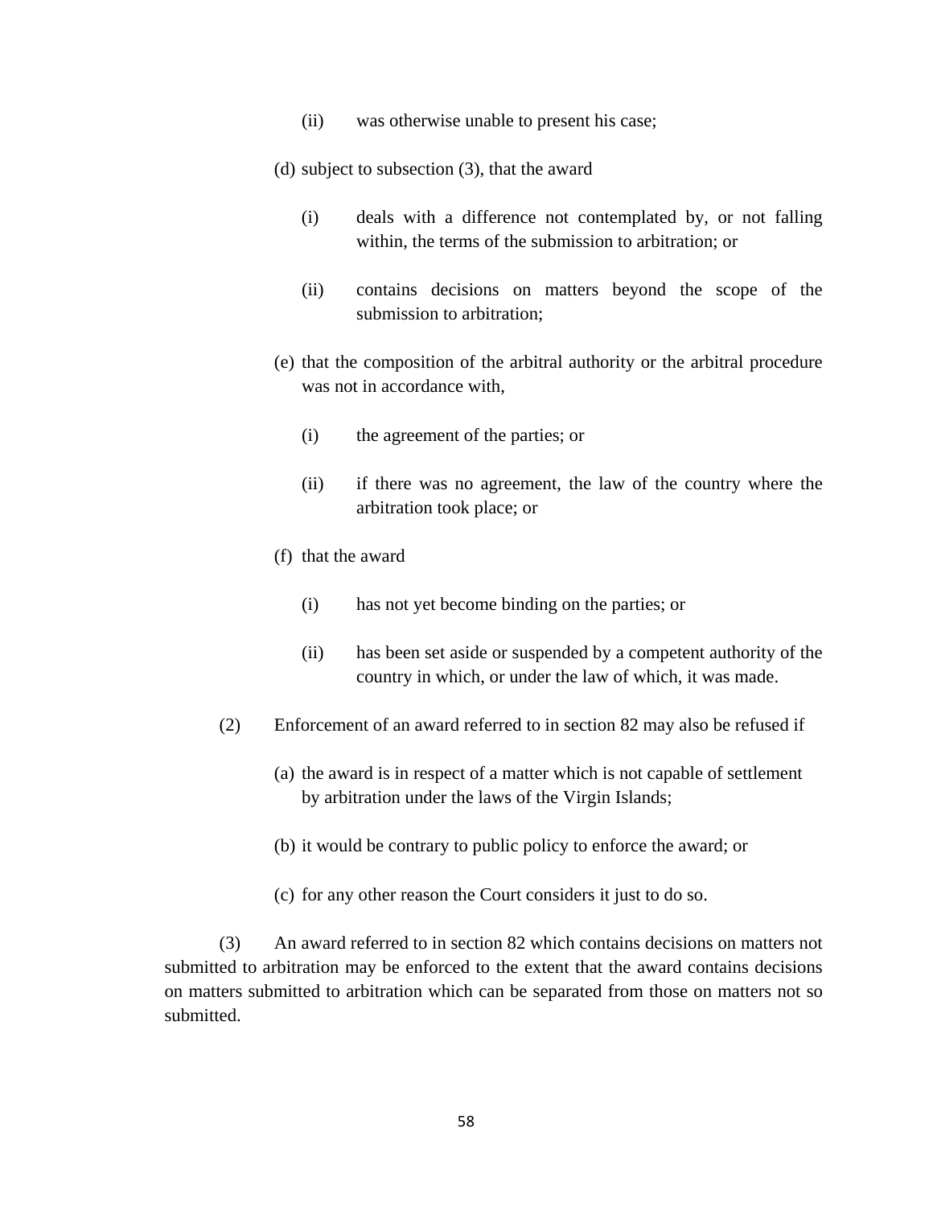(ii) was otherwise unable to present his case;

(d) subject to subsection (3), that the award

(i) deals with a difference not contemplated by, or not falling within, the terms of the submission to arbitration; or

(ii) contains decisions on matters beyond the scope of the submission to arbitration;

(e) that the composition of the arbitral authority or the arbitral procedure was not in accordance with,

(i) the agreement of the parties; or

(ii) if there was no agreement, the law of the country where the arbitration took place; or

(f) that the award

(i) has not yet become binding on the parties; or

(ii) has been set aside or suspended by a competent authority of the country in which, or under the law of which, it was made.

(2) Enforcement of an award referred to in section 82 may also be refused if

(a) the award is in respect of a matter which is not capable of settlement by arbitration under the laws of the Virgin Islands;

(b) it would be contrary to public policy to enforce the award; or

(c) for any other reason the Court considers it just to do so.

(3) An award referred to in section 82 which contains decisions on matters not submitted to arbitration may be enforced to the extent that the award contains decisions on matters submitted to arbitration which can be separated from those on matters not so submitted.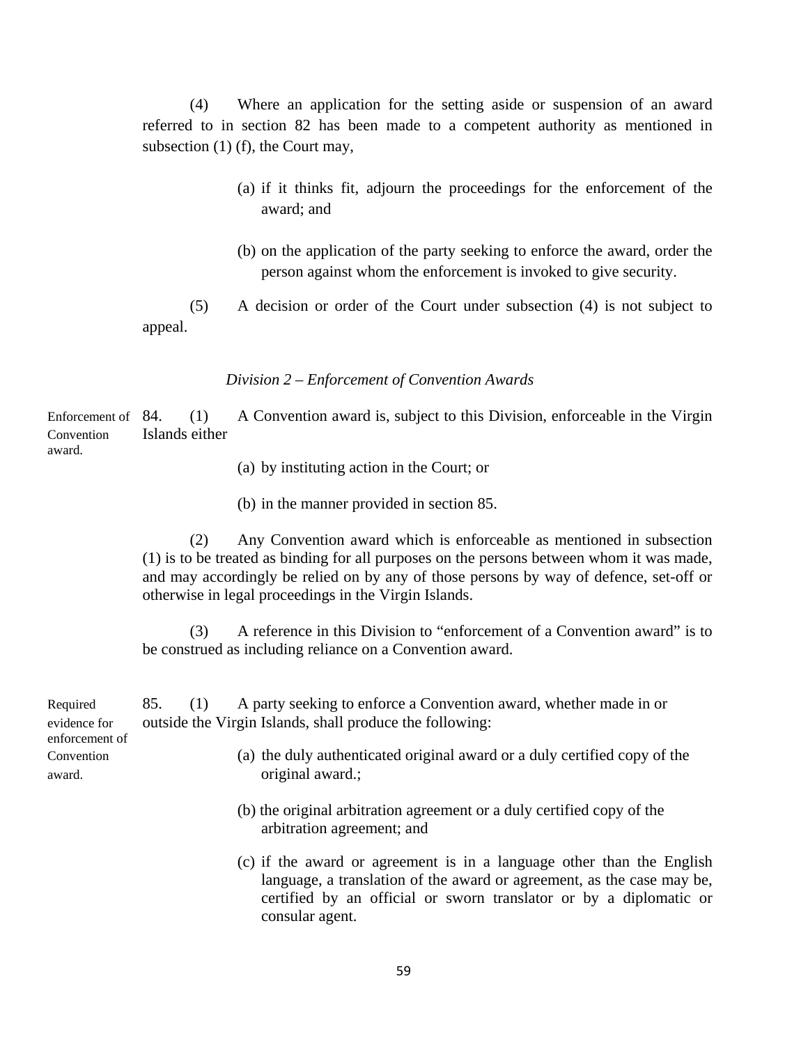(4) Where an application for the setting aside or suspension of an award referred to in section 82 has been made to a competent authority as mentioned in subsection (1) (f), the Court may,

(a) if it thinks fit, adjourn the proceedings for the enforcement of the award; and

(b) on the application of the party seeking to enforce the award, order the person against whom the enforcement is invoked to give security.

(5) A decision or order of the Court under subsection (4) is not subject to appeal.

*Division 2 – Enforcement of Convention Awards*

Enforcement of Convention award.

84. (1) A Convention award is, subject to this Division, enforceable in the Virgin Islands either

(a) by instituting action in the Court; or

(b) in the manner provided in section 85.

(2) Any Convention award which is enforceable as mentioned in subsection (1) is to be treated as binding for all purposes on the persons between whom it was made, and may accordingly be relied on by any of those persons by way of defence, set-off or otherwise in legal proceedings in the Virgin Islands.

(3) A reference in this Division to "enforcement of a Convention award" is to be construed as including reliance on a Convention award.

Required evidence for enforcement of Convention award.

85. (1) A party seeking to enforce a Convention award, whether made in or outside the Virgin Islands, shall produce the following:

(a) the duly authenticated original award or a duly certified copy of the original award.;

(b) the original arbitration agreement or a duly certified copy of the arbitration agreement; and

(c) if the award or agreement is in a language other than the English language, a translation of the award or agreement, as the case may be, certified by an official or sworn translator or by a diplomatic or consular agent.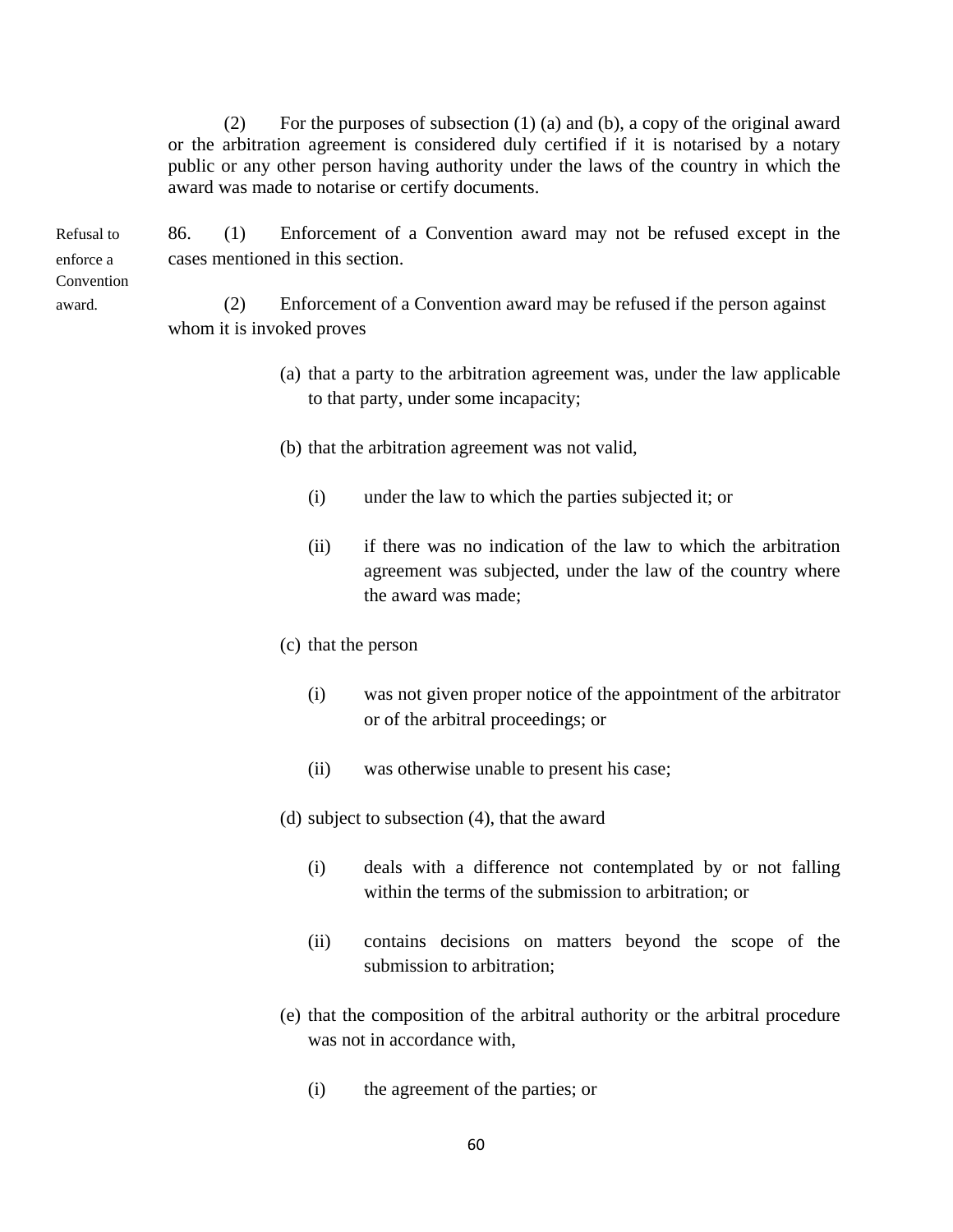(2) For the purposes of subsection (1) (a) and (b), a copy of the original award or the arbitration agreement is considered duly certified if it is notarised by a notary public or any other person having authority under the laws of the country in which the award was made to notarise or certify documents.

**Refusal to enforce a Convention award.**

86. (1) Enforcement of a Convention award may not be refused except in the cases mentioned in this section.

(2) Enforcement of a Convention award may be refused if the person against whom it is invoked proves

(a) that a party to the arbitration agreement was, under the law applicable to that party, under some incapacity;

(b) that the arbitration agreement was not valid,

(i) under the law to which the parties subjected it; or

(ii) if there was no indication of the law to which the arbitration agreement was subjected, under the law of the country where the award was made;

(c) that the person

(i) was not given proper notice of the appointment of the arbitrator or of the arbitral proceedings; or

(ii) was otherwise unable to present his case;

(d) subject to subsection (4), that the award

(i) deals with a difference not contemplated by or not falling within the terms of the submission to arbitration; or

(ii) contains decisions on matters beyond the scope of the submission to arbitration;

(e) that the composition of the arbitral authority or the arbitral procedure was not in accordance with,

(i) the agreement of the parties; or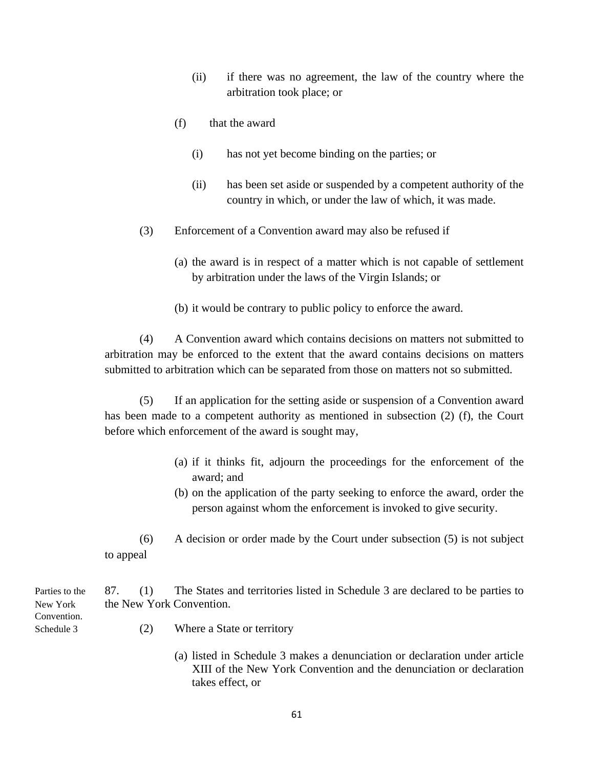(ii) if there was no agreement, the law of the country where the arbitration took place; or

(f) that the award

(i) has not yet become binding on the parties; or

(ii) has been set aside or suspended by a competent authority of the country in which, or under the law of which, it was made.

(3) Enforcement of a Convention award may also be refused if

(a) the award is in respect of a matter which is not capable of settlement by arbitration under the laws of the Virgin Islands; or

(b) it would be contrary to public policy to enforce the award.

(4) A Convention award which contains decisions on matters not submitted to arbitration may be enforced to the extent that the award contains decisions on matters submitted to arbitration which can be separated from those on matters not so submitted.

(5) If an application for the setting aside or suspension of a Convention award has been made to a competent authority as mentioned in subsection (2) (f), the Court before which enforcement of the award is sought may,

(a) if it thinks fit, adjourn the proceedings for the enforcement of the award; and

(b) on the application of the party seeking to enforce the award, order the person against whom the enforcement is invoked to give security.

(6) A decision or order made by the Court under subsection (5) is not subject to appeal

Parties to the New York Convention. Schedule 3

87. (1) The States and territories listed in Schedule 3 are declared to be parties to the New York Convention.

(2) Where a State or territory

(a) listed in Schedule 3 makes a denunciation or declaration under article XIII of the New York Convention and the denunciation or declaration takes effect, or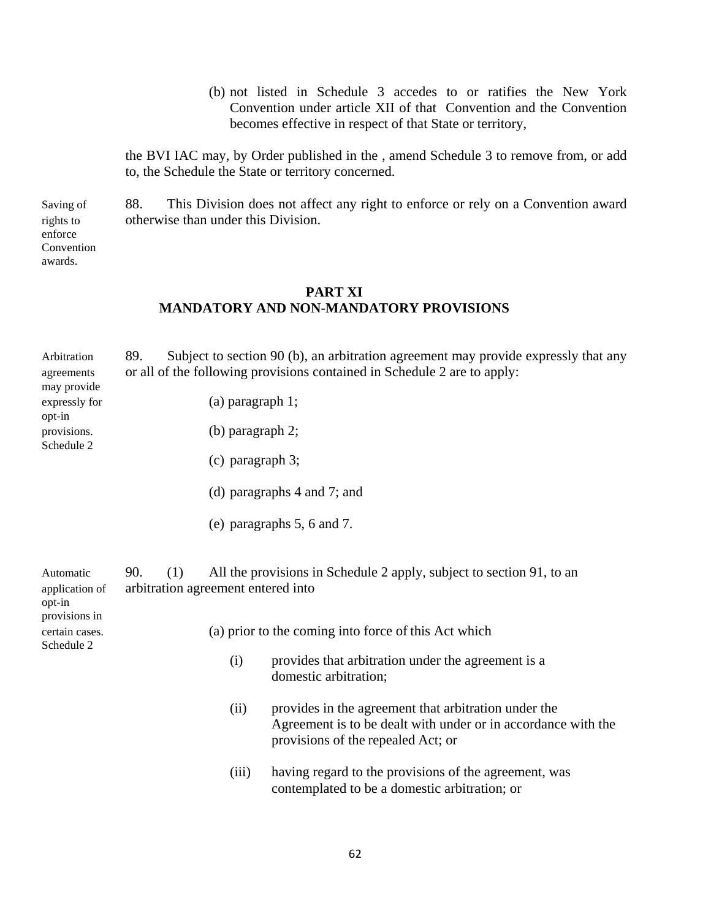(b) not listed in Schedule 3 accedes to or ratifies the New York Convention under article XII of that Convention and the Convention becomes effective in respect of that State or territory,

the BVI IAC may, by Order published in the , amend Schedule 3 to remove from, or add to, the Schedule the State or territory concerned.

Saving of rights to enforce Convention awards.

88. This Division does not affect any right to enforce or rely on a Convention award otherwise than under this Division.

## PART XI
## MANDATORY AND NON-MANDATORY PROVISIONS

Arbitration agreements may provide expressly for opt-in provisions. Schedule 2

89. Subject to section 90 (b), an arbitration agreement may provide expressly that any or all of the following provisions contained in Schedule 2 are to apply:

(a) paragraph 1;

(b) paragraph 2;

(c) paragraph 3;

(d) paragraphs 4 and 7; and

(e) paragraphs 5, 6 and 7.

Automatic application of opt-in provisions in certain cases. Schedule 2

90. (1) All the provisions in Schedule 2 apply, subject to section 91, to an arbitration agreement entered into

(a) prior to the coming into force of this Act which

(i) provides that arbitration under the agreement is a domestic arbitration;

(ii) provides in the agreement that arbitration under the Agreement is to be dealt with under or in accordance with the provisions of the repealed Act; or

(iii) having regard to the provisions of the agreement, was contemplated to be a domestic arbitration; or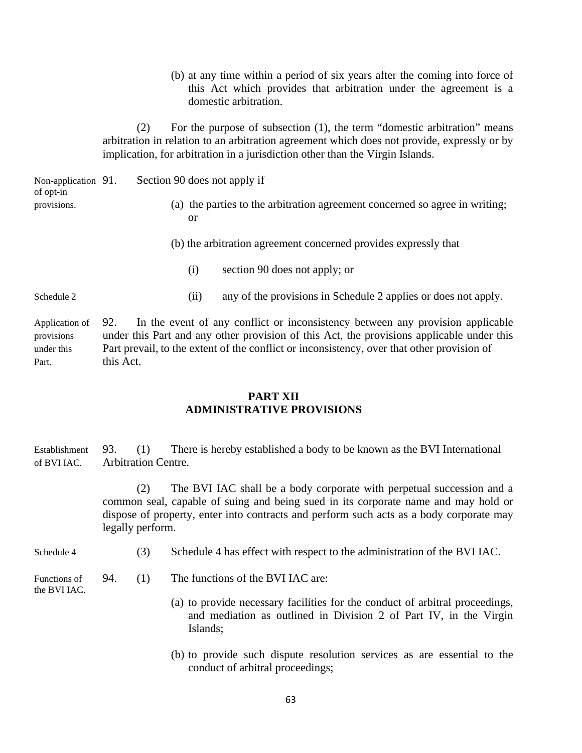(b) at any time within a period of six years after the coming into force of this Act which provides that arbitration under the agreement is a domestic arbitration.

(2) For the purpose of subsection (1), the term "domestic arbitration" means arbitration in relation to an arbitration agreement which does not provide, expressly or by implication, for arbitration in a jurisdiction other than the Virgin Islands.

*Non-application of opt-in provisions.*

91. Section 90 does not apply if

(a) the parties to the arbitration agreement concerned so agree in writing; or

(b) the arbitration agreement concerned provides expressly that

(i) section 90 does not apply; or

*Schedule 2*

(ii) any of the provisions in Schedule 2 applies or does not apply.

*Application of provisions under this Part.*

92. In the event of any conflict or inconsistency between any provision applicable under this Part and any other provision of this Act, the provisions applicable under this Part prevail, to the extent of the conflict or inconsistency, over that other provision of this Act.

## PART XII
## ADMINISTRATIVE PROVISIONS

*Establishment of BVI IAC.*

93. (1) There is hereby established a body to be known as the BVI International Arbitration Centre.

(2) The BVI IAC shall be a body corporate with perpetual succession and a common seal, capable of suing and being sued in its corporate name and may hold or dispose of property, enter into contracts and perform such acts as a body corporate may legally perform.

*Schedule 4*

(3) Schedule 4 has effect with respect to the administration of the BVI IAC.

*Functions of the BVI IAC.*

94. (1) The functions of the BVI IAC are:

(a) to provide necessary facilities for the conduct of arbitral proceedings, and mediation as outlined in Division 2 of Part IV, in the Virgin Islands;

(b) to provide such dispute resolution services as are essential to the conduct of arbitral proceedings;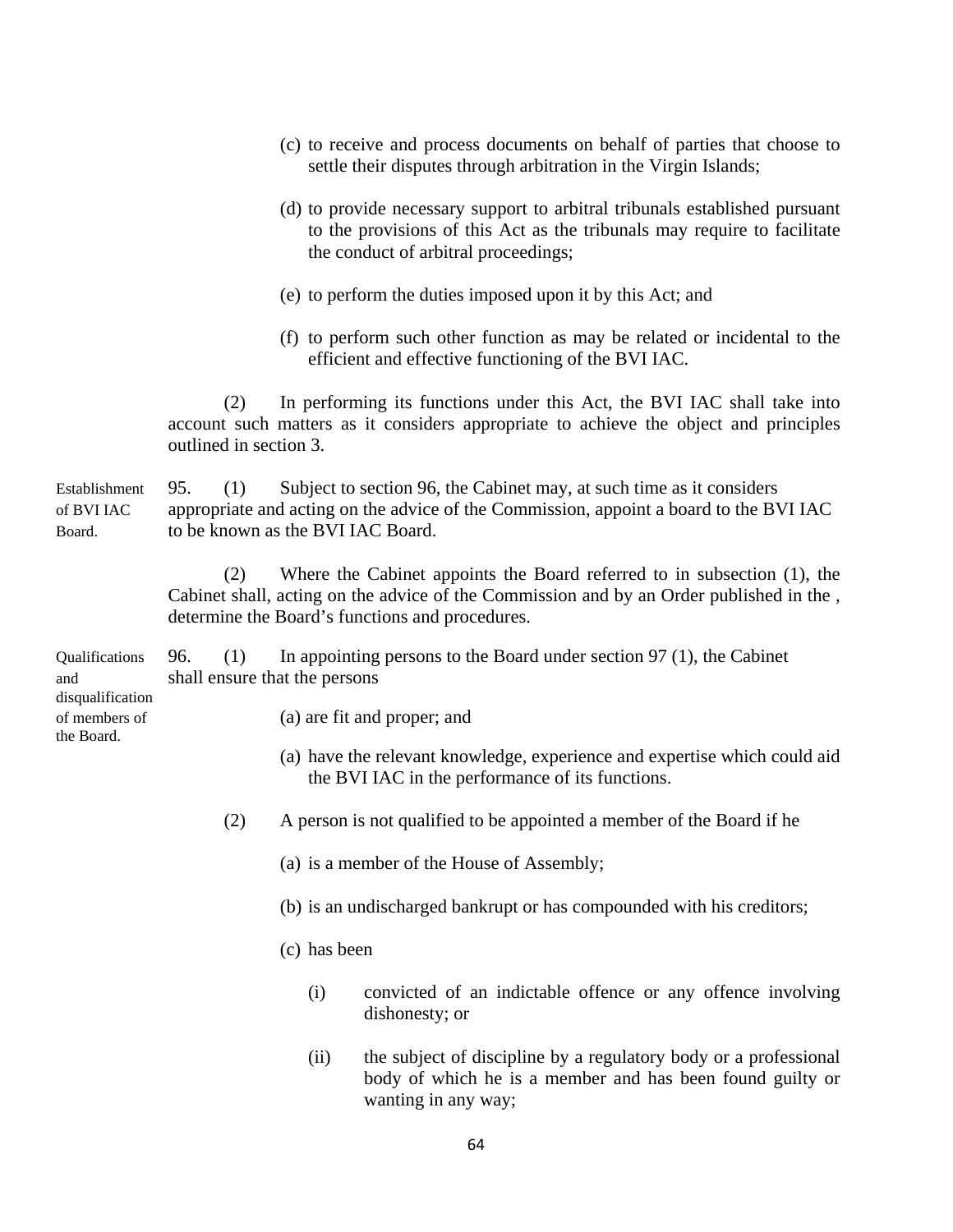(c) to receive and process documents on behalf of parties that choose to settle their disputes through arbitration in the Virgin Islands;

(d) to provide necessary support to arbitral tribunals established pursuant to the provisions of this Act as the tribunals may require to facilitate the conduct of arbitral proceedings;

(e) to perform the duties imposed upon it by this Act; and

(f) to perform such other function as may be related or incidental to the efficient and effective functioning of the BVI IAC.

(2) In performing its functions under this Act, the BVI IAC shall take into account such matters as it considers appropriate to achieve the object and principles outlined in section 3.

Establishment of BVI IAC Board.

95. (1) Subject to section 96, the Cabinet may, at such time as it considers appropriate and acting on the advice of the Commission, appoint a board to the BVI IAC to be known as the BVI IAC Board.

(2) Where the Cabinet appoints the Board referred to in subsection (1), the Cabinet shall, acting on the advice of the Commission and by an Order published in the , determine the Board's functions and procedures.

Qualifications and disqualification of members of the Board.

96. (1) In appointing persons to the Board under section 97 (1), the Cabinet shall ensure that the persons

(a) are fit and proper; and

(a) have the relevant knowledge, experience and expertise which could aid the BVI IAC in the performance of its functions.

(2) A person is not qualified to be appointed a member of the Board if he

(a) is a member of the House of Assembly;

(b) is an undischarged bankrupt or has compounded with his creditors;

(c) has been

(i) convicted of an indictable offence or any offence involving dishonesty; or

(ii) the subject of discipline by a regulatory body or a professional body of which he is a member and has been found guilty or wanting in any way;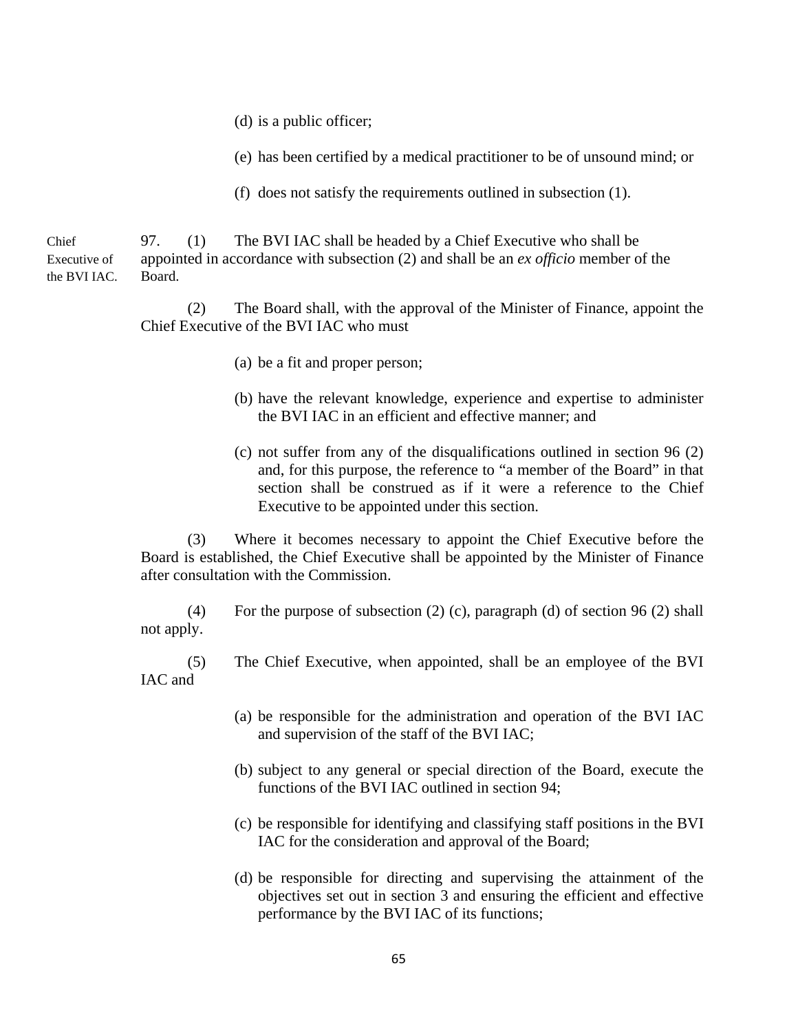(d) is a public officer;

(e) has been certified by a medical practitioner to be of unsound mind; or

(f) does not satisfy the requirements outlined in subsection (1).

Chief Executive of the BVI IAC.

97. (1) The BVI IAC shall be headed by a Chief Executive who shall be appointed in accordance with subsection (2) and shall be an *ex officio* member of the Board.

(2) The Board shall, with the approval of the Minister of Finance, appoint the Chief Executive of the BVI IAC who must

(a) be a fit and proper person;

(b) have the relevant knowledge, experience and expertise to administer the BVI IAC in an efficient and effective manner; and

(c) not suffer from any of the disqualifications outlined in section 96 (2) and, for this purpose, the reference to "a member of the Board" in that section shall be construed as if it were a reference to the Chief Executive to be appointed under this section.

(3) Where it becomes necessary to appoint the Chief Executive before the Board is established, the Chief Executive shall be appointed by the Minister of Finance after consultation with the Commission.

(4) For the purpose of subsection (2) (c), paragraph (d) of section 96 (2) shall not apply.

(5) The Chief Executive, when appointed, shall be an employee of the BVI IAC and

(a) be responsible for the administration and operation of the BVI IAC and supervision of the staff of the BVI IAC;

(b) subject to any general or special direction of the Board, execute the functions of the BVI IAC outlined in section 94;

(c) be responsible for identifying and classifying staff positions in the BVI IAC for the consideration and approval of the Board;

(d) be responsible for directing and supervising the attainment of the objectives set out in section 3 and ensuring the efficient and effective performance by the BVI IAC of its functions;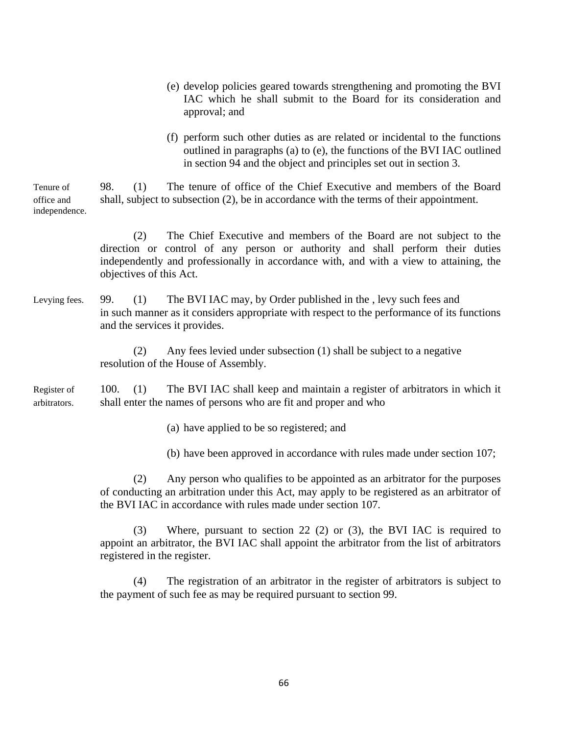(e) develop policies geared towards strengthening and promoting the BVI IAC which he shall submit to the Board for its consideration and approval; and

(f) perform such other duties as are related or incidental to the functions outlined in paragraphs (a) to (e), the functions of the BVI IAC outlined in section 94 and the object and principles set out in section 3.

Tenure of office and independence.

98. (1) The tenure of office of the Chief Executive and members of the Board shall, subject to subsection (2), be in accordance with the terms of their appointment.

(2) The Chief Executive and members of the Board are not subject to the direction or control of any person or authority and shall perform their duties independently and professionally in accordance with, and with a view to attaining, the objectives of this Act.

Levying fees.

99. (1) The BVI IAC may, by Order published in the , levy such fees and in such manner as it considers appropriate with respect to the performance of its functions and the services it provides.

(2) Any fees levied under subsection (1) shall be subject to a negative resolution of the House of Assembly.

Register of arbitrators.

100. (1) The BVI IAC shall keep and maintain a register of arbitrators in which it shall enter the names of persons who are fit and proper and who

(a) have applied to be so registered; and

(b) have been approved in accordance with rules made under section 107;

(2) Any person who qualifies to be appointed as an arbitrator for the purposes of conducting an arbitration under this Act, may apply to be registered as an arbitrator of the BVI IAC in accordance with rules made under section 107.

(3) Where, pursuant to section 22 (2) or (3), the BVI IAC is required to appoint an arbitrator, the BVI IAC shall appoint the arbitrator from the list of arbitrators registered in the register.

(4) The registration of an arbitrator in the register of arbitrators is subject to the payment of such fee as may be required pursuant to section 99.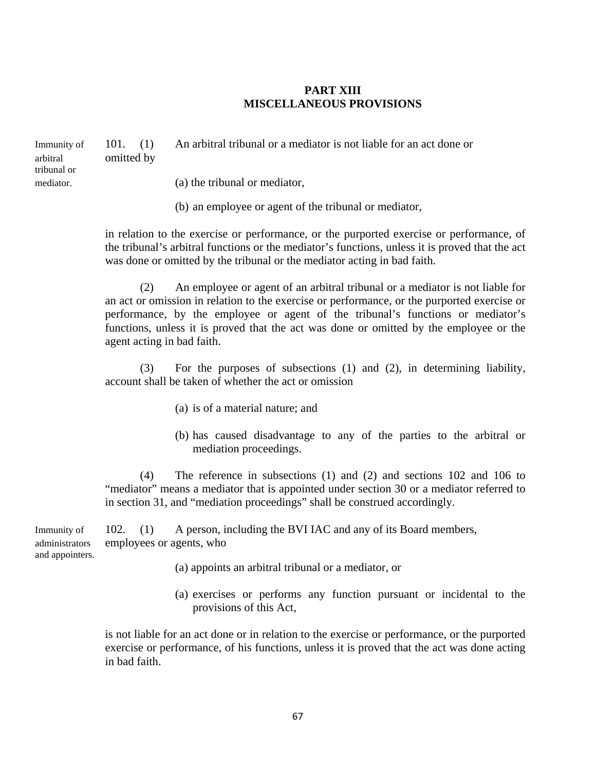## PART XIII
## MISCELLANEOUS PROVISIONS

Immunity of arbitral tribunal or mediator.

**101.** (1) An arbitral tribunal or a mediator is not liable for an act done or omitted by

(a) the tribunal or mediator,

(b) an employee or agent of the tribunal or mediator,

in relation to the exercise or performance, or the purported exercise or performance, of the tribunal's arbitral functions or the mediator's functions, unless it is proved that the act was done or omitted by the tribunal or the mediator acting in bad faith.

(2) An employee or agent of an arbitral tribunal or a mediator is not liable for an act or omission in relation to the exercise or performance, or the purported exercise or performance, by the employee or agent of the tribunal's functions or mediator's functions, unless it is proved that the act was done or omitted by the employee or the agent acting in bad faith.

(3) For the purposes of subsections (1) and (2), in determining liability, account shall be taken of whether the act or omission

(a) is of a material nature; and

(b) has caused disadvantage to any of the parties to the arbitral or mediation proceedings.

(4) The reference in subsections (1) and (2) and sections 102 and 106 to "mediator" means a mediator that is appointed under section 30 or a mediator referred to in section 31, and "mediation proceedings" shall be construed accordingly.

Immunity of administrators and appointers.

**102.** (1) A person, including the BVI IAC and any of its Board members, employees or agents, who

(a) appoints an arbitral tribunal or a mediator, or

(a) exercises or performs any function pursuant or incidental to the provisions of this Act,

is not liable for an act done or in relation to the exercise or performance, or the purported exercise or performance, of his functions, unless it is proved that the act was done acting in bad faith.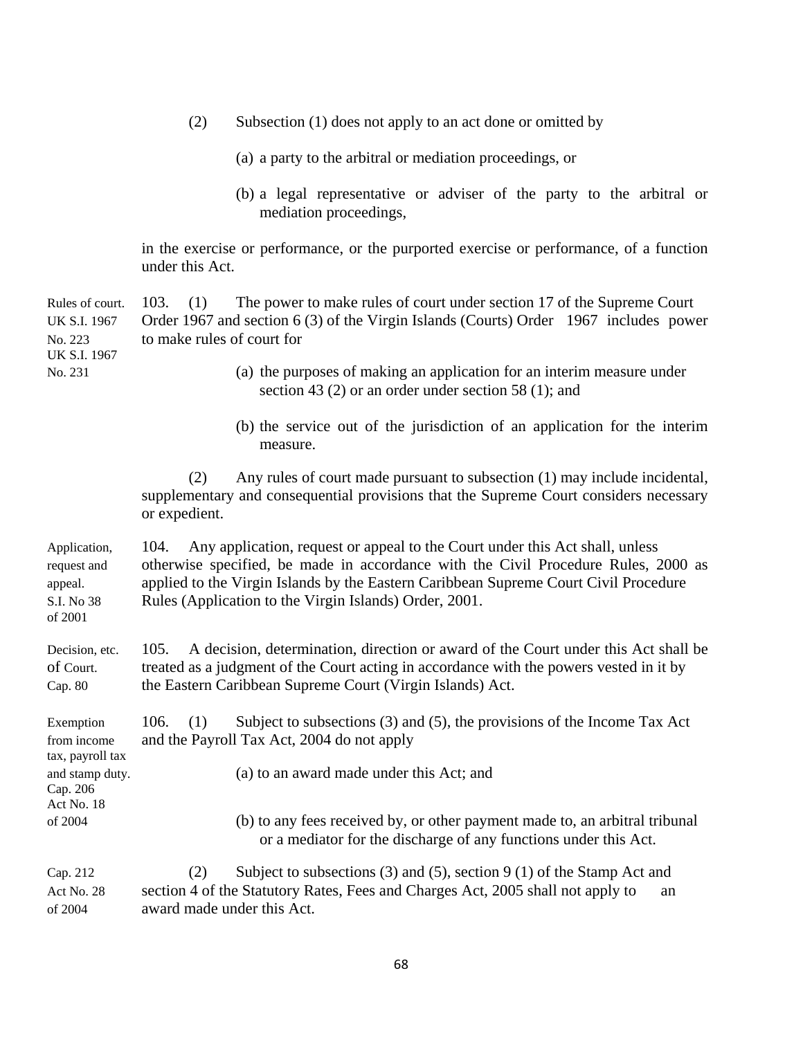(2) Subsection (1) does not apply to an act done or omitted by

(a) a party to the arbitral or mediation proceedings, or

(b) a legal representative or adviser of the party to the arbitral or mediation proceedings,

in the exercise or performance, or the purported exercise or performance, of a function under this Act.

Rules of court. UK S.I. 1967 No. 223 UK S.I. 1967 No. 231

103. (1) The power to make rules of court under section 17 of the Supreme Court Order 1967 and section 6 (3) of the Virgin Islands (Courts) Order 1967 includes power to make rules of court for

(a) the purposes of making an application for an interim measure under section 43 (2) or an order under section 58 (1); and

(b) the service out of the jurisdiction of an application for the interim measure.

(2) Any rules of court made pursuant to subsection (1) may include incidental, supplementary and consequential provisions that the Supreme Court considers necessary or expedient.

Application, request and appeal. S.I. No 38 of 2001

104. Any application, request or appeal to the Court under this Act shall, unless otherwise specified, be made in accordance with the Civil Procedure Rules, 2000 as applied to the Virgin Islands by the Eastern Caribbean Supreme Court Civil Procedure Rules (Application to the Virgin Islands) Order, 2001.

Decision, etc. of Court. Cap. 80

105. A decision, determination, direction or award of the Court under this Act shall be treated as a judgment of the Court acting in accordance with the powers vested in it by the Eastern Caribbean Supreme Court (Virgin Islands) Act.

Exemption from income tax, payroll tax and stamp duty. Cap. 206 Act No. 18 of 2004

106. (1) Subject to subsections (3) and (5), the provisions of the Income Tax Act and the Payroll Tax Act, 2004 do not apply

(a) to an award made under this Act; and

(b) to any fees received by, or other payment made to, an arbitral tribunal or a mediator for the discharge of any functions under this Act.

Cap. 212 Act No. 28 of 2004

(2) Subject to subsections (3) and (5), section 9 (1) of the Stamp Act and section 4 of the Statutory Rates, Fees and Charges Act, 2005 shall not apply to an award made under this Act.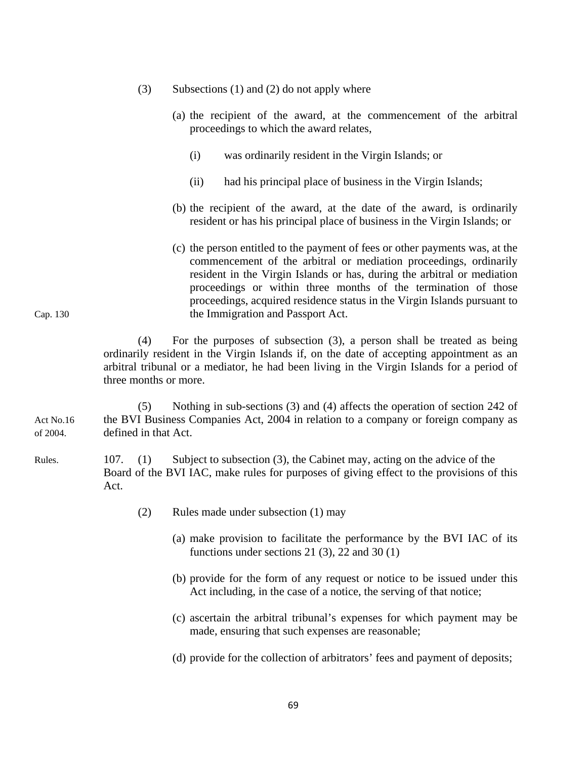(3) Subsections (1) and (2) do not apply where

(a) the recipient of the award, at the commencement of the arbitral proceedings to which the award relates,

(i) was ordinarily resident in the Virgin Islands; or

(ii) had his principal place of business in the Virgin Islands;

(b) the recipient of the award, at the date of the award, is ordinarily resident or has his principal place of business in the Virgin Islands; or

(c) the person entitled to the payment of fees or other payments was, at the commencement of the arbitral or mediation proceedings, ordinarily resident in the Virgin Islands or has, during the arbitral or mediation proceedings or within three months of the termination of those proceedings, acquired residence status in the Virgin Islands pursuant to the Immigration and Passport Act.

Cap. 130

(4) For the purposes of subsection (3), a person shall be treated as being ordinarily resident in the Virgin Islands if, on the date of accepting appointment as an arbitral tribunal or a mediator, he had been living in the Virgin Islands for a period of three months or more.

(5) Nothing in sub-sections (3) and (4) affects the operation of section 242 of the BVI Business Companies Act, 2004 in relation to a company or foreign company as defined in that Act.

Act No.16 of 2004.

Rules.

107. (1) Subject to subsection (3), the Cabinet may, acting on the advice of the Board of the BVI IAC, make rules for purposes of giving effect to the provisions of this Act.

(2) Rules made under subsection (1) may

(a) make provision to facilitate the performance by the BVI IAC of its functions under sections 21 (3), 22 and 30 (1)

(b) provide for the form of any request or notice to be issued under this Act including, in the case of a notice, the serving of that notice;

(c) ascertain the arbitral tribunal's expenses for which payment may be made, ensuring that such expenses are reasonable;

(d) provide for the collection of arbitrators' fees and payment of deposits;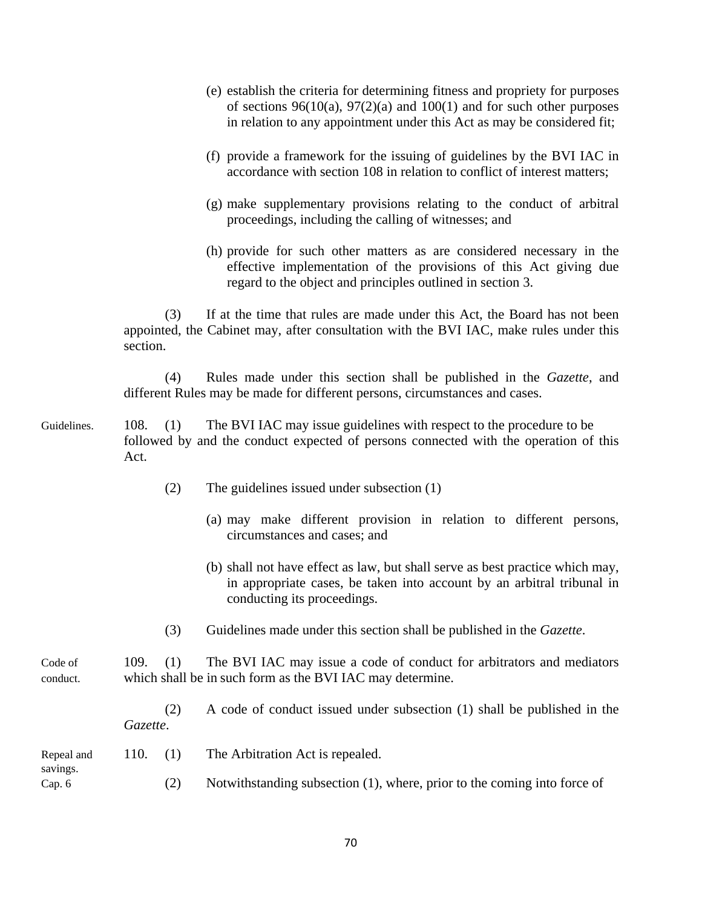(e) establish the criteria for determining fitness and propriety for purposes of sections 96(10(a), 97(2)(a) and 100(1) and for such other purposes in relation to any appointment under this Act as may be considered fit;

(f) provide a framework for the issuing of guidelines by the BVI IAC in accordance with section 108 in relation to conflict of interest matters;

(g) make supplementary provisions relating to the conduct of arbitral proceedings, including the calling of witnesses; and

(h) provide for such other matters as are considered necessary in the effective implementation of the provisions of this Act giving due regard to the object and principles outlined in section 3.

(3) If at the time that rules are made under this Act, the Board has not been appointed, the Cabinet may, after consultation with the BVI IAC, make rules under this section.

(4) Rules made under this section shall be published in the *Gazette*, and different Rules may be made for different persons, circumstances and cases.

Guidelines.

108. (1) The BVI IAC may issue guidelines with respect to the procedure to be followed by and the conduct expected of persons connected with the operation of this Act.

(2) The guidelines issued under subsection (1)

(a) may make different provision in relation to different persons, circumstances and cases; and

(b) shall not have effect as law, but shall serve as best practice which may, in appropriate cases, be taken into account by an arbitral tribunal in conducting its proceedings.

(3) Guidelines made under this section shall be published in the *Gazette*.

Code of conduct.

109. (1) The BVI IAC may issue a code of conduct for arbitrators and mediators which shall be in such form as the BVI IAC may determine.

(2) A code of conduct issued under subsection (1) shall be published in the *Gazette*.

Repeal and savings.
Cap. 6

110. (1) The Arbitration Act is repealed.

(2) Notwithstanding subsection (1), where, prior to the coming into force of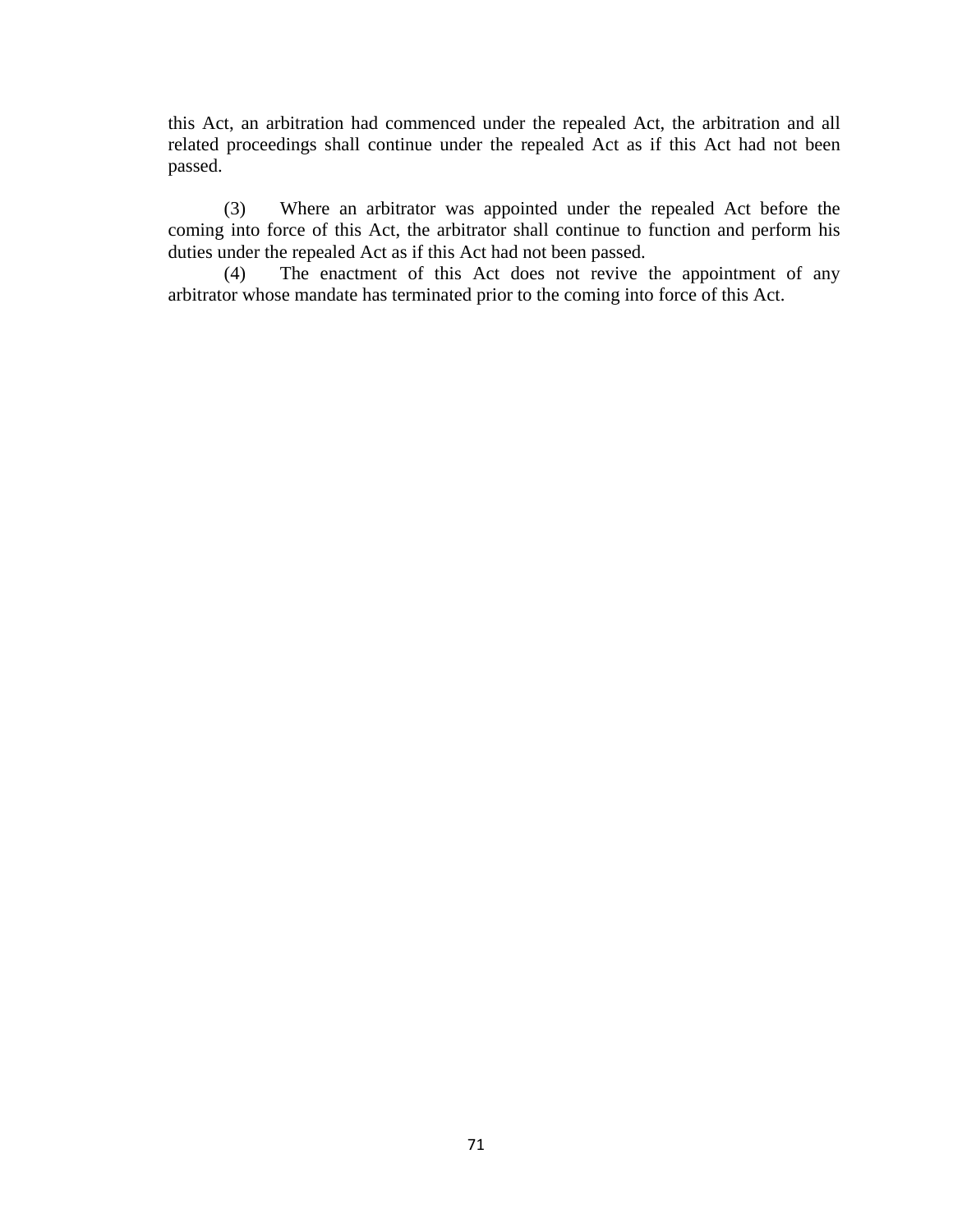this Act, an arbitration had commenced under the repealed Act, the arbitration and all related proceedings shall continue under the repealed Act as if this Act had not been passed.

(3) Where an arbitrator was appointed under the repealed Act before the coming into force of this Act, the arbitrator shall continue to function and perform his duties under the repealed Act as if this Act had not been passed.

(4) The enactment of this Act does not revive the appointment of any arbitrator whose mandate has terminated prior to the coming into force of this Act.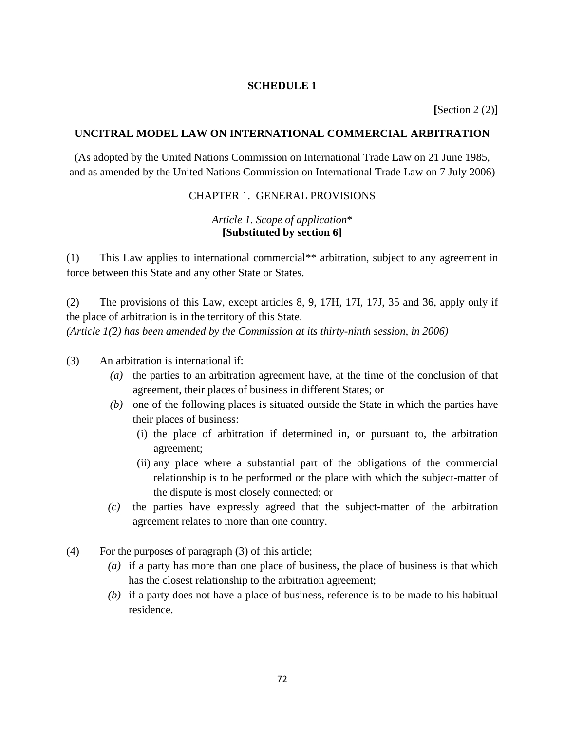## SCHEDULE 1

**[**Section 2 (2)**]**

## UNCITRAL MODEL LAW ON INTERNATIONAL COMMERCIAL ARBITRATION

(As adopted by the United Nations Commission on International Trade Law on 21 June 1985, and as amended by the United Nations Commission on International Trade Law on 7 July 2006)

### CHAPTER 1. GENERAL PROVISIONS

*Article 1. Scope of application**
**[Substituted by section 6]**

(1) This Law applies to international commercial** arbitration, subject to any agreement in force between this State and any other State or States.

(2) The provisions of this Law, except articles 8, 9, 17H, 17I, 17J, 35 and 36, apply only if the place of arbitration is in the territory of this State.
*(Article 1(2) has been amended by the Commission at its thirty-ninth session, in 2006)*

(3) An arbitration is international if:

- *(a)* the parties to an arbitration agreement have, at the time of the conclusion of that agreement, their places of business in different States; or
- *(b)* one of the following places is situated outside the State in which the parties have their places of business:
  - (i) the place of arbitration if determined in, or pursuant to, the arbitration agreement;
  - (ii) any place where a substantial part of the obligations of the commercial relationship is to be performed or the place with which the subject-matter of the dispute is most closely connected; or
- *(c)* the parties have expressly agreed that the subject-matter of the arbitration agreement relates to more than one country.

(4) For the purposes of paragraph (3) of this article;

- *(a)* if a party has more than one place of business, the place of business is that which has the closest relationship to the arbitration agreement;
- *(b)* if a party does not have a place of business, reference is to be made to his habitual residence.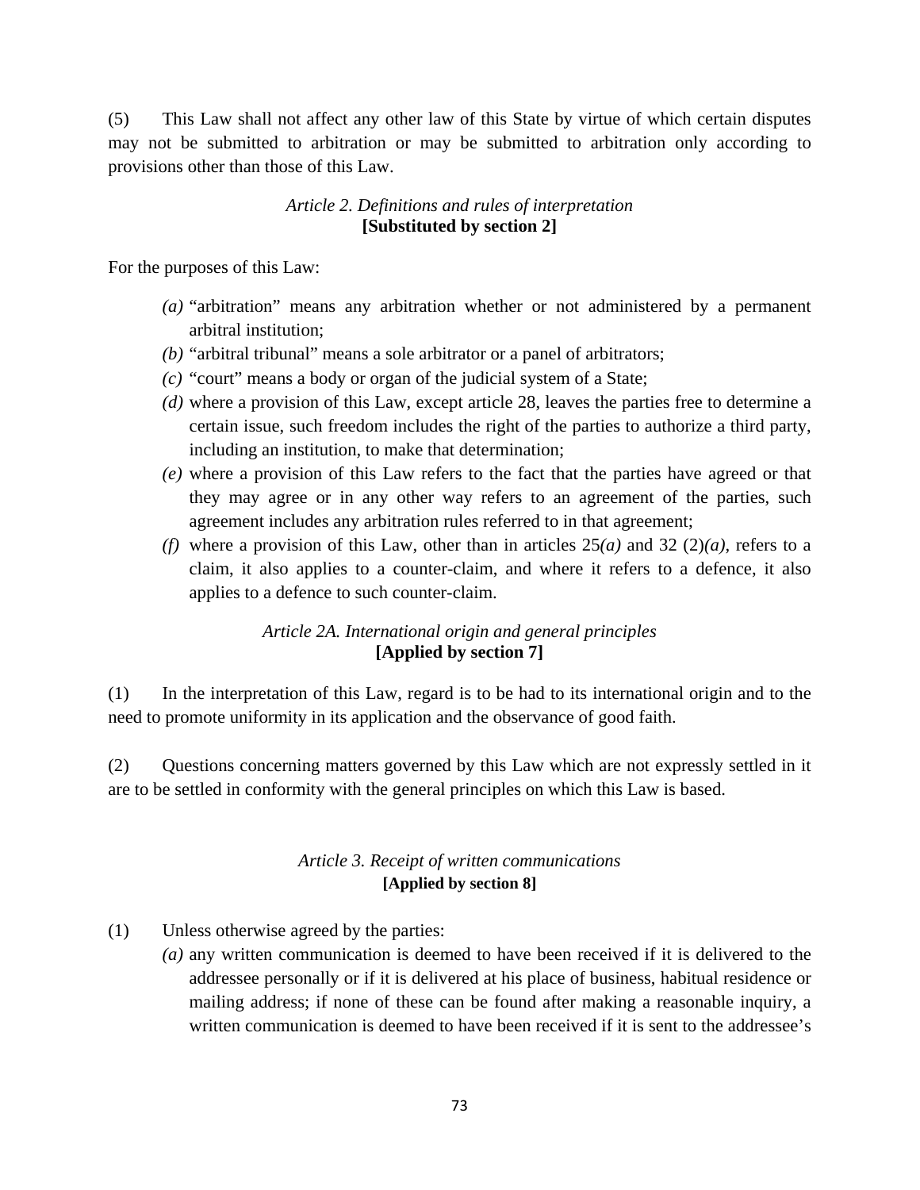(5) This Law shall not affect any other law of this State by virtue of which certain disputes may not be submitted to arbitration or may be submitted to arbitration only according to provisions other than those of this Law.

### *Article 2. Definitions and rules of interpretation*
**[Substituted by section 2]**

For the purposes of this Law:

- *(a)* "arbitration" means any arbitration whether or not administered by a permanent arbitral institution;
- *(b)* "arbitral tribunal" means a sole arbitrator or a panel of arbitrators;
- *(c)* "court" means a body or organ of the judicial system of a State;
- *(d)* where a provision of this Law, except article 28, leaves the parties free to determine a certain issue, such freedom includes the right of the parties to authorize a third party, including an institution, to make that determination;
- *(e)* where a provision of this Law refers to the fact that the parties have agreed or that they may agree or in any other way refers to an agreement of the parties, such agreement includes any arbitration rules referred to in that agreement;
- *(f)* where a provision of this Law, other than in articles 25*(a)* and 32 (2)*(a)*, refers to a claim, it also applies to a counter-claim, and where it refers to a defence, it also applies to a defence to such counter-claim.

### *Article 2A. International origin and general principles*
**[Applied by section 7]**

(1) In the interpretation of this Law, regard is to be had to its international origin and to the need to promote uniformity in its application and the observance of good faith.

(2) Questions concerning matters governed by this Law which are not expressly settled in it are to be settled in conformity with the general principles on which this Law is based.

### *Article 3. Receipt of written communications*
**[Applied by section 8]**

(1) Unless otherwise agreed by the parties:

- *(a)* any written communication is deemed to have been received if it is delivered to the addressee personally or if it is delivered at his place of business, habitual residence or mailing address; if none of these can be found after making a reasonable inquiry, a written communication is deemed to have been received if it is sent to the addressee's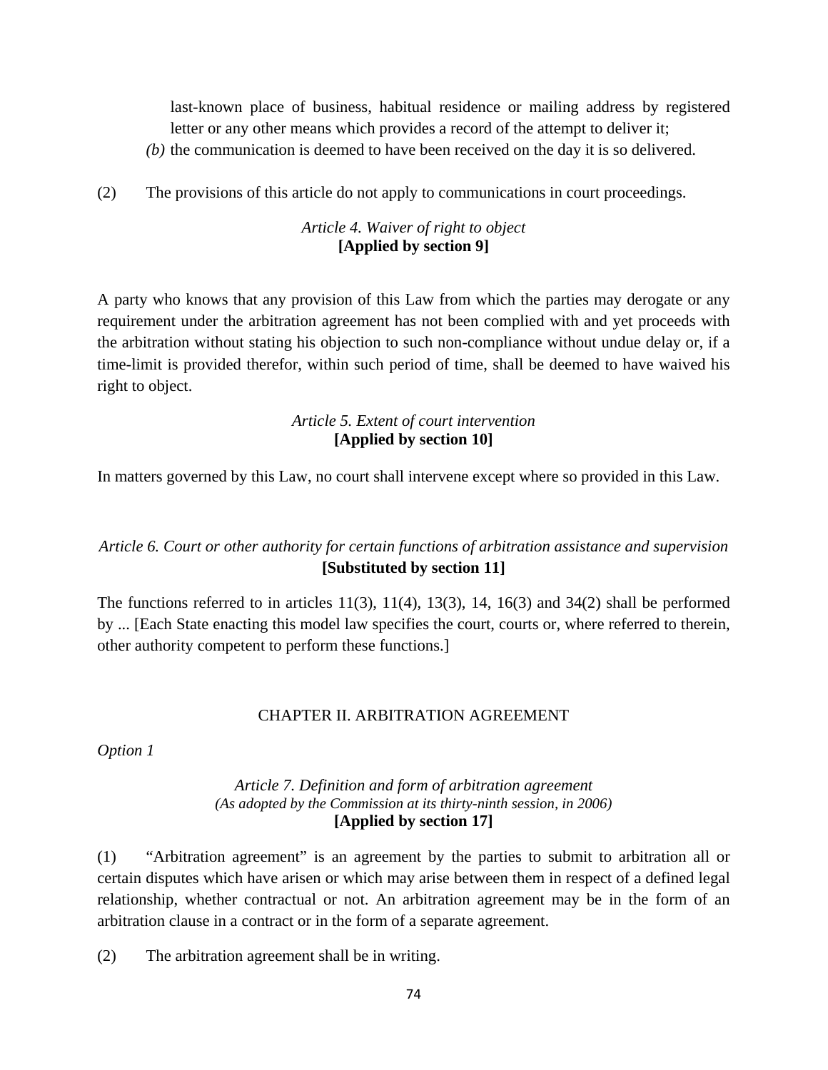last-known place of business, habitual residence or mailing address by registered letter or any other means which provides a record of the attempt to deliver it;

*(b)* the communication is deemed to have been received on the day it is so delivered.

(2) The provisions of this article do not apply to communications in court proceedings.

*Article 4. Waiver of right to object*
**[Applied by section 9]**

A party who knows that any provision of this Law from which the parties may derogate or any requirement under the arbitration agreement has not been complied with and yet proceeds with the arbitration without stating his objection to such non-compliance without undue delay or, if a time-limit is provided therefor, within such period of time, shall be deemed to have waived his right to object.

*Article 5. Extent of court intervention*
**[Applied by section 10]**

In matters governed by this Law, no court shall intervene except where so provided in this Law.

*Article 6. Court or other authority for certain functions of arbitration assistance and supervision*
**[Substituted by section 11]**

The functions referred to in articles 11(3), 11(4), 13(3), 14, 16(3) and 34(2) shall be performed by ... [Each State enacting this model law specifies the court, courts or, where referred to therein, other authority competent to perform these functions.]

## CHAPTER II. ARBITRATION AGREEMENT

*Option 1*

*Article 7. Definition and form of arbitration agreement*
*(As adopted by the Commission at its thirty-ninth session, in 2006)*
**[Applied by section 17]**

(1) "Arbitration agreement" is an agreement by the parties to submit to arbitration all or certain disputes which have arisen or which may arise between them in respect of a defined legal relationship, whether contractual or not. An arbitration agreement may be in the form of an arbitration clause in a contract or in the form of a separate agreement.

(2) The arbitration agreement shall be in writing.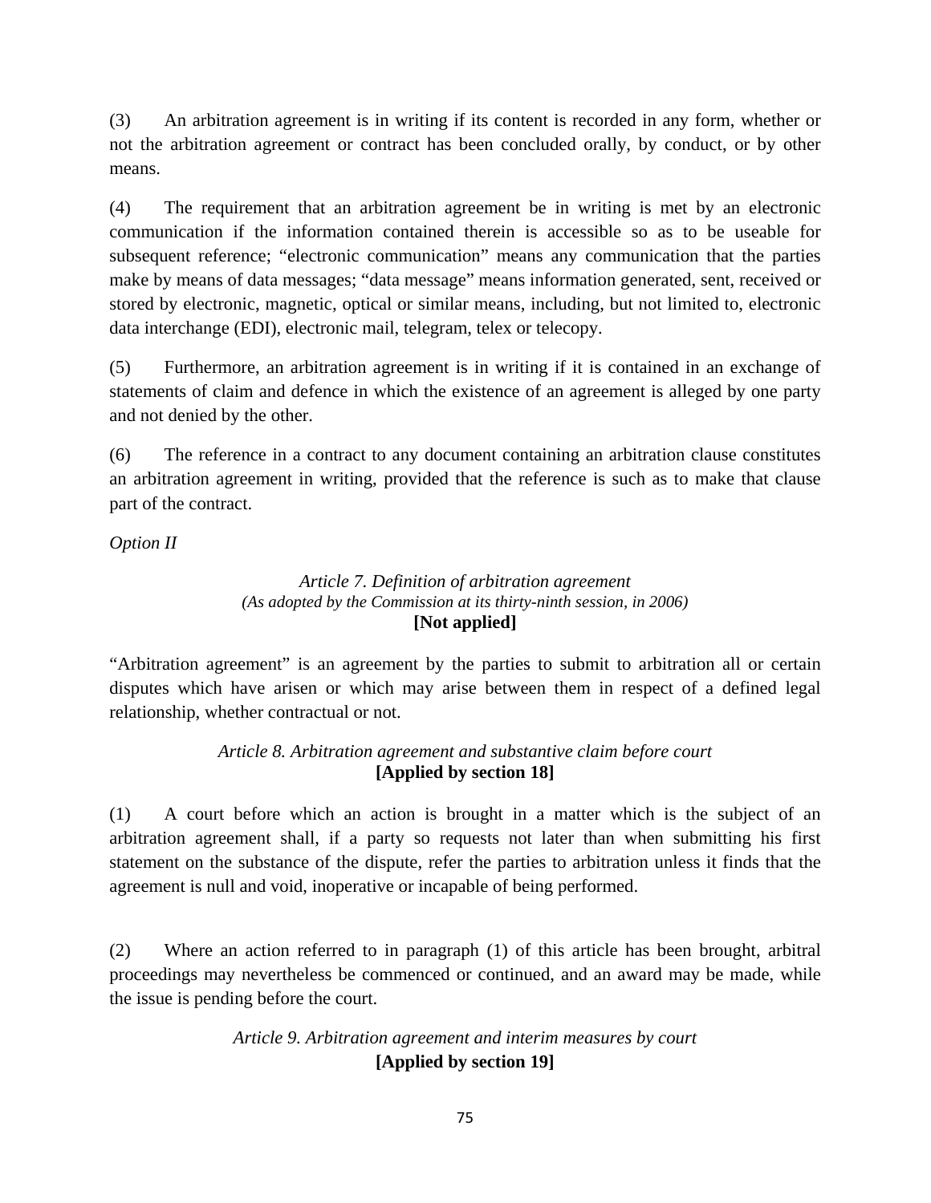(3) An arbitration agreement is in writing if its content is recorded in any form, whether or not the arbitration agreement or contract has been concluded orally, by conduct, or by other means.

(4) The requirement that an arbitration agreement be in writing is met by an electronic communication if the information contained therein is accessible so as to be useable for subsequent reference; "electronic communication" means any communication that the parties make by means of data messages; "data message" means information generated, sent, received or stored by electronic, magnetic, optical or similar means, including, but not limited to, electronic data interchange (EDI), electronic mail, telegram, telex or telecopy.

(5) Furthermore, an arbitration agreement is in writing if it is contained in an exchange of statements of claim and defence in which the existence of an agreement is alleged by one party and not denied by the other.

(6) The reference in a contract to any document containing an arbitration clause constitutes an arbitration agreement in writing, provided that the reference is such as to make that clause part of the contract.

*Option II*

### *Article 7. Definition of arbitration agreement*
*(As adopted by the Commission at its thirty-ninth session, in 2006)*
**[Not applied]**

"Arbitration agreement" is an agreement by the parties to submit to arbitration all or certain disputes which have arisen or which may arise between them in respect of a defined legal relationship, whether contractual or not.

### *Article 8. Arbitration agreement and substantive claim before court*
**[Applied by section 18]**

(1) A court before which an action is brought in a matter which is the subject of an arbitration agreement shall, if a party so requests not later than when submitting his first statement on the substance of the dispute, refer the parties to arbitration unless it finds that the agreement is null and void, inoperative or incapable of being performed.

(2) Where an action referred to in paragraph (1) of this article has been brought, arbitral proceedings may nevertheless be commenced or continued, and an award may be made, while the issue is pending before the court.

### *Article 9. Arbitration agreement and interim measures by court*
**[Applied by section 19]**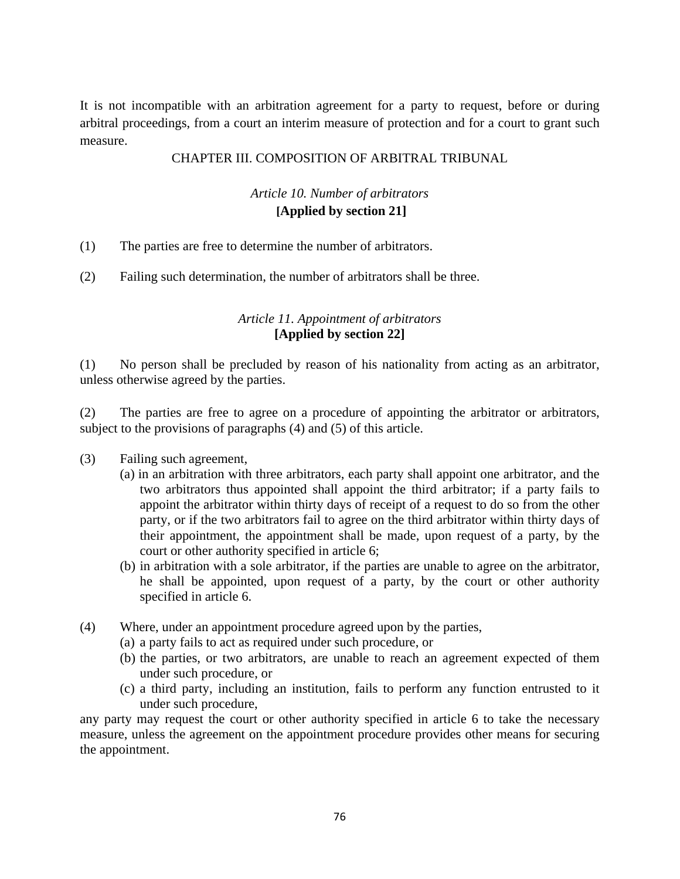It is not incompatible with an arbitration agreement for a party to request, before or during arbitral proceedings, from a court an interim measure of protection and for a court to grant such measure.

## CHAPTER III. COMPOSITION OF ARBITRAL TRIBUNAL

### *Article 10. Number of arbitrators*
**[Applied by section 21]**

(1) The parties are free to determine the number of arbitrators.

(2) Failing such determination, the number of arbitrators shall be three.

### *Article 11. Appointment of arbitrators*
**[Applied by section 22]**

(1) No person shall be precluded by reason of his nationality from acting as an arbitrator, unless otherwise agreed by the parties.

(2) The parties are free to agree on a procedure of appointing the arbitrator or arbitrators, subject to the provisions of paragraphs (4) and (5) of this article.

(3) Failing such agreement,
- (a) in an arbitration with three arbitrators, each party shall appoint one arbitrator, and the two arbitrators thus appointed shall appoint the third arbitrator; if a party fails to appoint the arbitrator within thirty days of receipt of a request to do so from the other party, or if the two arbitrators fail to agree on the third arbitrator within thirty days of their appointment, the appointment shall be made, upon request of a party, by the court or other authority specified in article 6;
- (b) in arbitration with a sole arbitrator, if the parties are unable to agree on the arbitrator, he shall be appointed, upon request of a party, by the court or other authority specified in article 6.

(4) Where, under an appointment procedure agreed upon by the parties,
- (a) a party fails to act as required under such procedure, or
- (b) the parties, or two arbitrators, are unable to reach an agreement expected of them under such procedure, or
- (c) a third party, including an institution, fails to perform any function entrusted to it under such procedure,

any party may request the court or other authority specified in article 6 to take the necessary measure, unless the agreement on the appointment procedure provides other means for securing the appointment.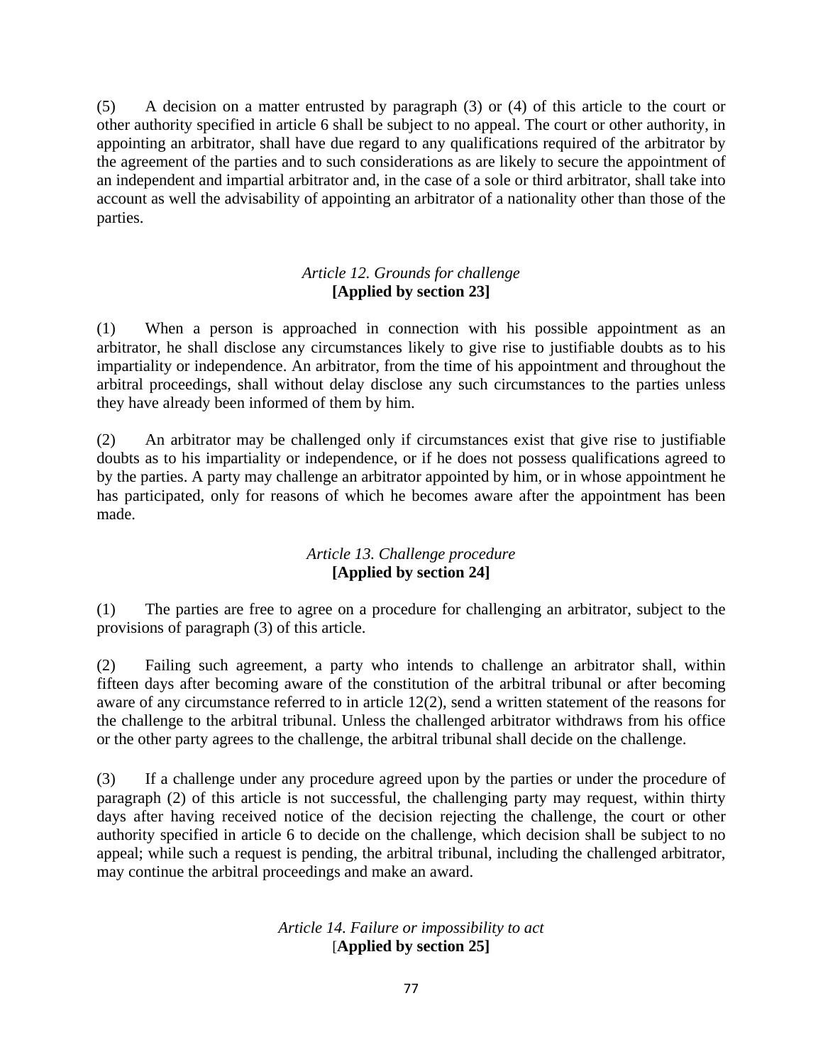(5) A decision on a matter entrusted by paragraph (3) or (4) of this article to the court or other authority specified in article 6 shall be subject to no appeal. The court or other authority, in appointing an arbitrator, shall have due regard to any qualifications required of the arbitrator by the agreement of the parties and to such considerations as are likely to secure the appointment of an independent and impartial arbitrator and, in the case of a sole or third arbitrator, shall take into account as well the advisability of appointing an arbitrator of a nationality other than those of the parties.

### *Article 12. Grounds for challenge*
**[Applied by section 23]**

(1) When a person is approached in connection with his possible appointment as an arbitrator, he shall disclose any circumstances likely to give rise to justifiable doubts as to his impartiality or independence. An arbitrator, from the time of his appointment and throughout the arbitral proceedings, shall without delay disclose any such circumstances to the parties unless they have already been informed of them by him.

(2) An arbitrator may be challenged only if circumstances exist that give rise to justifiable doubts as to his impartiality or independence, or if he does not possess qualifications agreed to by the parties. A party may challenge an arbitrator appointed by him, or in whose appointment he has participated, only for reasons of which he becomes aware after the appointment has been made.

### *Article 13. Challenge procedure*
**[Applied by section 24]**

(1) The parties are free to agree on a procedure for challenging an arbitrator, subject to the provisions of paragraph (3) of this article.

(2) Failing such agreement, a party who intends to challenge an arbitrator shall, within fifteen days after becoming aware of the constitution of the arbitral tribunal or after becoming aware of any circumstance referred to in article 12(2), send a written statement of the reasons for the challenge to the arbitral tribunal. Unless the challenged arbitrator withdraws from his office or the other party agrees to the challenge, the arbitral tribunal shall decide on the challenge.

(3) If a challenge under any procedure agreed upon by the parties or under the procedure of paragraph (2) of this article is not successful, the challenging party may request, within thirty days after having received notice of the decision rejecting the challenge, the court or other authority specified in article 6 to decide on the challenge, which decision shall be subject to no appeal; while such a request is pending, the arbitral tribunal, including the challenged arbitrator, may continue the arbitral proceedings and make an award.

### *Article 14. Failure or impossibility to act*
[**Applied by section 25]**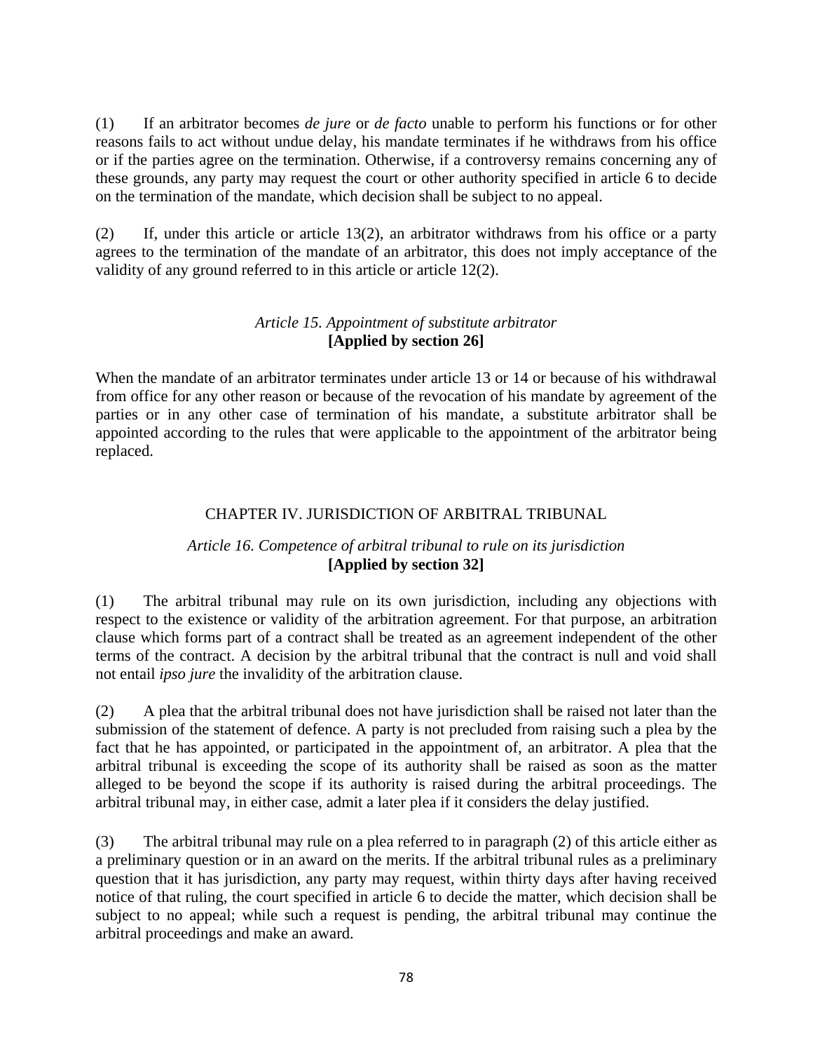(1) If an arbitrator becomes *de jure* or *de facto* unable to perform his functions or for other reasons fails to act without undue delay, his mandate terminates if he withdraws from his office or if the parties agree on the termination. Otherwise, if a controversy remains concerning any of these grounds, any party may request the court or other authority specified in article 6 to decide on the termination of the mandate, which decision shall be subject to no appeal.

(2) If, under this article or article 13(2), an arbitrator withdraws from his office or a party agrees to the termination of the mandate of an arbitrator, this does not imply acceptance of the validity of any ground referred to in this article or article 12(2).

### *Article 15. Appointment of substitute arbitrator*
**[Applied by section 26]**

When the mandate of an arbitrator terminates under article 13 or 14 or because of his withdrawal from office for any other reason or because of the revocation of his mandate by agreement of the parties or in any other case of termination of his mandate, a substitute arbitrator shall be appointed according to the rules that were applicable to the appointment of the arbitrator being replaced.

## CHAPTER IV. JURISDICTION OF ARBITRAL TRIBUNAL

### *Article 16. Competence of arbitral tribunal to rule on its jurisdiction*
**[Applied by section 32]**

(1) The arbitral tribunal may rule on its own jurisdiction, including any objections with respect to the existence or validity of the arbitration agreement. For that purpose, an arbitration clause which forms part of a contract shall be treated as an agreement independent of the other terms of the contract. A decision by the arbitral tribunal that the contract is null and void shall not entail *ipso jure* the invalidity of the arbitration clause.

(2) A plea that the arbitral tribunal does not have jurisdiction shall be raised not later than the submission of the statement of defence. A party is not precluded from raising such a plea by the fact that he has appointed, or participated in the appointment of, an arbitrator. A plea that the arbitral tribunal is exceeding the scope of its authority shall be raised as soon as the matter alleged to be beyond the scope if its authority is raised during the arbitral proceedings. The arbitral tribunal may, in either case, admit a later plea if it considers the delay justified.

(3) The arbitral tribunal may rule on a plea referred to in paragraph (2) of this article either as a preliminary question or in an award on the merits. If the arbitral tribunal rules as a preliminary question that it has jurisdiction, any party may request, within thirty days after having received notice of that ruling, the court specified in article 6 to decide the matter, which decision shall be subject to no appeal; while such a request is pending, the arbitral tribunal may continue the arbitral proceedings and make an award.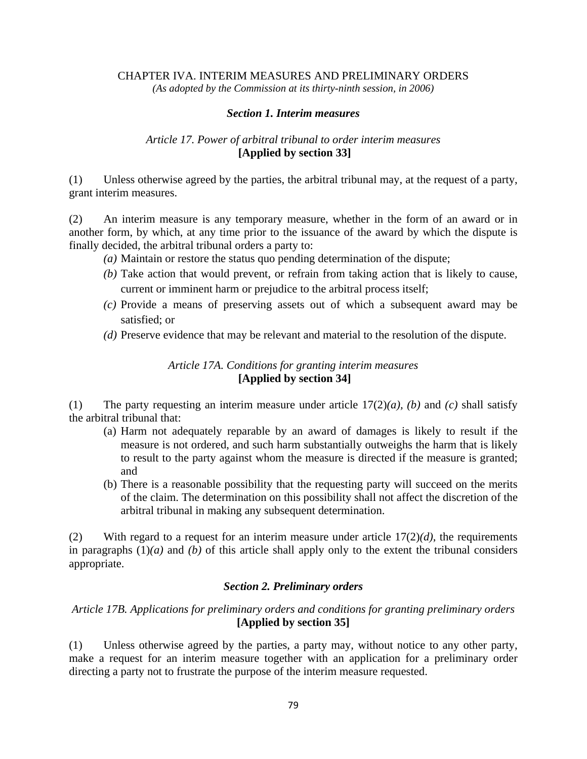## CHAPTER IVA. INTERIM MEASURES AND PRELIMINARY ORDERS

*(As adopted by the Commission at its thirty-ninth session, in 2006)*

### *Section 1. Interim measures*

#### *Article 17. Power of arbitral tribunal to order interim measures* **[Applied by section 33]**

(1) Unless otherwise agreed by the parties, the arbitral tribunal may, at the request of a party, grant interim measures.

(2) An interim measure is any temporary measure, whether in the form of an award or in another form, by which, at any time prior to the issuance of the award by which the dispute is finally decided, the arbitral tribunal orders a party to:

*(a)* Maintain or restore the status quo pending determination of the dispute;

*(b)* Take action that would prevent, or refrain from taking action that is likely to cause, current or imminent harm or prejudice to the arbitral process itself;

*(c)* Provide a means of preserving assets out of which a subsequent award may be satisfied; or

*(d)* Preserve evidence that may be relevant and material to the resolution of the dispute.

#### *Article 17A. Conditions for granting interim measures* **[Applied by section 34]**

(1) The party requesting an interim measure under article 17(2)*(a), (b)* and *(c)* shall satisfy the arbitral tribunal that:

(a) Harm not adequately reparable by an award of damages is likely to result if the measure is not ordered, and such harm substantially outweighs the harm that is likely to result to the party against whom the measure is directed if the measure is granted; and

(b) There is a reasonable possibility that the requesting party will succeed on the merits of the claim. The determination on this possibility shall not affect the discretion of the arbitral tribunal in making any subsequent determination.

(2) With regard to a request for an interim measure under article 17(2)*(d)*, the requirements in paragraphs (1)*(a)* and *(b)* of this article shall apply only to the extent the tribunal considers appropriate.

### *Section 2. Preliminary orders*

#### *Article 17B. Applications for preliminary orders and conditions for granting preliminary orders* **[Applied by section 35]**

(1) Unless otherwise agreed by the parties, a party may, without notice to any other party, make a request for an interim measure together with an application for a preliminary order directing a party not to frustrate the purpose of the interim measure requested.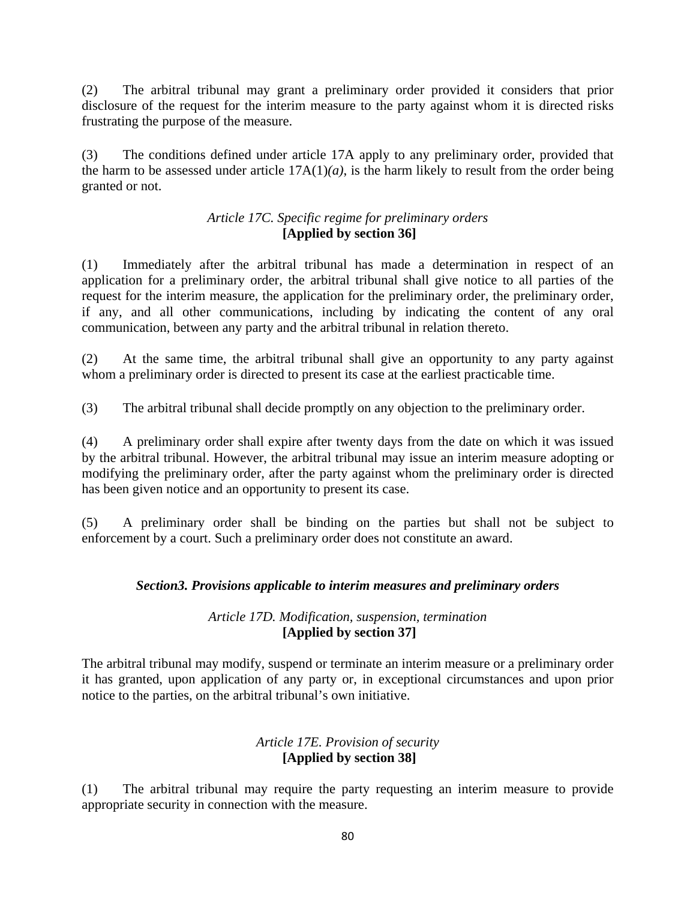(2) The arbitral tribunal may grant a preliminary order provided it considers that prior disclosure of the request for the interim measure to the party against whom it is directed risks frustrating the purpose of the measure.

(3) The conditions defined under article 17A apply to any preliminary order, provided that the harm to be assessed under article 17A(1)*(a)*, is the harm likely to result from the order being granted or not.

*Article 17C. Specific regime for preliminary orders*
**[Applied by section 36]**

(1) Immediately after the arbitral tribunal has made a determination in respect of an application for a preliminary order, the arbitral tribunal shall give notice to all parties of the request for the interim measure, the application for the preliminary order, the preliminary order, if any, and all other communications, including by indicating the content of any oral communication, between any party and the arbitral tribunal in relation thereto.

(2) At the same time, the arbitral tribunal shall give an opportunity to any party against whom a preliminary order is directed to present its case at the earliest practicable time.

(3) The arbitral tribunal shall decide promptly on any objection to the preliminary order.

(4) A preliminary order shall expire after twenty days from the date on which it was issued by the arbitral tribunal. However, the arbitral tribunal may issue an interim measure adopting or modifying the preliminary order, after the party against whom the preliminary order is directed has been given notice and an opportunity to present its case.

(5) A preliminary order shall be binding on the parties but shall not be subject to enforcement by a court. Such a preliminary order does not constitute an award.

***Section3. Provisions applicable to interim measures and preliminary orders***

*Article 17D. Modification, suspension, termination*
**[Applied by section 37]**

The arbitral tribunal may modify, suspend or terminate an interim measure or a preliminary order it has granted, upon application of any party or, in exceptional circumstances and upon prior notice to the parties, on the arbitral tribunal's own initiative.

*Article 17E. Provision of security*
**[Applied by section 38]**

(1) The arbitral tribunal may require the party requesting an interim measure to provide appropriate security in connection with the measure.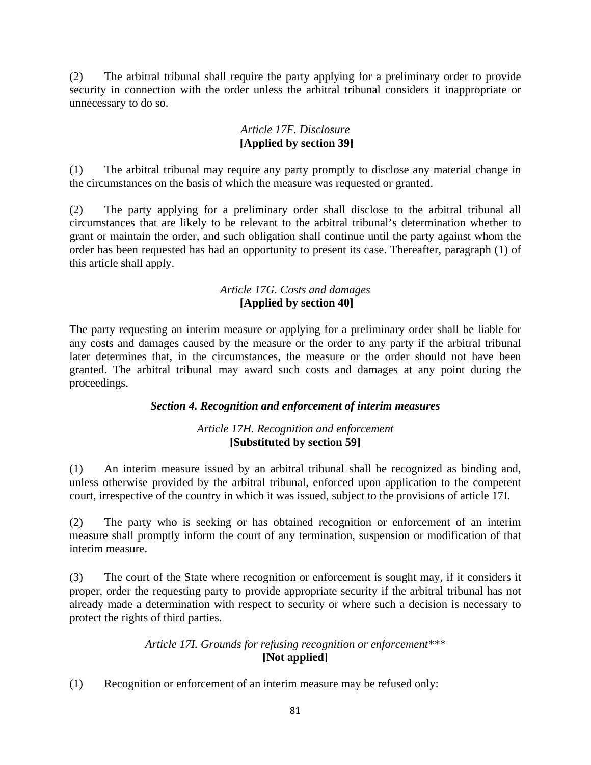(2) The arbitral tribunal shall require the party applying for a preliminary order to provide security in connection with the order unless the arbitral tribunal considers it inappropriate or unnecessary to do so.

*Article 17F. Disclosure*
**[Applied by section 39]**

(1) The arbitral tribunal may require any party promptly to disclose any material change in the circumstances on the basis of which the measure was requested or granted.

(2) The party applying for a preliminary order shall disclose to the arbitral tribunal all circumstances that are likely to be relevant to the arbitral tribunal's determination whether to grant or maintain the order, and such obligation shall continue until the party against whom the order has been requested has had an opportunity to present its case. Thereafter, paragraph (1) of this article shall apply.

*Article 17G. Costs and damages*
**[Applied by section 40]**

The party requesting an interim measure or applying for a preliminary order shall be liable for any costs and damages caused by the measure or the order to any party if the arbitral tribunal later determines that, in the circumstances, the measure or the order should not have been granted. The arbitral tribunal may award such costs and damages at any point during the proceedings.

***Section 4. Recognition and enforcement of interim measures***

*Article 17H. Recognition and enforcement*
**[Substituted by section 59]**

(1) An interim measure issued by an arbitral tribunal shall be recognized as binding and, unless otherwise provided by the arbitral tribunal, enforced upon application to the competent court, irrespective of the country in which it was issued, subject to the provisions of article 17I.

(2) The party who is seeking or has obtained recognition or enforcement of an interim measure shall promptly inform the court of any termination, suspension or modification of that interim measure.

(3) The court of the State where recognition or enforcement is sought may, if it considers it proper, order the requesting party to provide appropriate security if the arbitral tribunal has not already made a determination with respect to security or where such a decision is necessary to protect the rights of third parties.

*Article 17I. Grounds for refusing recognition or enforcement****
**[Not applied]**

(1) Recognition or enforcement of an interim measure may be refused only: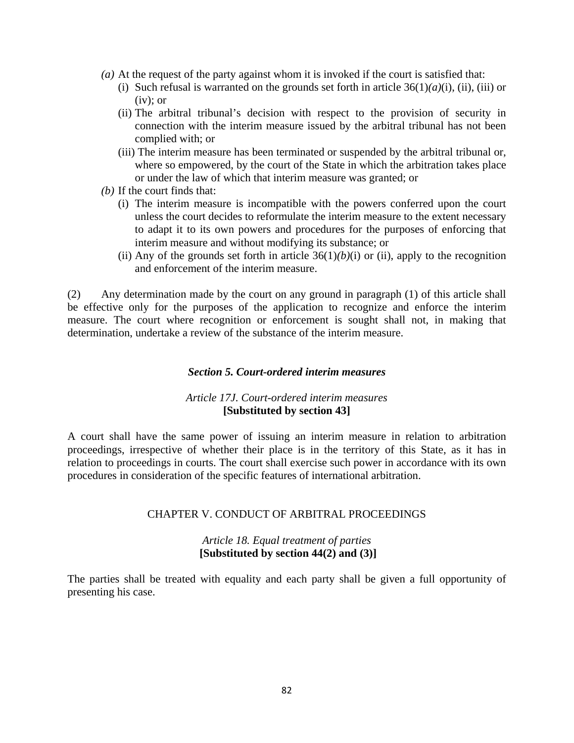- *(a)* At the request of the party against whom it is invoked if the court is satisfied that:
  - (i) Such refusal is warranted on the grounds set forth in article 36(1)*(a)*(i), (ii), (iii) or (iv); or
  - (ii) The arbitral tribunal's decision with respect to the provision of security in connection with the interim measure issued by the arbitral tribunal has not been complied with; or
  - (iii) The interim measure has been terminated or suspended by the arbitral tribunal or, where so empowered, by the court of the State in which the arbitration takes place or under the law of which that interim measure was granted; or
- *(b)* If the court finds that:
  - (i) The interim measure is incompatible with the powers conferred upon the court unless the court decides to reformulate the interim measure to the extent necessary to adapt it to its own powers and procedures for the purposes of enforcing that interim measure and without modifying its substance; or
  - (ii) Any of the grounds set forth in article 36(1)*(b)*(i) or (ii), apply to the recognition and enforcement of the interim measure.

(2) Any determination made by the court on any ground in paragraph (1) of this article shall be effective only for the purposes of the application to recognize and enforce the interim measure. The court where recognition or enforcement is sought shall not, in making that determination, undertake a review of the substance of the interim measure.

### *Section 5. Court-ordered interim measures*

*Article 17J. Court-ordered interim measures*
**[Substituted by section 43]**

A court shall have the same power of issuing an interim measure in relation to arbitration proceedings, irrespective of whether their place is in the territory of this State, as it has in relation to proceedings in courts. The court shall exercise such power in accordance with its own procedures in consideration of the specific features of international arbitration.

## CHAPTER V. CONDUCT OF ARBITRAL PROCEEDINGS

*Article 18. Equal treatment of parties*
**[Substituted by section 44(2) and (3)]**

The parties shall be treated with equality and each party shall be given a full opportunity of presenting his case.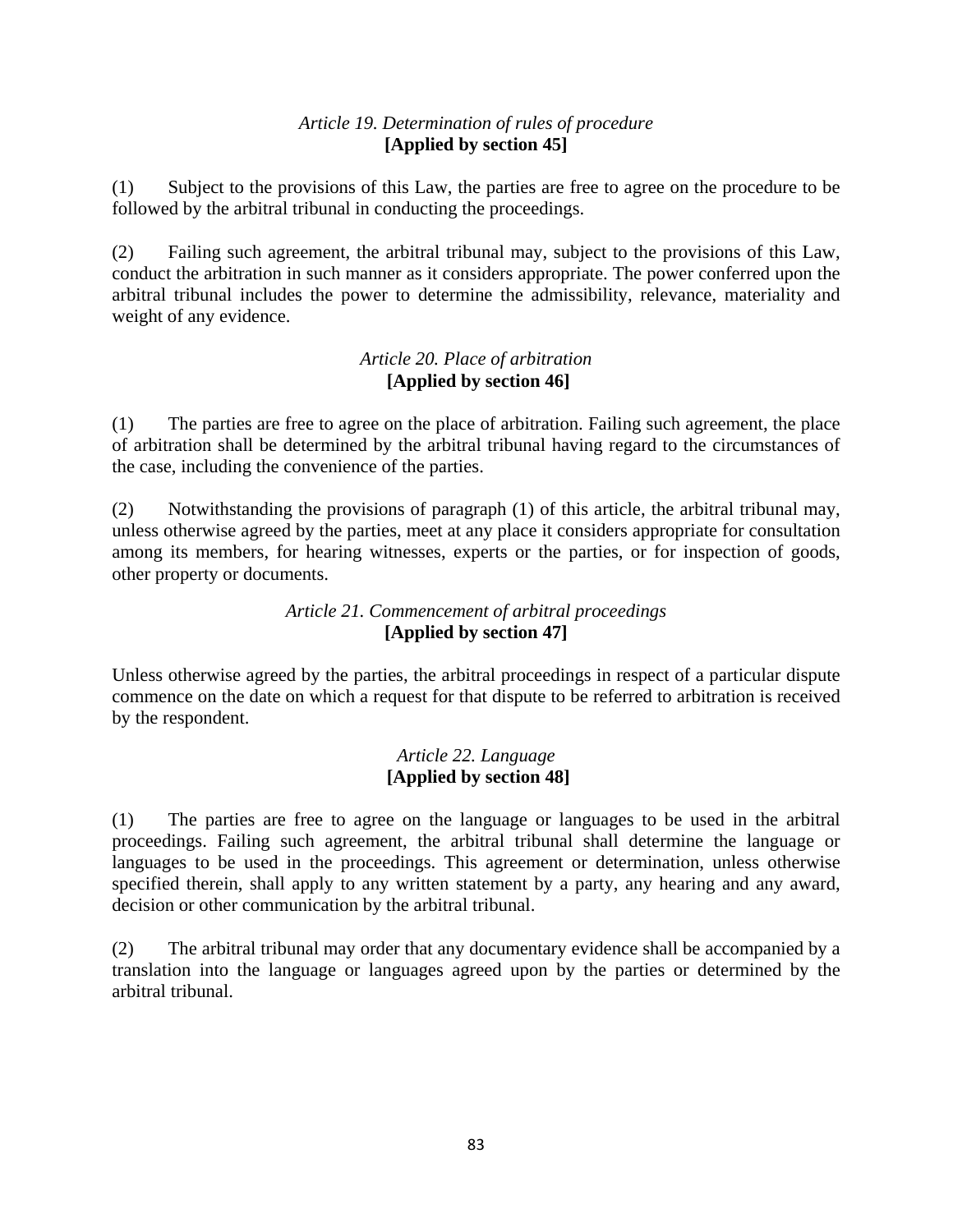### *Article 19. Determination of rules of procedure*
**[Applied by section 45]**

(1) Subject to the provisions of this Law, the parties are free to agree on the procedure to be followed by the arbitral tribunal in conducting the proceedings.

(2) Failing such agreement, the arbitral tribunal may, subject to the provisions of this Law, conduct the arbitration in such manner as it considers appropriate. The power conferred upon the arbitral tribunal includes the power to determine the admissibility, relevance, materiality and weight of any evidence.

### *Article 20. Place of arbitration*
**[Applied by section 46]**

(1) The parties are free to agree on the place of arbitration. Failing such agreement, the place of arbitration shall be determined by the arbitral tribunal having regard to the circumstances of the case, including the convenience of the parties.

(2) Notwithstanding the provisions of paragraph (1) of this article, the arbitral tribunal may, unless otherwise agreed by the parties, meet at any place it considers appropriate for consultation among its members, for hearing witnesses, experts or the parties, or for inspection of goods, other property or documents.

### *Article 21. Commencement of arbitral proceedings*
**[Applied by section 47]**

Unless otherwise agreed by the parties, the arbitral proceedings in respect of a particular dispute commence on the date on which a request for that dispute to be referred to arbitration is received by the respondent.

### *Article 22. Language*
**[Applied by section 48]**

(1) The parties are free to agree on the language or languages to be used in the arbitral proceedings. Failing such agreement, the arbitral tribunal shall determine the language or languages to be used in the proceedings. This agreement or determination, unless otherwise specified therein, shall apply to any written statement by a party, any hearing and any award, decision or other communication by the arbitral tribunal.

(2) The arbitral tribunal may order that any documentary evidence shall be accompanied by a translation into the language or languages agreed upon by the parties or determined by the arbitral tribunal.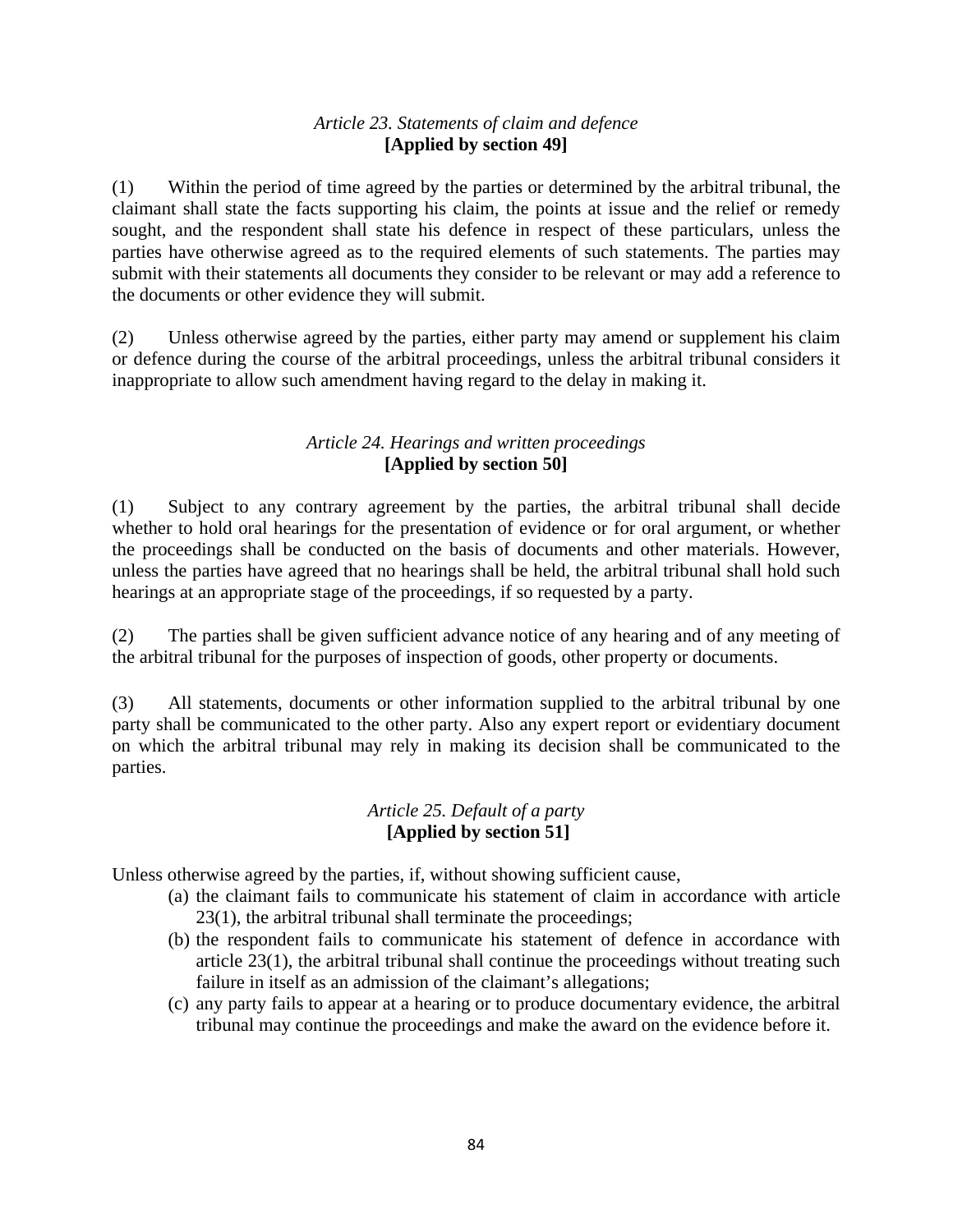### *Article 23. Statements of claim and defence*
**[Applied by section 49]**

(1) Within the period of time agreed by the parties or determined by the arbitral tribunal, the claimant shall state the facts supporting his claim, the points at issue and the relief or remedy sought, and the respondent shall state his defence in respect of these particulars, unless the parties have otherwise agreed as to the required elements of such statements. The parties may submit with their statements all documents they consider to be relevant or may add a reference to the documents or other evidence they will submit.

(2) Unless otherwise agreed by the parties, either party may amend or supplement his claim or defence during the course of the arbitral proceedings, unless the arbitral tribunal considers it inappropriate to allow such amendment having regard to the delay in making it.

### *Article 24. Hearings and written proceedings*
**[Applied by section 50]**

(1) Subject to any contrary agreement by the parties, the arbitral tribunal shall decide whether to hold oral hearings for the presentation of evidence or for oral argument, or whether the proceedings shall be conducted on the basis of documents and other materials. However, unless the parties have agreed that no hearings shall be held, the arbitral tribunal shall hold such hearings at an appropriate stage of the proceedings, if so requested by a party.

(2) The parties shall be given sufficient advance notice of any hearing and of any meeting of the arbitral tribunal for the purposes of inspection of goods, other property or documents.

(3) All statements, documents or other information supplied to the arbitral tribunal by one party shall be communicated to the other party. Also any expert report or evidentiary document on which the arbitral tribunal may rely in making its decision shall be communicated to the parties.

### *Article 25. Default of a party*
**[Applied by section 51]**

Unless otherwise agreed by the parties, if, without showing sufficient cause,

(a) the claimant fails to communicate his statement of claim in accordance with article 23(1), the arbitral tribunal shall terminate the proceedings;

(b) the respondent fails to communicate his statement of defence in accordance with article 23(1), the arbitral tribunal shall continue the proceedings without treating such failure in itself as an admission of the claimant's allegations;

(c) any party fails to appear at a hearing or to produce documentary evidence, the arbitral tribunal may continue the proceedings and make the award on the evidence before it.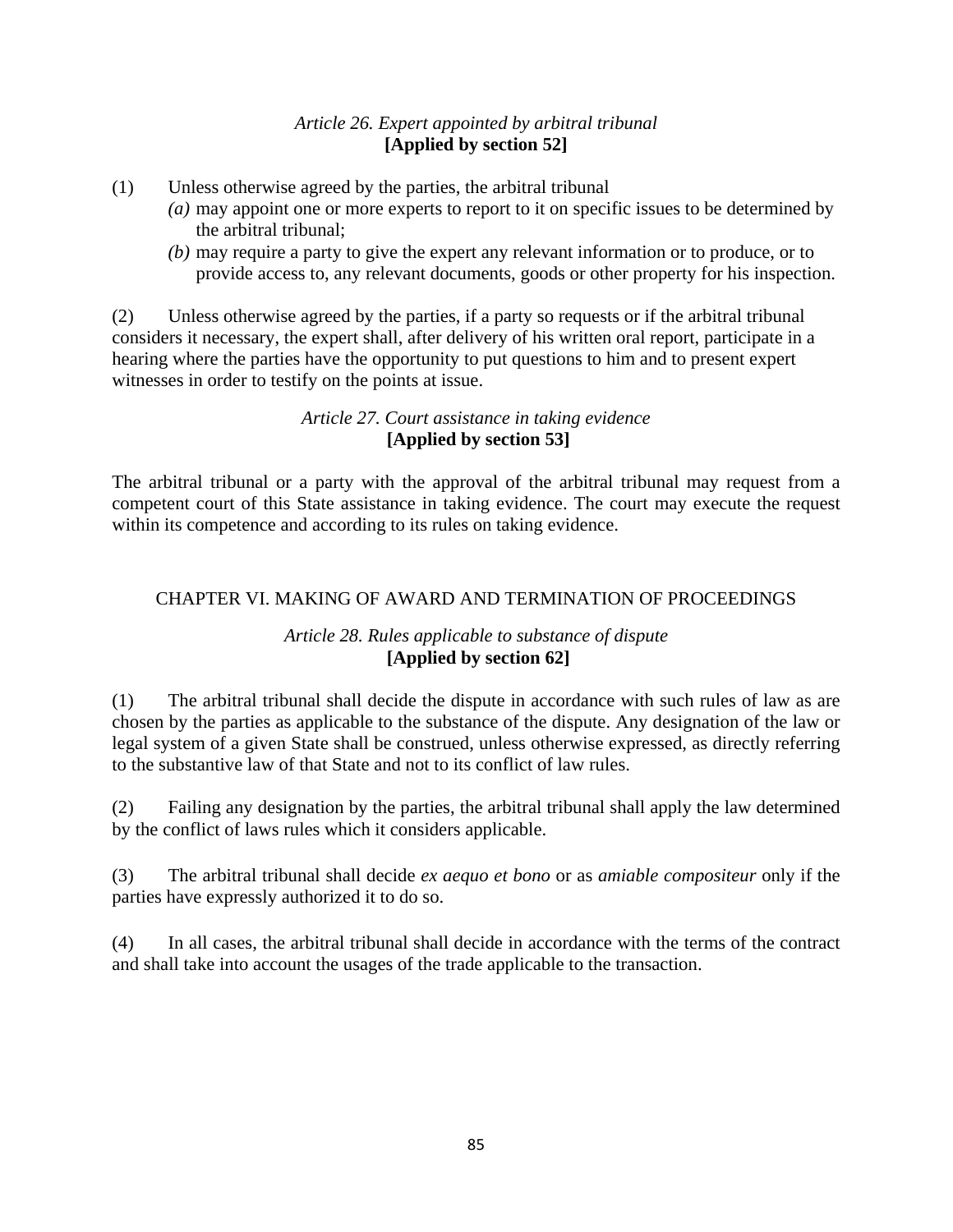*Article 26. Expert appointed by arbitral tribunal*
**[Applied by section 52]**

(1) Unless otherwise agreed by the parties, the arbitral tribunal

*(a)* may appoint one or more experts to report to it on specific issues to be determined by the arbitral tribunal;

*(b)* may require a party to give the expert any relevant information or to produce, or to provide access to, any relevant documents, goods or other property for his inspection.

(2) Unless otherwise agreed by the parties, if a party so requests or if the arbitral tribunal considers it necessary, the expert shall, after delivery of his written oral report, participate in a hearing where the parties have the opportunity to put questions to him and to present expert witnesses in order to testify on the points at issue.

*Article 27. Court assistance in taking evidence*
**[Applied by section 53]**

The arbitral tribunal or a party with the approval of the arbitral tribunal may request from a competent court of this State assistance in taking evidence. The court may execute the request within its competence and according to its rules on taking evidence.

## CHAPTER VI. MAKING OF AWARD AND TERMINATION OF PROCEEDINGS

*Article 28. Rules applicable to substance of dispute*
**[Applied by section 62]**

(1) The arbitral tribunal shall decide the dispute in accordance with such rules of law as are chosen by the parties as applicable to the substance of the dispute. Any designation of the law or legal system of a given State shall be construed, unless otherwise expressed, as directly referring to the substantive law of that State and not to its conflict of law rules.

(2) Failing any designation by the parties, the arbitral tribunal shall apply the law determined by the conflict of laws rules which it considers applicable.

(3) The arbitral tribunal shall decide *ex aequo et bono* or as *amiable compositeur* only if the parties have expressly authorized it to do so.

(4) In all cases, the arbitral tribunal shall decide in accordance with the terms of the contract and shall take into account the usages of the trade applicable to the transaction.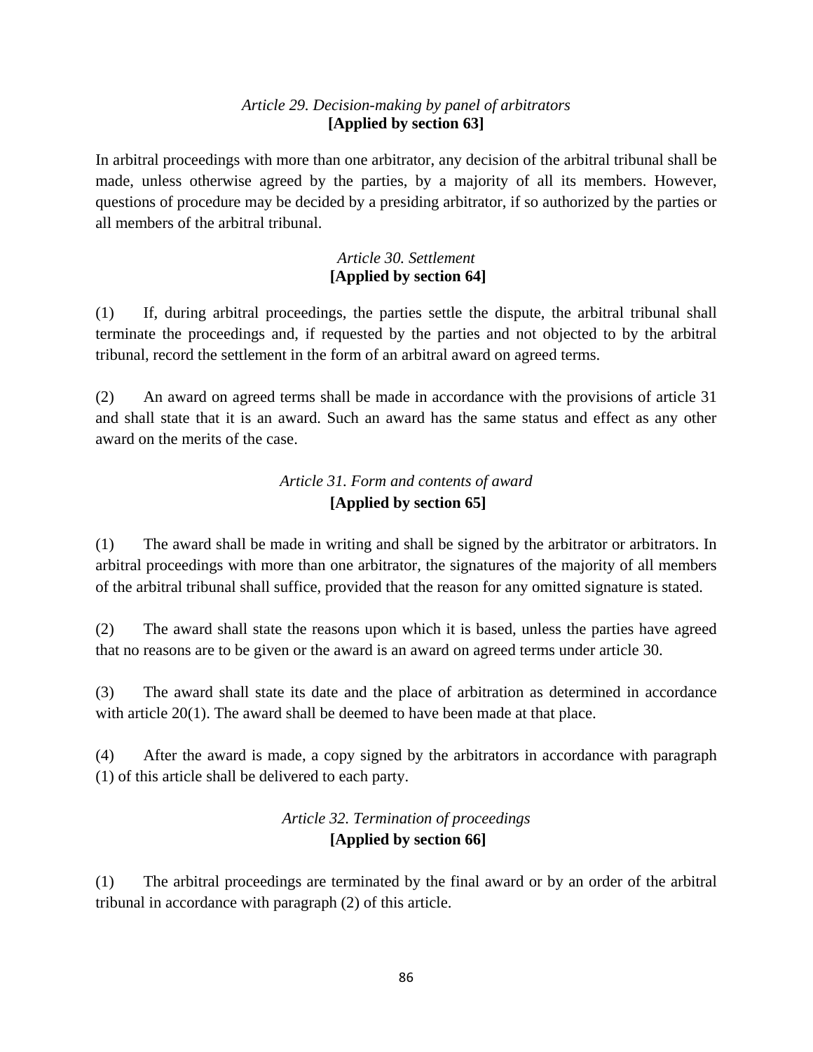### *Article 29. Decision-making by panel of arbitrators*
**[Applied by section 63]**

In arbitral proceedings with more than one arbitrator, any decision of the arbitral tribunal shall be made, unless otherwise agreed by the parties, by a majority of all its members. However, questions of procedure may be decided by a presiding arbitrator, if so authorized by the parties or all members of the arbitral tribunal.

### *Article 30. Settlement*
**[Applied by section 64]**

(1) If, during arbitral proceedings, the parties settle the dispute, the arbitral tribunal shall terminate the proceedings and, if requested by the parties and not objected to by the arbitral tribunal, record the settlement in the form of an arbitral award on agreed terms.

(2) An award on agreed terms shall be made in accordance with the provisions of article 31 and shall state that it is an award. Such an award has the same status and effect as any other award on the merits of the case.

### *Article 31. Form and contents of award*
**[Applied by section 65]**

(1) The award shall be made in writing and shall be signed by the arbitrator or arbitrators. In arbitral proceedings with more than one arbitrator, the signatures of the majority of all members of the arbitral tribunal shall suffice, provided that the reason for any omitted signature is stated.

(2) The award shall state the reasons upon which it is based, unless the parties have agreed that no reasons are to be given or the award is an award on agreed terms under article 30.

(3) The award shall state its date and the place of arbitration as determined in accordance with article 20(1). The award shall be deemed to have been made at that place.

(4) After the award is made, a copy signed by the arbitrators in accordance with paragraph (1) of this article shall be delivered to each party.

### *Article 32. Termination of proceedings*
**[Applied by section 66]**

(1) The arbitral proceedings are terminated by the final award or by an order of the arbitral tribunal in accordance with paragraph (2) of this article.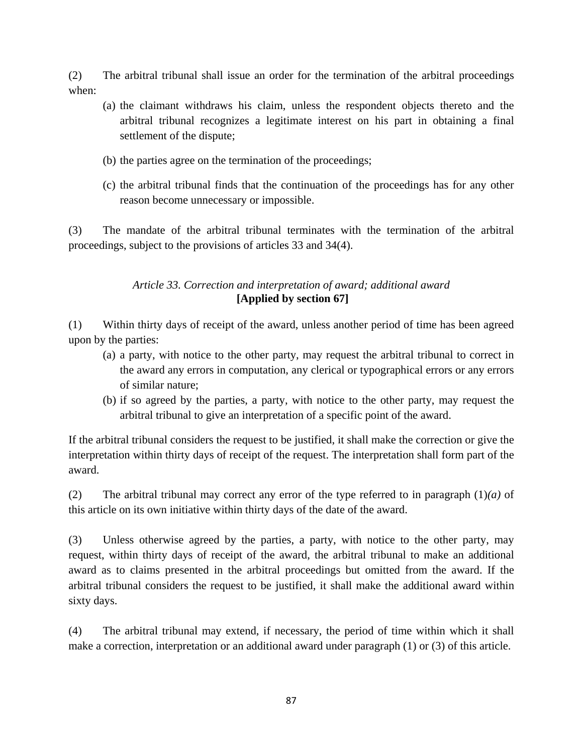(2) The arbitral tribunal shall issue an order for the termination of the arbitral proceedings when:

(a) the claimant withdraws his claim, unless the respondent objects thereto and the arbitral tribunal recognizes a legitimate interest on his part in obtaining a final settlement of the dispute;

(b) the parties agree on the termination of the proceedings;

(c) the arbitral tribunal finds that the continuation of the proceedings has for any other reason become unnecessary or impossible.

(3) The mandate of the arbitral tribunal terminates with the termination of the arbitral proceedings, subject to the provisions of articles 33 and 34(4).

### *Article 33. Correction and interpretation of award; additional award*
**[Applied by section 67]**

(1) Within thirty days of receipt of the award, unless another period of time has been agreed upon by the parties:

(a) a party, with notice to the other party, may request the arbitral tribunal to correct in the award any errors in computation, any clerical or typographical errors or any errors of similar nature;

(b) if so agreed by the parties, a party, with notice to the other party, may request the arbitral tribunal to give an interpretation of a specific point of the award.

If the arbitral tribunal considers the request to be justified, it shall make the correction or give the interpretation within thirty days of receipt of the request. The interpretation shall form part of the award.

(2) The arbitral tribunal may correct any error of the type referred to in paragraph (1)*(a)* of this article on its own initiative within thirty days of the date of the award.

(3) Unless otherwise agreed by the parties, a party, with notice to the other party, may request, within thirty days of receipt of the award, the arbitral tribunal to make an additional award as to claims presented in the arbitral proceedings but omitted from the award. If the arbitral tribunal considers the request to be justified, it shall make the additional award within sixty days.

(4) The arbitral tribunal may extend, if necessary, the period of time within which it shall make a correction, interpretation or an additional award under paragraph (1) or (3) of this article.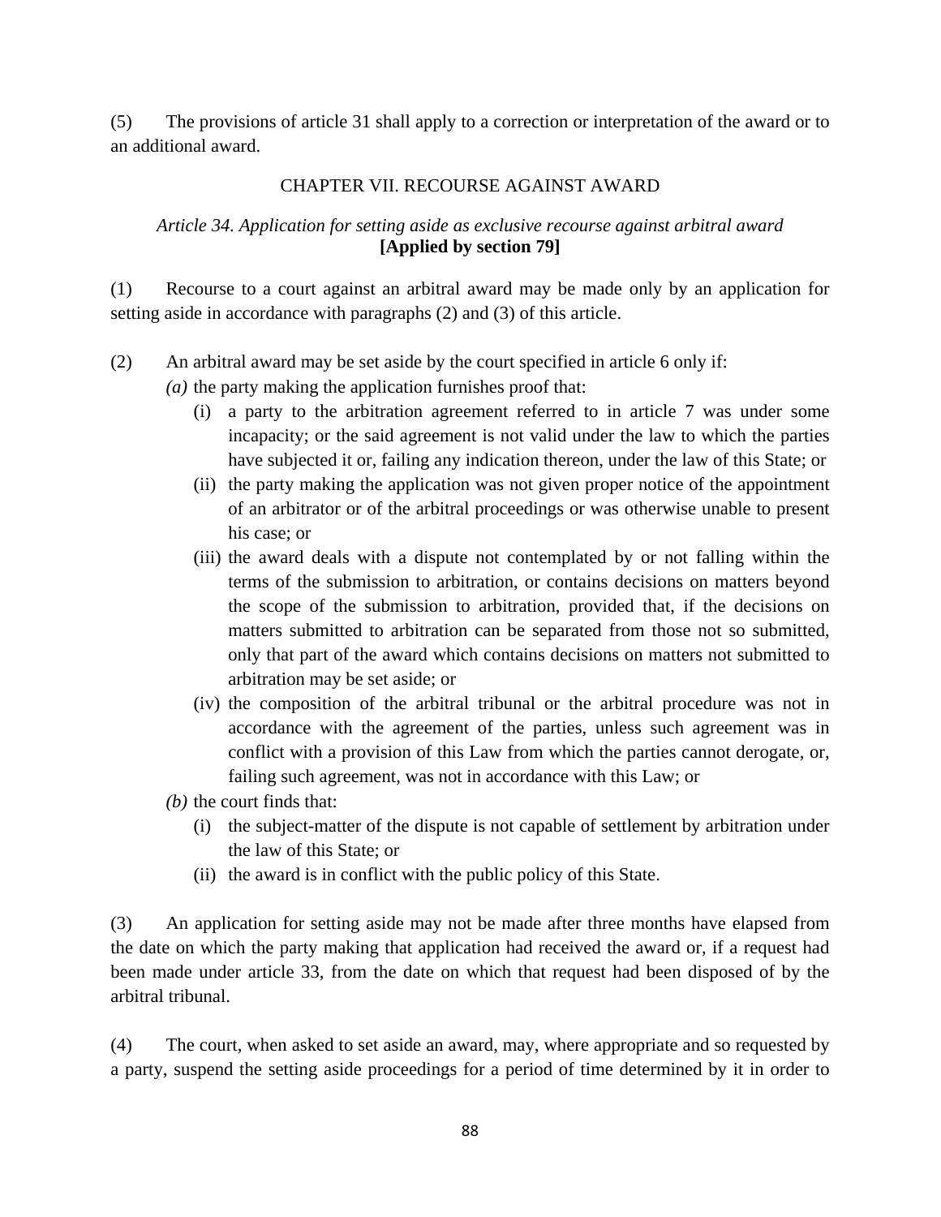(5) The provisions of article 31 shall apply to a correction or interpretation of the award or to an additional award.

## CHAPTER VII. RECOURSE AGAINST AWARD

### *Article 34. Application for setting aside as exclusive recourse against arbitral award*
**[Applied by section 79]**

(1) Recourse to a court against an arbitral award may be made only by an application for setting aside in accordance with paragraphs (2) and (3) of this article.

(2) An arbitral award may be set aside by the court specified in article 6 only if:

*(a)* the party making the application furnishes proof that:

(i) a party to the arbitration agreement referred to in article 7 was under some incapacity; or the said agreement is not valid under the law to which the parties have subjected it or, failing any indication thereon, under the law of this State; or

(ii) the party making the application was not given proper notice of the appointment of an arbitrator or of the arbitral proceedings or was otherwise unable to present his case; or

(iii) the award deals with a dispute not contemplated by or not falling within the terms of the submission to arbitration, or contains decisions on matters beyond the scope of the submission to arbitration, provided that, if the decisions on matters submitted to arbitration can be separated from those not so submitted, only that part of the award which contains decisions on matters not submitted to arbitration may be set aside; or

(iv) the composition of the arbitral tribunal or the arbitral procedure was not in accordance with the agreement of the parties, unless such agreement was in conflict with a provision of this Law from which the parties cannot derogate, or, failing such agreement, was not in accordance with this Law; or

*(b)* the court finds that:

(i) the subject-matter of the dispute is not capable of settlement by arbitration under the law of this State; or

(ii) the award is in conflict with the public policy of this State.

(3) An application for setting aside may not be made after three months have elapsed from the date on which the party making that application had received the award or, if a request had been made under article 33, from the date on which that request had been disposed of by the arbitral tribunal.

(4) The court, when asked to set aside an award, may, where appropriate and so requested by a party, suspend the setting aside proceedings for a period of time determined by it in order to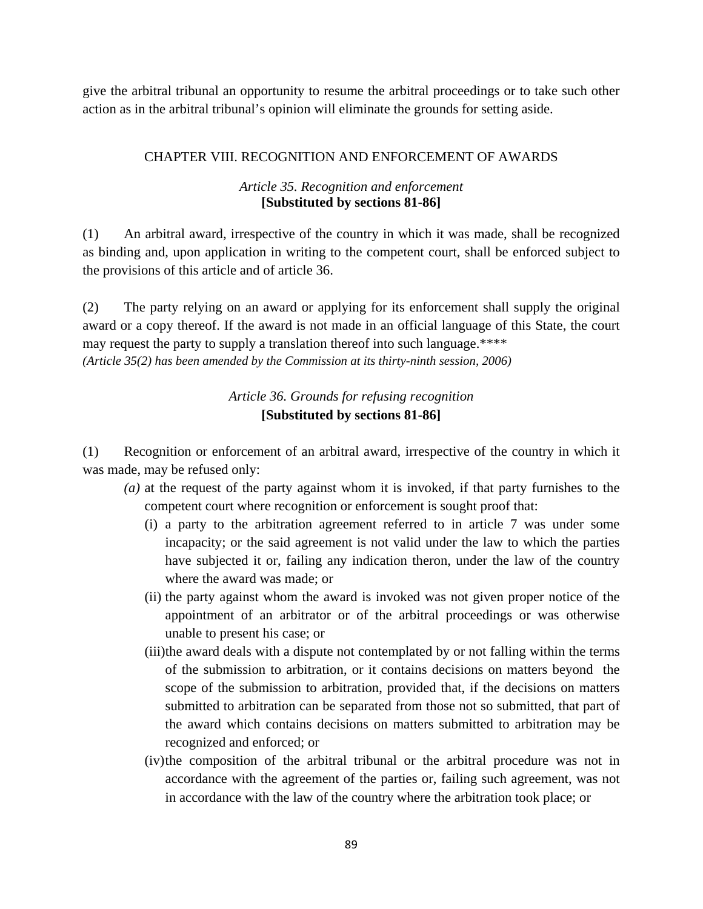give the arbitral tribunal an opportunity to resume the arbitral proceedings or to take such other action as in the arbitral tribunal's opinion will eliminate the grounds for setting aside.

## CHAPTER VIII. RECOGNITION AND ENFORCEMENT OF AWARDS

### *Article 35. Recognition and enforcement* **[Substituted by sections 81-86]**

(1) An arbitral award, irrespective of the country in which it was made, shall be recognized as binding and, upon application in writing to the competent court, shall be enforced subject to the provisions of this article and of article 36.

(2) The party relying on an award or applying for its enforcement shall supply the original award or a copy thereof. If the award is not made in an official language of this State, the court may request the party to supply a translation thereof into such language.****
*(Article 35(2) has been amended by the Commission at its thirty-ninth session, 2006)*

### *Article 36. Grounds for refusing recognition* **[Substituted by sections 81-86]**

(1) Recognition or enforcement of an arbitral award, irrespective of the country in which it was made, may be refused only:

*(a)* at the request of the party against whom it is invoked, if that party furnishes to the competent court where recognition or enforcement is sought proof that:

- (i) a party to the arbitration agreement referred to in article 7 was under some incapacity; or the said agreement is not valid under the law to which the parties have subjected it or, failing any indication theron, under the law of the country where the award was made; or
- (ii) the party against whom the award is invoked was not given proper notice of the appointment of an arbitrator or of the arbitral proceedings or was otherwise unable to present his case; or
- (iii) the award deals with a dispute not contemplated by or not falling within the terms of the submission to arbitration, or it contains decisions on matters beyond the scope of the submission to arbitration, provided that, if the decisions on matters submitted to arbitration can be separated from those not so submitted, that part of the award which contains decisions on matters submitted to arbitration may be recognized and enforced; or
- (iv) the composition of the arbitral tribunal or the arbitral procedure was not in accordance with the agreement of the parties or, failing such agreement, was not in accordance with the law of the country where the arbitration took place; or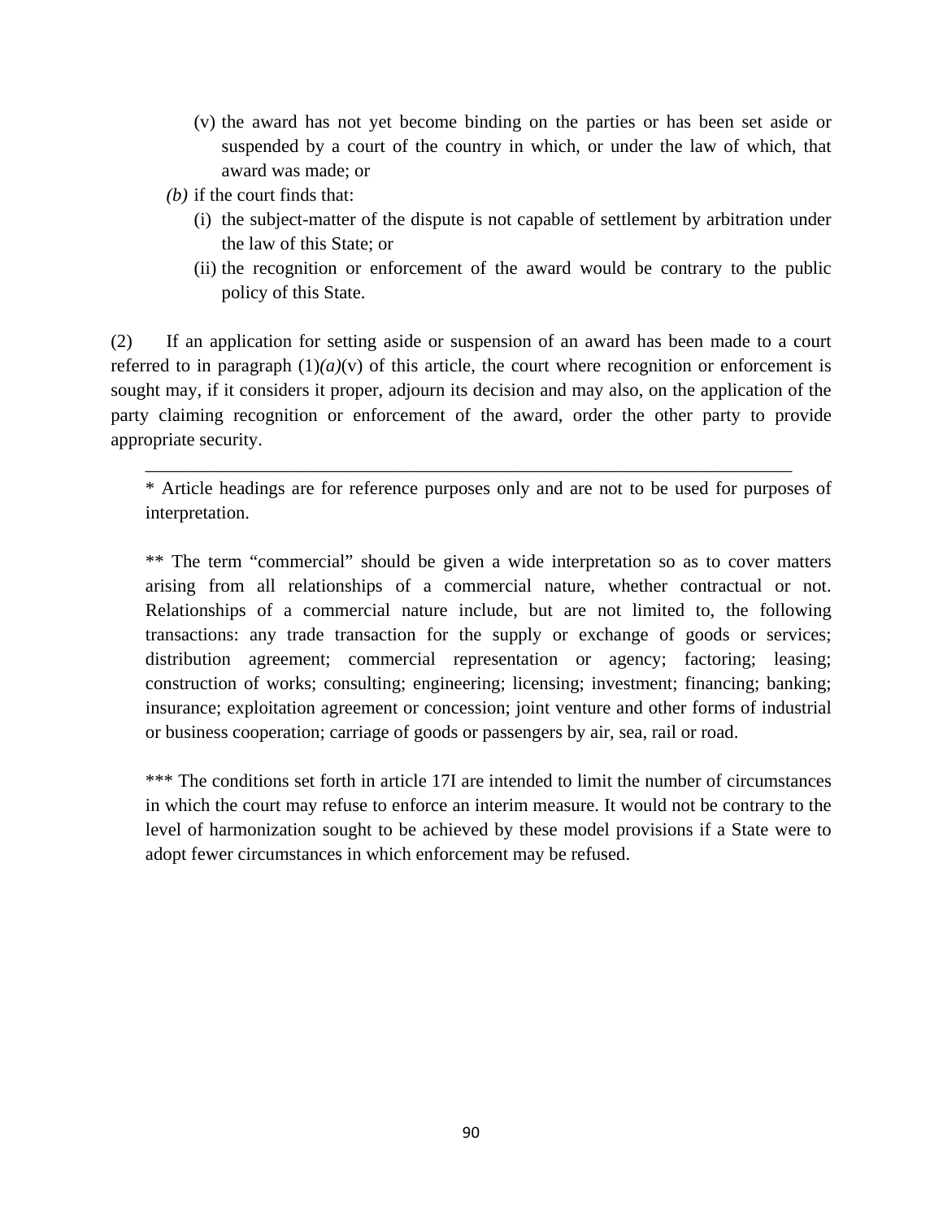(v) the award has not yet become binding on the parties or has been set aside or suspended by a court of the country in which, or under the law of which, that award was made; or

*(b)* if the court finds that:

(i) the subject-matter of the dispute is not capable of settlement by arbitration under the law of this State; or

(ii) the recognition or enforcement of the award would be contrary to the public policy of this State.

(2) If an application for setting aside or suspension of an award has been made to a court referred to in paragraph (1)*(a)*(v) of this article, the court where recognition or enforcement is sought may, if it considers it proper, adjourn its decision and may also, on the application of the party claiming recognition or enforcement of the award, order the other party to provide appropriate security.

---

* Article headings are for reference purposes only and are not to be used for purposes of interpretation.

** The term "commercial" should be given a wide interpretation so as to cover matters arising from all relationships of a commercial nature, whether contractual or not. Relationships of a commercial nature include, but are not limited to, the following transactions: any trade transaction for the supply or exchange of goods or services; distribution agreement; commercial representation or agency; factoring; leasing; construction of works; consulting; engineering; licensing; investment; financing; banking; insurance; exploitation agreement or concession; joint venture and other forms of industrial or business cooperation; carriage of goods or passengers by air, sea, rail or road.

*** The conditions set forth in article 17I are intended to limit the number of circumstances in which the court may refuse to enforce an interim measure. It would not be contrary to the level of harmonization sought to be achieved by these model provisions if a State were to adopt fewer circumstances in which enforcement may be refused.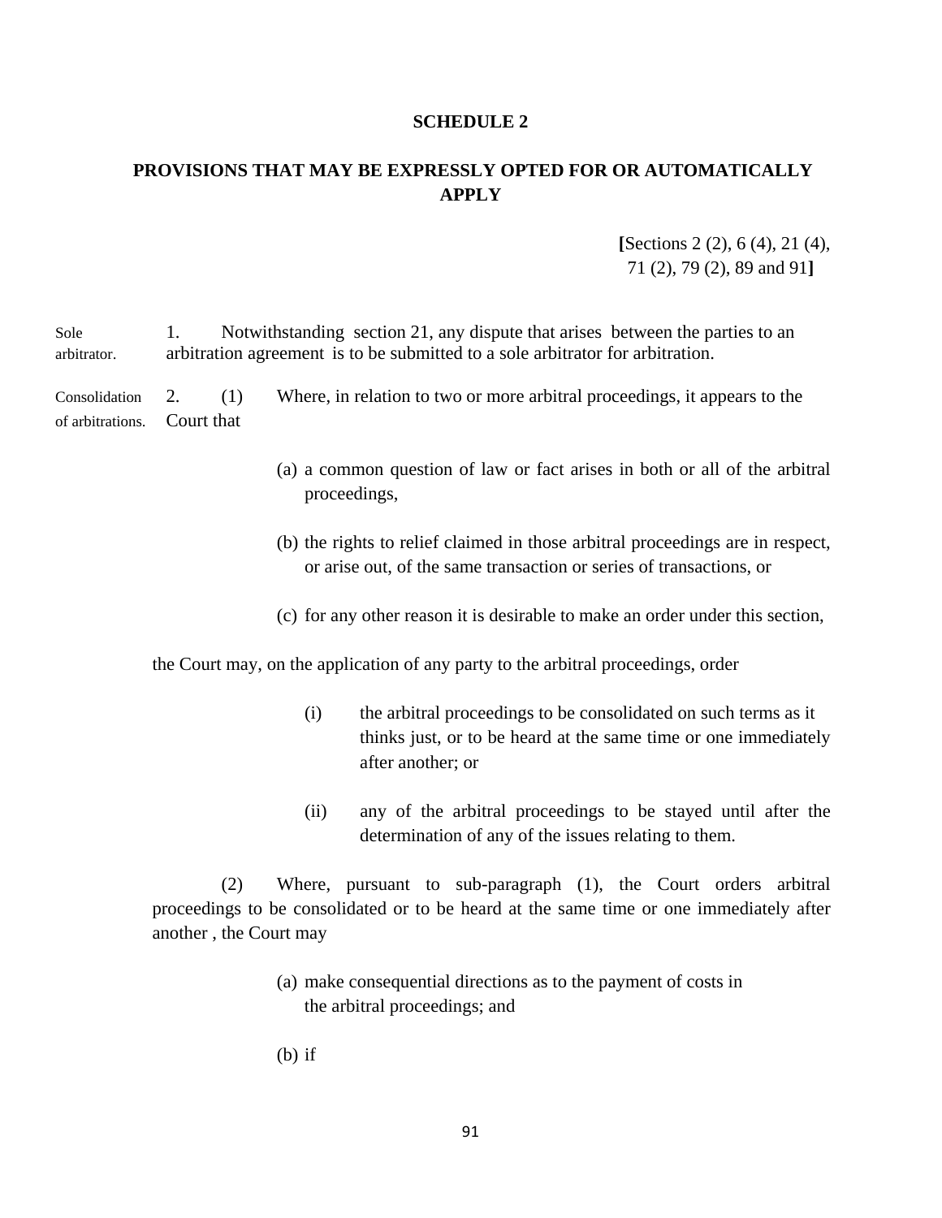# SCHEDULE 2

## PROVISIONS THAT MAY BE EXPRESSLY OPTED FOR OR AUTOMATICALLY APPLY

**[**Sections 2 (2), 6 (4), 21 (4), 71 (2), 79 (2), 89 and 91**]**

Sole arbitrator.

1. Notwithstanding section 21, any dispute that arises between the parties to an arbitration agreement is to be submitted to a sole arbitrator for arbitration.

Consolidation of arbitrations.

2. (1) Where, in relation to two or more arbitral proceedings, it appears to the Court that

(a) a common question of law or fact arises in both or all of the arbitral proceedings,

(b) the rights to relief claimed in those arbitral proceedings are in respect, or arise out, of the same transaction or series of transactions, or

(c) for any other reason it is desirable to make an order under this section,

the Court may, on the application of any party to the arbitral proceedings, order

(i) the arbitral proceedings to be consolidated on such terms as it thinks just, or to be heard at the same time or one immediately after another; or

(ii) any of the arbitral proceedings to be stayed until after the determination of any of the issues relating to them.

(2) Where, pursuant to sub-paragraph (1), the Court orders arbitral proceedings to be consolidated or to be heard at the same time or one immediately after another , the Court may

(a) make consequential directions as to the payment of costs in the arbitral proceedings; and

(b) if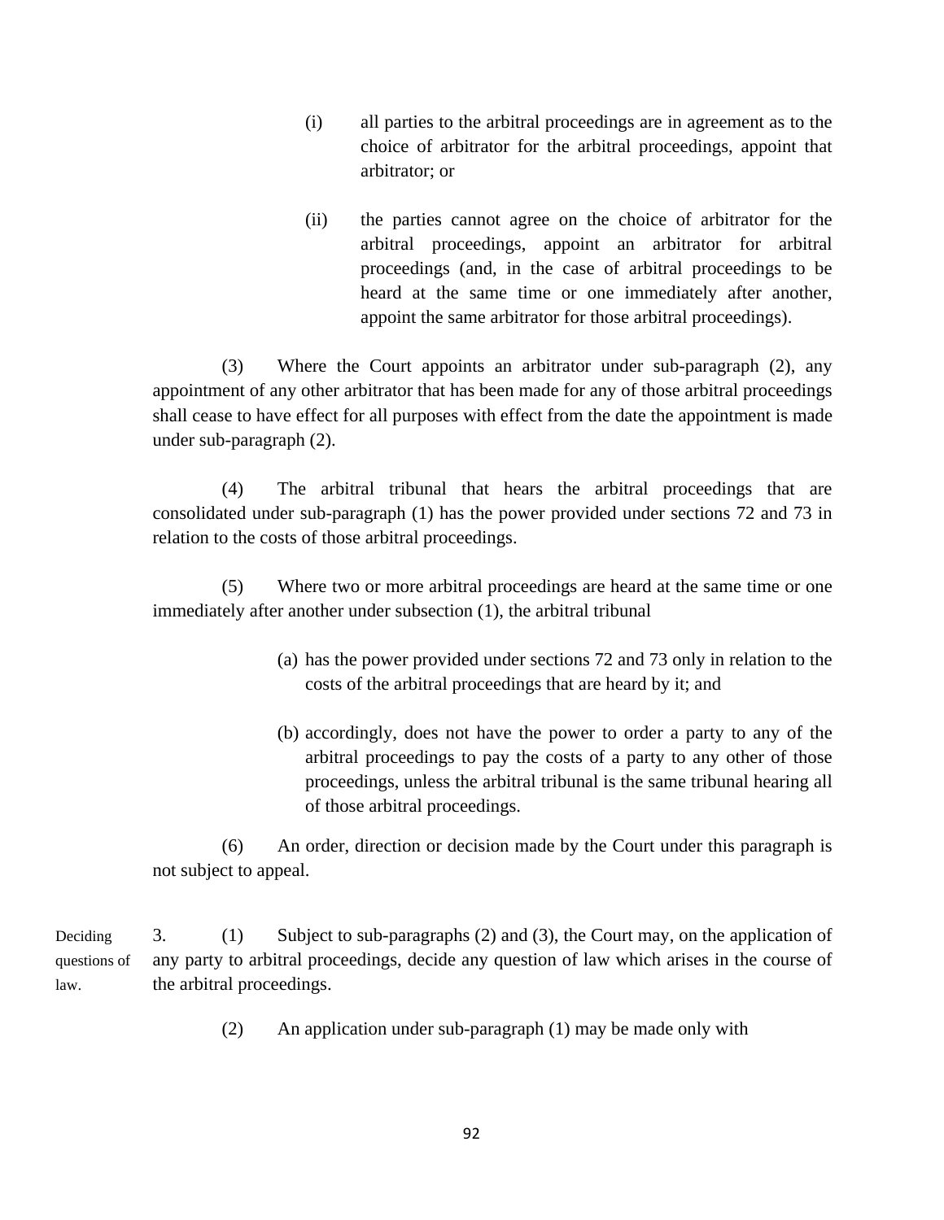(i) all parties to the arbitral proceedings are in agreement as to the choice of arbitrator for the arbitral proceedings, appoint that arbitrator; or

(ii) the parties cannot agree on the choice of arbitrator for the arbitral proceedings, appoint an arbitrator for arbitral proceedings (and, in the case of arbitral proceedings to be heard at the same time or one immediately after another, appoint the same arbitrator for those arbitral proceedings).

(3) Where the Court appoints an arbitrator under sub-paragraph (2), any appointment of any other arbitrator that has been made for any of those arbitral proceedings shall cease to have effect for all purposes with effect from the date the appointment is made under sub-paragraph (2).

(4) The arbitral tribunal that hears the arbitral proceedings that are consolidated under sub-paragraph (1) has the power provided under sections 72 and 73 in relation to the costs of those arbitral proceedings.

(5) Where two or more arbitral proceedings are heard at the same time or one immediately after another under subsection (1), the arbitral tribunal

(a) has the power provided under sections 72 and 73 only in relation to the costs of the arbitral proceedings that are heard by it; and

(b) accordingly, does not have the power to order a party to any of the arbitral proceedings to pay the costs of a party to any other of those proceedings, unless the arbitral tribunal is the same tribunal hearing all of those arbitral proceedings.

(6) An order, direction or decision made by the Court under this paragraph is not subject to appeal.

*Deciding questions of law.*

3. (1) Subject to sub-paragraphs (2) and (3), the Court may, on the application of any party to arbitral proceedings, decide any question of law which arises in the course of the arbitral proceedings.

(2) An application under sub-paragraph (1) may be made only with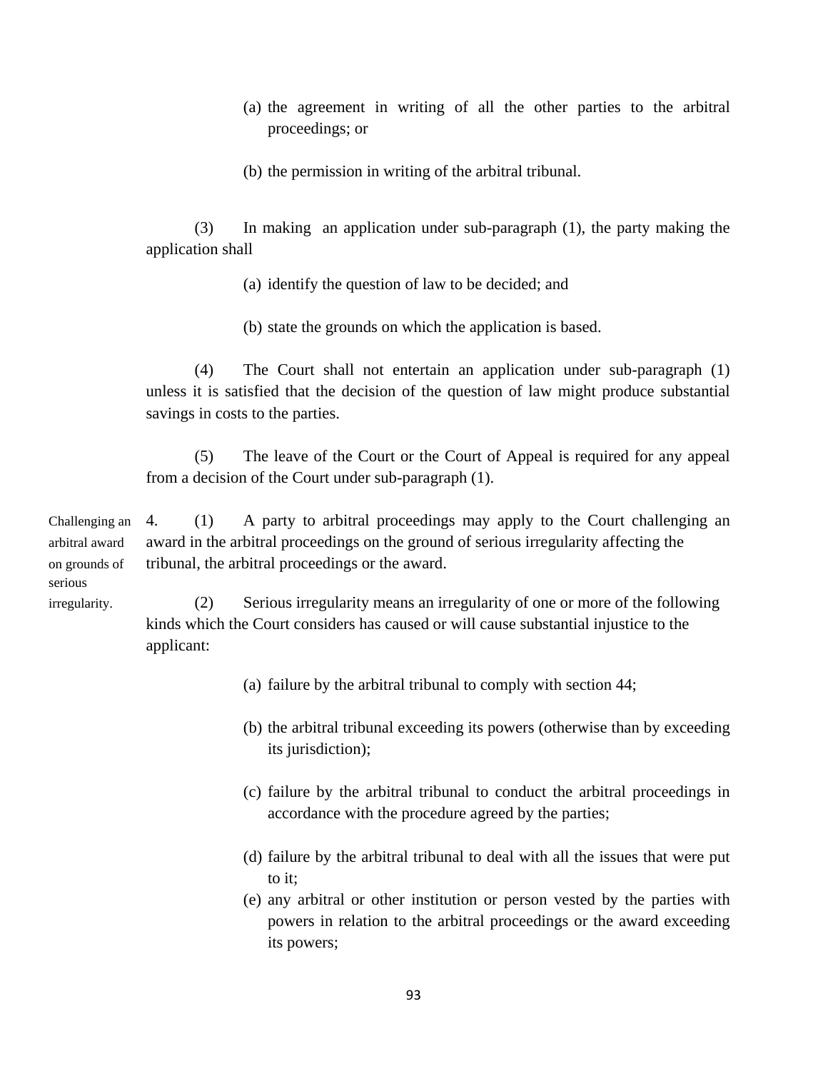(a) the agreement in writing of all the other parties to the arbitral proceedings; or

(b) the permission in writing of the arbitral tribunal.

(3) In making an application under sub-paragraph (1), the party making the application shall

(a) identify the question of law to be decided; and

(b) state the grounds on which the application is based.

(4) The Court shall not entertain an application under sub-paragraph (1) unless it is satisfied that the decision of the question of law might produce substantial savings in costs to the parties.

(5) The leave of the Court or the Court of Appeal is required for any appeal from a decision of the Court under sub-paragraph (1).

Challenging an arbitral award on grounds of serious irregularity.

4. (1) A party to arbitral proceedings may apply to the Court challenging an award in the arbitral proceedings on the ground of serious irregularity affecting the tribunal, the arbitral proceedings or the award.

(2) Serious irregularity means an irregularity of one or more of the following kinds which the Court considers has caused or will cause substantial injustice to the applicant:

(a) failure by the arbitral tribunal to comply with section 44;

(b) the arbitral tribunal exceeding its powers (otherwise than by exceeding its jurisdiction);

(c) failure by the arbitral tribunal to conduct the arbitral proceedings in accordance with the procedure agreed by the parties;

(d) failure by the arbitral tribunal to deal with all the issues that were put to it;

(e) any arbitral or other institution or person vested by the parties with powers in relation to the arbitral proceedings or the award exceeding its powers;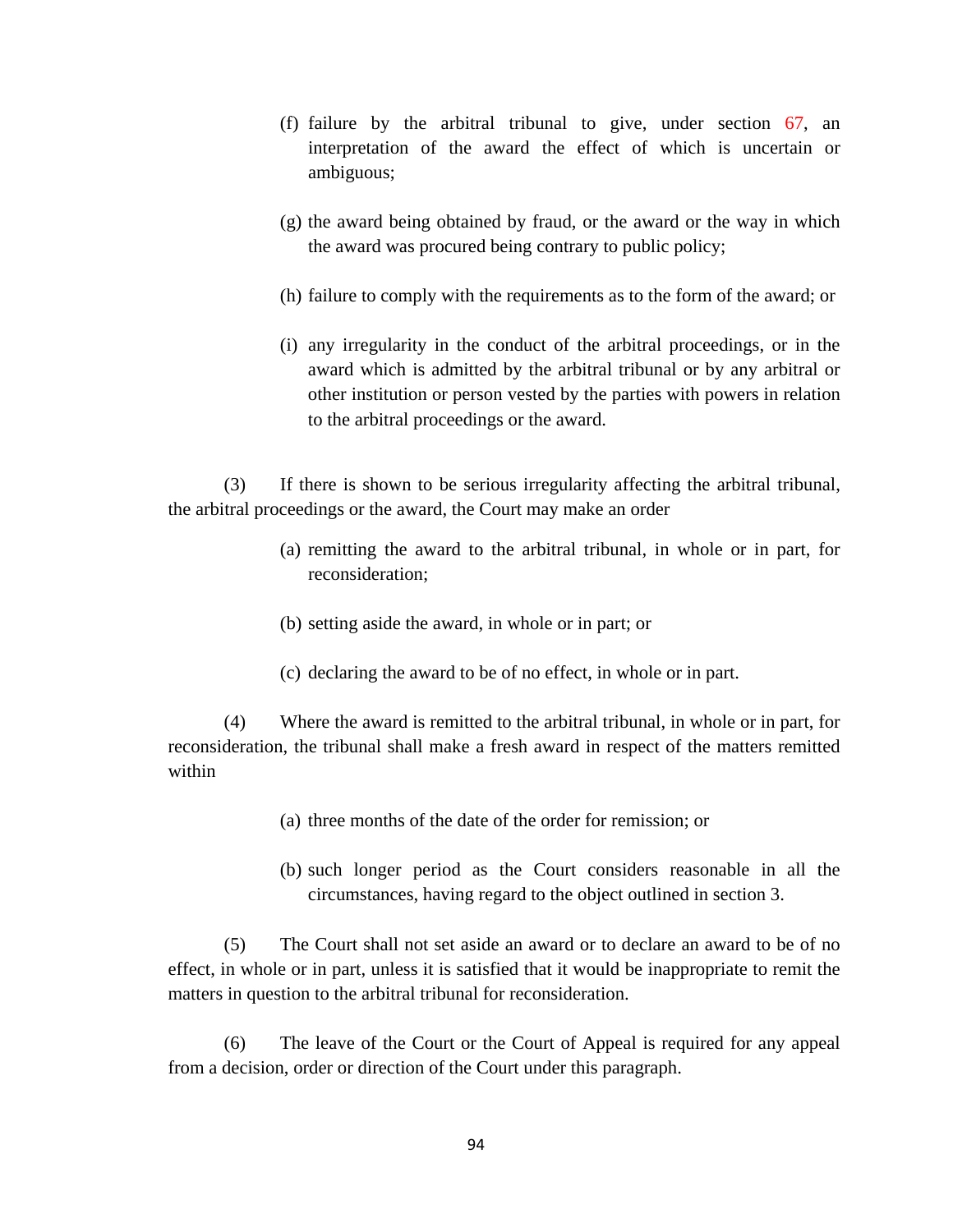(f) failure by the arbitral tribunal to give, under section 67, an interpretation of the award the effect of which is uncertain or ambiguous;

(g) the award being obtained by fraud, or the award or the way in which the award was procured being contrary to public policy;

(h) failure to comply with the requirements as to the form of the award; or

(i) any irregularity in the conduct of the arbitral proceedings, or in the award which is admitted by the arbitral tribunal or by any arbitral or other institution or person vested by the parties with powers in relation to the arbitral proceedings or the award.

(3) If there is shown to be serious irregularity affecting the arbitral tribunal, the arbitral proceedings or the award, the Court may make an order

(a) remitting the award to the arbitral tribunal, in whole or in part, for reconsideration;

(b) setting aside the award, in whole or in part; or

(c) declaring the award to be of no effect, in whole or in part.

(4) Where the award is remitted to the arbitral tribunal, in whole or in part, for reconsideration, the tribunal shall make a fresh award in respect of the matters remitted within

(a) three months of the date of the order for remission; or

(b) such longer period as the Court considers reasonable in all the circumstances, having regard to the object outlined in section 3.

(5) The Court shall not set aside an award or to declare an award to be of no effect, in whole or in part, unless it is satisfied that it would be inappropriate to remit the matters in question to the arbitral tribunal for reconsideration.

(6) The leave of the Court or the Court of Appeal is required for any appeal from a decision, order or direction of the Court under this paragraph.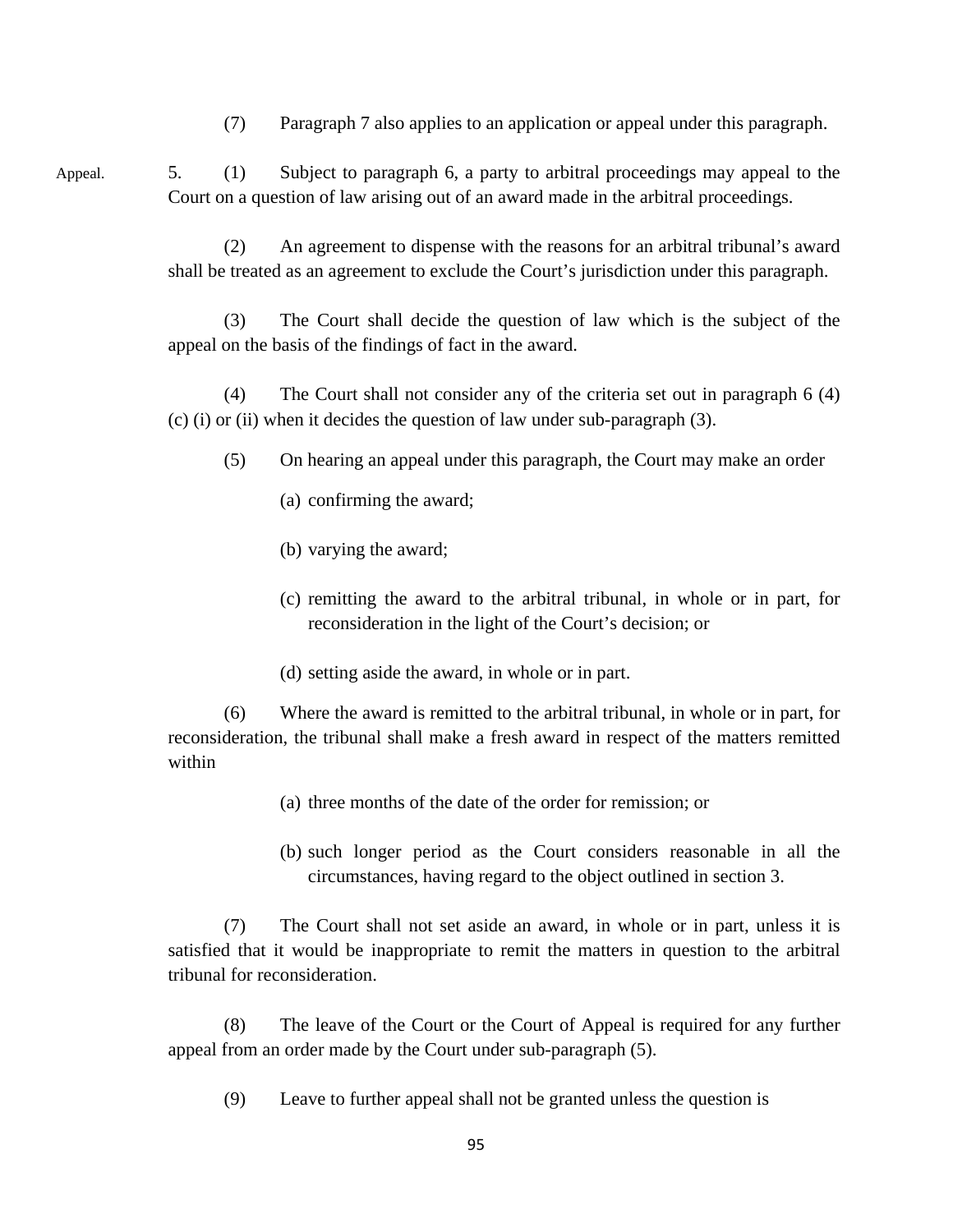(7) Paragraph 7 also applies to an application or appeal under this paragraph.

Appeal.

5. (1) Subject to paragraph 6, a party to arbitral proceedings may appeal to the Court on a question of law arising out of an award made in the arbitral proceedings.

(2) An agreement to dispense with the reasons for an arbitral tribunal's award shall be treated as an agreement to exclude the Court's jurisdiction under this paragraph.

(3) The Court shall decide the question of law which is the subject of the appeal on the basis of the findings of fact in the award.

(4) The Court shall not consider any of the criteria set out in paragraph 6 (4) (c) (i) or (ii) when it decides the question of law under sub-paragraph (3).

(5) On hearing an appeal under this paragraph, the Court may make an order

(a) confirming the award;

(b) varying the award;

(c) remitting the award to the arbitral tribunal, in whole or in part, for reconsideration in the light of the Court's decision; or

(d) setting aside the award, in whole or in part.

(6) Where the award is remitted to the arbitral tribunal, in whole or in part, for reconsideration, the tribunal shall make a fresh award in respect of the matters remitted within

(a) three months of the date of the order for remission; or

(b) such longer period as the Court considers reasonable in all the circumstances, having regard to the object outlined in section 3.

(7) The Court shall not set aside an award, in whole or in part, unless it is satisfied that it would be inappropriate to remit the matters in question to the arbitral tribunal for reconsideration.

(8) The leave of the Court or the Court of Appeal is required for any further appeal from an order made by the Court under sub-paragraph (5).

(9) Leave to further appeal shall not be granted unless the question is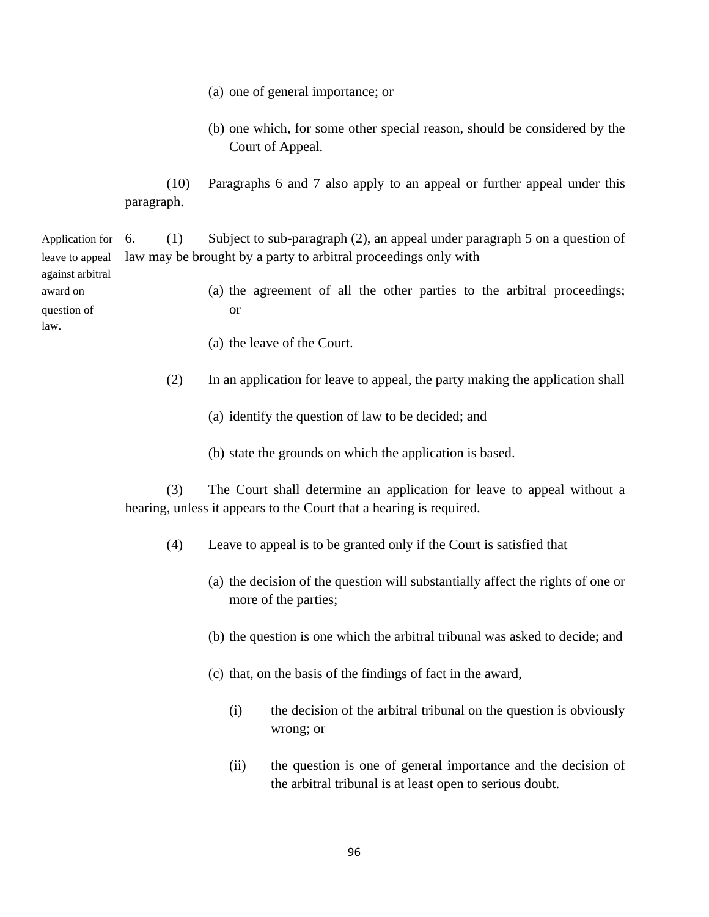(a) one of general importance; or

(b) one which, for some other special reason, should be considered by the Court of Appeal.

(10) Paragraphs 6 and 7 also apply to an appeal or further appeal under this paragraph.

Application for leave to appeal against arbitral award on question of law.

6. (1) Subject to sub-paragraph (2), an appeal under paragraph 5 on a question of law may be brought by a party to arbitral proceedings only with

(a) the agreement of all the other parties to the arbitral proceedings; or

(a) the leave of the Court.

(2) In an application for leave to appeal, the party making the application shall

(a) identify the question of law to be decided; and

(b) state the grounds on which the application is based.

(3) The Court shall determine an application for leave to appeal without a hearing, unless it appears to the Court that a hearing is required.

(4) Leave to appeal is to be granted only if the Court is satisfied that

(a) the decision of the question will substantially affect the rights of one or more of the parties;

(b) the question is one which the arbitral tribunal was asked to decide; and

(c) that, on the basis of the findings of fact in the award,

(i) the decision of the arbitral tribunal on the question is obviously wrong; or

(ii) the question is one of general importance and the decision of the arbitral tribunal is at least open to serious doubt.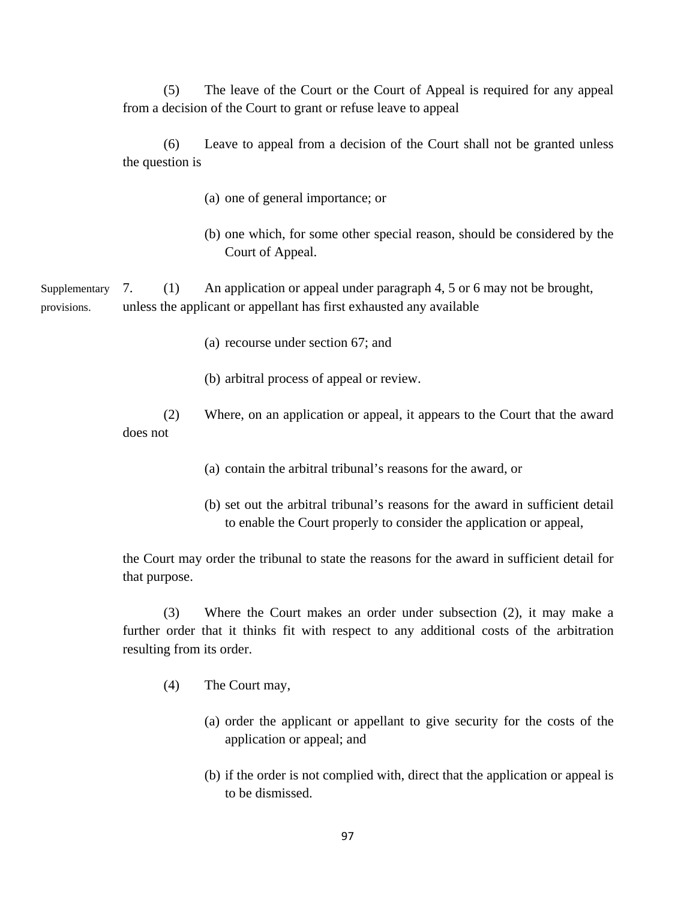(5) The leave of the Court or the Court of Appeal is required for any appeal from a decision of the Court to grant or refuse leave to appeal

(6) Leave to appeal from a decision of the Court shall not be granted unless the question is

(a) one of general importance; or

(b) one which, for some other special reason, should be considered by the Court of Appeal.

Supplementary provisions.

7. (1) An application or appeal under paragraph 4, 5 or 6 may not be brought, unless the applicant or appellant has first exhausted any available

(a) recourse under section 67; and

(b) arbitral process of appeal or review.

(2) Where, on an application or appeal, it appears to the Court that the award does not

(a) contain the arbitral tribunal's reasons for the award, or

(b) set out the arbitral tribunal's reasons for the award in sufficient detail to enable the Court properly to consider the application or appeal,

the Court may order the tribunal to state the reasons for the award in sufficient detail for that purpose.

(3) Where the Court makes an order under subsection (2), it may make a further order that it thinks fit with respect to any additional costs of the arbitration resulting from its order.

(4) The Court may,

(a) order the applicant or appellant to give security for the costs of the application or appeal; and

(b) if the order is not complied with, direct that the application or appeal is to be dismissed.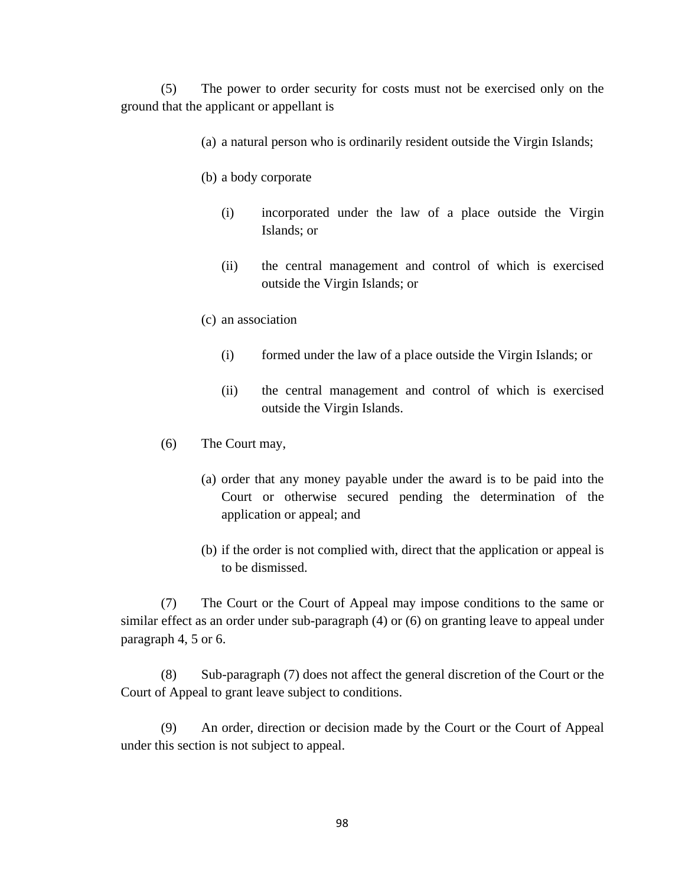(5) The power to order security for costs must not be exercised only on the ground that the applicant or appellant is

(a) a natural person who is ordinarily resident outside the Virgin Islands;

(b) a body corporate

(i) incorporated under the law of a place outside the Virgin Islands; or

(ii) the central management and control of which is exercised outside the Virgin Islands; or

(c) an association

(i) formed under the law of a place outside the Virgin Islands; or

(ii) the central management and control of which is exercised outside the Virgin Islands.

(6) The Court may,

(a) order that any money payable under the award is to be paid into the Court or otherwise secured pending the determination of the application or appeal; and

(b) if the order is not complied with, direct that the application or appeal is to be dismissed.

(7) The Court or the Court of Appeal may impose conditions to the same or similar effect as an order under sub-paragraph (4) or (6) on granting leave to appeal under paragraph 4, 5 or 6.

(8) Sub-paragraph (7) does not affect the general discretion of the Court or the Court of Appeal to grant leave subject to conditions.

(9) An order, direction or decision made by the Court or the Court of Appeal under this section is not subject to appeal.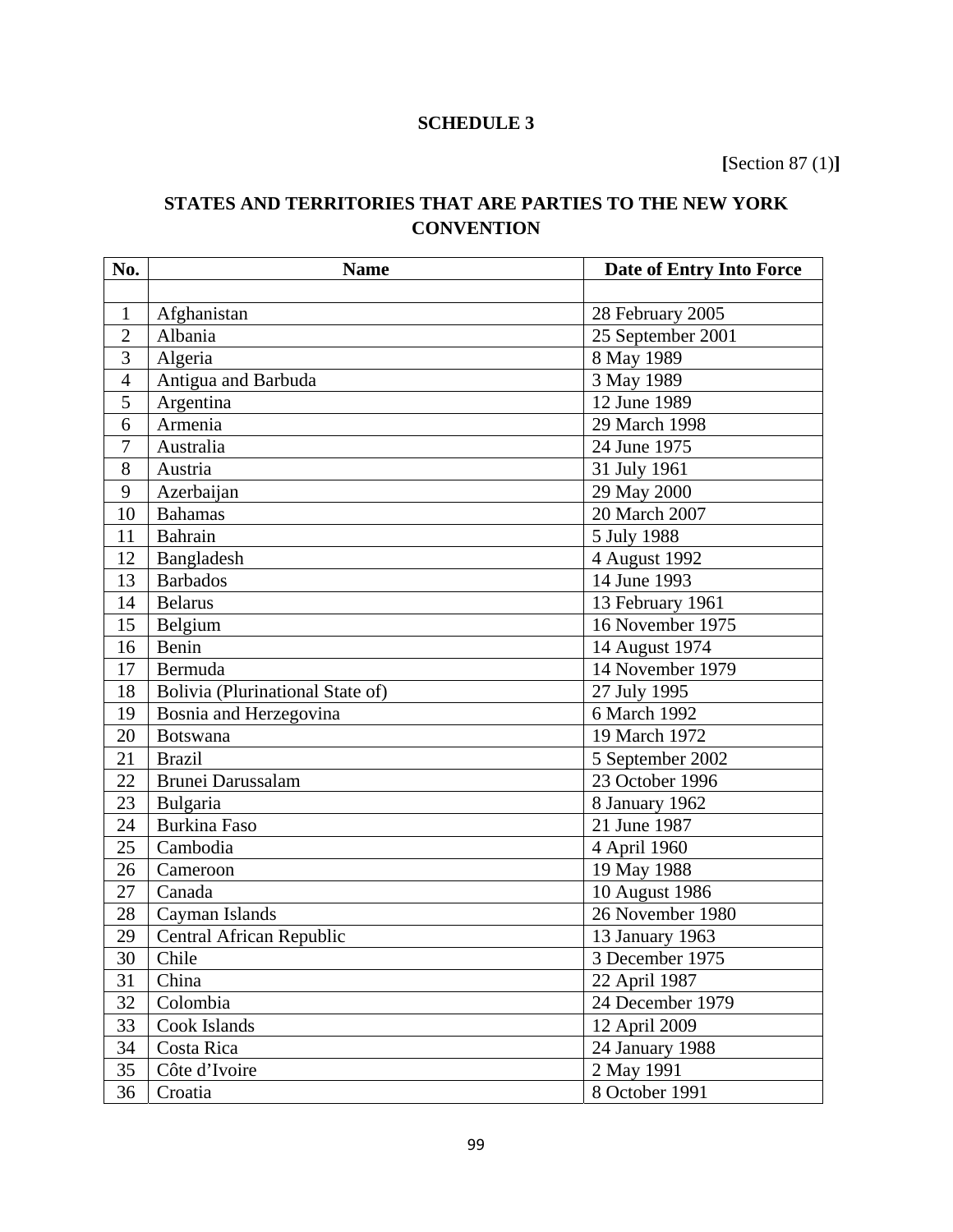**SCHEDULE 3**

**[**Section 87 (1)**]**

**STATES AND TERRITORIES THAT ARE PARTIES TO THE NEW YORK CONVENTION**

| No. | Name | Date of Entry Into Force |
|---|---|---|
| | | |
| 1 | Afghanistan | 28 February 2005 |
| 2 | Albania | 25 September 2001 |
| 3 | Algeria | 8 May 1989 |
| 4 | Antigua and Barbuda | 3 May 1989 |
| 5 | Argentina | 12 June 1989 |
| 6 | Armenia | 29 March 1998 |
| 7 | Australia | 24 June 1975 |
| 8 | Austria | 31 July 1961 |
| 9 | Azerbaijan | 29 May 2000 |
| 10 | Bahamas | 20 March 2007 |
| 11 | Bahrain | 5 July 1988 |
| 12 | Bangladesh | 4 August 1992 |
| 13 | Barbados | 14 June 1993 |
| 14 | Belarus | 13 February 1961 |
| 15 | Belgium | 16 November 1975 |
| 16 | Benin | 14 August 1974 |
| 17 | Bermuda | 14 November 1979 |
| 18 | Bolivia (Plurinational State of) | 27 July 1995 |
| 19 | Bosnia and Herzegovina | 6 March 1992 |
| 20 | Botswana | 19 March 1972 |
| 21 | Brazil | 5 September 2002 |
| 22 | Brunei Darussalam | 23 October 1996 |
| 23 | Bulgaria | 8 January 1962 |
| 24 | Burkina Faso | 21 June 1987 |
| 25 | Cambodia | 4 April 1960 |
| 26 | Cameroon | 19 May 1988 |
| 27 | Canada | 10 August 1986 |
| 28 | Cayman Islands | 26 November 1980 |
| 29 | Central African Republic | 13 January 1963 |
| 30 | Chile | 3 December 1975 |
| 31 | China | 22 April 1987 |
| 32 | Colombia | 24 December 1979 |
| 33 | Cook Islands | 12 April 2009 |
| 34 | Costa Rica | 24 January 1988 |
| 35 | Côte d'Ivoire | 2 May 1991 |
| 36 | Croatia | 8 October 1991 |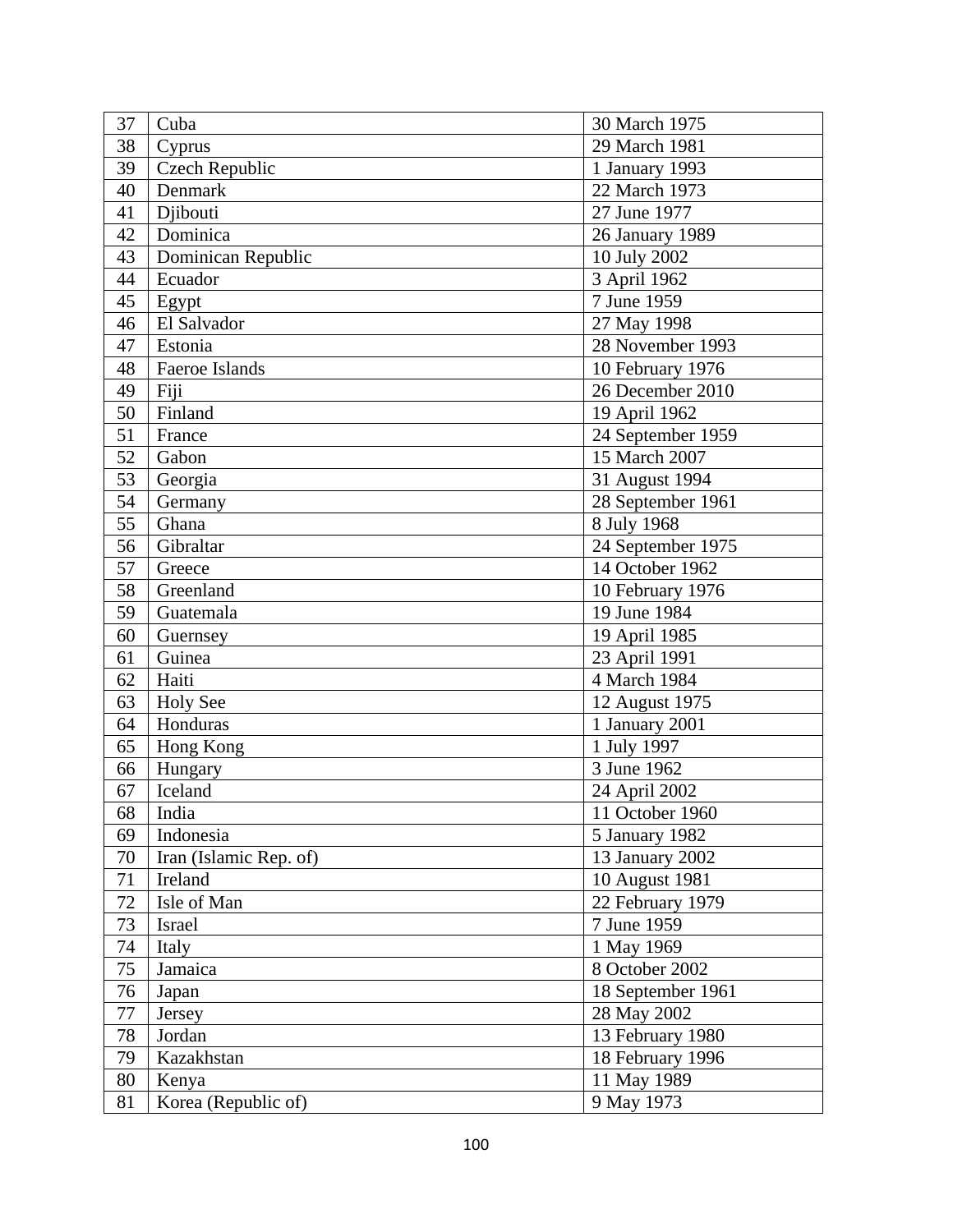| 37 | Cuba | 30 March 1975 |
|---|---|---|
| 38 | Cyprus | 29 March 1981 |
| 39 | Czech Republic | 1 January 1993 |
| 40 | Denmark | 22 March 1973 |
| 41 | Djibouti | 27 June 1977 |
| 42 | Dominica | 26 January 1989 |
| 43 | Dominican Republic | 10 July 2002 |
| 44 | Ecuador | 3 April 1962 |
| 45 | Egypt | 7 June 1959 |
| 46 | El Salvador | 27 May 1998 |
| 47 | Estonia | 28 November 1993 |
| 48 | Faeroe Islands | 10 February 1976 |
| 49 | Fiji | 26 December 2010 |
| 50 | Finland | 19 April 1962 |
| 51 | France | 24 September 1959 |
| 52 | Gabon | 15 March 2007 |
| 53 | Georgia | 31 August 1994 |
| 54 | Germany | 28 September 1961 |
| 55 | Ghana | 8 July 1968 |
| 56 | Gibraltar | 24 September 1975 |
| 57 | Greece | 14 October 1962 |
| 58 | Greenland | 10 February 1976 |
| 59 | Guatemala | 19 June 1984 |
| 60 | Guernsey | 19 April 1985 |
| 61 | Guinea | 23 April 1991 |
| 62 | Haiti | 4 March 1984 |
| 63 | Holy See | 12 August 1975 |
| 64 | Honduras | 1 January 2001 |
| 65 | Hong Kong | 1 July 1997 |
| 66 | Hungary | 3 June 1962 |
| 67 | Iceland | 24 April 2002 |
| 68 | India | 11 October 1960 |
| 69 | Indonesia | 5 January 1982 |
| 70 | Iran (Islamic Rep. of) | 13 January 2002 |
| 71 | Ireland | 10 August 1981 |
| 72 | Isle of Man | 22 February 1979 |
| 73 | Israel | 7 June 1959 |
| 74 | Italy | 1 May 1969 |
| 75 | Jamaica | 8 October 2002 |
| 76 | Japan | 18 September 1961 |
| 77 | Jersey | 28 May 2002 |
| 78 | Jordan | 13 February 1980 |
| 79 | Kazakhstan | 18 February 1996 |
| 80 | Kenya | 11 May 1989 |
| 81 | Korea (Republic of) | 9 May 1973 |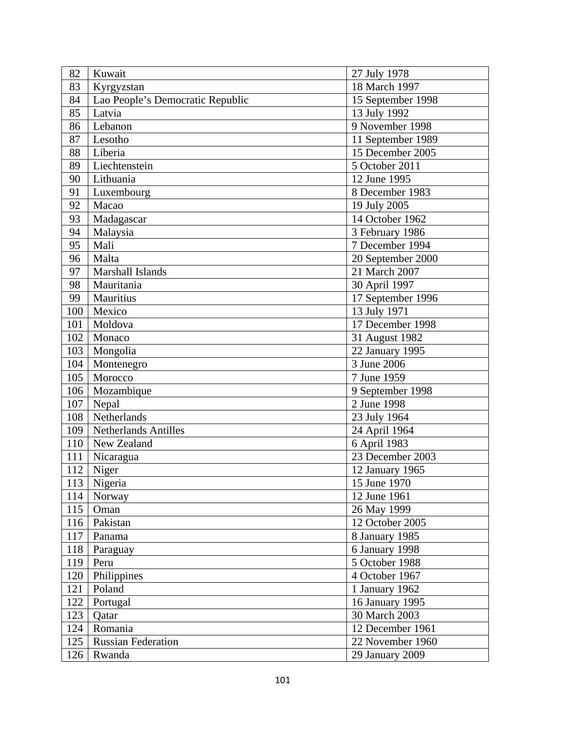| 82 | Kuwait | 27 July 1978 |
|---|---|---|
| 83 | Kyrgyzstan | 18 March 1997 |
| 84 | Lao People’s Democratic Republic | 15 September 1998 |
| 85 | Latvia | 13 July 1992 |
| 86 | Lebanon | 9 November 1998 |
| 87 | Lesotho | 11 September 1989 |
| 88 | Liberia | 15 December 2005 |
| 89 | Liechtenstein | 5 October 2011 |
| 90 | Lithuania | 12 June 1995 |
| 91 | Luxembourg | 8 December 1983 |
| 92 | Macao | 19 July 2005 |
| 93 | Madagascar | 14 October 1962 |
| 94 | Malaysia | 3 February 1986 |
| 95 | Mali | 7 December 1994 |
| 96 | Malta | 20 September 2000 |
| 97 | Marshall Islands | 21 March 2007 |
| 98 | Mauritania | 30 April 1997 |
| 99 | Mauritius | 17 September 1996 |
| 100 | Mexico | 13 July 1971 |
| 101 | Moldova | 17 December 1998 |
| 102 | Monaco | 31 August 1982 |
| 103 | Mongolia | 22 January 1995 |
| 104 | Montenegro | 3 June 2006 |
| 105 | Morocco | 7 June 1959 |
| 106 | Mozambique | 9 September 1998 |
| 107 | Nepal | 2 June 1998 |
| 108 | Netherlands | 23 July 1964 |
| 109 | Netherlands Antilles | 24 April 1964 |
| 110 | New Zealand | 6 April 1983 |
| 111 | Nicaragua | 23 December 2003 |
| 112 | Niger | 12 January 1965 |
| 113 | Nigeria | 15 June 1970 |
| 114 | Norway | 12 June 1961 |
| 115 | Oman | 26 May 1999 |
| 116 | Pakistan | 12 October 2005 |
| 117 | Panama | 8 January 1985 |
| 118 | Paraguay | 6 January 1998 |
| 119 | Peru | 5 October 1988 |
| 120 | Philippines | 4 October 1967 |
| 121 | Poland | 1 January 1962 |
| 122 | Portugal | 16 January 1995 |
| 123 | Qatar | 30 March 2003 |
| 124 | Romania | 12 December 1961 |
| 125 | Russian Federation | 22 November 1960 |
| 126 | Rwanda | 29 January 2009 |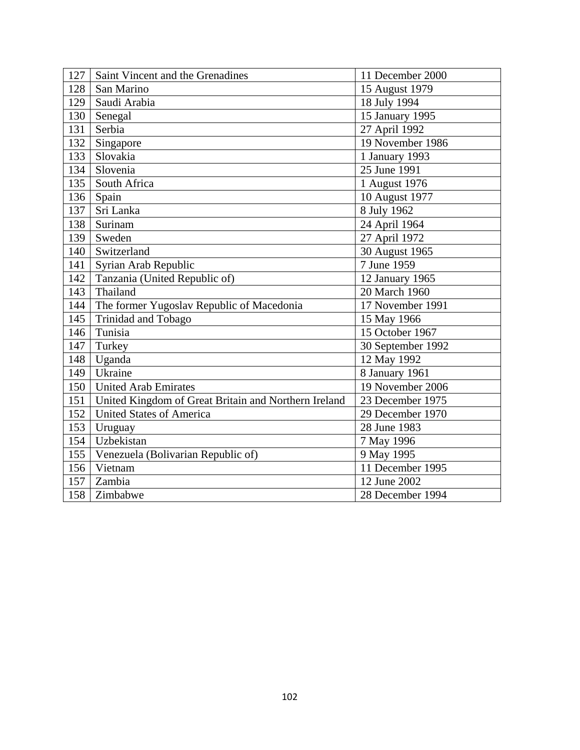| 127 | Saint Vincent and the Grenadines | 11 December 2000 |
|---|---|---|
| 128 | San Marino | 15 August 1979 |
| 129 | Saudi Arabia | 18 July 1994 |
| 130 | Senegal | 15 January 1995 |
| 131 | Serbia | 27 April 1992 |
| 132 | Singapore | 19 November 1986 |
| 133 | Slovakia | 1 January 1993 |
| 134 | Slovenia | 25 June 1991 |
| 135 | South Africa | 1 August 1976 |
| 136 | Spain | 10 August 1977 |
| 137 | Sri Lanka | 8 July 1962 |
| 138 | Surinam | 24 April 1964 |
| 139 | Sweden | 27 April 1972 |
| 140 | Switzerland | 30 August 1965 |
| 141 | Syrian Arab Republic | 7 June 1959 |
| 142 | Tanzania (United Republic of) | 12 January 1965 |
| 143 | Thailand | 20 March 1960 |
| 144 | The former Yugoslav Republic of Macedonia | 17 November 1991 |
| 145 | Trinidad and Tobago | 15 May 1966 |
| 146 | Tunisia | 15 October 1967 |
| 147 | Turkey | 30 September 1992 |
| 148 | Uganda | 12 May 1992 |
| 149 | Ukraine | 8 January 1961 |
| 150 | United Arab Emirates | 19 November 2006 |
| 151 | United Kingdom of Great Britain and Northern Ireland | 23 December 1975 |
| 152 | United States of America | 29 December 1970 |
| 153 | Uruguay | 28 June 1983 |
| 154 | Uzbekistan | 7 May 1996 |
| 155 | Venezuela (Bolivarian Republic of) | 9 May 1995 |
| 156 | Vietnam | 11 December 1995 |
| 157 | Zambia | 12 June 2002 |
| 158 | Zimbabwe | 28 December 1994 |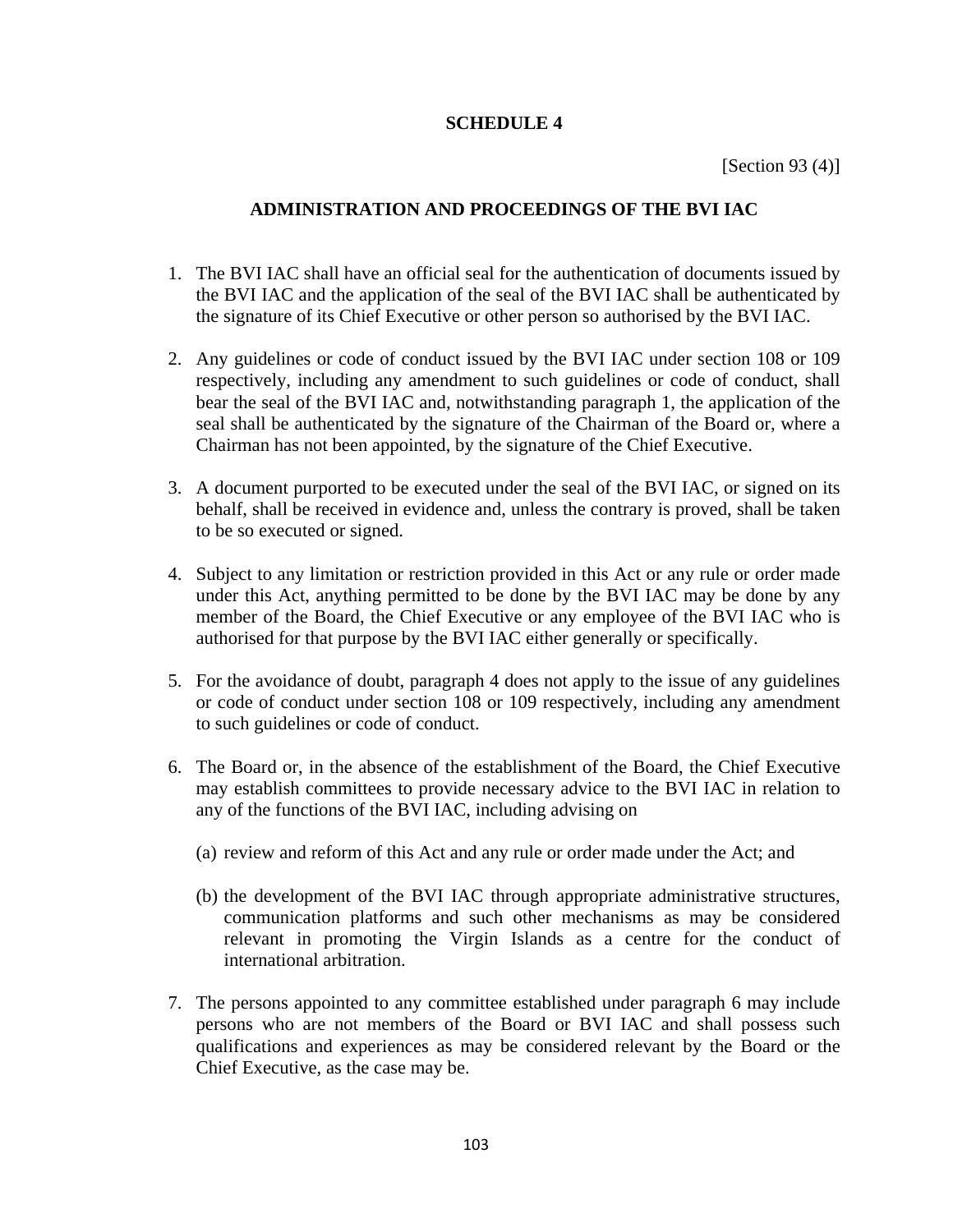# SCHEDULE 4

[Section 93 (4)]

## ADMINISTRATION AND PROCEEDINGS OF THE BVI IAC

1. The BVI IAC shall have an official seal for the authentication of documents issued by the BVI IAC and the application of the seal of the BVI IAC shall be authenticated by the signature of its Chief Executive or other person so authorised by the BVI IAC.

2. Any guidelines or code of conduct issued by the BVI IAC under section 108 or 109 respectively, including any amendment to such guidelines or code of conduct, shall bear the seal of the BVI IAC and, notwithstanding paragraph 1, the application of the seal shall be authenticated by the signature of the Chairman of the Board or, where a Chairman has not been appointed, by the signature of the Chief Executive.

3. A document purported to be executed under the seal of the BVI IAC, or signed on its behalf, shall be received in evidence and, unless the contrary is proved, shall be taken to be so executed or signed.

4. Subject to any limitation or restriction provided in this Act or any rule or order made under this Act, anything permitted to be done by the BVI IAC may be done by any member of the Board, the Chief Executive or any employee of the BVI IAC who is authorised for that purpose by the BVI IAC either generally or specifically.

5. For the avoidance of doubt, paragraph 4 does not apply to the issue of any guidelines or code of conduct under section 108 or 109 respectively, including any amendment to such guidelines or code of conduct.

6. The Board or, in the absence of the establishment of the Board, the Chief Executive may establish committees to provide necessary advice to the BVI IAC in relation to any of the functions of the BVI IAC, including advising on

   (a) review and reform of this Act and any rule or order made under the Act; and

   (b) the development of the BVI IAC through appropriate administrative structures, communication platforms and such other mechanisms as may be considered relevant in promoting the Virgin Islands as a centre for the conduct of international arbitration.

7. The persons appointed to any committee established under paragraph 6 may include persons who are not members of the Board or BVI IAC and shall possess such qualifications and experiences as may be considered relevant by the Board or the Chief Executive, as the case may be.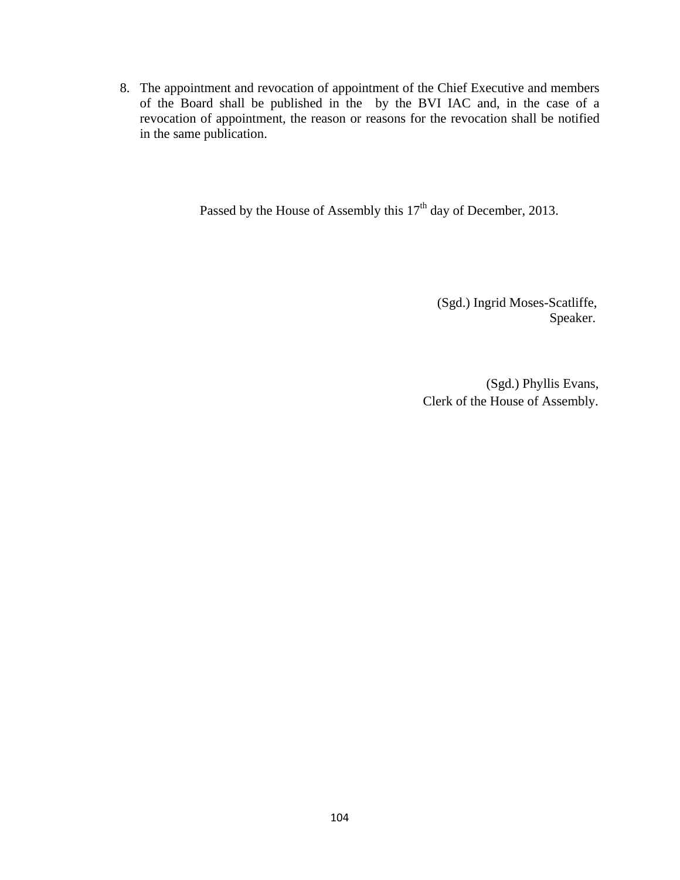8. The appointment and revocation of appointment of the Chief Executive and members of the Board shall be published in the  by the BVI IAC and, in the case of a revocation of appointment, the reason or reasons for the revocation shall be notified in the same publication.

Passed by the House of Assembly this 17th day of December, 2013.

(Sgd.) Ingrid Moses-Scatliffe,
Speaker.

(Sgd.) Phyllis Evans,
Clerk of the House of Assembly.